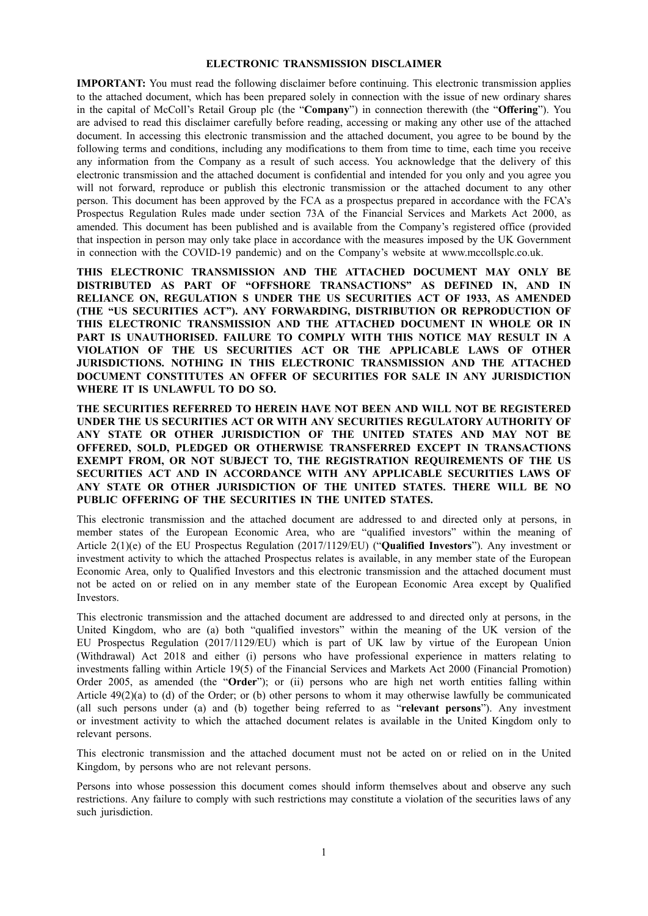# ELECTRONIC TRANSMISSION DISCLAIMER

**IMPORTANT:** You must read the following disclaimer before continuing. This electronic transmission applies to the attached document, which has been prepared solely in connection with the issue of new ordinary shares in the capital of McColl's Retail Group plc (the "**Company**") in connection therewith (the "**Offering**"). You are advised to read this disclaimer carefully before reading, accessing or making any other use of the attached document. In accessing this electronic transmission and the attached document, you agree to be bound by the following terms and conditions, including any modifications to them from time to time, each time you receive any information from the Company as a result of such access. You acknowledge that the delivery of this electronic transmission and the attached document is confidential and intended for you only and you agree you will not forward, reproduce or publish this electronic transmission or the attached document to any other person. This document has been approved by the FCA as a prospectus prepared in accordance with the FCA's Prospectus Regulation Rules made under section 73A of the Financial Services and Markets Act 2000, as amended. This document has been published and is available from the Company's registered office (provided that inspection in person may only take place in accordance with the measures imposed by the UK Government in connection with the COVID-19 pandemic) and on the Company's website at www.mccollsplc.co.uk.

**THIS ELECTRONIC TRANSMISSION AND THE ATTACHED DOCUMENT MAY ONLY BE DISTRIBUTED AS PART OF "OFFSHORE TRANSACTIONS" AS DEFINED IN, AND IN RELIANCE ON, REGULATION S UNDER THE US SECURITIES ACT OF 1933, AS AMENDED (THE "US SECURITIES ACT"). ANY FORWARDING, DISTRIBUTION OR REPRODUCTION OF THIS ELECTRONIC TRANSMISSION AND THE ATTACHED DOCUMENT IN WHOLE OR IN PART IS UNAUTHORISED. FAILURE TO COMPLY WITH THIS NOTICE MAY RESULT IN A VIOLATION OF THE US SECURITIES ACT OR THE APPLICABLE LAWS OF OTHER JURISDICTIONS. NOTHING IN THIS ELECTRONIC TRANSMISSION AND THE ATTACHED DOCUMENT CONSTITUTES AN OFFER OF SECURITIES FOR SALE IN ANY JURISDICTION WHERE IT IS UNLAWFUL TO DO SO.**

**THE SECURITIES REFERRED TO HEREIN HAVE NOT BEEN AND WILL NOT BE REGISTERED UNDER THE US SECURITIES ACT OR WITH ANY SECURITIES REGULATORY AUTHORITY OF ANY STATE OR OTHER JURISDICTION OF THE UNITED STATES AND MAY NOT BE OFFERED, SOLD, PLEDGED OR OTHERWISE TRANSFERRED EXCEPT IN TRANSACTIONS EXEMPT FROM, OR NOT SUBJECT TO, THE REGISTRATION REQUIREMENTS OF THE US SECURITIES ACT AND IN ACCORDANCE WITH ANY APPLICABLE SECURITIES LAWS OF ANY STATE OR OTHER JURISDICTION OF THE UNITED STATES. THERE WILL BE NO PUBLIC OFFERING OF THE SECURITIES IN THE UNITED STATES.**

This electronic transmission and the attached document are addressed to and directed only at persons, in member states of the European Economic Area, who are "qualified investors" within the meaning of Article 2(1)(e) of the EU Prospectus Regulation (2017/1129/EU) ("**Qualified Investors**"). Any investment or investment activity to which the attached Prospectus relates is available, in any member state of the European Economic Area, only to Qualified Investors and this electronic transmission and the attached document must not be acted on or relied on in any member state of the European Economic Area except by Qualified Investors.

This electronic transmission and the attached document are addressed to and directed only at persons, in the United Kingdom, who are (a) both "qualified investors" within the meaning of the UK version of the EU Prospectus Regulation (2017/1129/EU) which is part of UK law by virtue of the European Union (Withdrawal) Act 2018 and either (i) persons who have professional experience in matters relating to investments falling within Article 19(5) of the Financial Services and Markets Act 2000 (Financial Promotion) Order 2005, as amended (the "**Order**"); or (ii) persons who are high net worth entities falling within Article 49(2)(a) to (d) of the Order; or (b) other persons to whom it may otherwise lawfully be communicated (all such persons under (a) and (b) together being referred to as "**relevant persons**"). Any investment or investment activity to which the attached document relates is available in the United Kingdom only to relevant persons.

This electronic transmission and the attached document must not be acted on or relied on in the United Kingdom, by persons who are not relevant persons.

Persons into whose possession this document comes should inform themselves about and observe any such restrictions. Any failure to comply with such restrictions may constitute a violation of the securities laws of any such jurisdiction.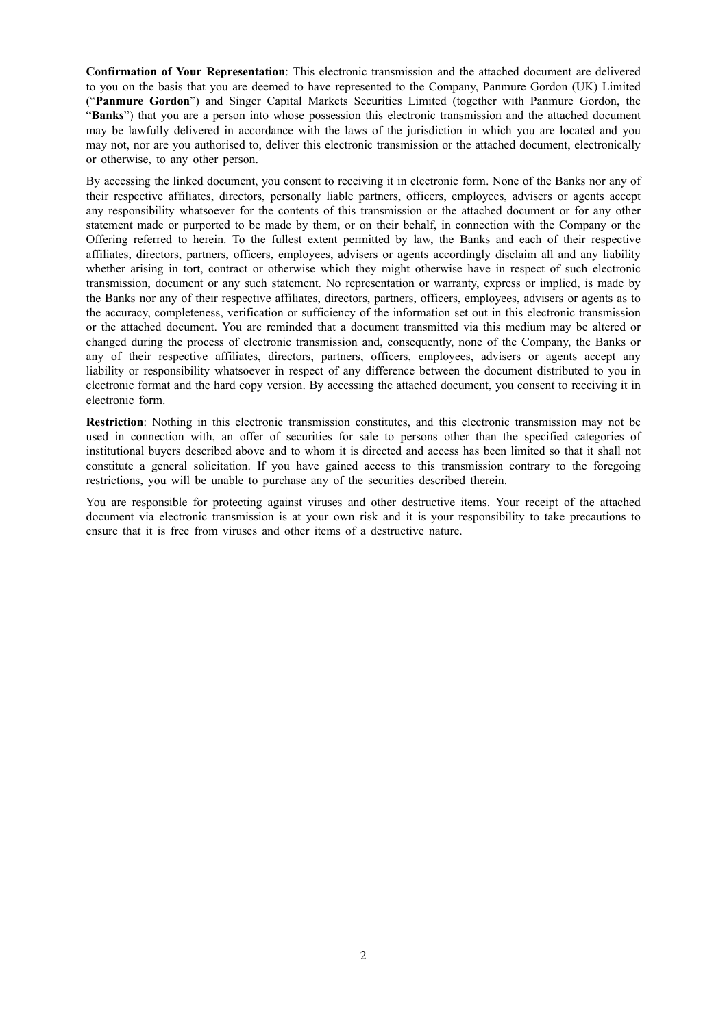**Confirmation of Your Representation**: This electronic transmission and the attached document are delivered to you on the basis that you are deemed to have represented to the Company, Panmure Gordon (UK) Limited ("**Panmure Gordon**") and Singer Capital Markets Securities Limited (together with Panmure Gordon, the "**Banks**") that you are a person into whose possession this electronic transmission and the attached document may be lawfully delivered in accordance with the laws of the jurisdiction in which you are located and you may not, nor are you authorised to, deliver this electronic transmission or the attached document, electronically or otherwise, to any other person.

By accessing the linked document, you consent to receiving it in electronic form. None of the Banks nor any of their respective affiliates, directors, personally liable partners, officers, employees, advisers or agents accept any responsibility whatsoever for the contents of this transmission or the attached document or for any other statement made or purported to be made by them, or on their behalf, in connection with the Company or the Offering referred to herein. To the fullest extent permitted by law, the Banks and each of their respective affiliates, directors, partners, officers, employees, advisers or agents accordingly disclaim all and any liability whether arising in tort, contract or otherwise which they might otherwise have in respect of such electronic transmission, document or any such statement. No representation or warranty, express or implied, is made by the Banks nor any of their respective affiliates, directors, partners, officers, employees, advisers or agents as to the accuracy, completeness, verification or sufficiency of the information set out in this electronic transmission or the attached document. You are reminded that a document transmitted via this medium may be altered or changed during the process of electronic transmission and, consequently, none of the Company, the Banks or any of their respective affiliates, directors, partners, officers, employees, advisers or agents accept any liability or responsibility whatsoever in respect of any difference between the document distributed to you in electronic format and the hard copy version. By accessing the attached document, you consent to receiving it in electronic form.

**Restriction**: Nothing in this electronic transmission constitutes, and this electronic transmission may not be used in connection with, an offer of securities for sale to persons other than the specified categories of institutional buyers described above and to whom it is directed and access has been limited so that it shall not constitute a general solicitation. If you have gained access to this transmission contrary to the foregoing restrictions, you will be unable to purchase any of the securities described therein.

You are responsible for protecting against viruses and other destructive items. Your receipt of the attached document via electronic transmission is at your own risk and it is your responsibility to take precautions to ensure that it is free from viruses and other items of a destructive nature.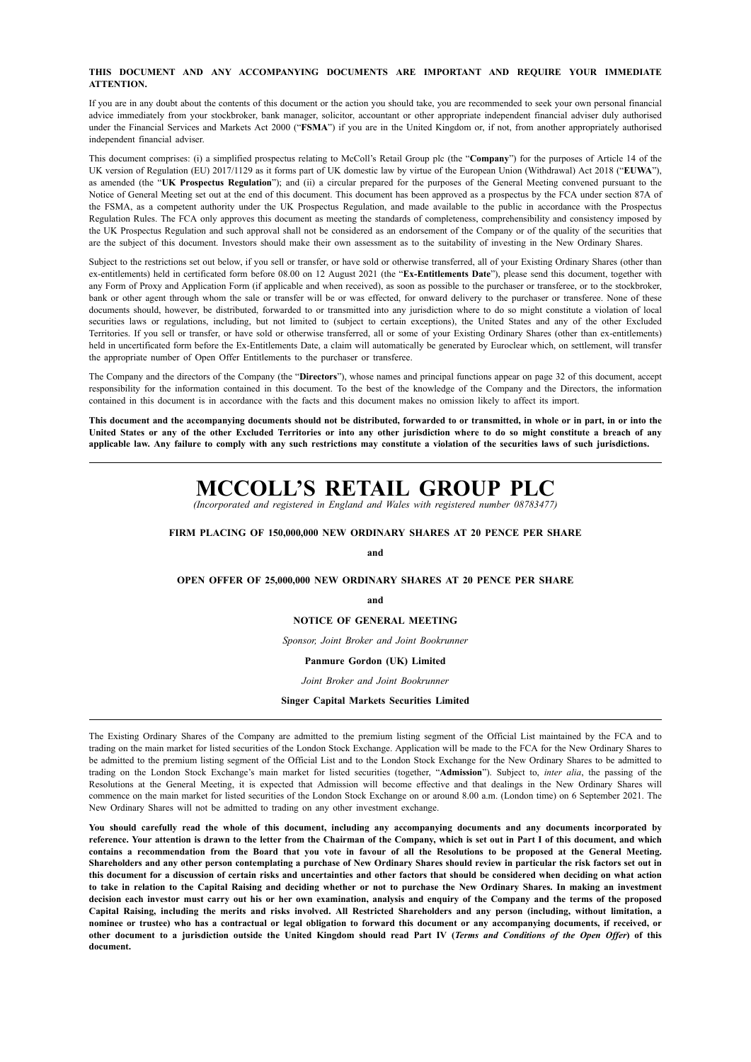**THIS DOCUMENT AND ANY ACCOMPANYING DOCUMENTS ARE IMPORTANT AND REQUIRE YOUR IMMEDIATE ATTENTION.**

If you are in any doubt about the contents of this document or the action you should take, you are recommended to seek your own personal financial advice immediately from your stockbroker, bank manager, solicitor, accountant or other appropriate independent financial adviser duly authorised under the Financial Services and Markets Act 2000 ("**FSMA**") if you are in the United Kingdom or, if not, from another appropriately authorised independent financial adviser.

This document comprises: (i) a simplified prospectus relating to McColl's Retail Group plc (the "**Company**") for the purposes of Article 14 of the UK version of Regulation (EU) 2017/1129 as it forms part of UK domestic law by virtue of the European Union (Withdrawal) Act 2018 ("**EUWA**"), as amended (the "**UK Prospectus Regulation**"); and (ii) a circular prepared for the purposes of the General Meeting convened pursuant to the Notice of General Meeting set out at the end of this document. This document has been approved as a prospectus by the FCA under section 87A of the FSMA, as a competent authority under the UK Prospectus Regulation, and made available to the public in accordance with the Prospectus Regulation Rules. The FCA only approves this document as meeting the standards of completeness, comprehensibility and consistency imposed by the UK Prospectus Regulation and such approval shall not be considered as an endorsement of the Company or of the quality of the securities that are the subject of this document. Investors should make their own assessment as to the suitability of investing in the New Ordinary Shares.

Subject to the restrictions set out below, if you sell or transfer, or have sold or otherwise transferred, all of your Existing Ordinary Shares (other than ex-entitlements) held in certificated form before 08.00 on 12 August 2021 (the "**Ex-Entitlements Date**"), please send this document, together with any Form of Proxy and Application Form (if applicable and when received), as soon as possible to the purchaser or transferee, or to the stockbroker, bank or other agent through whom the sale or transfer will be or was effected, for onward delivery to the purchaser or transferee. None of these documents should, however, be distributed, forwarded to or transmitted into any jurisdiction where to do so might constitute a violation of local securities laws or regulations, including, but not limited to (subject to certain exceptions), the United States and any of the other Excluded Territories. If you sell or transfer, or have sold or otherwise transferred, all or some of your Existing Ordinary Shares (other than ex-entitlements) held in uncertificated form before the Ex-Entitlements Date, a claim will automatically be generated by Euroclear which, on settlement, will transfer the appropriate number of Open Offer Entitlements to the purchaser or transferee.

The Company and the directors of the Company (the "**Directors**"), whose names and principal functions appear on page 32 of this document, accept responsibility for the information contained in this document. To the best of the knowledge of the Company and the Directors, the information contained in this document is in accordance with the facts and this document makes no omission likely to affect its import.

**This document and the accompanying documents should not be distributed, forwarded to or transmitted, in whole or in part, in or into the United States or any of the other Excluded Territories or into any other jurisdiction where to do so might constitute a breach of any applicable law. Any failure to comply with any such restrictions may constitute a violation of the securities laws of such jurisdictions.**

# MCCOLL'S RETAIL GROUP PLC

*(Incorporated and registered in England and Wales with registered number 08783477)*

**FIRM PLACING OF 150,000,000 NEW ORDINARY SHARES AT 20 PENCE PER SHARE**

**and**

**OPEN OFFER OF 25,000,000 NEW ORDINARY SHARES AT 20 PENCE PER SHARE**

**and**

**NOTICE OF GENERAL MEETING**

*Sponsor, Joint Broker and Joint Bookrunner*

**Panmure Gordon (UK) Limited**

*Joint Broker and Joint Bookrunner*

**Singer Capital Markets Securities Limited**

The Existing Ordinary Shares of the Company are admitted to the premium listing segment of the Official List maintained by the FCA and to trading on the main market for listed securities of the London Stock Exchange. Application will be made to the FCA for the New Ordinary Shares to be admitted to the premium listing segment of the Official List and to the London Stock Exchange for the New Ordinary Shares to be admitted to trading on the London Stock Exchange's main market for listed securities (together, "**Admission**"). Subject to, *inter alia*, the passing of the Resolutions at the General Meeting, it is expected that Admission will become effective and that dealings in the New Ordinary Shares will commence on the main market for listed securities of the London Stock Exchange on or around 8.00 a.m. (London time) on 6 September 2021. The New Ordinary Shares will not be admitted to trading on any other investment exchange.

**You should carefully read the whole of this document, including any accompanying documents and any documents incorporated by reference. Your attention is drawn to the letter from the Chairman of the Company, which is set out in Part I of this document, and which contains a recommendation from the Board that you vote in favour of all the Resolutions to be proposed at the General Meeting. Shareholders and any other person contemplating a purchase of New Ordinary Shares should review in particular the risk factors set out in this document for a discussion of certain risks and uncertainties and other factors that should be considered when deciding on what action to take in relation to the Capital Raising and deciding whether or not to purchase the New Ordinary Shares. In making an investment decision each investor must carry out his or her own examination, analysis and enquiry of the Company and the terms of the proposed Capital Raising, including the merits and risks involved. All Restricted Shareholders and any person (including, without limitation, a nominee or trustee) who has a contractual or legal obligation to forward this document or any accompanying documents, if received, or other document to a jurisdiction outside the United Kingdom should read Part IV (*Terms and Conditions of the Open Offer*) of this document.**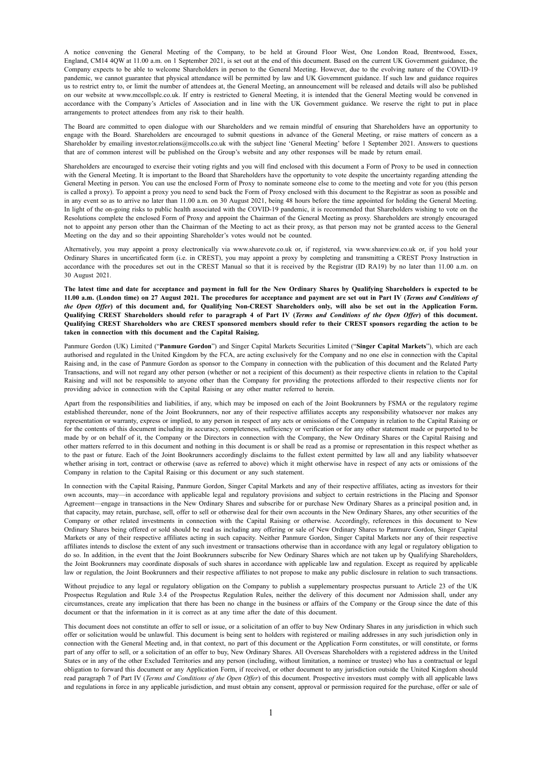A notice convening the General Meeting of the Company, to be held at Ground Floor West, One London Road, Brentwood, Essex, England, CM14 4QW at 11.00 a.m. on 1 September 2021, is set out at the end of this document. Based on the current UK Government guidance, the Company expects to be able to welcome Shareholders in person to the General Meeting. However, due to the evolving nature of the COVID-19 pandemic, we cannot guarantee that physical attendance will be permitted by law and UK Government guidance. If such law and guidance requires us to restrict entry to, or limit the number of attendees at, the General Meeting, an announcement will be released and details will also be published on our website at www.mccollsplc.co.uk. If entry is restricted to General Meeting, it is intended that the General Meeting would be convened in accordance with the Company's Articles of Association and in line with the UK Government guidance. We reserve the right to put in place arrangements to protect attendees from any risk to their health.

The Board are committed to open dialogue with our Shareholders and we remain mindful of ensuring that Shareholders have an opportunity to engage with the Board. Shareholders are encouraged to submit questions in advance of the General Meeting, or raise matters of concern as a Shareholder by emailing investor.relations@mccolls.co.uk with the subject line 'General Meeting' before 1 September 2021. Answers to questions that are of common interest will be published on the Group's website and any other responses will be made by return email.

Shareholders are encouraged to exercise their voting rights and you will find enclosed with this document a Form of Proxy to be used in connection with the General Meeting. It is important to the Board that Shareholders have the opportunity to vote despite the uncertainty regarding attending the General Meeting in person. You can use the enclosed Form of Proxy to nominate someone else to come to the meeting and vote for you (this person is called a proxy). To appoint a proxy you need to send back the Form of Proxy enclosed with this document to the Registrar as soon as possible and in any event so as to arrive no later than 11.00 a.m. on 30 August 2021, being 48 hours before the time appointed for holding the General Meeting. In light of the on-going risks to public health associated with the COVID-19 pandemic, it is recommended that Shareholders wishing to vote on the Resolutions complete the enclosed Form of Proxy and appoint the Chairman of the General Meeting as proxy. Shareholders are strongly encouraged not to appoint any person other than the Chairman of the Meeting to act as their proxy, as that person may not be granted access to the General Meeting on the day and so their appointing Shareholder's votes would not be counted.

Alternatively, you may appoint a proxy electronically via www.sharevote.co.uk or, if registered, via www.shareview.co.uk or, if you hold your Ordinary Shares in uncertificated form (i.e. in CREST), you may appoint a proxy by completing and transmitting a CREST Proxy Instruction in accordance with the procedures set out in the CREST Manual so that it is received by the Registrar (ID RA19) by no later than 11.00 a.m. on 30 August 2021.

**The latest time and date for acceptance and payment in full for the New Ordinary Shares by Qualifying Shareholders is expected to be 11.00 a.m. (London time) on 27 August 2021. The procedures for acceptance and payment are set out in Part IV (*Terms and Conditions of the Open Offer*) of this document and, for Qualifying Non-CREST Shareholders only, will also be set out in the Application Form. Qualifying CREST Shareholders should refer to paragraph 4 of Part IV (*Terms and Conditions of the Open Offer*) of this document. Qualifying CREST Shareholders who are CREST sponsored members should refer to their CREST sponsors regarding the action to be taken in connection with this document and the Capital Raising.**

Panmure Gordon (UK) Limited ("**Panmure Gordon**") and Singer Capital Markets Securities Limited ("**Singer Capital Markets**"), which are each authorised and regulated in the United Kingdom by the FCA, are acting exclusively for the Company and no one else in connection with the Capital Raising and, in the case of Panmure Gordon as sponsor to the Company in connection with the publication of this document and the Related Party Transactions, and will not regard any other person (whether or not a recipient of this document) as their respective clients in relation to the Capital Raising and will not be responsible to anyone other than the Company for providing the protections afforded to their respective clients nor for providing advice in connection with the Capital Raising or any other matter referred to herein.

Apart from the responsibilities and liabilities, if any, which may be imposed on each of the Joint Bookrunners by FSMA or the regulatory regime established thereunder, none of the Joint Bookrunners, nor any of their respective affiliates accepts any responsibility whatsoever nor makes any representation or warranty, express or implied, to any person in respect of any acts or omissions of the Company in relation to the Capital Raising or for the contents of this document including its accuracy, completeness, sufficiency or verification or for any other statement made or purported to be made by or on behalf of it, the Company or the Directors in connection with the Company, the New Ordinary Shares or the Capital Raising and other matters referred to in this document and nothing in this document is or shall be read as a promise or representation in this respect whether as to the past or future. Each of the Joint Bookrunners accordingly disclaims to the fullest extent permitted by law all and any liability whatsoever whether arising in tort, contract or otherwise (save as referred to above) which it might otherwise have in respect of any acts or omissions of the Company in relation to the Capital Raising or this document or any such statement.

In connection with the Capital Raising, Panmure Gordon, Singer Capital Markets and any of their respective affiliates, acting as investors for their own accounts, may—in accordance with applicable legal and regulatory provisions and subject to certain restrictions in the Placing and Sponsor Agreement—engage in transactions in the New Ordinary Shares and subscribe for or purchase New Ordinary Shares as a principal position and, in that capacity, may retain, purchase, sell, offer to sell or otherwise deal for their own accounts in the New Ordinary Shares, any other securities of the Company or other related investments in connection with the Capital Raising or otherwise. Accordingly, references in this document to New Ordinary Shares being offered or sold should be read as including any offering or sale of New Ordinary Shares to Panmure Gordon, Singer Capital Markets or any of their respective affiliates acting in such capacity. Neither Panmure Gordon, Singer Capital Markets nor any of their respective affiliates intends to disclose the extent of any such investment or transactions otherwise than in accordance with any legal or regulatory obligation to do so. In addition, in the event that the Joint Bookrunners subscribe for New Ordinary Shares which are not taken up by Qualifying Shareholders, the Joint Bookrunners may coordinate disposals of such shares in accordance with applicable law and regulation. Except as required by applicable law or regulation, the Joint Bookrunners and their respective affiliates to not propose to make any public disclosure in relation to such transactions.

Without prejudice to any legal or regulatory obligation on the Company to publish a supplementary prospectus pursuant to Article 23 of the UK Prospectus Regulation and Rule 3.4 of the Prospectus Regulation Rules, neither the delivery of this document nor Admission shall, under any circumstances, create any implication that there has been no change in the business or affairs of the Company or the Group since the date of this document or that the information in it is correct as at any time after the date of this document.

This document does not constitute an offer to sell or issue, or a solicitation of an offer to buy New Ordinary Shares in any jurisdiction in which such offer or solicitation would be unlawful. This document is being sent to holders with registered or mailing addresses in any such jurisdiction only in connection with the General Meeting and, in that context, no part of this document or the Application Form constitutes, or will constitute, or forms part of any offer to sell, or a solicitation of an offer to buy, New Ordinary Shares. All Overseas Shareholders with a registered address in the United States or in any of the other Excluded Territories and any person (including, without limitation, a nominee or trustee) who has a contractual or legal obligation to forward this document or any Application Form, if received, or other document to any jurisdiction outside the United Kingdom should read paragraph 7 of Part IV (*Terms and Conditions of the Open Offer*) of this document. Prospective investors must comply with all applicable laws and regulations in force in any applicable jurisdiction, and must obtain any consent, approval or permission required for the purchase, offer or sale of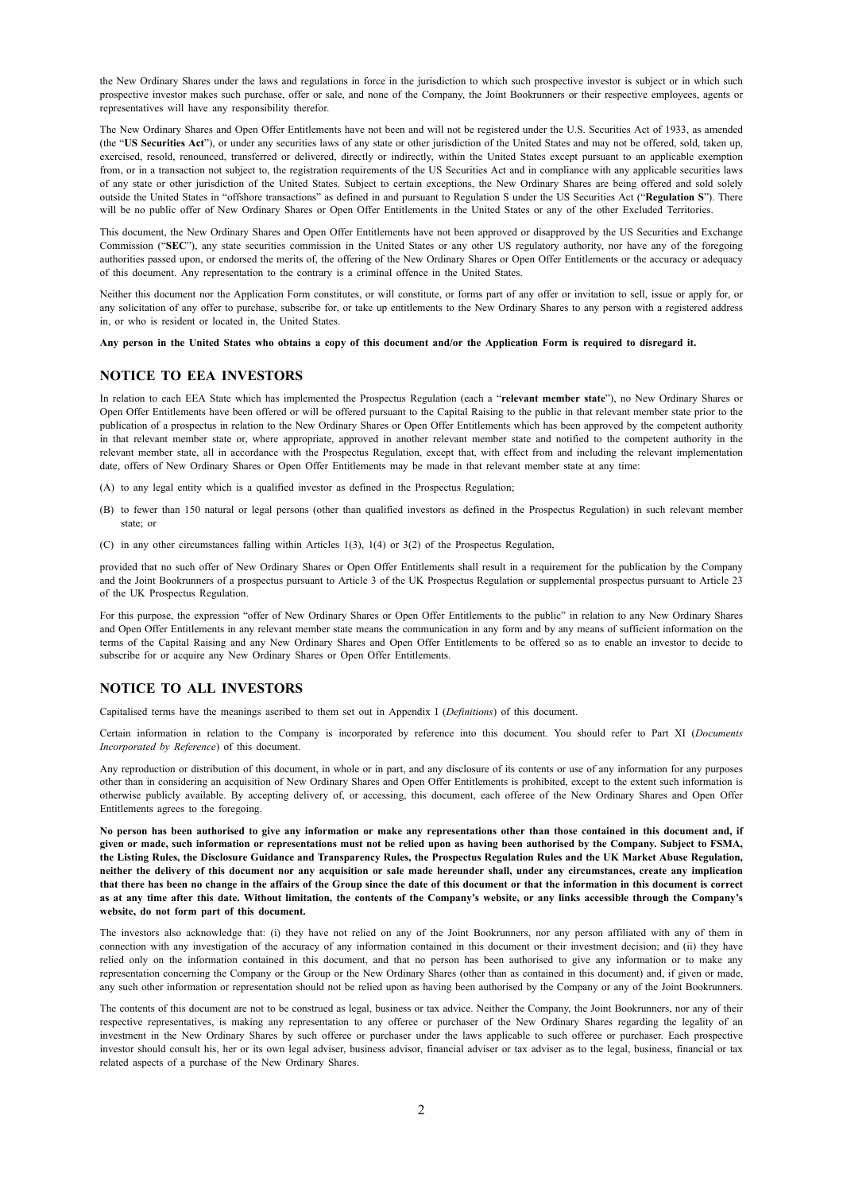the New Ordinary Shares under the laws and regulations in force in the jurisdiction to which such prospective investor is subject or in which such prospective investor makes such purchase, offer or sale, and none of the Company, the Joint Bookrunners or their respective employees, agents or representatives will have any responsibility therefor.

The New Ordinary Shares and Open Offer Entitlements have not been and will not be registered under the U.S. Securities Act of 1933, as amended (the "**US Securities Act**"), or under any securities laws of any state or other jurisdiction of the United States and may not be offered, sold, taken up, exercised, resold, renounced, transferred or delivered, directly or indirectly, within the United States except pursuant to an applicable exemption from, or in a transaction not subject to, the registration requirements of the US Securities Act and in compliance with any applicable securities laws of any state or other jurisdiction of the United States. Subject to certain exceptions, the New Ordinary Shares are being offered and sold solely outside the United States in "offshore transactions" as defined in and pursuant to Regulation S under the US Securities Act ("**Regulation S**"). There will be no public offer of New Ordinary Shares or Open Offer Entitlements in the United States or any of the other Excluded Territories.

This document, the New Ordinary Shares and Open Offer Entitlements have not been approved or disapproved by the US Securities and Exchange Commission ("**SEC**"), any state securities commission in the United States or any other US regulatory authority, nor have any of the foregoing authorities passed upon, or endorsed the merits of, the offering of the New Ordinary Shares or Open Offer Entitlements or the accuracy or adequacy of this document. Any representation to the contrary is a criminal offence in the United States.

Neither this document nor the Application Form constitutes, or will constitute, or forms part of any offer or invitation to sell, issue or apply for, or any solicitation of any offer to purchase, subscribe for, or take up entitlements to the New Ordinary Shares to any person with a registered address in, or who is resident or located in, the United States.

**Any person in the United States who obtains a copy of this document and/or the Application Form is required to disregard it.**

## NOTICE TO EEA INVESTORS

In relation to each EEA State which has implemented the Prospectus Regulation (each a "**relevant member state**"), no New Ordinary Shares or Open Offer Entitlements have been offered or will be offered pursuant to the Capital Raising to the public in that relevant member state prior to the publication of a prospectus in relation to the New Ordinary Shares or Open Offer Entitlements which has been approved by the competent authority in that relevant member state or, where appropriate, approved in another relevant member state and notified to the competent authority in the relevant member state, all in accordance with the Prospectus Regulation, except that, with effect from and including the relevant implementation date, offers of New Ordinary Shares or Open Offer Entitlements may be made in that relevant member state at any time:

(A) to any legal entity which is a qualified investor as defined in the Prospectus Regulation;

(B) to fewer than 150 natural or legal persons (other than qualified investors as defined in the Prospectus Regulation) in such relevant member state; or

(C) in any other circumstances falling within Articles 1(3), 1(4) or 3(2) of the Prospectus Regulation,

provided that no such offer of New Ordinary Shares or Open Offer Entitlements shall result in a requirement for the publication by the Company and the Joint Bookrunners of a prospectus pursuant to Article 3 of the UK Prospectus Regulation or supplemental prospectus pursuant to Article 23 of the UK Prospectus Regulation.

For this purpose, the expression "offer of New Ordinary Shares or Open Offer Entitlements to the public" in relation to any New Ordinary Shares and Open Offer Entitlements in any relevant member state means the communication in any form and by any means of sufficient information on the terms of the Capital Raising and any New Ordinary Shares and Open Offer Entitlements to be offered so as to enable an investor to decide to subscribe for or acquire any New Ordinary Shares or Open Offer Entitlements.

## NOTICE TO ALL INVESTORS

Capitalised terms have the meanings ascribed to them set out in Appendix I (*Definitions*) of this document.

Certain information in relation to the Company is incorporated by reference into this document. You should refer to Part XI (*Documents Incorporated by Reference*) of this document.

Any reproduction or distribution of this document, in whole or in part, and any disclosure of its contents or use of any information for any purposes other than in considering an acquisition of the New Ordinary Shares and Open Offer Entitlements is prohibited, except to the extent such information is otherwise publicly available. By accepting delivery of, or accessing, this document, each offeree of the New Ordinary Shares and Open Offer Entitlements agrees to the foregoing.

**No person has been authorised to give any information or make any representations other than those contained in this document and, if given or made, such information or representations must not be relied upon as having been authorised by the Company. Subject to FSMA, the Listing Rules, the Disclosure Guidance and Transparency Rules, the Prospectus Regulation Rules and the UK Market Abuse Regulation, neither the delivery of this document nor any acquisition or sale made hereunder shall, under any circumstances, create any implication that there has been no change in the affairs of the Group since the date of this document or that the information in this document is correct as at any time after this date. Without limitation, the contents of the Company's website, or any links accessible through the Company's website, do not form part of this document.**

The investors also acknowledge that: (i) they have not relied on any of the Joint Bookrunners, nor any person affiliated with any of them in connection with any investigation of the accuracy of any information contained in this document or their investment decision; and (ii) they have relied only on the information contained in this document, and that no person has been authorised to give any information or to make any representation concerning the Company or the Group or the New Ordinary Shares (other than as contained in this document) and, if given or made, any such other information or representation should not be relied upon as having been authorised by the Company or any of the Joint Bookrunners.

The contents of this document are not to be construed as legal, business or tax advice. Neither the Company, the Joint Bookrunners, nor any of their respective representatives, is making any representation to any offeree or purchaser of the New Ordinary Shares regarding the legality of an investment in the New Ordinary Shares by such offeree or purchaser under the laws applicable to such offeree or purchaser. Each prospective investor should consult his, her or its own legal adviser, business advisor, financial adviser or tax adviser as to the legal, business, financial or tax related aspects of a purchase of the New Ordinary Shares.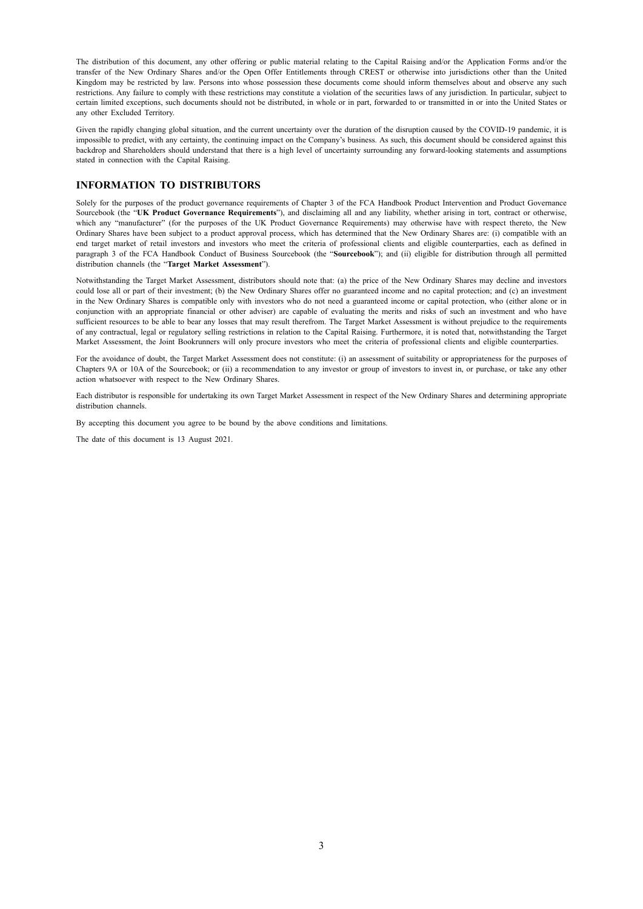The distribution of this document, any other offering or public material relating to the Capital Raising and/or the Application Forms and/or the transfer of the New Ordinary Shares and/or the Open Offer Entitlements through CREST or otherwise into jurisdictions other than the United Kingdom may be restricted by law. Persons into whose possession these documents come should inform themselves about and observe any such restrictions. Any failure to comply with these restrictions may constitute a violation of the securities laws of any jurisdiction. In particular, subject to certain limited exceptions, such documents should not be distributed, in whole or in part, forwarded to or transmitted in or into the United States or any other Excluded Territory.

Given the rapidly changing global situation, and the current uncertainty over the duration of the disruption caused by the COVID-19 pandemic, it is impossible to predict, with any certainty, the continuing impact on the Company's business. As such, this document should be considered against this backdrop and Shareholders should understand that there is a high level of uncertainty surrounding any forward-looking statements and assumptions stated in connection with the Capital Raising.

## INFORMATION TO DISTRIBUTORS

Solely for the purposes of the product governance requirements of Chapter 3 of the FCA Handbook Product Intervention and Product Governance Sourcebook (the "**UK Product Governance Requirements**"), and disclaiming all and any liability, whether arising in tort, contract or otherwise, which any "manufacturer" (for the purposes of the UK Product Governance Requirements) may otherwise have with respect thereto, the New Ordinary Shares have been subject to a product approval process, which has determined that the New Ordinary Shares are: (i) compatible with an end target market of retail investors and investors who meet the criteria of professional clients and eligible counterparties, each as defined in paragraph 3 of the FCA Handbook Conduct of Business Sourcebook (the "**Sourcebook**"); and (ii) eligible for distribution through all permitted distribution channels (the "**Target Market Assessment**").

Notwithstanding the Target Market Assessment, distributors should note that: (a) the price of the New Ordinary Shares may decline and investors could lose all or part of their investment; (b) the New Ordinary Shares offer no guaranteed income and no capital protection; and (c) an investment in the New Ordinary Shares is compatible only with investors who do not need a guaranteed income or capital protection, who (either alone or in conjunction with an appropriate financial or other adviser) are capable of evaluating the merits and risks of such an investment and who have sufficient resources to be able to bear any losses that may result therefrom. The Target Market Assessment is without prejudice to the requirements of any contractual, legal or regulatory selling restrictions in relation to the Capital Raising. Furthermore, it is noted that, notwithstanding the Target Market Assessment, the Joint Bookrunners will only procure investors who meet the criteria of professional clients and eligible counterparties.

For the avoidance of doubt, the Target Market Assessment does not constitute: (i) an assessment of suitability or appropriateness for the purposes of Chapters 9A or 10A of the Sourcebook; or (ii) a recommendation to any investor or group of investors to invest in, or purchase, or take any other action whatsoever with respect to the New Ordinary Shares.

Each distributor is responsible for undertaking its own Target Market Assessment in respect of the New Ordinary Shares and determining appropriate distribution channels.

By accepting this document you agree to be bound by the above conditions and limitations.

The date of this document is 13 August 2021.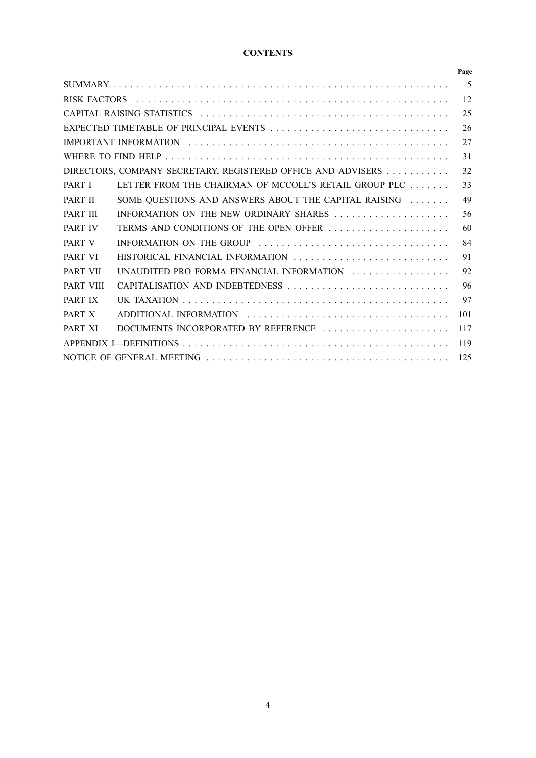# CONTENTS

| | | Page |
|---|---|---|
| SUMMARY | | 5 |
| RISK FACTORS | | 12 |
| CAPITAL RAISING STATISTICS | | 25 |
| EXPECTED TIMETABLE OF PRINCIPAL EVENTS | | 26 |
| IMPORTANT INFORMATION | | 27 |
| WHERE TO FIND HELP | | 31 |
| DIRECTORS, COMPANY SECRETARY, REGISTERED OFFICE AND ADVISERS | | 32 |
| PART I | LETTER FROM THE CHAIRMAN OF MCCOLL'S RETAIL GROUP PLC | 33 |
| PART II | SOME QUESTIONS AND ANSWERS ABOUT THE CAPITAL RAISING | 49 |
| PART III | INFORMATION ON THE NEW ORDINARY SHARES | 56 |
| PART IV | TERMS AND CONDITIONS OF THE OPEN OFFER | 60 |
| PART V | INFORMATION ON THE GROUP | 84 |
| PART VI | HISTORICAL FINANCIAL INFORMATION | 91 |
| PART VII | UNAUDITED PRO FORMA FINANCIAL INFORMATION | 92 |
| PART VIII | CAPITALISATION AND INDEBTEDNESS | 96 |
| PART IX | UK TAXATION | 97 |
| PART X | ADDITIONAL INFORMATION | 101 |
| PART XI | DOCUMENTS INCORPORATED BY REFERENCE | 117 |
| APPENDIX I—DEFINITIONS | | 119 |
| NOTICE OF GENERAL MEETING | | 125 |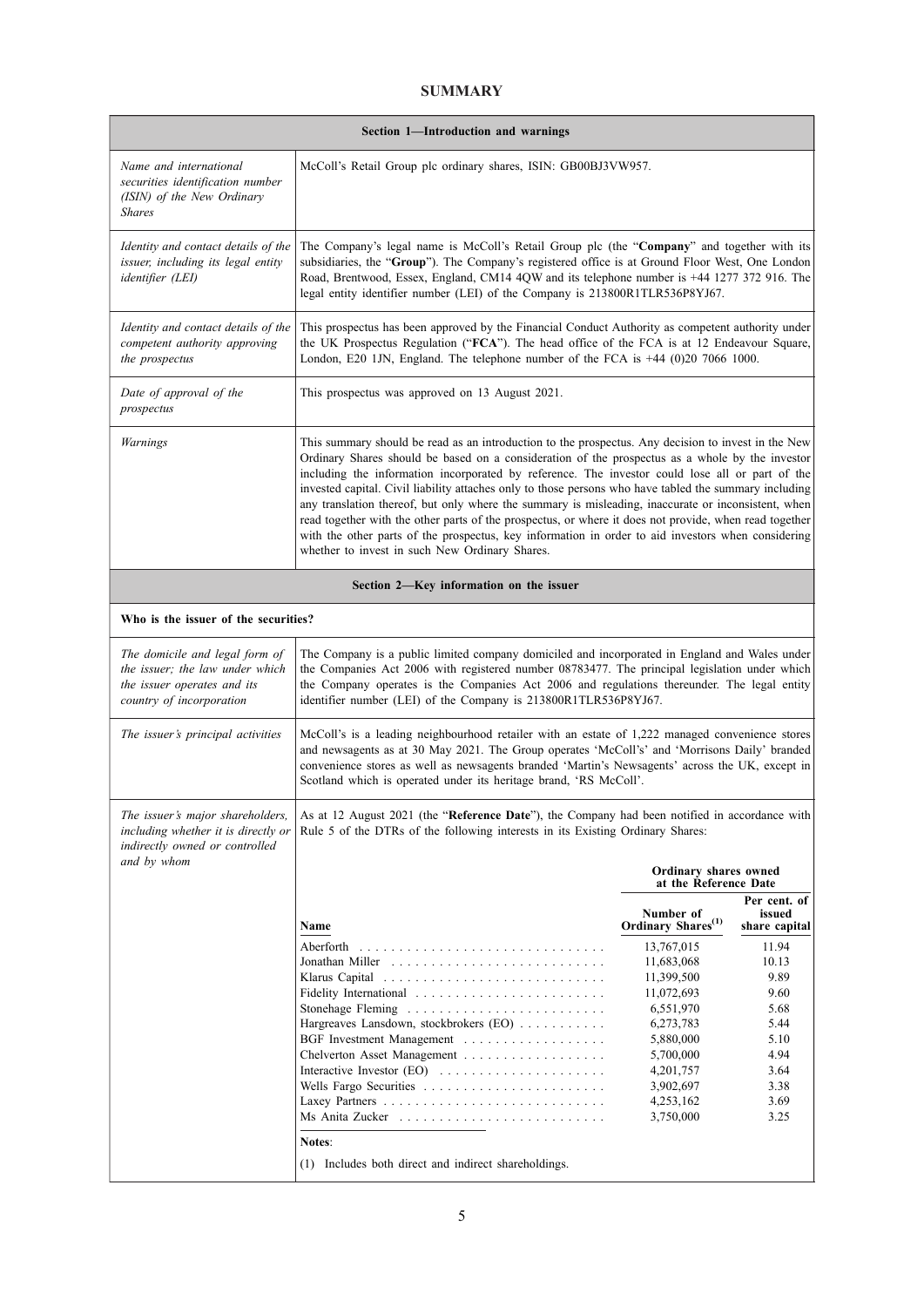# SUMMARY

## Section 1—Introduction and warnings

| | |
|---|---|
| *Name and international securities identification number (ISIN) of the New Ordinary Shares* | McColl's Retail Group plc ordinary shares, ISIN: GB00BJ3VW957. |
| *Identity and contact details of the issuer, including its legal entity identifier (LEI)* | The Company's legal name is McColl's Retail Group plc (the "**Company**" and together with its subsidiaries, the "**Group**"). The Company's registered office is at Ground Floor West, One London Road, Brentwood, Essex, England, CM14 4QW and its telephone number is +44 1277 372 916. The legal entity identifier number (LEI) of the Company is 213800R1TLR536P8YJ67. |
| *Identity and contact details of the competent authority approving the prospectus* | This prospectus has been approved by the Financial Conduct Authority as competent authority under the UK Prospectus Regulation ("**FCA**"). The head office of the FCA is at 12 Endeavour Square, London, E20 1JN, England. The telephone number of the FCA is +44 (0)20 7066 1000. |
| *Date of approval of the prospectus* | This prospectus was approved on 13 August 2021. |
| *Warnings* | This summary should be read as an introduction to the prospectus. Any decision to invest in the New Ordinary Shares should be based on a consideration of the prospectus as a whole by the investor including the information incorporated by reference. The investor could lose all or part of the invested capital. Civil liability attaches only to those persons who have tabled the summary including any translation thereof, but only where the summary is misleading, inaccurate or inconsistent, when read together with the other parts of the prospectus, or where it does not provide, when read together with the other parts of the prospectus, key information in order to aid investors when considering whether to invest in such New Ordinary Shares. |

## Section 2—Key information on the issuer

**Who is the issuer of the securities?**

| | |
|---|---|
| *The domicile and legal form of the issuer; the law under which the issuer operates and its country of incorporation* | The Company is a public limited company domiciled and incorporated in England and Wales under the Companies Act 2006 with registered number 08783477. The principal legislation under which the Company operates is the Companies Act 2006 and regulations thereunder. The legal entity identifier number (LEI) of the Company is 213800R1TLR536P8YJ67. |
| *The issuer's principal activities* | McColl's is a leading neighbourhood retailer with an estate of 1,222 managed convenience stores and newsagents as at 30 May 2021. The Group operates 'McColl's' and 'Morrisons Daily' branded convenience stores as well as newsagents branded 'Martin's Newsagents' across the UK, except in Scotland which is operated under its heritage brand, 'RS McColl'. |
| *The issuer's major shareholders, including whether it is directly or indirectly owned or controlled and by whom* | As at 12 August 2021 (the "**Reference Date**"), the Company had been notified in accordance with Rule 5 of the DTRs of the following interests in its Existing Ordinary Shares: |

| Name | Ordinary shares owned at the Reference Date: Number of Ordinary Shares[1] | Per cent. of issued share capital |
|---|---|---|
| Aberforth | 13,767,015 | 11.94 |
| Jonathan Miller | 11,683,068 | 10.13 |
| Klarus Capital | 11,399,500 | 9.89 |
| Fidelity International | 11,072,693 | 9.60 |
| Stonehage Fleming | 6,551,970 | 5.68 |
| Hargreaves Lansdown, stockbrokers (EO) | 6,273,783 | 5.44 |
| BGF Investment Management | 5,880,000 | 5.10 |
| Chelverton Asset Management | 5,700,000 | 4.94 |
| Interactive Investor (EO) | 4,201,757 | 3.64 |
| Wells Fargo Securities | 3,902,697 | 3.38 |
| Laxey Partners | 4,253,162 | 3.69 |
| Ms Anita Zucker | 3,750,000 | 3.25 |

**Notes**:

(1) Includes both direct and indirect shareholdings.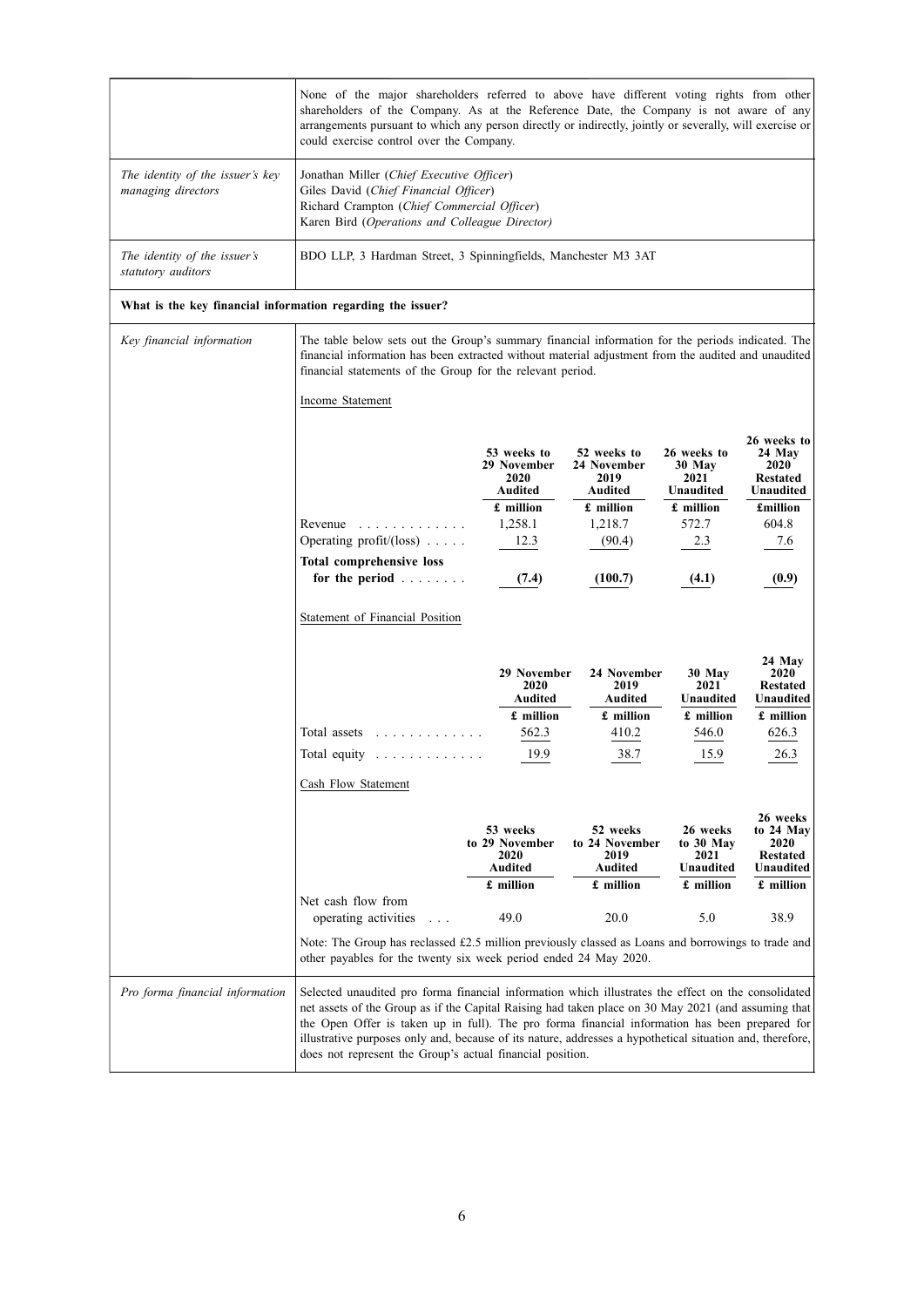| | |
|---|---|
| | None of the major shareholders referred to above have different voting rights from other shareholders of the Company. As at the Reference Date, the Company is not aware of any arrangements pursuant to which any person directly or indirectly, jointly or severally, will exercise or could exercise control over the Company. |
| *The identity of the issuer's key managing directors* | Jonathan Miller (*Chief Executive Officer*)<br>Giles David (*Chief Financial Officer*)<br>Richard Crampton (*Chief Commercial Officer*)<br>Karen Bird (*Operations and Colleague Director)* |
| *The identity of the issuer's statutory auditors* | BDO LLP, 3 Hardman Street, 3 Spinningfields, Manchester M3 3AT |

**What is the key financial information regarding the issuer?**

*Key financial information*

The table below sets out the Group's summary financial information for the periods indicated. The financial information has been extracted without material adjustment from the audited and unaudited financial statements of the Group for the relevant period.

Income Statement

| | 53 weeks to 29 November 2020 Audited | 52 weeks to 24 November 2019 Audited | 26 weeks to 30 May 2021 Unaudited | 26 weeks to 24 May 2020 Restated Unaudited |
|---|---|---|---|---|
| | £ million | £ million | £ million | £million |
| Revenue | 1,258.1 | 1,218.7 | 572.7 | 604.8 |
| Operating profit/(loss) | 12.3 | (90.4) | 2.3 | 7.6 |
| **Total comprehensive loss for the period** | **(7.4)** | **(100.7)** | **(4.1)** | **(0.9)** |

Statement of Financial Position

| | 29 November 2020 Audited | 24 November 2019 Audited | 30 May 2021 Unaudited | 24 May 2020 Restated Unaudited |
|---|---|---|---|---|
| | £ million | £ million | £ million | £ million |
| Total assets | 562.3 | 410.2 | 546.0 | 626.3 |
| Total equity | 19.9 | 38.7 | 15.9 | 26.3 |

Cash Flow Statement

| | 53 weeks to 29 November 2020 Audited | 52 weeks to 24 November 2019 Audited | 26 weeks to 30 May 2021 Unaudited | 26 weeks to 24 May 2020 Restated Unaudited |
|---|---|---|---|---|
| | £ million | £ million | £ million | £ million |
| Net cash flow from operating activities | 49.0 | 20.0 | 5.0 | 38.9 |

Note: The Group has reclassed £2.5 million previously classed as Loans and borrowings to trade and other payables for the twenty six week period ended 24 May 2020.

*Pro forma financial information*

Selected unaudited pro forma financial information which illustrates the effect on the consolidated net assets of the Group as if the Capital Raising had taken place on 30 May 2021 (and assuming that the Open Offer is taken up in full). The pro forma financial information has been prepared for illustrative purposes only and, because of its nature, addresses a hypothetical situation and, therefore, does not represent the Group's actual financial position.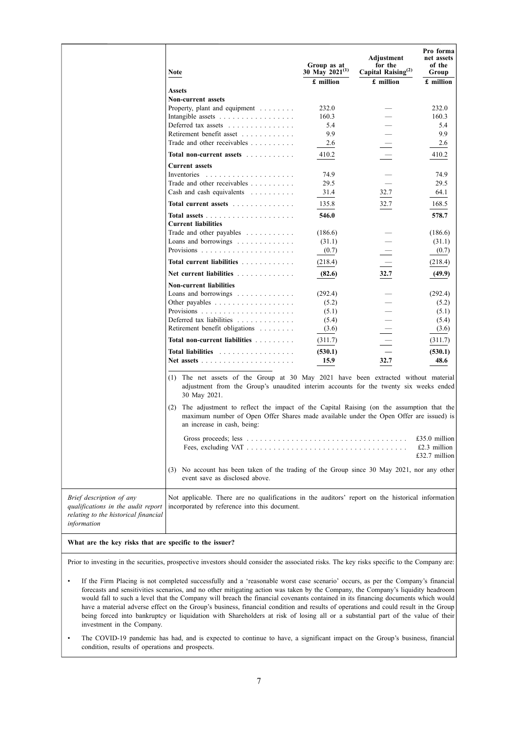| Note | Group as at 30 May 2021[(1)] | Adjustment for the Capital Raising[(2)] | Pro forma net assets of the Group |
|---|---|---|---|
| | £ million | £ million | £ million |
| **Assets** | | | |
| **Non-current assets** | | | |
| Property, plant and equipment | 232.0 | — | 232.0 |
| Intangible assets | 160.3 | — | 160.3 |
| Deferred tax assets | 5.4 | — | 5.4 |
| Retirement benefit asset | 9.9 | — | 9.9 |
| Trade and other receivables | 2.6 | — | 2.6 |
| **Total non-current assets** | 410.2 | — | 410.2 |
| **Current assets** | | | |
| Inventories | 74.9 | — | 74.9 |
| Trade and other receivables | 29.5 | — | 29.5 |
| Cash and cash equivalents | 31.4 | 32.7 | 64.1 |
| **Total current assets** | 135.8 | 32.7 | 168.5 |
| **Total assets** | **546.0** | | **578.7** |
| **Current liabilities** | | | |
| Trade and other payables | (186.6) | — | (186.6) |
| Loans and borrowings | (31.1) | — | (31.1) |
| Provisions | (0.7) | — | (0.7) |
| **Total current liabilities** | (218.4) | — | (218.4) |
| **Net current liabilities** | **(82.6)** | **32.7** | **(49.9)** |
| **Non-current liabilities** | | | |
| Loans and borrowings | (292.4) | — | (292.4) |
| Other payables | (5.2) | — | (5.2) |
| Provisions | (5.1) | — | (5.1) |
| Deferred tax liabilities | (5.4) | — | (5.4) |
| Retirement benefit obligations | (3.6) | — | (3.6) |
| **Total non-current liabilities** | (311.7) | — | (311.7) |
| **Total liabilities** | **(530.1)** | **—** | **(530.1)** |
| **Net assets** | **15.9** | **32.7** | **48.6** |

(1) The net assets of the Group at 30 May 2021 have been extracted without material adjustment from the Group's unaudited interim accounts for the twenty six weeks ended 30 May 2021.

(2) The adjustment to reflect the impact of the Capital Raising (on the assumption that the maximum number of Open Offer Shares made available under the Open Offer are issued) is an increase in cash, being:

| | |
|---|---|
| Gross proceeds; less | £35.0 million |
| Fees, excluding VAT | £2.3 million |
| | £32.7 million |

(3) No account has been taken of the trading of the Group since 30 May 2021, nor any other event save as disclosed above.

| | |
|---|---|
| *Brief description of any qualifications in the audit report relating to the historical financial information* | Not applicable. There are no qualifications in the auditors' report on the historical information incorporated by reference into this document. |

**What are the key risks that are specific to the issuer?**

Prior to investing in the securities, prospective investors should consider the associated risks. The key risks specific to the Company are:

- If the Firm Placing is not completed successfully and a 'reasonable worst case scenario' occurs, as per the Company's financial forecasts and sensitivities scenarios, and no other mitigating action was taken by the Company, the Company's liquidity headroom would fall to such a level that the Company will breach the financial covenants contained in its financing documents which would have a material adverse effect on the Group's business, financial condition and results of operations and could result in the Group being forced into bankruptcy or liquidation with Shareholders at risk of losing all or a substantial part of the value of their investment in the Company.
- The COVID-19 pandemic has had, and is expected to continue to have, a significant impact on the Group's business, financial condition, results of operations and prospects.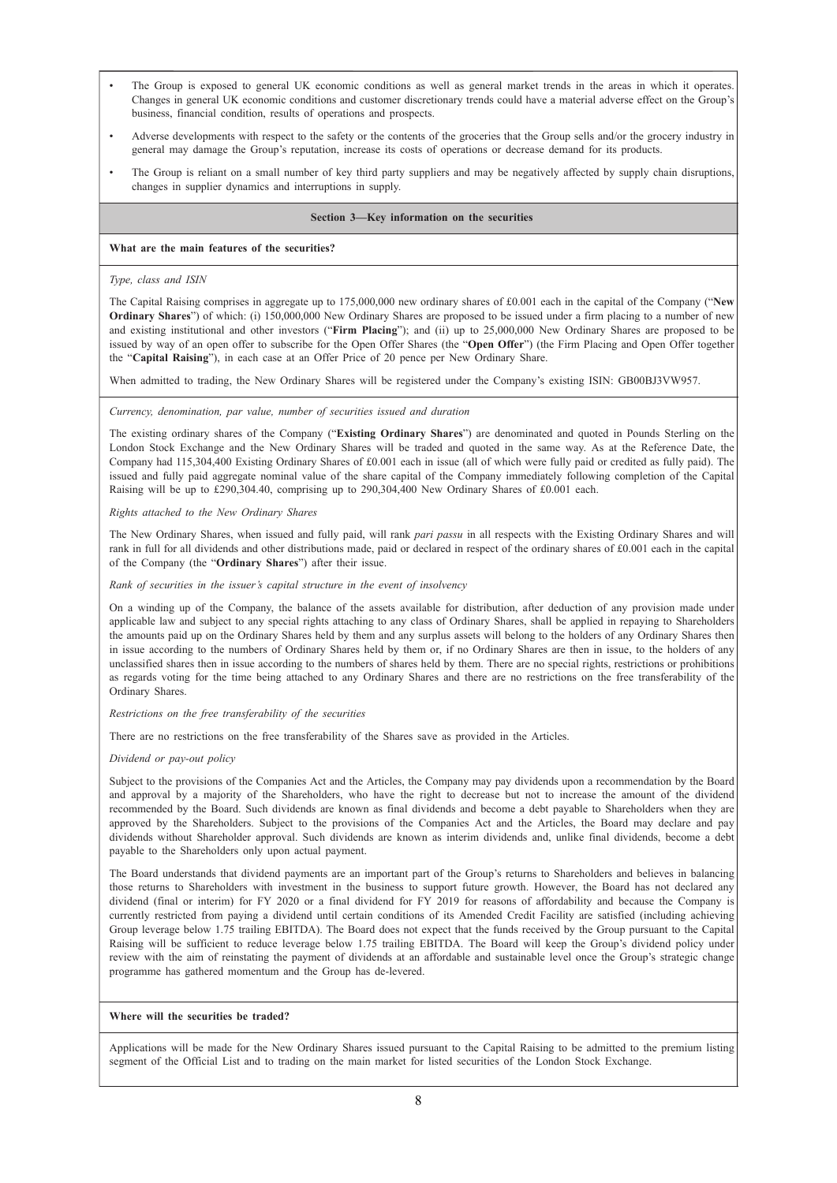- The Group is exposed to general UK economic conditions as well as general market trends in the areas in which it operates. Changes in general UK economic conditions and customer discretionary trends could have a material adverse effect on the Group's business, financial condition, results of operations and prospects.
- Adverse developments with respect to the safety or the contents of the groceries that the Group sells and/or the grocery industry in general may damage the Group's reputation, increase its costs of operations or decrease demand for its products.
- The Group is reliant on a small number of key third party suppliers and may be negatively affected by supply chain disruptions, changes in supplier dynamics and interruptions in supply.

## Section 3—Key information on the securities

### What are the main features of the securities?

*Type, class and ISIN*

The Capital Raising comprises in aggregate up to 175,000,000 new ordinary shares of £0.001 each in the capital of the Company ("**New Ordinary Shares**") of which: (i) 150,000,000 New Ordinary Shares are proposed to be issued under a firm placing to a number of new and existing institutional and other investors ("**Firm Placing**"); and (ii) up to 25,000,000 New Ordinary Shares are proposed to be issued by way of an open offer to subscribe for the Open Offer Shares (the "**Open Offer**") (the Firm Placing and Open Offer together the "**Capital Raising**"), in each case at an Offer Price of 20 pence per New Ordinary Share.

When admitted to trading, the New Ordinary Shares will be registered under the Company's existing ISIN: GB00BJ3VW957.

*Currency, denomination, par value, number of securities issued and duration*

The existing ordinary shares of the Company ("**Existing Ordinary Shares**") are denominated and quoted in Pounds Sterling on the London Stock Exchange and the New Ordinary Shares will be traded and quoted in the same way. As at the Reference Date, the Company had 115,304,400 Existing Ordinary Shares of £0.001 each in issue (all of which were fully paid or credited as fully paid). The issued and fully paid aggregate nominal value of the share capital of the Company immediately following completion of the Capital Raising will be up to £290,304.40, comprising up to 290,304,400 New Ordinary Shares of £0.001 each.

*Rights attached to the New Ordinary Shares*

The New Ordinary Shares, when issued and fully paid, will rank *pari passu* in all respects with the Existing Ordinary Shares and will rank in full for all dividends and other distributions made, paid or declared in respect of the ordinary shares of £0.001 each in the capital of the Company (the "**Ordinary Shares**") after their issue.

*Rank of securities in the issuer's capital structure in the event of insolvency*

On a winding up of the Company, the balance of the assets available for distribution, after deduction of any provision made under applicable law and subject to any special rights attaching to any class of Ordinary Shares, shall be applied in repaying to Shareholders the amounts paid up on the Ordinary Shares held by them and any surplus assets will belong to the holders of any Ordinary Shares then in issue according to the numbers of Ordinary Shares held by them or, if no Ordinary Shares are then in issue, to the holders of any unclassified shares then in issue according to the numbers of shares held by them. There are no special rights, restrictions or prohibitions as regards voting for the time being attached to any Ordinary Shares and there are no restrictions on the free transferability of the Ordinary Shares.

*Restrictions on the free transferability of the securities*

There are no restrictions on the free transferability of the Shares save as provided in the Articles.

*Dividend or pay-out policy*

Subject to the provisions of the Companies Act and the Articles, the Company may pay dividends upon a recommendation by the Board and approval by a majority of the Shareholders, who have the right to decrease but not to increase the amount of the dividend recommended by the Board. Such dividends are known as final dividends and become a debt payable to Shareholders when they are approved by the Shareholders. Subject to the provisions of the Companies Act and the Articles, the Board may declare and pay dividends without Shareholder approval. Such dividends are known as interim dividends and, unlike final dividends, become a debt payable to the Shareholders only upon actual payment.

The Board understands that dividend payments are an important part of the Group's returns to Shareholders and believes in balancing those returns to Shareholders with investment in the business to support future growth. However, the Board has not declared any dividend (final or interim) for FY 2020 or a final dividend for FY 2019 for reasons of affordability and because the Company is currently restricted from paying a dividend until certain conditions of its Amended Credit Facility are satisfied (including achieving Group leverage below 1.75 trailing EBITDA). The Board does not expect that the funds received by the Group pursuant to the Capital Raising will be sufficient to reduce leverage below 1.75 trailing EBITDA. The Board will keep the Group's dividend policy under review with the aim of reinstating the payment of dividends at an affordable and sustainable level once the Group's strategic change programme has gathered momentum and the Group has de-levered.

### Where will the securities be traded?

Applications will be made for the New Ordinary Shares issued pursuant to the Capital Raising to be admitted to the premium listing segment of the Official List and to trading on the main market for listed securities of the London Stock Exchange.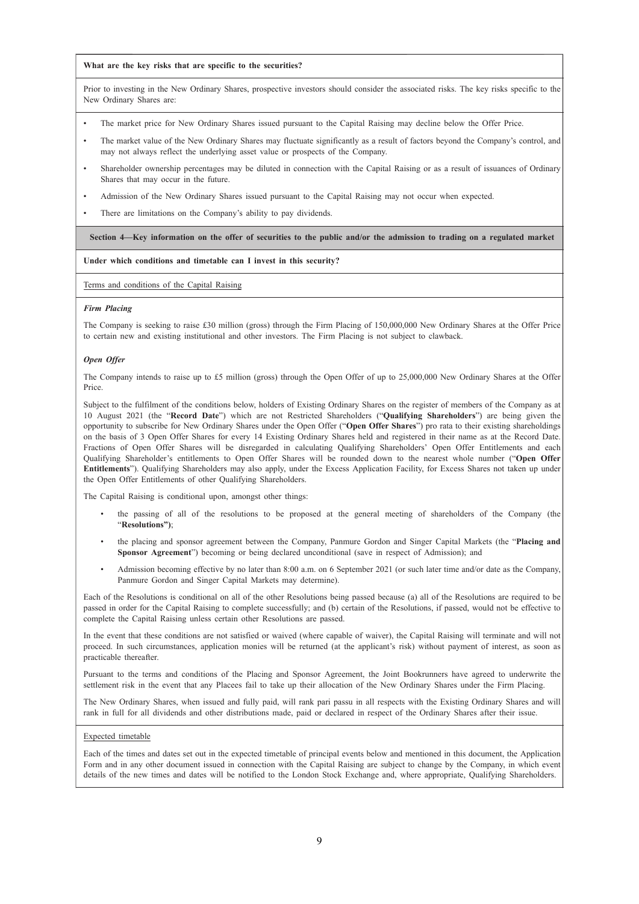**What are the key risks that are specific to the securities?**

Prior to investing in the New Ordinary Shares, prospective investors should consider the associated risks. The key risks specific to the New Ordinary Shares are:

- The market price for New Ordinary Shares issued pursuant to the Capital Raising may decline below the Offer Price.
- The market value of the New Ordinary Shares may fluctuate significantly as a result of factors beyond the Company's control, and may not always reflect the underlying asset value or prospects of the Company.
- Shareholder ownership percentages may be diluted in connection with the Capital Raising or as a result of issuances of Ordinary Shares that may occur in the future.
- Admission of the New Ordinary Shares issued pursuant to the Capital Raising may not occur when expected.
- There are limitations on the Company's ability to pay dividends.

## Section 4—Key information on the offer of securities to the public and/or the admission to trading on a regulated market

**Under which conditions and timetable can I invest in this security?**

Terms and conditions of the Capital Raising

***Firm Placing***

The Company is seeking to raise £30 million (gross) through the Firm Placing of 150,000,000 New Ordinary Shares at the Offer Price to certain new and existing institutional and other investors. The Firm Placing is not subject to clawback.

***Open Offer***

The Company intends to raise up to £5 million (gross) through the Open Offer of up to 25,000,000 New Ordinary Shares at the Offer Price.

Subject to the fulfilment of the conditions below, holders of Existing Ordinary Shares on the register of members of the Company as at 10 August 2021 (the "**Record Date**") which are not Restricted Shareholders ("**Qualifying Shareholders**") are being given the opportunity to subscribe for New Ordinary Shares under the Open Offer ("**Open Offer Shares**") pro rata to their existing shareholdings on the basis of 3 Open Offer Shares for every 14 Existing Ordinary Shares held and registered in their name as at the Record Date. Fractions of Open Offer Shares will be disregarded in calculating Qualifying Shareholders' Open Offer Entitlements and each Qualifying Shareholder's entitlements to Open Offer Shares will be rounded down to the nearest whole number ("**Open Offer Entitlements**"). Qualifying Shareholders may also apply, under the Excess Application Facility, for Excess Shares not taken up under the Open Offer Entitlements of other Qualifying Shareholders.

The Capital Raising is conditional upon, amongst other things:

- the passing of all of the resolutions to be proposed at the general meeting of shareholders of the Company (the "**Resolutions")**;
- the placing and sponsor agreement between the Company, Panmure Gordon and Singer Capital Markets (the "**Placing and Sponsor Agreement**") becoming or being declared unconditional (save in respect of Admission); and
- Admission becoming effective by no later than 8:00 a.m. on 6 September 2021 (or such later time and/or date as the Company, Panmure Gordon and Singer Capital Markets may determine).

Each of the Resolutions is conditional on all of the other Resolutions being passed because (a) all of the Resolutions are required to be passed in order for the Capital Raising to complete successfully; and (b) certain of the Resolutions, if passed, would not be effective to complete the Capital Raising unless certain other Resolutions are passed.

In the event that these conditions are not satisfied or waived (where capable of waiver), the Capital Raising will terminate and will not proceed. In such circumstances, application monies will be returned (at the applicant's risk) without payment of interest, as soon as practicable thereafter.

Pursuant to the terms and conditions of the Placing and Sponsor Agreement, the Joint Bookrunners have agreed to underwrite the settlement risk in the event that any Placees fail to take up their allocation of the New Ordinary Shares under the Firm Placing.

The New Ordinary Shares, when issued and fully paid, will rank pari passu in all respects with the Existing Ordinary Shares and will rank in full for all dividends and other distributions made, paid or declared in respect of the Ordinary Shares after their issue.

Expected timetable

Each of the times and dates set out in the expected timetable of principal events below and mentioned in this document, the Application Form and in any other document issued in connection with the Capital Raising are subject to change by the Company, in which event details of the new times and dates will be notified to the London Stock Exchange and, where appropriate, Qualifying Shareholders.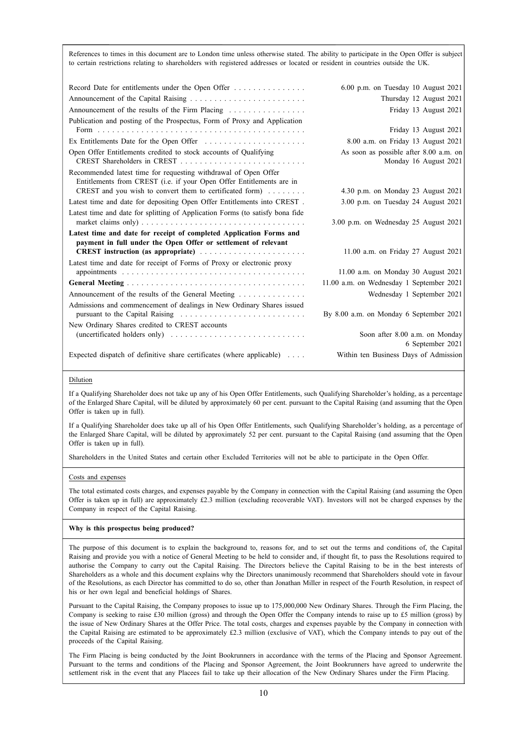References to times in this document are to London time unless otherwise stated. The ability to participate in the Open Offer is subject to certain restrictions relating to shareholders with registered addresses or located or resident in countries outside the UK.

| | |
|---|---|
| Record Date for entitlements under the Open Offer | 6.00 p.m. on Tuesday 10 August 2021 |
| Announcement of the Capital Raising | Thursday 12 August 2021 |
| Announcement of the results of the Firm Placing | Friday 13 August 2021 |
| Publication and posting of the Prospectus, Form of Proxy and Application Form | Friday 13 August 2021 |
| Ex Entitlements Date for the Open Offer | 8.00 a.m. on Friday 13 August 2021 |
| Open Offer Entitlements credited to stock accounts of Qualifying CREST Shareholders in CREST | As soon as possible after 8.00 a.m. on Monday 16 August 2021 |
| Recommended latest time for requesting withdrawal of Open Offer Entitlements from CREST (i.e. if your Open Offer Entitlements are in CREST and you wish to convert them to certificated form) | 4.30 p.m. on Monday 23 August 2021 |
| Latest time and date for depositing Open Offer Entitlements into CREST | 3.00 p.m. on Tuesday 24 August 2021 |
| Latest time and date for splitting of Application Forms (to satisfy bona fide market claims only) | 3.00 p.m. on Wednesday 25 August 2021 |
| **Latest time and date for receipt of completed Application Forms and payment in full under the Open Offer or settlement of relevant CREST instruction (as appropriate)** | 11.00 a.m. on Friday 27 August 2021 |
| Latest time and date for receipt of Forms of Proxy or electronic proxy appointments | 11.00 a.m. on Monday 30 August 2021 |
| **General Meeting** | 11.00 a.m. on Wednesday 1 September 2021 |
| Announcement of the results of the General Meeting | Wednesday 1 September 2021 |
| Admissions and commencement of dealings in New Ordinary Shares issued pursuant to the Capital Raising | By 8.00 a.m. on Monday 6 September 2021 |
| New Ordinary Shares credited to CREST accounts (uncertificated holders only) | Soon after 8.00 a.m. on Monday 6 September 2021 |
| Expected dispatch of definitive share certificates (where applicable) | Within ten Business Days of Admission |

Dilution

If a Qualifying Shareholder does not take up any of his Open Offer Entitlements, such Qualifying Shareholder's holding, as a percentage of the Enlarged Share Capital, will be diluted by approximately 60 per cent. pursuant to the Capital Raising (and assuming that the Open Offer is taken up in full).

If a Qualifying Shareholder does take up all of his Open Offer Entitlements, such Qualifying Shareholder's holding, as a percentage of the Enlarged Share Capital, will be diluted by approximately 52 per cent. pursuant to the Capital Raising (and assuming that the Open Offer is taken up in full).

Shareholders in the United States and certain other Excluded Territories will not be able to participate in the Open Offer.

Costs and expenses

The total estimated costs charges, and expenses payable by the Company in connection with the Capital Raising (and assuming the Open Offer is taken up in full) are approximately £2.3 million (excluding recoverable VAT). Investors will not be charged expenses by the Company in respect of the Capital Raising.

**Why is this prospectus being produced?**

The purpose of this document is to explain the background to, reasons for, and to set out the terms and conditions of, the Capital Raising and provide you with a notice of General Meeting to be held to consider and, if thought fit, to pass the Resolutions required to authorise the Company to carry out the Capital Raising. The Directors believe the Capital Raising to be in the best interests of Shareholders as a whole and this document explains why the Directors unanimously recommend that Shareholders should vote in favour of the Resolutions, as each Director has committed to do so, other than Jonathan Miller in respect of the Fourth Resolution, in respect of his or her own legal and beneficial holdings of Shares.

Pursuant to the Capital Raising, the Company proposes to issue up to 175,000,000 New Ordinary Shares. Through the Firm Placing, the Company is seeking to raise £30 million (gross) and through the Open Offer the Company intends to raise up to £5 million (gross) by the issue of New Ordinary Shares at the Offer Price. The total costs, charges and expenses payable by the Company in connection with the Capital Raising are estimated to be approximately £2.3 million (exclusive of VAT), which the Company intends to pay out of the proceeds of the Capital Raising.

The Firm Placing is being conducted by the Joint Bookrunners in accordance with the terms of the Placing and Sponsor Agreement. Pursuant to the terms and conditions of the Placing and Sponsor Agreement, the Joint Bookrunners have agreed to underwrite the settlement risk in the event that any Placees fail to take up their allocation of the New Ordinary Shares under the Firm Placing.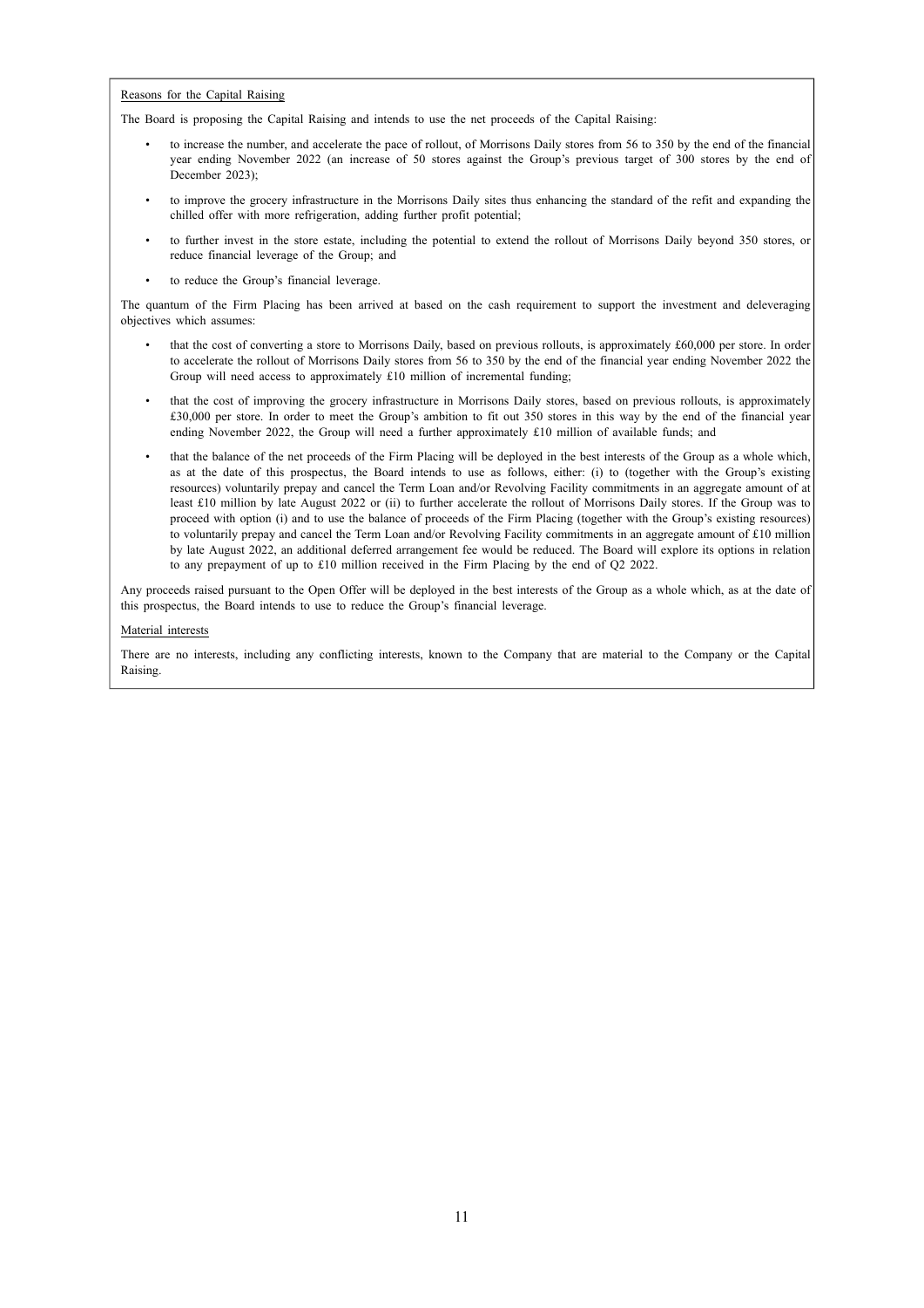<u>Reasons for the Capital Raising</u>

The Board is proposing the Capital Raising and intends to use the net proceeds of the Capital Raising:

- to increase the number, and accelerate the pace of rollout, of Morrisons Daily stores from 56 to 350 by the end of the financial year ending November 2022 (an increase of 50 stores against the Group's previous target of 300 stores by the end of December 2023);
- to improve the grocery infrastructure in the Morrisons Daily sites thus enhancing the standard of the refit and expanding the chilled offer with more refrigeration, adding further profit potential;
- to further invest in the store estate, including the potential to extend the rollout of Morrisons Daily beyond 350 stores, or reduce financial leverage of the Group; and
- to reduce the Group's financial leverage.

The quantum of the Firm Placing has been arrived at based on the cash requirement to support the investment and deleveraging objectives which assumes:

- that the cost of converting a store to Morrisons Daily, based on previous rollouts, is approximately £60,000 per store. In order to accelerate the rollout of Morrisons Daily stores from 56 to 350 by the end of the financial year ending November 2022 the Group will need access to approximately £10 million of incremental funding;
- that the cost of improving the grocery infrastructure in Morrisons Daily stores, based on previous rollouts, is approximately £30,000 per store. In order to meet the Group's ambition to fit out 350 stores in this way by the end of the financial year ending November 2022, the Group will need a further approximately £10 million of available funds; and
- that the balance of the net proceeds of the Firm Placing will be deployed in the best interests of the Group as a whole which, as at the date of this prospectus, the Board intends to use as follows, either: (i) to (together with the Group's existing resources) voluntarily prepay and cancel the Term Loan and/or Revolving Facility commitments in an aggregate amount of at least £10 million by late August 2022 or (ii) to further accelerate the rollout of Morrisons Daily stores. If the Group was to proceed with option (i) and to use the balance of proceeds of the Firm Placing (together with the Group's existing resources) to voluntarily prepay and cancel the Term Loan and/or Revolving Facility commitments in an aggregate amount of £10 million by late August 2022, an additional deferred arrangement fee would be reduced. The Board will explore its options in relation to any prepayment of up to £10 million received in the Firm Placing by the end of Q2 2022.

Any proceeds raised pursuant to the Open Offer will be deployed in the best interests of the Group as a whole which, as at the date of this prospectus, the Board intends to use to reduce the Group's financial leverage.

<u>Material interests</u>

There are no interests, including any conflicting interests, known to the Company that are material to the Company or the Capital Raising.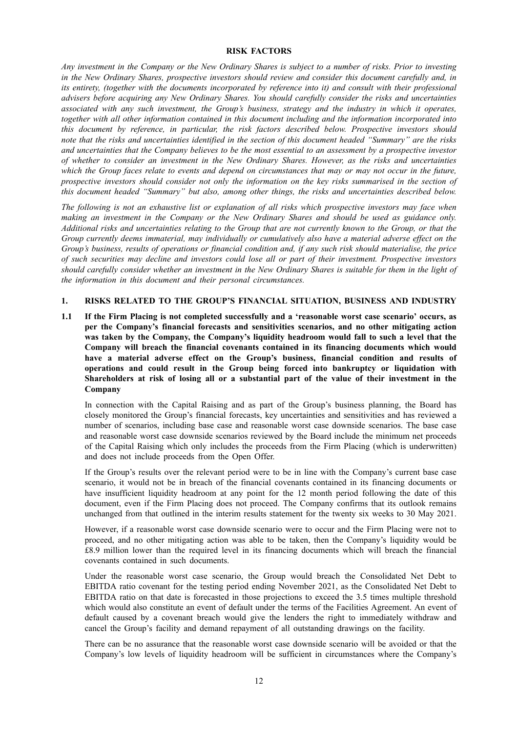# RISK FACTORS

*Any investment in the Company or the New Ordinary Shares is subject to a number of risks. Prior to investing in the New Ordinary Shares, prospective investors should review and consider this document carefully and, in its entirety, (together with the documents incorporated by reference into it) and consult with their professional advisers before acquiring any New Ordinary Shares. You should carefully consider the risks and uncertainties associated with any such investment, the Group's business, strategy and the industry in which it operates, together with all other information contained in this document including and the information incorporated into this document by reference, in particular, the risk factors described below. Prospective investors should note that the risks and uncertainties identified in the section of this document headed "Summary" are the risks and uncertainties that the Company believes to be the most essential to an assessment by a prospective investor of whether to consider an investment in the New Ordinary Shares. However, as the risks and uncertainties which the Group faces relate to events and depend on circumstances that may or may not occur in the future, prospective investors should consider not only the information on the key risks summarised in the section of this document headed "Summary" but also, among other things, the risks and uncertainties described below.*

*The following is not an exhaustive list or explanation of all risks which prospective investors may face when making an investment in the Company or the New Ordinary Shares and should be used as guidance only. Additional risks and uncertainties relating to the Group that are not currently known to the Group, or that the Group currently deems immaterial, may individually or cumulatively also have a material adverse effect on the Group's business, results of operations or financial condition and, if any such risk should materialise, the price of such securities may decline and investors could lose all or part of their investment. Prospective investors should carefully consider whether an investment in the New Ordinary Shares is suitable for them in the light of the information in this document and their personal circumstances.*

## 1. RISKS RELATED TO THE GROUP'S FINANCIAL SITUATION, BUSINESS AND INDUSTRY

### 1.1 If the Firm Placing is not completed successfully and a 'reasonable worst case scenario' occurs, as per the Company's financial forecasts and sensitivities scenarios, and no other mitigating action was taken by the Company, the Company's liquidity headroom would fall to such a level that the Company will breach the financial covenants contained in its financing documents which would have a material adverse effect on the Group's business, financial condition and results of operations and could result in the Group being forced into bankruptcy or liquidation with Shareholders at risk of losing all or a substantial part of the value of their investment in the Company

In connection with the Capital Raising and as part of the Group's business planning, the Board has closely monitored the Group's financial forecasts, key uncertainties and sensitivities and has reviewed a number of scenarios, including base case and reasonable worst case downside scenarios. The base case and reasonable worst case downside scenarios reviewed by the Board include the minimum net proceeds of the Capital Raising which only includes the proceeds from the Firm Placing (which is underwritten) and does not include proceeds from the Open Offer.

If the Group's results over the relevant period were to be in line with the Company's current base case scenario, it would not be in breach of the financial covenants contained in its financing documents or have insufficient liquidity headroom at any point for the 12 month period following the date of this document, even if the Firm Placing does not proceed. The Company confirms that its outlook remains unchanged from that outlined in the interim results statement for the twenty six weeks to 30 May 2021.

However, if a reasonable worst case downside scenario were to occur and the Firm Placing were not to proceed, and no other mitigating action was able to be taken, then the Company's liquidity would be £8.9 million lower than the required level in its financing documents which will breach the financial covenants contained in such documents.

Under the reasonable worst case scenario, the Group would breach the Consolidated Net Debt to EBITDA ratio covenant for the testing period ending November 2021, as the Consolidated Net Debt to EBITDA ratio on that date is forecasted in those projections to exceed the 3.5 times multiple threshold which would also constitute an event of default under the terms of the Facilities Agreement. An event of default caused by a covenant breach would give the lenders the right to immediately withdraw and cancel the Group's facility and demand repayment of all outstanding drawings on the facility.

There can be no assurance that the reasonable worst case downside scenario will be avoided or that the Company's low levels of liquidity headroom will be sufficient in circumstances where the Company's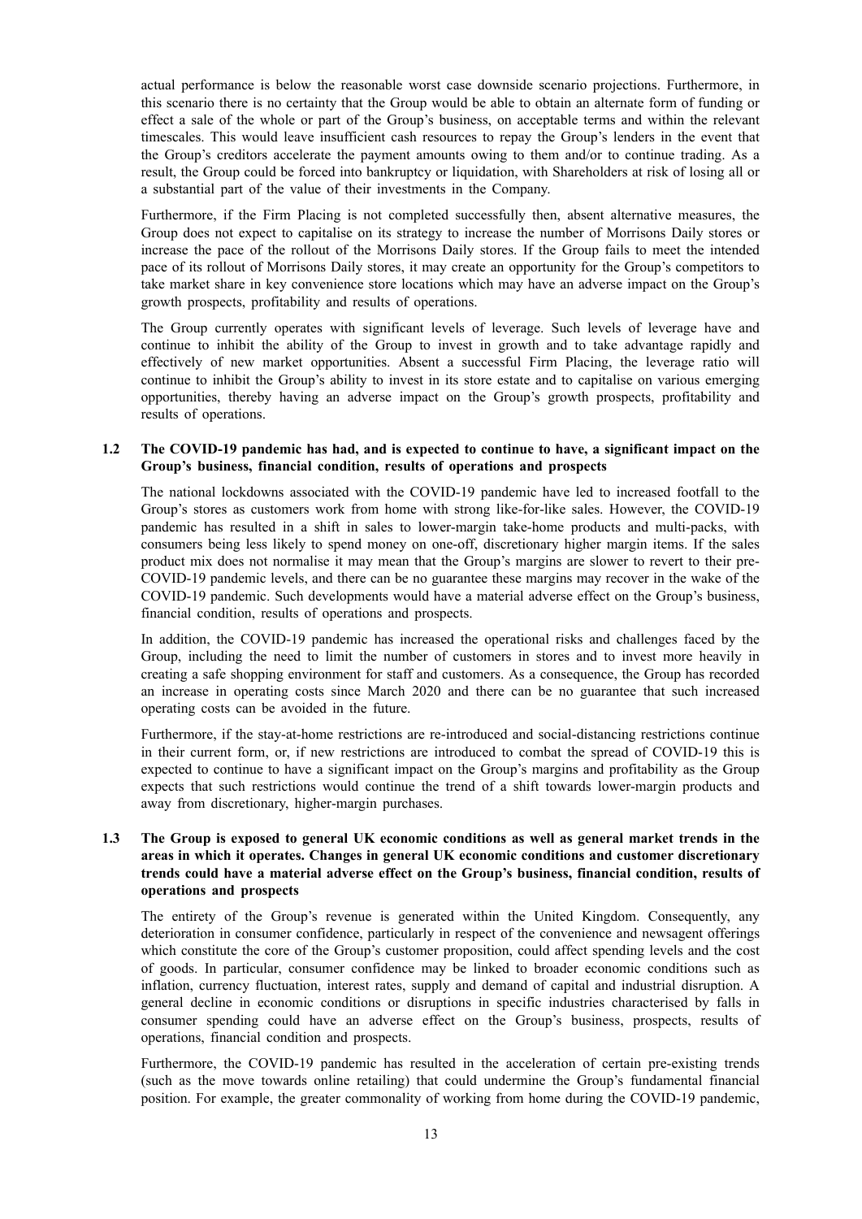actual performance is below the reasonable worst case downside scenario projections. Furthermore, in this scenario there is no certainty that the Group would be able to obtain an alternate form of funding or effect a sale of the whole or part of the Group's business, on acceptable terms and within the relevant timescales. This would leave insufficient cash resources to repay the Group's lenders in the event that the Group's creditors accelerate the payment amounts owing to them and/or to continue trading. As a result, the Group could be forced into bankruptcy or liquidation, with Shareholders at risk of losing all or a substantial part of the value of their investments in the Company.

Furthermore, if the Firm Placing is not completed successfully then, absent alternative measures, the Group does not expect to capitalise on its strategy to increase the number of Morrisons Daily stores or increase the pace of the rollout of the Morrisons Daily stores. If the Group fails to meet the intended pace of its rollout of Morrisons Daily stores, it may create an opportunity for the Group's competitors to take market share in key convenience store locations which may have an adverse impact on the Group's growth prospects, profitability and results of operations.

The Group currently operates with significant levels of leverage. Such levels of leverage have and continue to inhibit the ability of the Group to invest in growth and to take advantage rapidly and effectively of new market opportunities. Absent a successful Firm Placing, the leverage ratio will continue to inhibit the Group's ability to invest in its store estate and to capitalise on various emerging opportunities, thereby having an adverse impact on the Group's growth prospects, profitability and results of operations.

### 1.2 The COVID-19 pandemic has had, and is expected to continue to have, a significant impact on the Group's business, financial condition, results of operations and prospects

The national lockdowns associated with the COVID-19 pandemic have led to increased footfall to the Group's stores as customers work from home with strong like-for-like sales. However, the COVID-19 pandemic has resulted in a shift in sales to lower-margin take-home products and multi-packs, with consumers being less likely to spend money on one-off, discretionary higher margin items. If the sales product mix does not normalise it may mean that the Group's margins are slower to revert to their pre-COVID-19 pandemic levels, and there can be no guarantee these margins may recover in the wake of the COVID-19 pandemic. Such developments would have a material adverse effect on the Group's business, financial condition, results of operations and prospects.

In addition, the COVID-19 pandemic has increased the operational risks and challenges faced by the Group, including the need to limit the number of customers in stores and to invest more heavily in creating a safe shopping environment for staff and customers. As a consequence, the Group has recorded an increase in operating costs since March 2020 and there can be no guarantee that such increased operating costs can be avoided in the future.

Furthermore, if the stay-at-home restrictions are re-introduced and social-distancing restrictions continue in their current form, or, if new restrictions are introduced to combat the spread of COVID-19 this is expected to continue to have a significant impact on the Group's margins and profitability as the Group expects that such restrictions would continue the trend of a shift towards lower-margin products and away from discretionary, higher-margin purchases.

### 1.3 The Group is exposed to general UK economic conditions as well as general market trends in the areas in which it operates. Changes in general UK economic conditions and customer discretionary trends could have a material adverse effect on the Group's business, financial condition, results of operations and prospects

The entirety of the Group's revenue is generated within the United Kingdom. Consequently, any deterioration in consumer confidence, particularly in respect of the convenience and newsagent offerings which constitute the core of the Group's customer proposition, could affect spending levels and the cost of goods. In particular, consumer confidence may be linked to broader economic conditions such as inflation, currency fluctuation, interest rates, supply and demand of capital and industrial disruption. A general decline in economic conditions or disruptions in specific industries characterised by falls in consumer spending could have an adverse effect on the Group's business, prospects, results of operations, financial condition and prospects.

Furthermore, the COVID-19 pandemic has resulted in the acceleration of certain pre-existing trends (such as the move towards online retailing) that could undermine the Group's fundamental financial position. For example, the greater commonality of working from home during the COVID-19 pandemic,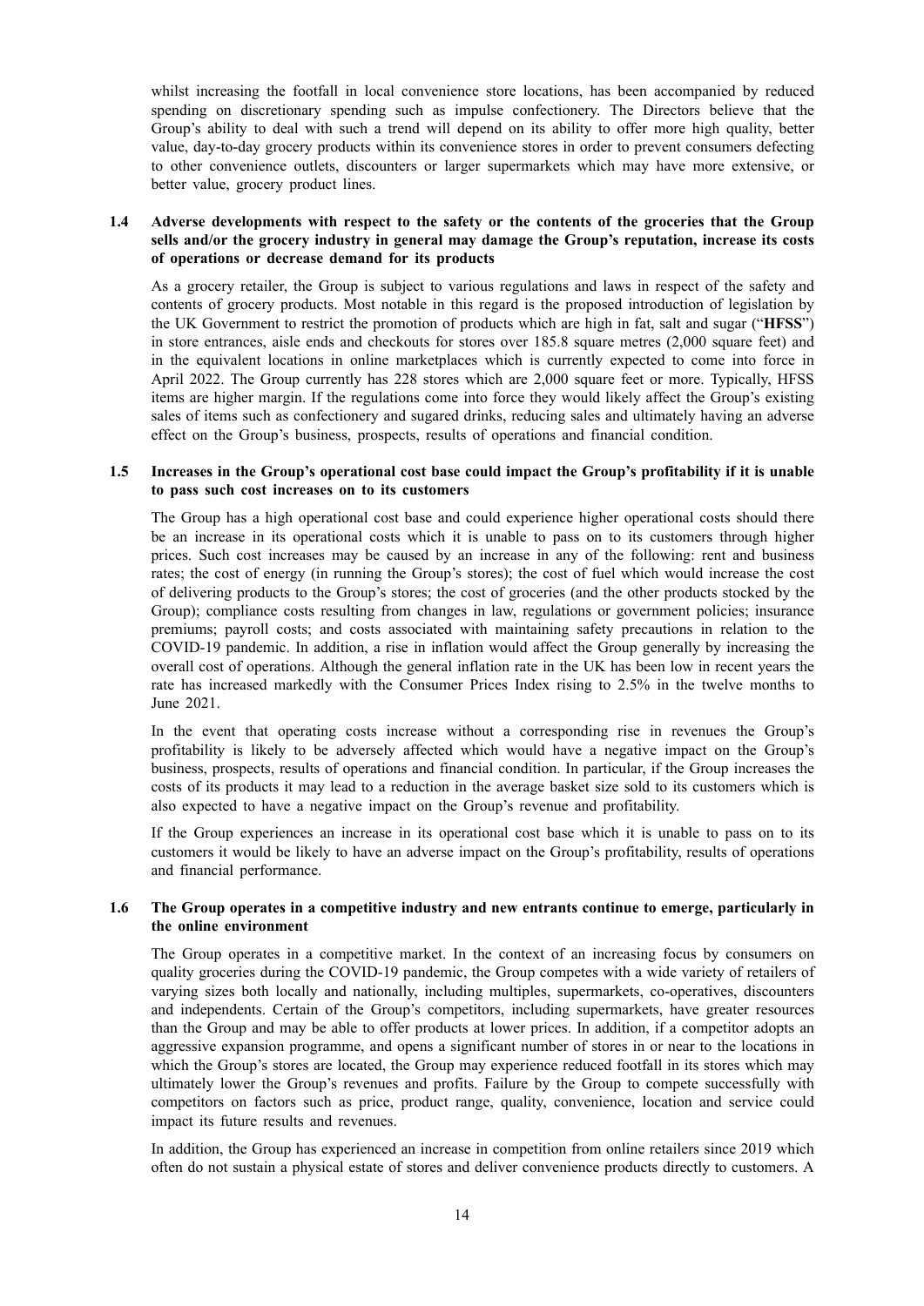whilst increasing the footfall in local convenience store locations, has been accompanied by reduced spending on discretionary spending such as impulse confectionery. The Directors believe that the Group's ability to deal with such a trend will depend on its ability to offer more high quality, better value, day-to-day grocery products within its convenience stores in order to prevent consumers defecting to other convenience outlets, discounters or larger supermarkets which may have more extensive, or better value, grocery product lines.

### 1.4 Adverse developments with respect to the safety or the contents of the groceries that the Group sells and/or the grocery industry in general may damage the Group's reputation, increase its costs of operations or decrease demand for its products

As a grocery retailer, the Group is subject to various regulations and laws in respect of the safety and contents of grocery products. Most notable in this regard is the proposed introduction of legislation by the UK Government to restrict the promotion of products which are high in fat, salt and sugar ("**HFSS**") in store entrances, aisle ends and checkouts for stores over 185.8 square metres (2,000 square feet) and in the equivalent locations in online marketplaces which is currently expected to come into force in April 2022. The Group currently has 228 stores which are 2,000 square feet or more. Typically, HFSS items are higher margin. If the regulations come into force they would likely affect the Group's existing sales of items such as confectionery and sugared drinks, reducing sales and ultimately having an adverse effect on the Group's business, prospects, results of operations and financial condition.

### 1.5 Increases in the Group's operational cost base could impact the Group's profitability if it is unable to pass such cost increases on to its customers

The Group has a high operational cost base and could experience higher operational costs should there be an increase in its operational costs which it is unable to pass on to its customers through higher prices. Such cost increases may be caused by an increase in any of the following: rent and business rates; the cost of energy (in running the Group's stores); the cost of fuel which would increase the cost of delivering products to the Group's stores; the cost of groceries (and the other products stocked by the Group); compliance costs resulting from changes in law, regulations or government policies; insurance premiums; payroll costs; and costs associated with maintaining safety precautions in relation to the COVID-19 pandemic. In addition, a rise in inflation would affect the Group generally by increasing the overall cost of operations. Although the general inflation rate in the UK has been low in recent years the rate has increased markedly with the Consumer Prices Index rising to 2.5% in the twelve months to June 2021.

In the event that operating costs increase without a corresponding rise in revenues the Group's profitability is likely to be adversely affected which would have a negative impact on the Group's business, prospects, results of operations and financial condition. In particular, if the Group increases the costs of its products it may lead to a reduction in the average basket size sold to its customers which is also expected to have a negative impact on the Group's revenue and profitability.

If the Group experiences an increase in its operational cost base which it is unable to pass on to its customers it would be likely to have an adverse impact on the Group's profitability, results of operations and financial performance.

### 1.6 The Group operates in a competitive industry and new entrants continue to emerge, particularly in the online environment

The Group operates in a competitive market. In the context of an increasing focus by consumers on quality groceries during the COVID-19 pandemic, the Group competes with a wide variety of retailers of varying sizes both locally and nationally, including multiples, supermarkets, co-operatives, discounters and independents. Certain of the Group's competitors, including supermarkets, have greater resources than the Group and may be able to offer products at lower prices. In addition, if a competitor adopts an aggressive expansion programme, and opens a significant number of stores in or near to the locations in which the Group's stores are located, the Group may experience reduced footfall in its stores which may ultimately lower the Group's revenues and profits. Failure by the Group to compete successfully with competitors on factors such as price, product range, quality, convenience, location and service could impact its future results and revenues.

In addition, the Group has experienced an increase in competition from online retailers since 2019 which often do not sustain a physical estate of stores and deliver convenience products directly to customers. A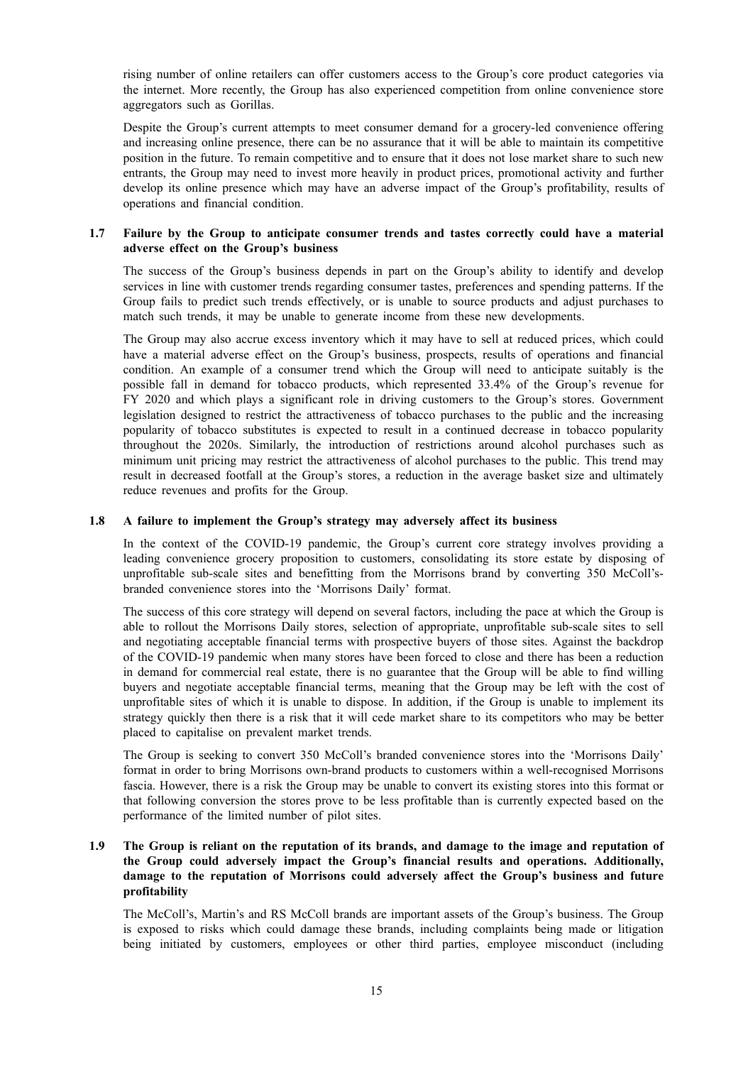rising number of online retailers can offer customers access to the Group's core product categories via the internet. More recently, the Group has also experienced competition from online convenience store aggregators such as Gorillas.

Despite the Group's current attempts to meet consumer demand for a grocery-led convenience offering and increasing online presence, there can be no assurance that it will be able to maintain its competitive position in the future. To remain competitive and to ensure that it does not lose market share to such new entrants, the Group may need to invest more heavily in product prices, promotional activity and further develop its online presence which may have an adverse impact of the Group's profitability, results of operations and financial condition.

### 1.7 Failure by the Group to anticipate consumer trends and tastes correctly could have a material adverse effect on the Group's business

The success of the Group's business depends in part on the Group's ability to identify and develop services in line with customer trends regarding consumer tastes, preferences and spending patterns. If the Group fails to predict such trends effectively, or is unable to source products and adjust purchases to match such trends, it may be unable to generate income from these new developments.

The Group may also accrue excess inventory which it may have to sell at reduced prices, which could have a material adverse effect on the Group's business, prospects, results of operations and financial condition. An example of a consumer trend which the Group will need to anticipate suitably is the possible fall in demand for tobacco products, which represented 33.4% of the Group's revenue for FY 2020 and which plays a significant role in driving customers to the Group's stores. Government legislation designed to restrict the attractiveness of tobacco purchases to the public and the increasing popularity of tobacco substitutes is expected to result in a continued decrease in tobacco popularity throughout the 2020s. Similarly, the introduction of restrictions around alcohol purchases such as minimum unit pricing may restrict the attractiveness of alcohol purchases to the public. This trend may result in decreased footfall at the Group's stores, a reduction in the average basket size and ultimately reduce revenues and profits for the Group.

### 1.8 A failure to implement the Group's strategy may adversely affect its business

In the context of the COVID-19 pandemic, the Group's current core strategy involves providing a leading convenience grocery proposition to customers, consolidating its store estate by disposing of unprofitable sub-scale sites and benefitting from the Morrisons brand by converting 350 McColl's-branded convenience stores into the 'Morrisons Daily' format.

The success of this core strategy will depend on several factors, including the pace at which the Group is able to rollout the Morrisons Daily stores, selection of appropriate, unprofitable sub-scale sites to sell and negotiating acceptable financial terms with prospective buyers of those sites. Against the backdrop of the COVID-19 pandemic when many stores have been forced to close and there has been a reduction in demand for commercial real estate, there is no guarantee that the Group will be able to find willing buyers and negotiate acceptable financial terms, meaning that the Group may be left with the cost of unprofitable sites of which it is unable to dispose. In addition, if the Group is unable to implement its strategy quickly then there is a risk that it will cede market share to its competitors who may be better placed to capitalise on prevalent market trends.

The Group is seeking to convert 350 McColl's branded convenience stores into the 'Morrisons Daily' format in order to bring Morrisons own-brand products to customers within a well-recognised Morrisons fascia. However, there is a risk the Group may be unable to convert its existing stores into this format or that following conversion the stores prove to be less profitable than is currently expected based on the performance of the limited number of pilot sites.

### 1.9 The Group is reliant on the reputation of its brands, and damage to the image and reputation of the Group could adversely impact the Group's financial results and operations. Additionally, damage to the reputation of Morrisons could adversely affect the Group's business and future profitability

The McColl's, Martin's and RS McColl brands are important assets of the Group's business. The Group is exposed to risks which could damage these brands, including complaints being made or litigation being initiated by customers, employees or other third parties, employee misconduct (including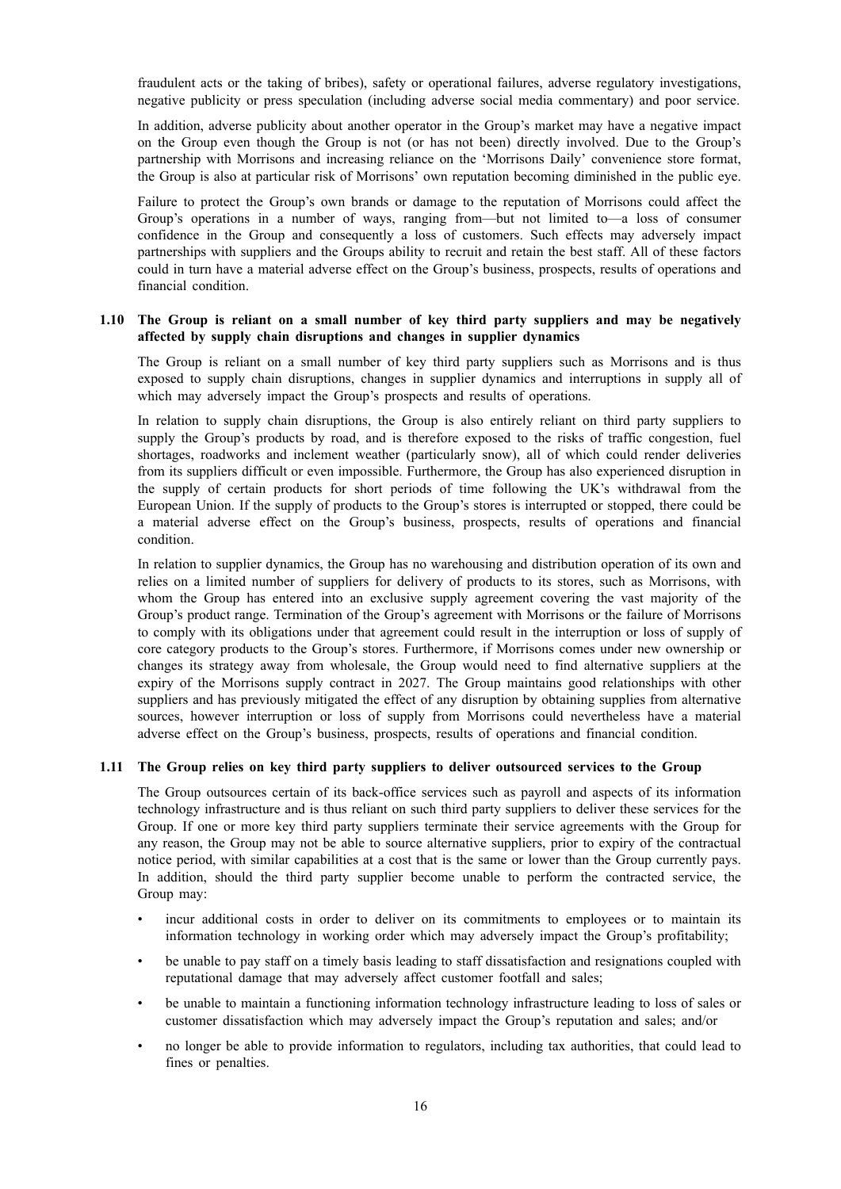fraudulent acts or the taking of bribes), safety or operational failures, adverse regulatory investigations, negative publicity or press speculation (including adverse social media commentary) and poor service.

In addition, adverse publicity about another operator in the Group's market may have a negative impact on the Group even though the Group is not (or has not been) directly involved. Due to the Group's partnership with Morrisons and increasing reliance on the 'Morrisons Daily' convenience store format, the Group is also at particular risk of Morrisons' own reputation becoming diminished in the public eye.

Failure to protect the Group's own brands or damage to the reputation of Morrisons could affect the Group's operations in a number of ways, ranging from—but not limited to—a loss of consumer confidence in the Group and consequently a loss of customers. Such effects may adversely impact partnerships with suppliers and the Groups ability to recruit and retain the best staff. All of these factors could in turn have a material adverse effect on the Group's business, prospects, results of operations and financial condition.

### 1.10 The Group is reliant on a small number of key third party suppliers and may be negatively affected by supply chain disruptions and changes in supplier dynamics

The Group is reliant on a small number of key third party suppliers such as Morrisons and is thus exposed to supply chain disruptions, changes in supplier dynamics and interruptions in supply all of which may adversely impact the Group's prospects and results of operations.

In relation to supply chain disruptions, the Group is also entirely reliant on third party suppliers to supply the Group's products by road, and is therefore exposed to the risks of traffic congestion, fuel shortages, roadworks and inclement weather (particularly snow), all of which could render deliveries from its suppliers difficult or even impossible. Furthermore, the Group has also experienced disruption in the supply of certain products for short periods of time following the UK's withdrawal from the European Union. If the supply of products to the Group's stores is interrupted or stopped, there could be a material adverse effect on the Group's business, prospects, results of operations and financial condition.

In relation to supplier dynamics, the Group has no warehousing and distribution operation of its own and relies on a limited number of suppliers for delivery of products to its stores, such as Morrisons, with whom the Group has entered into an exclusive supply agreement covering the vast majority of the Group's product range. Termination of the Group's agreement with Morrisons or the failure of Morrisons to comply with its obligations under that agreement could result in the interruption or loss of supply of core category products to the Group's stores. Furthermore, if Morrisons comes under new ownership or changes its strategy away from wholesale, the Group would need to find alternative suppliers at the expiry of the Morrisons supply contract in 2027. The Group maintains good relationships with other suppliers and has previously mitigated the effect of any disruption by obtaining supplies from alternative sources, however interruption or loss of supply from Morrisons could nevertheless have a material adverse effect on the Group's business, prospects, results of operations and financial condition.

### 1.11 The Group relies on key third party suppliers to deliver outsourced services to the Group

The Group outsources certain of its back-office services such as payroll and aspects of its information technology infrastructure and is thus reliant on such third party suppliers to deliver these services for the Group. If one or more key third party suppliers terminate their service agreements with the Group for any reason, the Group may not be able to source alternative suppliers, prior to expiry of the contractual notice period, with similar capabilities at a cost that is the same or lower than the Group currently pays. In addition, should the third party supplier become unable to perform the contracted service, the Group may:

- incur additional costs in order to deliver on its commitments to employees or to maintain its information technology in working order which may adversely impact the Group's profitability;
- be unable to pay staff on a timely basis leading to staff dissatisfaction and resignations coupled with reputational damage that may adversely affect customer footfall and sales;
- be unable to maintain a functioning information technology infrastructure leading to loss of sales or customer dissatisfaction which may adversely impact the Group's reputation and sales; and/or
- no longer be able to provide information to regulators, including tax authorities, that could lead to fines or penalties.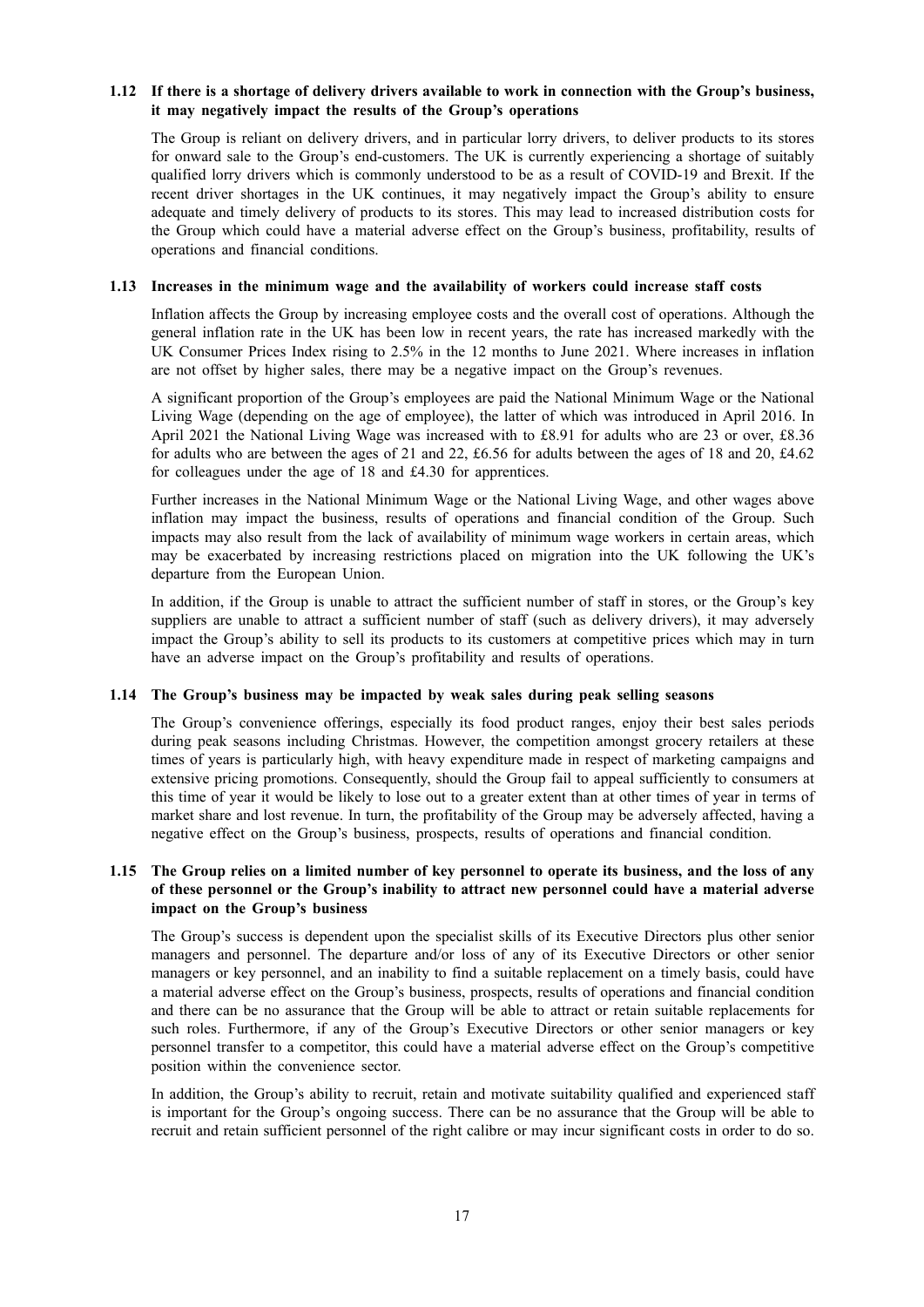### 1.12 If there is a shortage of delivery drivers available to work in connection with the Group's business, it may negatively impact the results of the Group's operations

The Group is reliant on delivery drivers, and in particular lorry drivers, to deliver products to its stores for onward sale to the Group's end-customers. The UK is currently experiencing a shortage of suitably qualified lorry drivers which is commonly understood to be as a result of COVID-19 and Brexit. If the recent driver shortages in the UK continues, it may negatively impact the Group's ability to ensure adequate and timely delivery of products to its stores. This may lead to increased distribution costs for the Group which could have a material adverse effect on the Group's business, profitability, results of operations and financial conditions.

### 1.13 Increases in the minimum wage and the availability of workers could increase staff costs

Inflation affects the Group by increasing employee costs and the overall cost of operations. Although the general inflation rate in the UK has been low in recent years, the rate has increased markedly with the UK Consumer Prices Index rising to 2.5% in the 12 months to June 2021. Where increases in inflation are not offset by higher sales, there may be a negative impact on the Group's revenues.

A significant proportion of the Group's employees are paid the National Minimum Wage or the National Living Wage (depending on the age of employee), the latter of which was introduced in April 2016. In April 2021 the National Living Wage was increased with to £8.91 for adults who are 23 or over, £8.36 for adults who are between the ages of 21 and 22, £6.56 for adults between the ages of 18 and 20, £4.62 for colleagues under the age of 18 and £4.30 for apprentices.

Further increases in the National Minimum Wage or the National Living Wage, and other wages above inflation may impact the business, results of operations and financial condition of the Group. Such impacts may also result from the lack of availability of minimum wage workers in certain areas, which may be exacerbated by increasing restrictions placed on migration into the UK following the UK's departure from the European Union.

In addition, if the Group is unable to attract the sufficient number of staff in stores, or the Group's key suppliers are unable to attract a sufficient number of staff (such as delivery drivers), it may adversely impact the Group's ability to sell its products to its customers at competitive prices which may in turn have an adverse impact on the Group's profitability and results of operations.

### 1.14 The Group's business may be impacted by weak sales during peak selling seasons

The Group's convenience offerings, especially its food product ranges, enjoy their best sales periods during peak seasons including Christmas. However, the competition amongst grocery retailers at these times of years is particularly high, with heavy expenditure made in respect of marketing campaigns and extensive pricing promotions. Consequently, should the Group fail to appeal sufficiently to consumers at this time of year it would be likely to lose out to a greater extent than at other times of year in terms of market share and lost revenue. In turn, the profitability of the Group may be adversely affected, having a negative effect on the Group's business, prospects, results of operations and financial condition.

### 1.15 The Group relies on a limited number of key personnel to operate its business, and the loss of any of these personnel or the Group's inability to attract new personnel could have a material adverse impact on the Group's business

The Group's success is dependent upon the specialist skills of its Executive Directors plus other senior managers and personnel. The departure and/or loss of any of its Executive Directors or other senior managers or key personnel, and an inability to find a suitable replacement on a timely basis, could have a material adverse effect on the Group's business, prospects, results of operations and financial condition and there can be no assurance that the Group will be able to attract or retain suitable replacements for such roles. Furthermore, if any of the Group's Executive Directors or other senior managers or key personnel transfer to a competitor, this could have a material adverse effect on the Group's competitive position within the convenience sector.

In addition, the Group's ability to recruit, retain and motivate suitability qualified and experienced staff is important for the Group's ongoing success. There can be no assurance that the Group will be able to recruit and retain sufficient personnel of the right calibre or may incur significant costs in order to do so.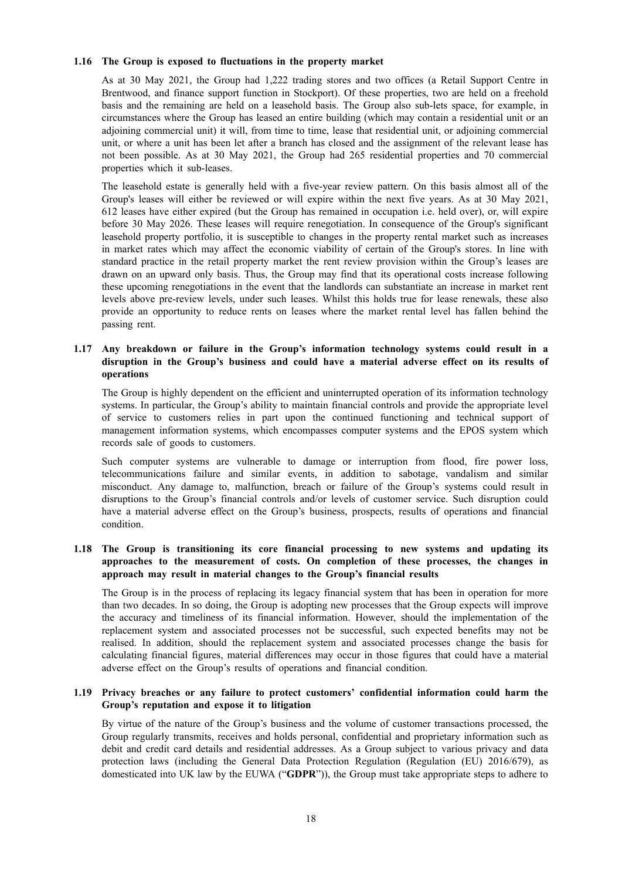### 1.16 The Group is exposed to fluctuations in the property market

As at 30 May 2021, the Group had 1,222 trading stores and two offices (a Retail Support Centre in Brentwood, and finance support function in Stockport). Of these properties, two are held on a freehold basis and the remaining are held on a leasehold basis. The Group also sub-lets space, for example, in circumstances where the Group has leased an entire building (which may contain a residential unit or an adjoining commercial unit) it will, from time to time, lease that residential unit, or adjoining commercial unit, or where a unit has been let after a branch has closed and the assignment of the relevant lease has not been possible. As at 30 May 2021, the Group had 265 residential properties and 70 commercial properties which it sub-leases.

The leasehold estate is generally held with a five-year review pattern. On this basis almost all of the Group's leases will either be reviewed or will expire within the next five years. As at 30 May 2021, 612 leases have either expired (but the Group has remained in occupation i.e. held over), or, will expire before 30 May 2026. These leases will require renegotiation. In consequence of the Group's significant leasehold property portfolio, it is susceptible to changes in the property rental market such as increases in market rates which may affect the economic viability of certain of the Group's stores. In line with standard practice in the retail property market the rent review provision within the Group's leases are drawn on an upward only basis. Thus, the Group may find that its operational costs increase following these upcoming renegotiations in the event that the landlords can substantiate an increase in market rent levels above pre-review levels, under such leases. Whilst this holds true for lease renewals, these also provide an opportunity to reduce rents on leases where the market rental level has fallen behind the passing rent.

### 1.17 Any breakdown or failure in the Group's information technology systems could result in a disruption in the Group's business and could have a material adverse effect on its results of operations

The Group is highly dependent on the efficient and uninterrupted operation of its information technology systems. In particular, the Group's ability to maintain financial controls and provide the appropriate level of service to customers relies in part upon the continued functioning and technical support of management information systems, which encompasses computer systems and the EPOS system which records sale of goods to customers.

Such computer systems are vulnerable to damage or interruption from flood, fire power loss, telecommunications failure and similar events, in addition to sabotage, vandalism and similar misconduct. Any damage to, malfunction, breach or failure of the Group's systems could result in disruptions to the Group's financial controls and/or levels of customer service. Such disruption could have a material adverse effect on the Group's business, prospects, results of operations and financial condition.

### 1.18 The Group is transitioning its core financial processing to new systems and updating its approaches to the measurement of costs. On completion of these processes, the changes in approach may result in material changes to the Group's financial results

The Group is in the process of replacing its legacy financial system that has been in operation for more than two decades. In so doing, the Group is adopting new processes that the Group expects will improve the accuracy and timeliness of its financial information. However, should the implementation of the replacement system and associated processes not be successful, such expected benefits may not be realised. In addition, should the replacement system and associated processes change the basis for calculating financial figures, material differences may occur in those figures that could have a material adverse effect on the Group's results of operations and financial condition.

### 1.19 Privacy breaches or any failure to protect customers' confidential information could harm the Group's reputation and expose it to litigation

By virtue of the nature of the Group's business and the volume of customer transactions processed, the Group regularly transmits, receives and holds personal, confidential and proprietary information such as debit and credit card details and residential addresses. As a Group subject to various privacy and data protection laws (including the General Data Protection Regulation (Regulation (EU) 2016/679), as domesticated into UK law by the EUWA ("**GDPR**")), the Group must take appropriate steps to adhere to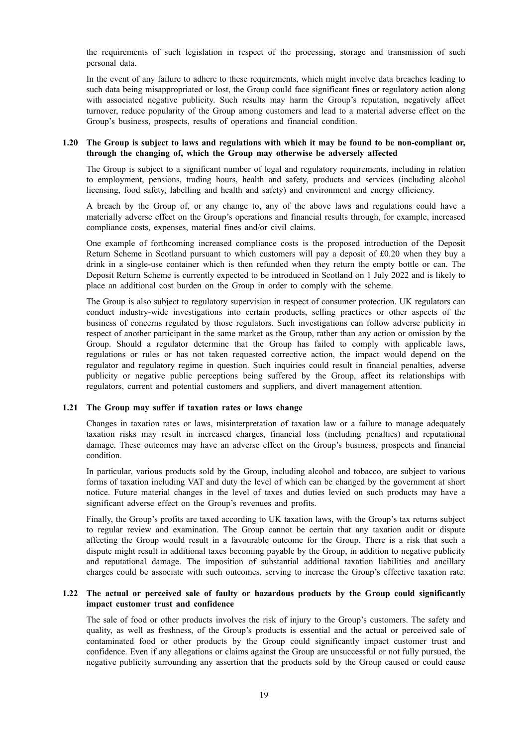the requirements of such legislation in respect of the processing, storage and transmission of such personal data.

In the event of any failure to adhere to these requirements, which might involve data breaches leading to such data being misappropriated or lost, the Group could face significant fines or regulatory action along with associated negative publicity. Such results may harm the Group's reputation, negatively affect turnover, reduce popularity of the Group among customers and lead to a material adverse effect on the Group's business, prospects, results of operations and financial condition.

### 1.20 The Group is subject to laws and regulations with which it may be found to be non-compliant or, through the changing of, which the Group may otherwise be adversely affected

The Group is subject to a significant number of legal and regulatory requirements, including in relation to employment, pensions, trading hours, health and safety, products and services (including alcohol licensing, food safety, labelling and health and safety) and environment and energy efficiency.

A breach by the Group of, or any change to, any of the above laws and regulations could have a materially adverse effect on the Group's operations and financial results through, for example, increased compliance costs, expenses, material fines and/or civil claims.

One example of forthcoming increased compliance costs is the proposed introduction of the Deposit Return Scheme in Scotland pursuant to which customers will pay a deposit of £0.20 when they buy a drink in a single-use container which is then refunded when they return the empty bottle or can. The Deposit Return Scheme is currently expected to be introduced in Scotland on 1 July 2022 and is likely to place an additional cost burden on the Group in order to comply with the scheme.

The Group is also subject to regulatory supervision in respect of consumer protection. UK regulators can conduct industry-wide investigations into certain products, selling practices or other aspects of the business of concerns regulated by those regulators. Such investigations can follow adverse publicity in respect of another participant in the same market as the Group, rather than any action or omission by the Group. Should a regulator determine that the Group has failed to comply with applicable laws, regulations or rules or has not taken requested corrective action, the impact would depend on the regulator and regulatory regime in question. Such inquiries could result in financial penalties, adverse publicity or negative public perceptions being suffered by the Group, affect its relationships with regulators, current and potential customers and suppliers, and divert management attention.

### 1.21 The Group may suffer if taxation rates or laws change

Changes in taxation rates or laws, misinterpretation of taxation law or a failure to manage adequately taxation risks may result in increased charges, financial loss (including penalties) and reputational damage. These outcomes may have an adverse effect on the Group's business, prospects and financial condition.

In particular, various products sold by the Group, including alcohol and tobacco, are subject to various forms of taxation including VAT and duty the level of which can be changed by the government at short notice. Future material changes in the level of taxes and duties levied on such products may have a significant adverse effect on the Group's revenues and profits.

Finally, the Group's profits are taxed according to UK taxation laws, with the Group's tax returns subject to regular review and examination. The Group cannot be certain that any taxation audit or dispute affecting the Group would result in a favourable outcome for the Group. There is a risk that such a dispute might result in additional taxes becoming payable by the Group, in addition to negative publicity and reputational damage. The imposition of substantial additional taxation liabilities and ancillary charges could be associate with such outcomes, serving to increase the Group's effective taxation rate.

### 1.22 The actual or perceived sale of faulty or hazardous products by the Group could significantly impact customer trust and confidence

The sale of food or other products involves the risk of injury to the Group's customers. The safety and quality, as well as freshness, of the Group's products is essential and the actual or perceived sale of contaminated food or other products by the Group could significantly impact customer trust and confidence. Even if any allegations or claims against the Group are unsuccessful or not fully pursued, the negative publicity surrounding any assertion that the products sold by the Group caused or could cause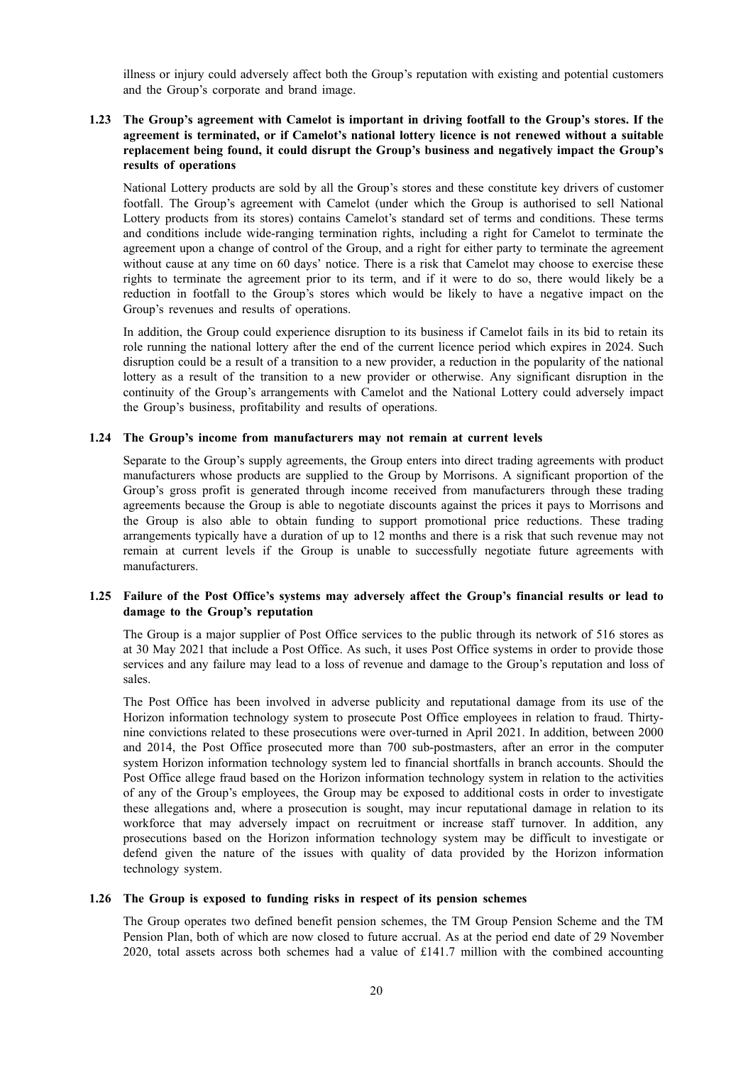illness or injury could adversely affect both the Group's reputation with existing and potential customers and the Group's corporate and brand image.

### 1.23 The Group's agreement with Camelot is important in driving footfall to the Group's stores. If the agreement is terminated, or if Camelot's national lottery licence is not renewed without a suitable replacement being found, it could disrupt the Group's business and negatively impact the Group's results of operations

National Lottery products are sold by all the Group's stores and these constitute key drivers of customer footfall. The Group's agreement with Camelot (under which the Group is authorised to sell National Lottery products from its stores) contains Camelot's standard set of terms and conditions. These terms and conditions include wide-ranging termination rights, including a right for Camelot to terminate the agreement upon a change of control of the Group, and a right for either party to terminate the agreement without cause at any time on 60 days' notice. There is a risk that Camelot may choose to exercise these rights to terminate the agreement prior to its term, and if it were to do so, there would likely be a reduction in footfall to the Group's stores which would be likely to have a negative impact on the Group's revenues and results of operations.

In addition, the Group could experience disruption to its business if Camelot fails in its bid to retain its role running the national lottery after the end of the current licence period which expires in 2024. Such disruption could be a result of a transition to a new provider, a reduction in the popularity of the national lottery as a result of the transition to a new provider or otherwise. Any significant disruption in the continuity of the Group's arrangements with Camelot and the National Lottery could adversely impact the Group's business, profitability and results of operations.

### 1.24 The Group's income from manufacturers may not remain at current levels

Separate to the Group's supply agreements, the Group enters into direct trading agreements with product manufacturers whose products are supplied to the Group by Morrisons. A significant proportion of the Group's gross profit is generated through income received from manufacturers through these trading agreements because the Group is able to negotiate discounts against the prices it pays to Morrisons and the Group is also able to obtain funding to support promotional price reductions. These trading arrangements typically have a duration of up to 12 months and there is a risk that such revenue may not remain at current levels if the Group is unable to successfully negotiate future agreements with manufacturers.

### 1.25 Failure of the Post Office's systems may adversely affect the Group's financial results or lead to damage to the Group's reputation

The Group is a major supplier of Post Office services to the public through its network of 516 stores as at 30 May 2021 that include a Post Office. As such, it uses Post Office systems in order to provide those services and any failure may lead to a loss of revenue and damage to the Group's reputation and loss of sales.

The Post Office has been involved in adverse publicity and reputational damage from its use of the Horizon information technology system to prosecute Post Office employees in relation to fraud. Thirty-nine convictions related to these prosecutions were over-turned in April 2021. In addition, between 2000 and 2014, the Post Office prosecuted more than 700 sub-postmasters, after an error in the computer system Horizon information technology system led to financial shortfalls in branch accounts. Should the Post Office allege fraud based on the Horizon information technology system in relation to the activities of any of the Group's employees, the Group may be exposed to additional costs in order to investigate these allegations and, where a prosecution is sought, may incur reputational damage in relation to its workforce that may adversely impact on recruitment or increase staff turnover. In addition, any prosecutions based on the Horizon information technology system may be difficult to investigate or defend given the nature of the issues with quality of data provided by the Horizon information technology system.

### 1.26 The Group is exposed to funding risks in respect of its pension schemes

The Group operates two defined benefit pension schemes, the TM Group Pension Scheme and the TM Pension Plan, both of which are now closed to future accrual. As at the period end date of 29 November 2020, total assets across both schemes had a value of £141.7 million with the combined accounting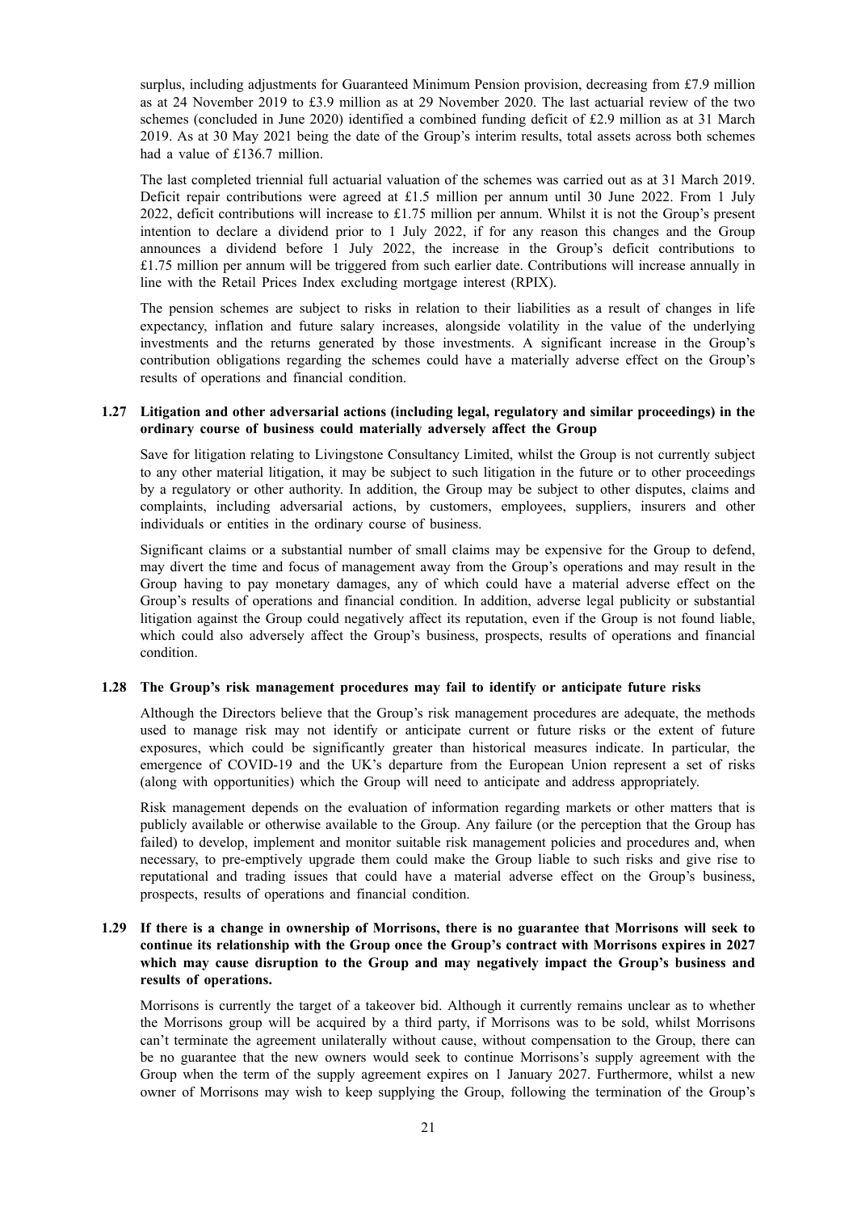surplus, including adjustments for Guaranteed Minimum Pension provision, decreasing from £7.9 million as at 24 November 2019 to £3.9 million as at 29 November 2020. The last actuarial review of the two schemes (concluded in June 2020) identified a combined funding deficit of £2.9 million as at 31 March 2019. As at 30 May 2021 being the date of the Group's interim results, total assets across both schemes had a value of £136.7 million.

The last completed triennial full actuarial valuation of the schemes was carried out as at 31 March 2019. Deficit repair contributions were agreed at £1.5 million per annum until 30 June 2022. From 1 July 2022, deficit contributions will increase to £1.75 million per annum. Whilst it is not the Group's present intention to declare a dividend prior to 1 July 2022, if for any reason this changes and the Group announces a dividend before 1 July 2022, the increase in the Group's deficit contributions to £1.75 million per annum will be triggered from such earlier date. Contributions will increase annually in line with the Retail Prices Index excluding mortgage interest (RPIX).

The pension schemes are subject to risks in relation to their liabilities as a result of changes in life expectancy, inflation and future salary increases, alongside volatility in the value of the underlying investments and the returns generated by those investments. A significant increase in the Group's contribution obligations regarding the schemes could have a materially adverse effect on the Group's results of operations and financial condition.

### 1.27 Litigation and other adversarial actions (including legal, regulatory and similar proceedings) in the ordinary course of business could materially adversely affect the Group

Save for litigation relating to Livingstone Consultancy Limited, whilst the Group is not currently subject to any other material litigation, it may be subject to such litigation in the future or to other proceedings by a regulatory or other authority. In addition, the Group may be subject to other disputes, claims and complaints, including adversarial actions, by customers, employees, suppliers, insurers and other individuals or entities in the ordinary course of business.

Significant claims or a substantial number of small claims may be expensive for the Group to defend, may divert the time and focus of management away from the Group's operations and may result in the Group having to pay monetary damages, any of which could have a material adverse effect on the Group's results of operations and financial condition. In addition, adverse legal publicity or substantial litigation against the Group could negatively affect its reputation, even if the Group is not found liable, which could also adversely affect the Group's business, prospects, results of operations and financial condition.

### 1.28 The Group's risk management procedures may fail to identify or anticipate future risks

Although the Directors believe that the Group's risk management procedures are adequate, the methods used to manage risk may not identify or anticipate current or future risks or the extent of future exposures, which could be significantly greater than historical measures indicate. In particular, the emergence of COVID-19 and the UK's departure from the European Union represent a set of risks (along with opportunities) which the Group will need to anticipate and address appropriately.

Risk management depends on the evaluation of information regarding markets or other matters that is publicly available or otherwise available to the Group. Any failure (or the perception that the Group has failed) to develop, implement and monitor suitable risk management policies and procedures and, when necessary, to pre-emptively upgrade them could make the Group liable to such risks and give rise to reputational and trading issues that could have a material adverse effect on the Group's business, prospects, results of operations and financial condition.

### 1.29 If there is a change in ownership of Morrisons, there is no guarantee that Morrisons will seek to continue its relationship with the Group once the Group's contract with Morrisons expires in 2027 which may cause disruption to the Group and may negatively impact the Group's business and results of operations.

Morrisons is currently the target of a takeover bid. Although it currently remains unclear as to whether the Morrisons group will be acquired by a third party, if Morrisons was to be sold, whilst Morrisons can't terminate the agreement unilaterally without cause, without compensation to the Group, there can be no guarantee that the new owners would seek to continue Morrisons's supply agreement with the Group when the term of the supply agreement expires on 1 January 2027. Furthermore, whilst a new owner of Morrisons may wish to keep supplying the Group, following the termination of the Group's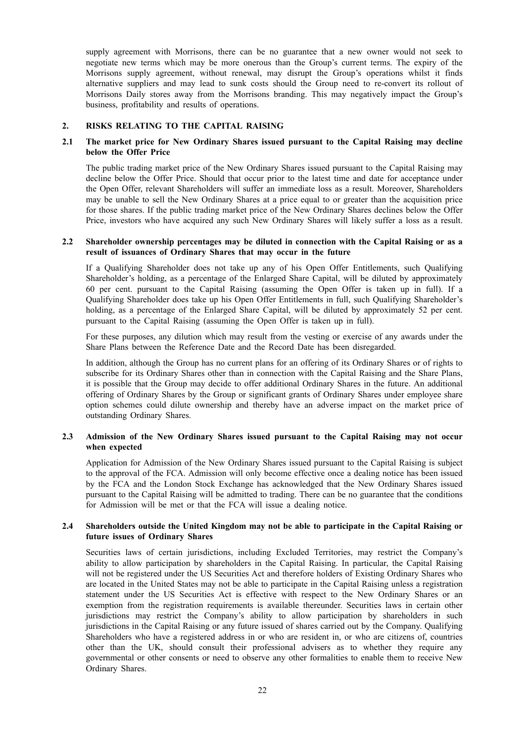supply agreement with Morrisons, there can be no guarantee that a new owner would not seek to negotiate new terms which may be more onerous than the Group's current terms. The expiry of the Morrisons supply agreement, without renewal, may disrupt the Group's operations whilst it finds alternative suppliers and may lead to sunk costs should the Group need to re-convert its rollout of Morrisons Daily stores away from the Morrisons branding. This may negatively impact the Group's business, profitability and results of operations.

## 2. RISKS RELATING TO THE CAPITAL RAISING

### 2.1 The market price for New Ordinary Shares issued pursuant to the Capital Raising may decline below the Offer Price

The public trading market price of the New Ordinary Shares issued pursuant to the Capital Raising may decline below the Offer Price. Should that occur prior to the latest time and date for acceptance under the Open Offer, relevant Shareholders will suffer an immediate loss as a result. Moreover, Shareholders may be unable to sell the New Ordinary Shares at a price equal to or greater than the acquisition price for those shares. If the public trading market price of the New Ordinary Shares declines below the Offer Price, investors who have acquired any such New Ordinary Shares will likely suffer a loss as a result.

### 2.2 Shareholder ownership percentages may be diluted in connection with the Capital Raising or as a result of issuances of Ordinary Shares that may occur in the future

If a Qualifying Shareholder does not take up any of his Open Offer Entitlements, such Qualifying Shareholder's holding, as a percentage of the Enlarged Share Capital, will be diluted by approximately 60 per cent. pursuant to the Capital Raising (assuming the Open Offer is taken up in full). If a Qualifying Shareholder does take up his Open Offer Entitlements in full, such Qualifying Shareholder's holding, as a percentage of the Enlarged Share Capital, will be diluted by approximately 52 per cent. pursuant to the Capital Raising (assuming the Open Offer is taken up in full).

For these purposes, any dilution which may result from the vesting or exercise of any awards under the Share Plans between the Reference Date and the Record Date has been disregarded.

In addition, although the Group has no current plans for an offering of its Ordinary Shares or of rights to subscribe for its Ordinary Shares other than in connection with the Capital Raising and the Share Plans, it is possible that the Group may decide to offer additional Ordinary Shares in the future. An additional offering of Ordinary Shares by the Group or significant grants of Ordinary Shares under employee share option schemes could dilute ownership and thereby have an adverse impact on the market price of outstanding Ordinary Shares.

### 2.3 Admission of the New Ordinary Shares issued pursuant to the Capital Raising may not occur when expected

Application for Admission of the New Ordinary Shares issued pursuant to the Capital Raising is subject to the approval of the FCA. Admission will only become effective once a dealing notice has been issued by the FCA and the London Stock Exchange has acknowledged that the New Ordinary Shares issued pursuant to the Capital Raising will be admitted to trading. There can be no guarantee that the conditions for Admission will be met or that the FCA will issue a dealing notice.

### 2.4 Shareholders outside the United Kingdom may not be able to participate in the Capital Raising or future issues of Ordinary Shares

Securities laws of certain jurisdictions, including Excluded Territories, may restrict the Company's ability to allow participation by shareholders in the Capital Raising. In particular, the Capital Raising will not be registered under the US Securities Act and therefore holders of Existing Ordinary Shares who are located in the United States may not be able to participate in the Capital Raising unless a registration statement under the US Securities Act is effective with respect to the New Ordinary Shares or an exemption from the registration requirements is available thereunder. Securities laws in certain other jurisdictions may restrict the Company's ability to allow participation by shareholders in such jurisdictions in the Capital Raising or any future issued of shares carried out by the Company. Qualifying Shareholders who have a registered address in or who are resident in, or who are citizens of, countries other than the UK, should consult their professional advisers as to whether they require any governmental or other consents or need to observe any other formalities to enable them to receive New Ordinary Shares.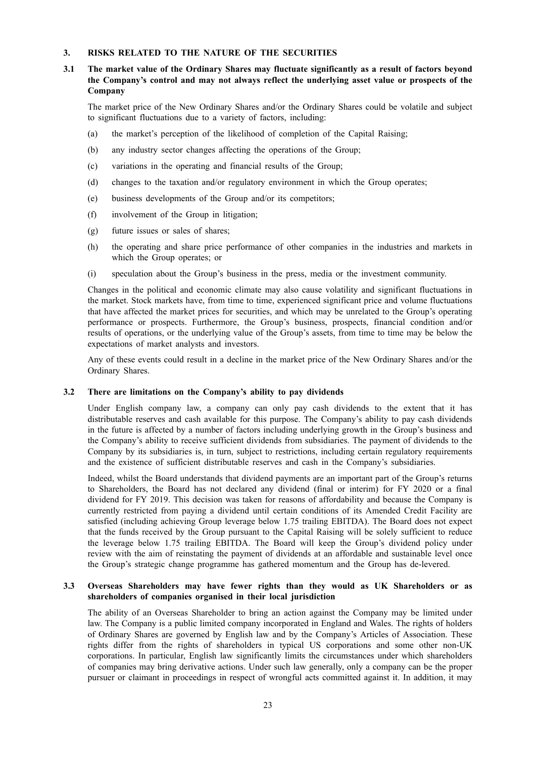## 3. RISKS RELATED TO THE NATURE OF THE SECURITIES

### 3.1 The market value of the Ordinary Shares may fluctuate significantly as a result of factors beyond the Company's control and may not always reflect the underlying asset value or prospects of the Company

The market price of the New Ordinary Shares and/or the Ordinary Shares could be volatile and subject to significant fluctuations due to a variety of factors, including:

(a) the market's perception of the likelihood of completion of the Capital Raising;

(b) any industry sector changes affecting the operations of the Group;

(c) variations in the operating and financial results of the Group;

(d) changes to the taxation and/or regulatory environment in which the Group operates;

(e) business developments of the Group and/or its competitors;

(f) involvement of the Group in litigation;

(g) future issues or sales of shares;

(h) the operating and share price performance of other companies in the industries and markets in which the Group operates; or

(i) speculation about the Group's business in the press, media or the investment community.

Changes in the political and economic climate may also cause volatility and significant fluctuations in the market. Stock markets have, from time to time, experienced significant price and volume fluctuations that have affected the market prices for securities, and which may be unrelated to the Group's operating performance or prospects. Furthermore, the Group's business, prospects, financial condition and/or results of operations, or the underlying value of the Group's assets, from time to time may be below the expectations of market analysts and investors.

Any of these events could result in a decline in the market price of the New Ordinary Shares and/or the Ordinary Shares.

### 3.2 There are limitations on the Company's ability to pay dividends

Under English company law, a company can only pay cash dividends to the extent that it has distributable reserves and cash available for this purpose. The Company's ability to pay cash dividends in the future is affected by a number of factors including underlying growth in the Group's business and the Company's ability to receive sufficient dividends from subsidiaries. The payment of dividends to the Company by its subsidiaries is, in turn, subject to restrictions, including certain regulatory requirements and the existence of sufficient distributable reserves and cash in the Company's subsidiaries.

Indeed, whilst the Board understands that dividend payments are an important part of the Group's returns to Shareholders, the Board has not declared any dividend (final or interim) for FY 2020 or a final dividend for FY 2019. This decision was taken for reasons of affordability and because the Company is currently restricted from paying a dividend until certain conditions of its Amended Credit Facility are satisfied (including achieving Group leverage below 1.75 trailing EBITDA). The Board does not expect that the funds received by the Group pursuant to the Capital Raising will be solely sufficient to reduce the leverage below 1.75 trailing EBITDA. The Board will keep the Group's dividend policy under review with the aim of reinstating the payment of dividends at an affordable and sustainable level once the Group's strategic change programme has gathered momentum and the Group has de-levered.

### 3.3 Overseas Shareholders may have fewer rights than they would as UK Shareholders or as shareholders of companies organised in their local jurisdiction

The ability of an Overseas Shareholder to bring an action against the Company may be limited under law. The Company is a public limited company incorporated in England and Wales. The rights of holders of Ordinary Shares are governed by English law and by the Company's Articles of Association. These rights differ from the rights of shareholders in typical US corporations and some other non-UK corporations. In particular, English law significantly limits the circumstances under which shareholders of companies may bring derivative actions. Under such law generally, only a company can be the proper pursuer or claimant in proceedings in respect of wrongful acts committed against it. In addition, it may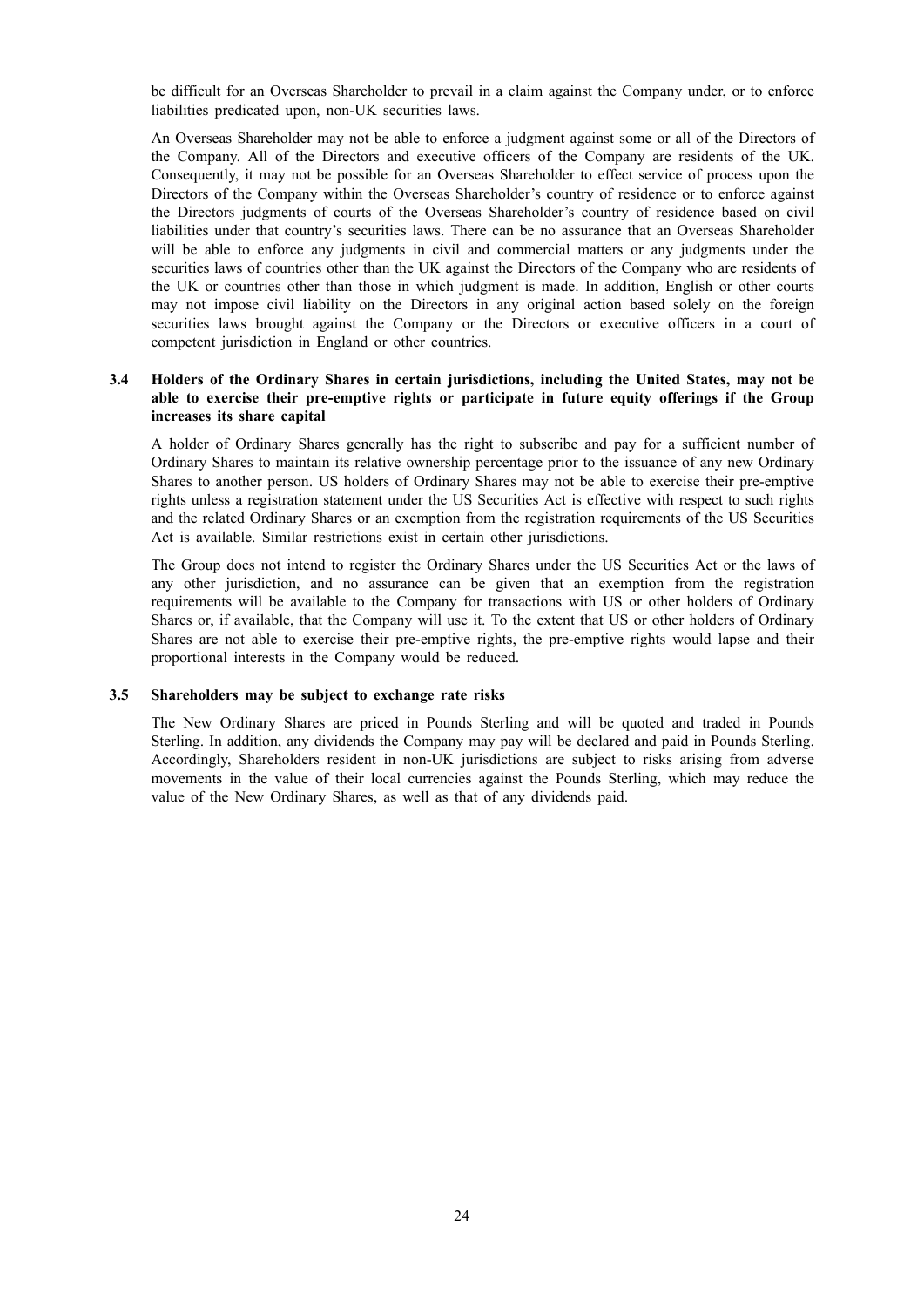be difficult for an Overseas Shareholder to prevail in a claim against the Company under, or to enforce liabilities predicated upon, non-UK securities laws.

An Overseas Shareholder may not be able to enforce a judgment against some or all of the Directors of the Company. All of the Directors and executive officers of the Company are residents of the UK. Consequently, it may not be possible for an Overseas Shareholder to effect service of process upon the Directors of the Company within the Overseas Shareholder's country of residence or to enforce against the Directors judgments of courts of the Overseas Shareholder's country of residence based on civil liabilities under that country's securities laws. There can be no assurance that an Overseas Shareholder will be able to enforce any judgments in civil and commercial matters or any judgments under the securities laws of countries other than the UK against the Directors of the Company who are residents of the UK or countries other than those in which judgment is made. In addition, English or other courts may not impose civil liability on the Directors in any original action based solely on the foreign securities laws brought against the Company or the Directors or executive officers in a court of competent jurisdiction in England or other countries.

### 3.4 Holders of the Ordinary Shares in certain jurisdictions, including the United States, may not be able to exercise their pre-emptive rights or participate in future equity offerings if the Group increases its share capital

A holder of Ordinary Shares generally has the right to subscribe and pay for a sufficient number of Ordinary Shares to maintain its relative ownership percentage prior to the issuance of any new Ordinary Shares to another person. US holders of Ordinary Shares may not be able to exercise their pre-emptive rights unless a registration statement under the US Securities Act is effective with respect to such rights and the related Ordinary Shares or an exemption from the registration requirements of the US Securities Act is available. Similar restrictions exist in certain other jurisdictions.

The Group does not intend to register the Ordinary Shares under the US Securities Act or the laws of any other jurisdiction, and no assurance can be given that an exemption from the registration requirements will be available to the Company for transactions with US or other holders of Ordinary Shares or, if available, that the Company will use it. To the extent that US or other holders of Ordinary Shares are not able to exercise their pre-emptive rights, the pre-emptive rights would lapse and their proportional interests in the Company would be reduced.

### 3.5 Shareholders may be subject to exchange rate risks

The New Ordinary Shares are priced in Pounds Sterling and will be quoted and traded in Pounds Sterling. In addition, any dividends the Company may pay will be declared and paid in Pounds Sterling. Accordingly, Shareholders resident in non-UK jurisdictions are subject to risks arising from adverse movements in the value of their local currencies against the Pounds Sterling, which may reduce the value of the New Ordinary Shares, as well as that of any dividends paid.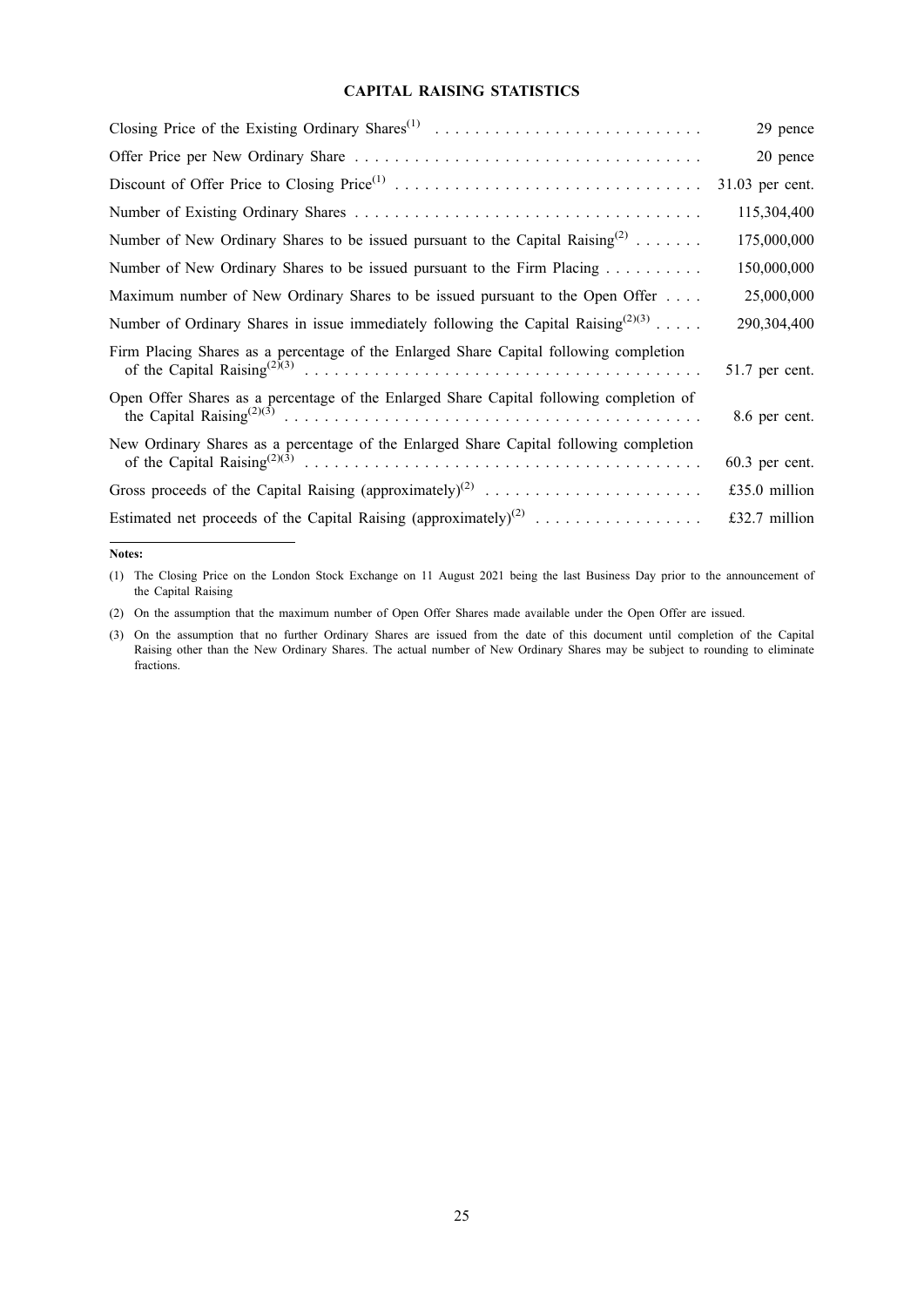## CAPITAL RAISING STATISTICS

| | |
|---|---|
| Closing Price of the Existing Ordinary Shares[(1)] | 29 pence |
| Offer Price per New Ordinary Share | 20 pence |
| Discount of Offer Price to Closing Price[(1)] | 31.03 per cent. |
| Number of Existing Ordinary Shares | 115,304,400 |
| Number of New Ordinary Shares to be issued pursuant to the Capital Raising[(2)] | 175,000,000 |
| Number of New Ordinary Shares to be issued pursuant to the Firm Placing | 150,000,000 |
| Maximum number of New Ordinary Shares to be issued pursuant to the Open Offer | 25,000,000 |
| Number of Ordinary Shares in issue immediately following the Capital Raising[(2)(3)] | 290,304,400 |
| Firm Placing Shares as a percentage of the Enlarged Share Capital following completion of the Capital Raising[(2)(3)] | 51.7 per cent. |
| Open Offer Shares as a percentage of the Enlarged Share Capital following completion of the Capital Raising[(2)(3)] | 8.6 per cent. |
| New Ordinary Shares as a percentage of the Enlarged Share Capital following completion of the Capital Raising[(2)(3)] | 60.3 per cent. |
| Gross proceeds of the Capital Raising (approximately)[(2)] | £35.0 million |
| Estimated net proceeds of the Capital Raising (approximately)[(2)] | £32.7 million |

**Notes:**

(1) The Closing Price on the London Stock Exchange on 11 August 2021 being the last Business Day prior to the announcement of the Capital Raising

(2) On the assumption that the maximum number of Open Offer Shares made available under the Open Offer are issued.

(3) On the assumption that no further Ordinary Shares are issued from the date of this document until completion of the Capital Raising other than the New Ordinary Shares. The actual number of New Ordinary Shares may be subject to rounding to eliminate fractions.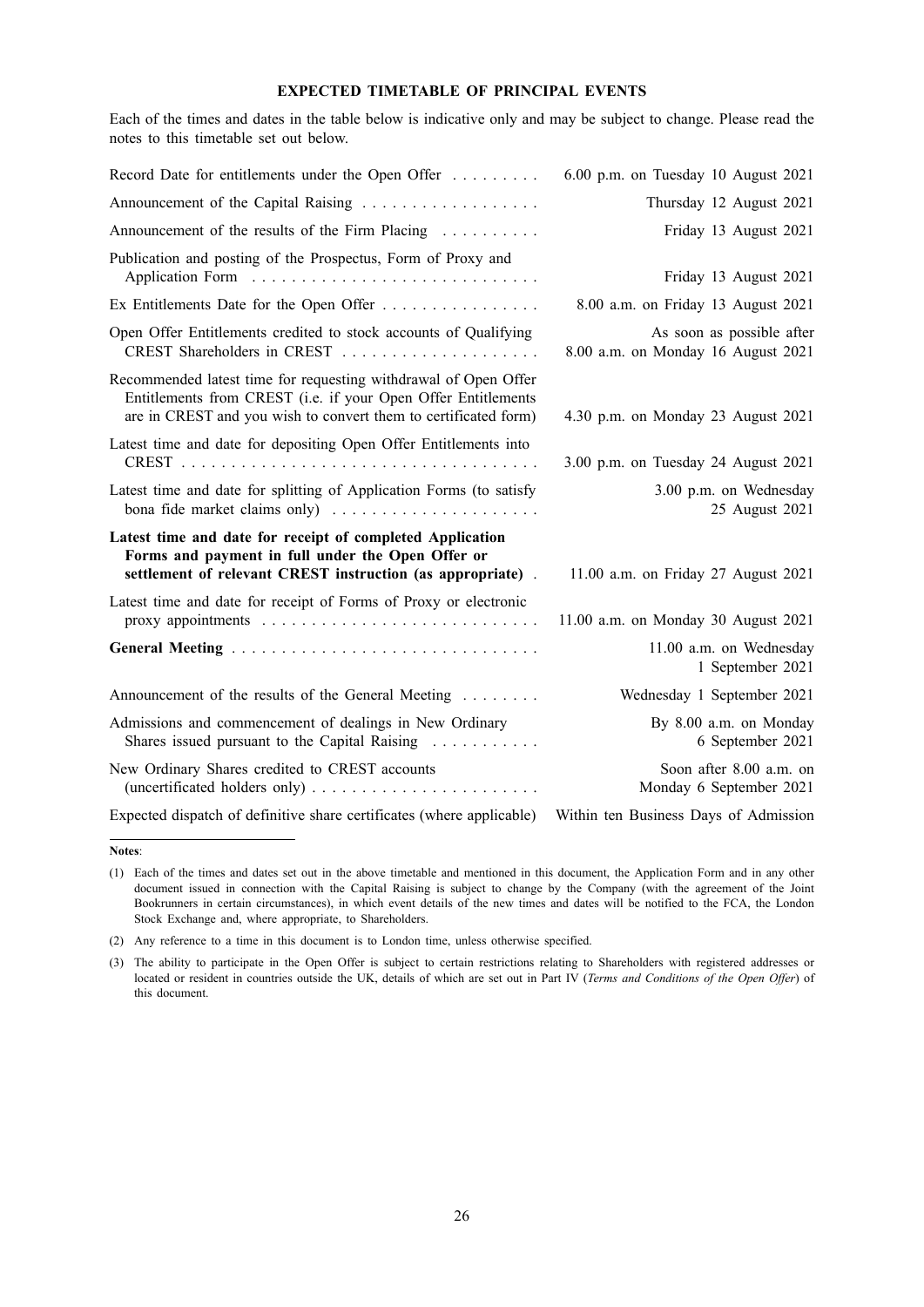## EXPECTED TIMETABLE OF PRINCIPAL EVENTS

Each of the times and dates in the table below is indicative only and may be subject to change. Please read the notes to this timetable set out below.

| | |
|---|---|
| Record Date for entitlements under the Open Offer | 6.00 p.m. on Tuesday 10 August 2021 |
| Announcement of the Capital Raising | Thursday 12 August 2021 |
| Announcement of the results of the Firm Placing | Friday 13 August 2021 |
| Publication and posting of the Prospectus, Form of Proxy and Application Form | Friday 13 August 2021 |
| Ex Entitlements Date for the Open Offer | 8.00 a.m. on Friday 13 August 2021 |
| Open Offer Entitlements credited to stock accounts of Qualifying CREST Shareholders in CREST | As soon as possible after 8.00 a.m. on Monday 16 August 2021 |
| Recommended latest time for requesting withdrawal of Open Offer Entitlements from CREST (i.e. if your Open Offer Entitlements are in CREST and you wish to convert them to certificated form) | 4.30 p.m. on Monday 23 August 2021 |
| Latest time and date for depositing Open Offer Entitlements into CREST | 3.00 p.m. on Tuesday 24 August 2021 |
| Latest time and date for splitting of Application Forms (to satisfy bona fide market claims only) | 3.00 p.m. on Wednesday 25 August 2021 |
| **Latest time and date for receipt of completed Application Forms and payment in full under the Open Offer or settlement of relevant CREST instruction (as appropriate)** | 11.00 a.m. on Friday 27 August 2021 |
| Latest time and date for receipt of Forms of Proxy or electronic proxy appointments | 11.00 a.m. on Monday 30 August 2021 |
| **General Meeting** | 11.00 a.m. on Wednesday 1 September 2021 |
| Announcement of the results of the General Meeting | Wednesday 1 September 2021 |
| Admissions and commencement of dealings in New Ordinary Shares issued pursuant to the Capital Raising | By 8.00 a.m. on Monday 6 September 2021 |
| New Ordinary Shares credited to CREST accounts (uncertificated holders only) | Soon after 8.00 a.m. on Monday 6 September 2021 |
| Expected dispatch of definitive share certificates (where applicable) | Within ten Business Days of Admission |

**Notes**:

(1) Each of the times and dates set out in the above timetable and mentioned in this document, the Application Form and in any other document issued in connection with the Capital Raising is subject to change by the Company (with the agreement of the Joint Bookrunners in certain circumstances), in which event details of the new times and dates will be notified to the FCA, the London Stock Exchange and, where appropriate, to Shareholders.

(2) Any reference to a time in this document is to London time, unless otherwise specified.

(3) The ability to participate in the Open Offer is subject to certain restrictions relating to Shareholders with registered addresses or located or resident in countries outside the UK, details of which are set out in Part IV (*Terms and Conditions of the Open Offer*) of this document.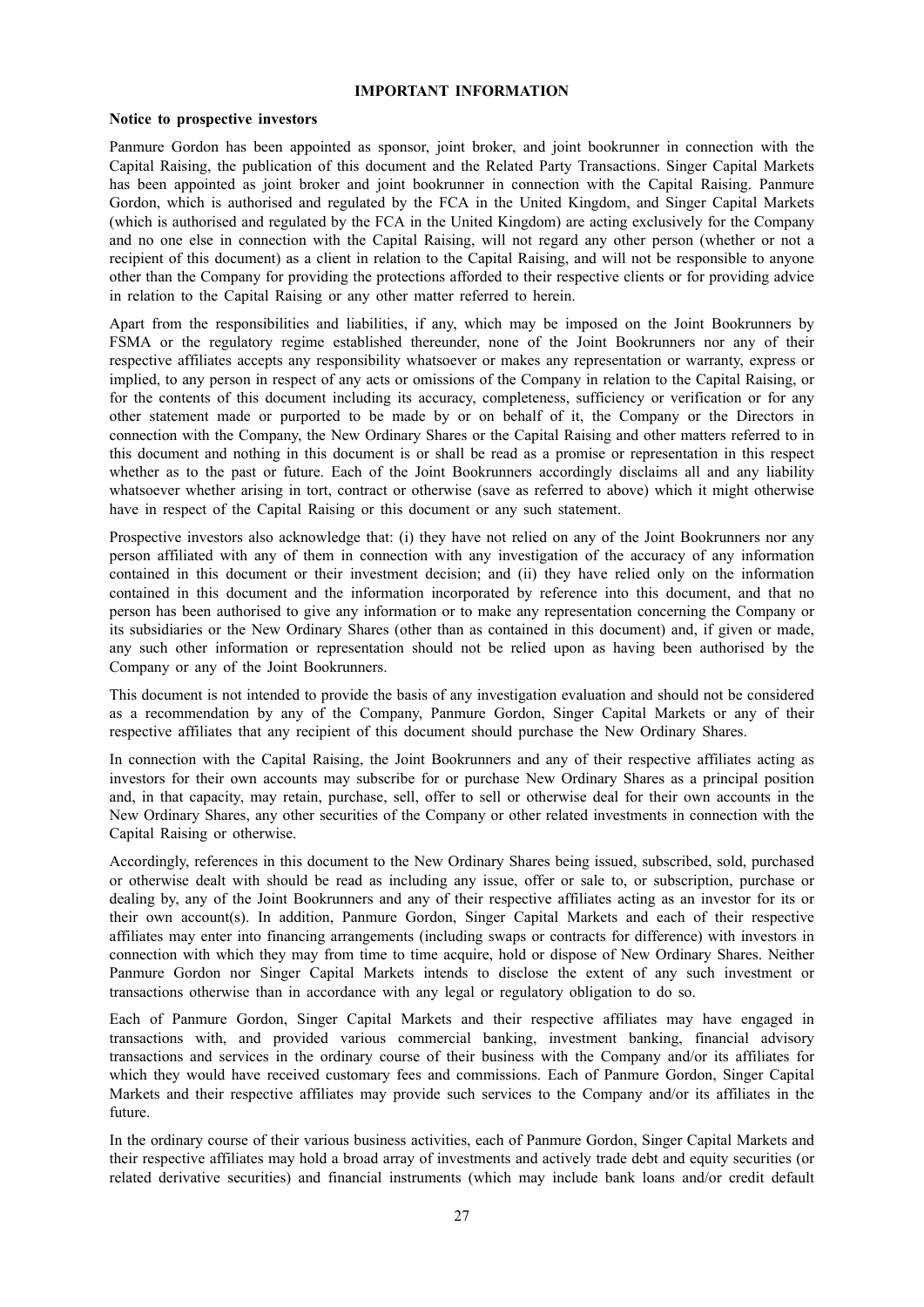## IMPORTANT INFORMATION

**Notice to prospective investors**

Panmure Gordon has been appointed as sponsor, joint broker, and joint bookrunner in connection with the Capital Raising, the publication of this document and the Related Party Transactions. Singer Capital Markets has been appointed as joint broker and joint bookrunner in connection with the Capital Raising. Panmure Gordon, which is authorised and regulated by the FCA in the United Kingdom, and Singer Capital Markets (which is authorised and regulated by the FCA in the United Kingdom) are acting exclusively for the Company and no one else in connection with the Capital Raising, will not regard any other person (whether or not a recipient of this document) as a client in relation to the Capital Raising, and will not be responsible to anyone other than the Company for providing the protections afforded to their respective clients or for providing advice in relation to the Capital Raising or any other matter referred to herein.

Apart from the responsibilities and liabilities, if any, which may be imposed on the Joint Bookrunners by FSMA or the regulatory regime established thereunder, none of the Joint Bookrunners nor any of their respective affiliates accepts any responsibility whatsoever or makes any representation or warranty, express or implied, to any person in respect of any acts or omissions of the Company in relation to the Capital Raising, or for the contents of this document including its accuracy, completeness, sufficiency or verification or for any other statement made or purported to be made by or on behalf of it, the Company or the Directors in connection with the Company, the New Ordinary Shares or the Capital Raising and other matters referred to in this document and nothing in this document is or shall be read as a promise or representation in this respect whether as to the past or future. Each of the Joint Bookrunners accordingly disclaims all and any liability whatsoever whether arising in tort, contract or otherwise (save as referred to above) which it might otherwise have in respect of the Capital Raising or this document or any such statement.

Prospective investors also acknowledge that: (i) they have not relied on any of the Joint Bookrunners nor any person affiliated with any of them in connection with any investigation of the accuracy of any information contained in this document or their investment decision; and (ii) they have relied only on the information contained in this document and the information incorporated by reference into this document, and that no person has been authorised to give any information or to make any representation concerning the Company or its subsidiaries or the New Ordinary Shares (other than as contained in this document) and, if given or made, any such other information or representation should not be relied upon as having been authorised by the Company or any of the Joint Bookrunners.

This document is not intended to provide the basis of any investigation evaluation and should not be considered as a recommendation by any of the Company, Panmure Gordon, Singer Capital Markets or any of their respective affiliates that any recipient of this document should purchase the New Ordinary Shares.

In connection with the Capital Raising, the Joint Bookrunners and any of their respective affiliates acting as investors for their own accounts may subscribe for or purchase New Ordinary Shares as a principal position and, in that capacity, may retain, purchase, sell, offer to sell or otherwise deal for their own accounts in the New Ordinary Shares, any other securities of the Company or other related investments in connection with the Capital Raising or otherwise.

Accordingly, references in this document to the New Ordinary Shares being issued, subscribed, sold, purchased or otherwise dealt with should be read as including any issue, offer or sale to, or subscription, purchase or dealing by, any of the Joint Bookrunners and any of their respective affiliates acting as an investor for its or their own account(s). In addition, Panmure Gordon, Singer Capital Markets and each of their respective affiliates may enter into financing arrangements (including swaps or contracts for difference) with investors in connection with which they may from time to time acquire, hold or dispose of New Ordinary Shares. Neither Panmure Gordon nor Singer Capital Markets intends to disclose the extent of any such investment or transactions otherwise than in accordance with any legal or regulatory obligation to do so.

Each of Panmure Gordon, Singer Capital Markets and their respective affiliates may have engaged in transactions with, and provided various commercial banking, investment banking, financial advisory transactions and services in the ordinary course of their business with the Company and/or its affiliates for which they would have received customary fees and commissions. Each of Panmure Gordon, Singer Capital Markets and their respective affiliates may provide such services to the Company and/or its affiliates in the future.

In the ordinary course of their various business activities, each of Panmure Gordon, Singer Capital Markets and their respective affiliates may hold a broad array of investments and actively trade debt and equity securities (or related derivative securities) and financial instruments (which may include bank loans and/or credit default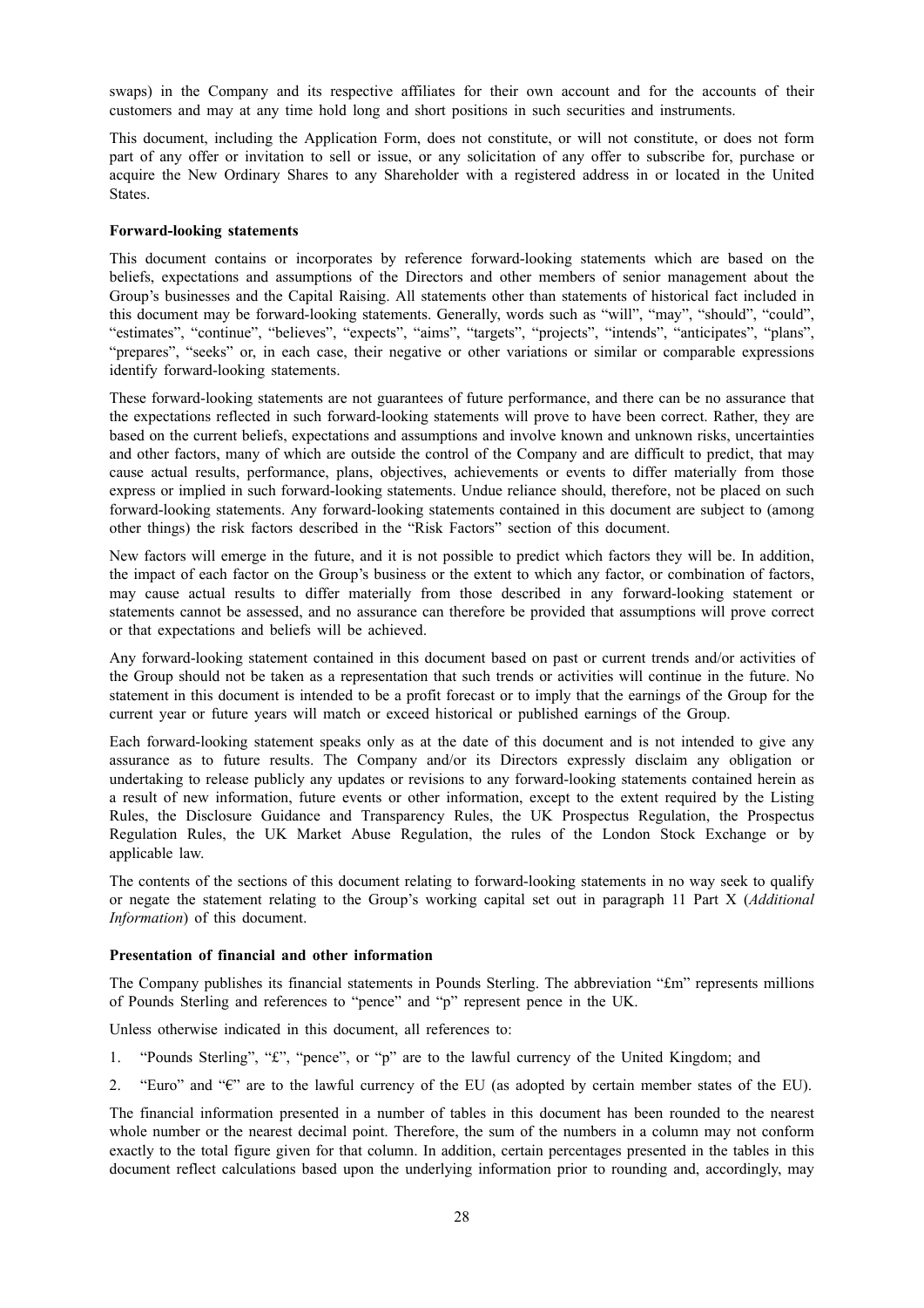swaps) in the Company and its respective affiliates for their own account and for the accounts of their customers and may at any time hold long and short positions in such securities and instruments.

This document, including the Application Form, does not constitute, or will not constitute, or does not form part of any offer or invitation to sell or issue, or any solicitation of any offer to subscribe for, purchase or acquire the New Ordinary Shares to any Shareholder with a registered address in or located in the United States.

**Forward-looking statements**

This document contains or incorporates by reference forward-looking statements which are based on the beliefs, expectations and assumptions of the Directors and other members of senior management about the Group's businesses and the Capital Raising. All statements other than statements of historical fact included in this document may be forward-looking statements. Generally, words such as "will", "may", "should", "could", "estimates", "continue", "believes", "expects", "aims", "targets", "projects", "intends", "anticipates", "plans", "prepares", "seeks" or, in each case, their negative or other variations or similar or comparable expressions identify forward-looking statements.

These forward-looking statements are not guarantees of future performance, and there can be no assurance that the expectations reflected in such forward-looking statements will prove to have been correct. Rather, they are based on the current beliefs, expectations and assumptions and involve known and unknown risks, uncertainties and other factors, many of which are outside the control of the Company and are difficult to predict, that may cause actual results, performance, plans, objectives, achievements or events to differ materially from those express or implied in such forward-looking statements. Undue reliance should, therefore, not be placed on such forward-looking statements. Any forward-looking statements contained in this document are subject to (among other things) the risk factors described in the "Risk Factors" section of this document.

New factors will emerge in the future, and it is not possible to predict which factors they will be. In addition, the impact of each factor on the Group's business or the extent to which any factor, or combination of factors, may cause actual results to differ materially from those described in any forward-looking statement or statements cannot be assessed, and no assurance can therefore be provided that assumptions will prove correct or that expectations and beliefs will be achieved.

Any forward-looking statement contained in this document based on past or current trends and/or activities of the Group should not be taken as a representation that such trends or activities will continue in the future. No statement in this document is intended to be a profit forecast or to imply that the earnings of the Group for the current year or future years will match or exceed historical or published earnings of the Group.

Each forward-looking statement speaks only as at the date of this document and is not intended to give any assurance as to future results. The Company and/or its Directors expressly disclaim any obligation or undertaking to release publicly any updates or revisions to any forward-looking statements contained herein as a result of new information, future events or other information, except to the extent required by the Listing Rules, the Disclosure Guidance and Transparency Rules, the UK Prospectus Regulation, the Prospectus Regulation Rules, the UK Market Abuse Regulation, the rules of the London Stock Exchange or by applicable law.

The contents of the sections of this document relating to forward-looking statements in no way seek to qualify or negate the statement relating to the Group's working capital set out in paragraph 11 Part X (*Additional Information*) of this document.

**Presentation of financial and other information**

The Company publishes its financial statements in Pounds Sterling. The abbreviation "£m" represents millions of Pounds Sterling and references to "pence" and "p" represent pence in the UK.

Unless otherwise indicated in this document, all references to:

1. "Pounds Sterling", "£", "pence", or "p" are to the lawful currency of the United Kingdom; and
2. "Euro" and "€" are to the lawful currency of the EU (as adopted by certain member states of the EU).

The financial information presented in a number of tables in this document has been rounded to the nearest whole number or the nearest decimal point. Therefore, the sum of the numbers in a column may not conform exactly to the total figure given for that column. In addition, certain percentages presented in the tables in this document reflect calculations based upon the underlying information prior to rounding and, accordingly, may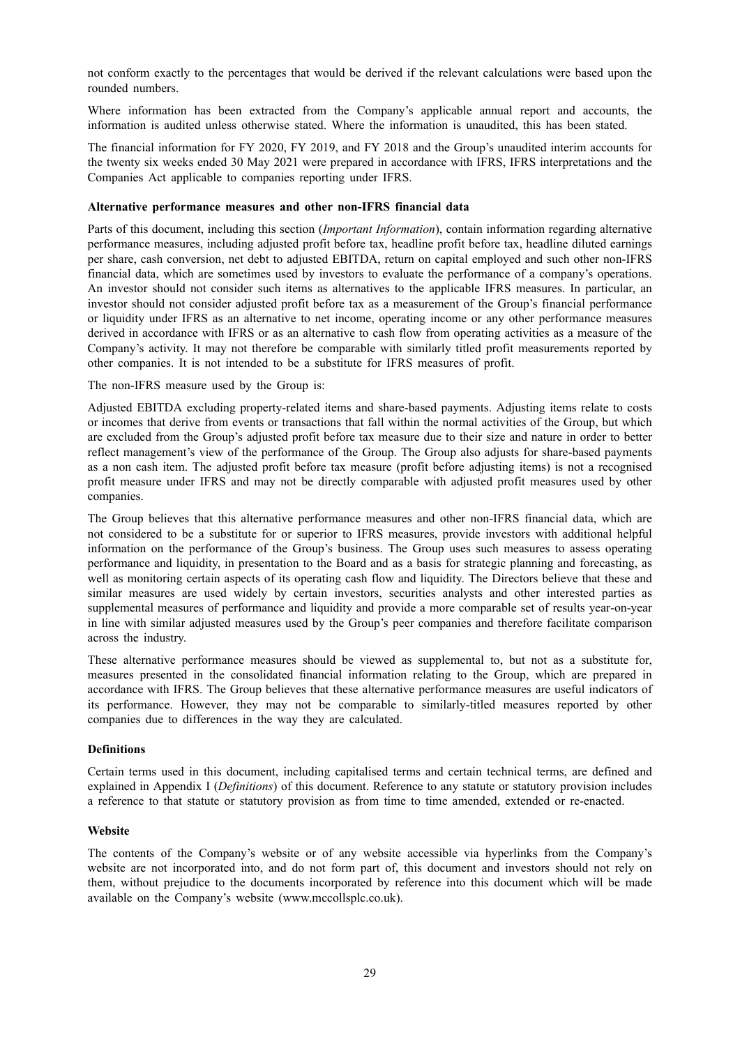not conform exactly to the percentages that would be derived if the relevant calculations were based upon the rounded numbers.

Where information has been extracted from the Company's applicable annual report and accounts, the information is audited unless otherwise stated. Where the information is unaudited, this has been stated.

The financial information for FY 2020, FY 2019, and FY 2018 and the Group's unaudited interim accounts for the twenty six weeks ended 30 May 2021 were prepared in accordance with IFRS, IFRS interpretations and the Companies Act applicable to companies reporting under IFRS.

**Alternative performance measures and other non-IFRS financial data**

Parts of this document, including this section (*Important Information*), contain information regarding alternative performance measures, including adjusted profit before tax, headline profit before tax, headline diluted earnings per share, cash conversion, net debt to adjusted EBITDA, return on capital employed and such other non-IFRS financial data, which are sometimes used by investors to evaluate the performance of a company's operations. An investor should not consider such items as alternatives to the applicable IFRS measures. In particular, an investor should not consider adjusted profit before tax as a measurement of the Group's financial performance or liquidity under IFRS as an alternative to net income, operating income or any other performance measures derived in accordance with IFRS or as an alternative to cash flow from operating activities as a measure of the Company's activity. It may not therefore be comparable with similarly titled profit measurements reported by other companies. It is not intended to be a substitute for IFRS measures of profit.

The non-IFRS measure used by the Group is:

Adjusted EBITDA excluding property-related items and share-based payments. Adjusting items relate to costs or incomes that derive from events or transactions that fall within the normal activities of the Group, but which are excluded from the Group's adjusted profit before tax measure due to their size and nature in order to better reflect management's view of the performance of the Group. The Group also adjusts for share-based payments as a non cash item. The adjusted profit before tax measure (profit before adjusting items) is not a recognised profit measure under IFRS and may not be directly comparable with adjusted profit measures used by other companies.

The Group believes that this alternative performance measures and other non-IFRS financial data, which are not considered to be a substitute for or superior to IFRS measures, provide investors with additional helpful information on the performance of the Group's business. The Group uses such measures to assess operating performance and liquidity, in presentation to the Board and as a basis for strategic planning and forecasting, as well as monitoring certain aspects of its operating cash flow and liquidity. The Directors believe that these and similar measures are used widely by certain investors, securities analysts and other interested parties as supplemental measures of performance and liquidity and provide a more comparable set of results year-on-year in line with similar adjusted measures used by the Group's peer companies and therefore facilitate comparison across the industry.

These alternative performance measures should be viewed as supplemental to, but not as a substitute for, measures presented in the consolidated financial information relating to the Group, which are prepared in accordance with IFRS. The Group believes that these alternative performance measures are useful indicators of its performance. However, they may not be comparable to similarly-titled measures reported by other companies due to differences in the way they are calculated.

**Definitions**

Certain terms used in this document, including capitalised terms and certain technical terms, are defined and explained in Appendix I (*Definitions*) of this document. Reference to any statute or statutory provision includes a reference to that statute or statutory provision as from time to time amended, extended or re-enacted.

**Website**

The contents of the Company's website or of any website accessible via hyperlinks from the Company's website are not incorporated into, and do not form part of, this document and investors should not rely on them, without prejudice to the documents incorporated by reference into this document which will be made available on the Company's website (www.mccollsplc.co.uk).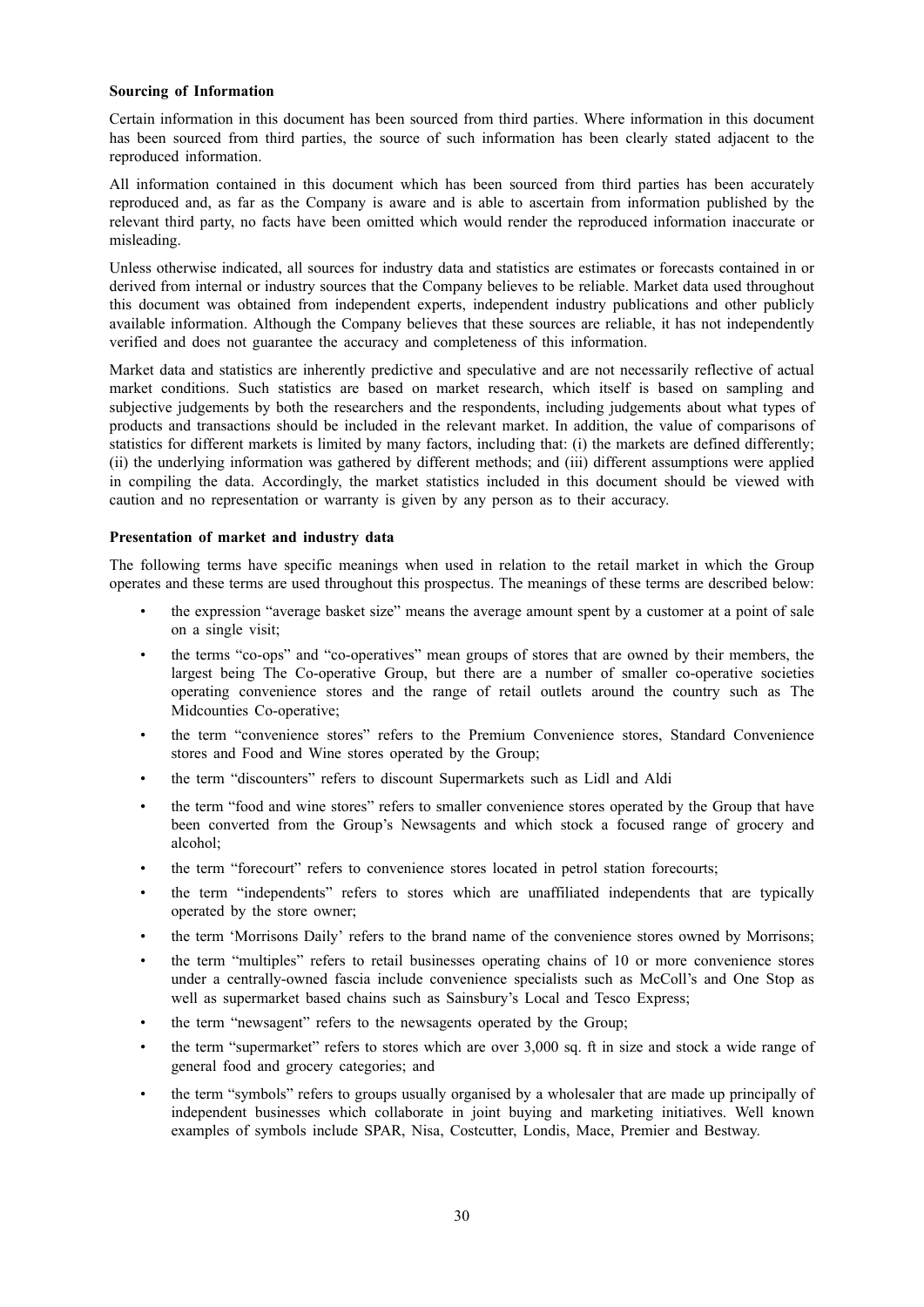**Sourcing of Information**

Certain information in this document has been sourced from third parties. Where information in this document has been sourced from third parties, the source of such information has been clearly stated adjacent to the reproduced information.

All information contained in this document which has been sourced from third parties has been accurately reproduced and, as far as the Company is aware and is able to ascertain from information published by the relevant third party, no facts have been omitted which would render the reproduced information inaccurate or misleading.

Unless otherwise indicated, all sources for industry data and statistics are estimates or forecasts contained in or derived from internal or industry sources that the Company believes to be reliable. Market data used throughout this document was obtained from independent experts, independent industry publications and other publicly available information. Although the Company believes that these sources are reliable, it has not independently verified and does not guarantee the accuracy and completeness of this information.

Market data and statistics are inherently predictive and speculative and are not necessarily reflective of actual market conditions. Such statistics are based on market research, which itself is based on sampling and subjective judgements by both the researchers and the respondents, including judgements about what types of products and transactions should be included in the relevant market. In addition, the value of comparisons of statistics for different markets is limited by many factors, including that: (i) the markets are defined differently; (ii) the underlying information was gathered by different methods; and (iii) different assumptions were applied in compiling the data. Accordingly, the market statistics included in this document should be viewed with caution and no representation or warranty is given by any person as to their accuracy.

**Presentation of market and industry data**

The following terms have specific meanings when used in relation to the retail market in which the Group operates and these terms are used throughout this prospectus. The meanings of these terms are described below:

- the expression "average basket size" means the average amount spent by a customer at a point of sale on a single visit;
- the terms "co-ops" and "co-operatives" mean groups of stores that are owned by their members, the largest being The Co-operative Group, but there are a number of smaller co-operative societies operating convenience stores and the range of retail outlets around the country such as The Midcounties Co-operative;
- the term "convenience stores" refers to the Premium Convenience stores, Standard Convenience stores and Food and Wine stores operated by the Group;
- the term "discounters" refers to discount Supermarkets such as Lidl and Aldi
- the term "food and wine stores" refers to smaller convenience stores operated by the Group that have been converted from the Group's Newsagents and which stock a focused range of grocery and alcohol;
- the term "forecourt" refers to convenience stores located in petrol station forecourts;
- the term "independents" refers to stores which are unaffiliated independents that are typically operated by the store owner;
- the term 'Morrisons Daily' refers to the brand name of the convenience stores owned by Morrisons;
- the term "multiples" refers to retail businesses operating chains of 10 or more convenience stores under a centrally-owned fascia include convenience specialists such as McColl's and One Stop as well as supermarket based chains such as Sainsbury's Local and Tesco Express;
- the term "newsagent" refers to the newsagents operated by the Group;
- the term "supermarket" refers to stores which are over 3,000 sq. ft in size and stock a wide range of general food and grocery categories; and
- the term "symbols" refers to groups usually organised by a wholesaler that are made up principally of independent businesses which collaborate in joint buying and marketing initiatives. Well known examples of symbols include SPAR, Nisa, Costcutter, Londis, Mace, Premier and Bestway.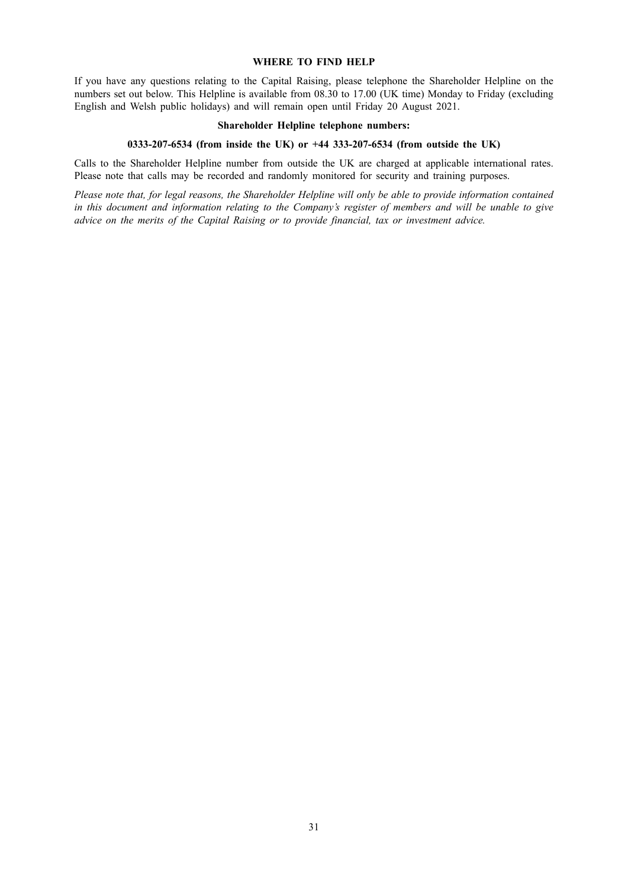## WHERE TO FIND HELP

If you have any questions relating to the Capital Raising, please telephone the Shareholder Helpline on the numbers set out below. This Helpline is available from 08.30 to 17.00 (UK time) Monday to Friday (excluding English and Welsh public holidays) and will remain open until Friday 20 August 2021.

**Shareholder Helpline telephone numbers:**

**0333-207-6534 (from inside the UK) or +44 333-207-6534 (from outside the UK)**

Calls to the Shareholder Helpline number from outside the UK are charged at applicable international rates. Please note that calls may be recorded and randomly monitored for security and training purposes.

*Please note that, for legal reasons, the Shareholder Helpline will only be able to provide information contained in this document and information relating to the Company's register of members and will be unable to give advice on the merits of the Capital Raising or to provide financial, tax or investment advice.*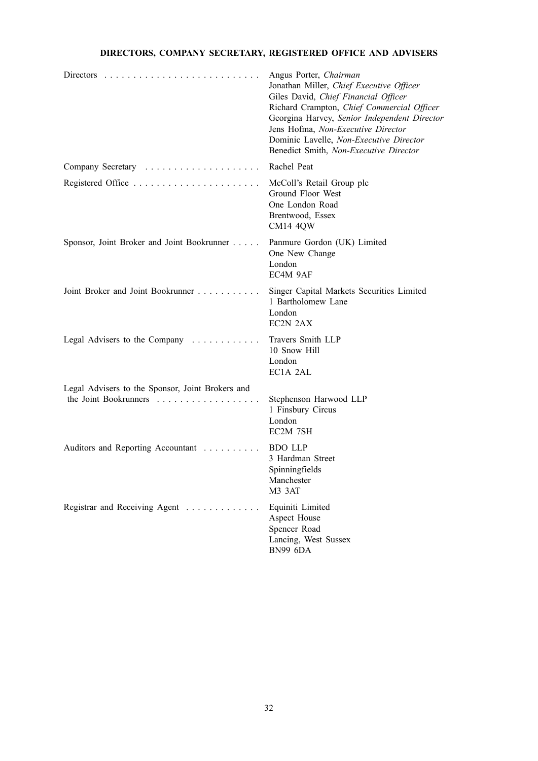## DIRECTORS, COMPANY SECRETARY, REGISTERED OFFICE AND ADVISERS

| | |
|---|---|
| Directors | Angus Porter, *Chairman*<br>Jonathan Miller, *Chief Executive Officer*<br>Giles David, *Chief Financial Officer*<br>Richard Crampton, *Chief Commercial Officer*<br>Georgina Harvey, *Senior Independent Director*<br>Jens Hofma, *Non-Executive Director*<br>Dominic Lavelle, *Non-Executive Director*<br>Benedict Smith, *Non-Executive Director* |
| Company Secretary | Rachel Peat |
| Registered Office | McColl's Retail Group plc<br>Ground Floor West<br>One London Road<br>Brentwood, Essex<br>CM14 4QW |
| Sponsor, Joint Broker and Joint Bookrunner | Panmure Gordon (UK) Limited<br>One New Change<br>London<br>EC4M 9AF |
| Joint Broker and Joint Bookrunner | Singer Capital Markets Securities Limited<br>1 Bartholomew Lane<br>London<br>EC2N 2AX |
| Legal Advisers to the Company | Travers Smith LLP<br>10 Snow Hill<br>London<br>EC1A 2AL |
| Legal Advisers to the Sponsor, Joint Brokers and the Joint Bookrunners | Stephenson Harwood LLP<br>1 Finsbury Circus<br>London<br>EC2M 7SH |
| Auditors and Reporting Accountant | BDO LLP<br>3 Hardman Street<br>Spinningfields<br>Manchester<br>M3 3AT |
| Registrar and Receiving Agent | Equiniti Limited<br>Aspect House<br>Spencer Road<br>Lancing, West Sussex<br>BN99 6DA |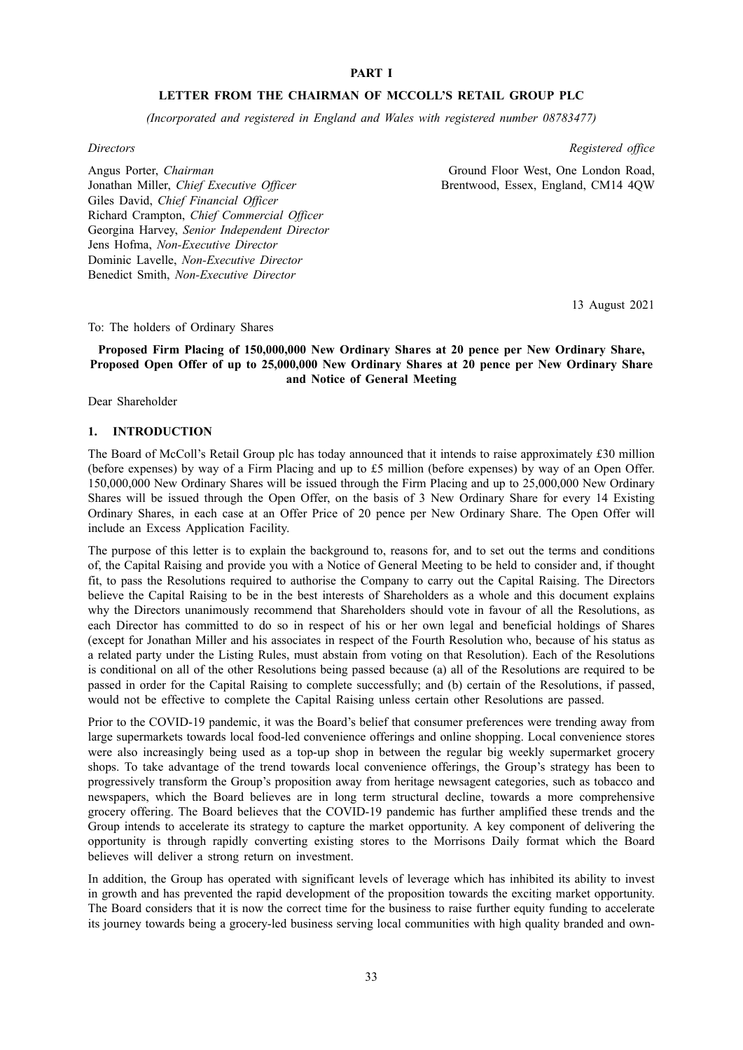**PART I**

**LETTER FROM THE CHAIRMAN OF MCCOLL'S RETAIL GROUP PLC**

*(Incorporated and registered in England and Wales with registered number 08783477)*

*Directors*

Angus Porter, *Chairman*
Jonathan Miller, *Chief Executive Officer*
Giles David, *Chief Financial Officer*
Richard Crampton, *Chief Commercial Officer*
Georgina Harvey, *Senior Independent Director*
Jens Hofma, *Non-Executive Director*
Dominic Lavelle, *Non-Executive Director*
Benedict Smith, *Non-Executive Director*

*Registered office*

Ground Floor West, One London Road,
Brentwood, Essex, England, CM14 4QW

13 August 2021

To: The holders of Ordinary Shares

**Proposed Firm Placing of 150,000,000 New Ordinary Shares at 20 pence per New Ordinary Share, Proposed Open Offer of up to 25,000,000 New Ordinary Shares at 20 pence per New Ordinary Share and Notice of General Meeting**

Dear Shareholder

## 1. INTRODUCTION

The Board of McColl's Retail Group plc has today announced that it intends to raise approximately £30 million (before expenses) by way of a Firm Placing and up to £5 million (before expenses) by way of an Open Offer. 150,000,000 New Ordinary Shares will be issued through the Firm Placing and up to 25,000,000 New Ordinary Shares will be issued through the Open Offer, on the basis of 3 New Ordinary Share for every 14 Existing Ordinary Shares, in each case at an Offer Price of 20 pence per New Ordinary Share. The Open Offer will include an Excess Application Facility.

The purpose of this letter is to explain the background to, reasons for, and to set out the terms and conditions of, the Capital Raising and provide you with a Notice of General Meeting to be held to consider and, if thought fit, to pass the Resolutions required to authorise the Company to carry out the Capital Raising. The Directors believe the Capital Raising to be in the best interests of Shareholders as a whole and this document explains why the Directors unanimously recommend that Shareholders should vote in favour of all the Resolutions, as each Director has committed to do so in respect of his or her own legal and beneficial holdings of Shares (except for Jonathan Miller and his associates in respect of the Fourth Resolution who, because of his status as a related party under the Listing Rules, must abstain from voting on that Resolution). Each of the Resolutions is conditional on all of the other Resolutions being passed because (a) all of the Resolutions are required to be passed in order for the Capital Raising to complete successfully; and (b) certain of the Resolutions, if passed, would not be effective to complete the Capital Raising unless certain other Resolutions are passed.

Prior to the COVID-19 pandemic, it was the Board's belief that consumer preferences were trending away from large supermarkets towards local food-led convenience offerings and online shopping. Local convenience stores were also increasingly being used as a top-up shop in between the regular big weekly supermarket grocery shops. To take advantage of the trend towards local convenience offerings, the Group's strategy has been to progressively transform the Group's proposition away from heritage newsagent categories, such as tobacco and newspapers, which the Board believes are in long term structural decline, towards a more comprehensive grocery offering. The Board believes that the COVID-19 pandemic has further amplified these trends and the Group intends to accelerate its strategy to capture the market opportunity. A key component of delivering the opportunity is through rapidly converting existing stores to the Morrisons Daily format which the Board believes will deliver a strong return on investment.

In addition, the Group has operated with significant levels of leverage which has inhibited its ability to invest in growth and has prevented the rapid development of the proposition towards the exciting market opportunity. The Board considers that it is now the correct time for the business to raise further equity funding to accelerate its journey towards being a grocery-led business serving local communities with high quality branded and own-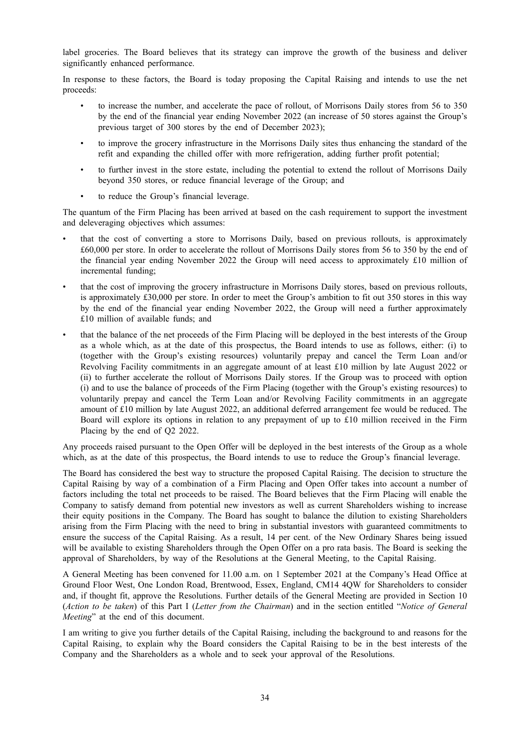label groceries. The Board believes that its strategy can improve the growth of the business and deliver significantly enhanced performance.

In response to these factors, the Board is today proposing the Capital Raising and intends to use the net proceeds:

- to increase the number, and accelerate the pace of rollout, of Morrisons Daily stores from 56 to 350 by the end of the financial year ending November 2022 (an increase of 50 stores against the Group's previous target of 300 stores by the end of December 2023);
- to improve the grocery infrastructure in the Morrisons Daily sites thus enhancing the standard of the refit and expanding the chilled offer with more refrigeration, adding further profit potential;
- to further invest in the store estate, including the potential to extend the rollout of Morrisons Daily beyond 350 stores, or reduce financial leverage of the Group; and
- to reduce the Group's financial leverage.

The quantum of the Firm Placing has been arrived at based on the cash requirement to support the investment and deleveraging objectives which assumes:

- that the cost of converting a store to Morrisons Daily, based on previous rollouts, is approximately £60,000 per store. In order to accelerate the rollout of Morrisons Daily stores from 56 to 350 by the end of the financial year ending November 2022 the Group will need access to approximately £10 million of incremental funding;
- that the cost of improving the grocery infrastructure in Morrisons Daily stores, based on previous rollouts, is approximately £30,000 per store. In order to meet the Group's ambition to fit out 350 stores in this way by the end of the financial year ending November 2022, the Group will need a further approximately £10 million of available funds; and
- that the balance of the net proceeds of the Firm Placing will be deployed in the best interests of the Group as a whole which, as at the date of this prospectus, the Board intends to use as follows, either: (i) to (together with the Group's existing resources) voluntarily prepay and cancel the Term Loan and/or Revolving Facility commitments in an aggregate amount of at least £10 million by late August 2022 or (ii) to further accelerate the rollout of Morrisons Daily stores. If the Group was to proceed with option (i) and to use the balance of proceeds of the Firm Placing (together with the Group's existing resources) to voluntarily prepay and cancel the Term Loan and/or Revolving Facility commitments in an aggregate amount of £10 million by late August 2022, an additional deferred arrangement fee would be reduced. The Board will explore its options in relation to any prepayment of up to £10 million received in the Firm Placing by the end of Q2 2022.

Any proceeds raised pursuant to the Open Offer will be deployed in the best interests of the Group as a whole which, as at the date of this prospectus, the Board intends to use to reduce the Group's financial leverage.

The Board has considered the best way to structure the proposed Capital Raising. The decision to structure the Capital Raising by way of a combination of a Firm Placing and Open Offer takes into account a number of factors including the total net proceeds to be raised. The Board believes that the Firm Placing will enable the Company to satisfy demand from potential new investors as well as current Shareholders wishing to increase their equity positions in the Company. The Board has sought to balance the dilution to existing Shareholders arising from the Firm Placing with the need to bring in substantial investors with guaranteed commitments to ensure the success of the Capital Raising. As a result, 14 per cent. of the New Ordinary Shares being issued will be available to existing Shareholders through the Open Offer on a pro rata basis. The Board is seeking the approval of Shareholders, by way of the Resolutions at the General Meeting, to the Capital Raising.

A General Meeting has been convened for 11.00 a.m. on 1 September 2021 at the Company's Head Office at Ground Floor West, One London Road, Brentwood, Essex, England, CM14 4QW for Shareholders to consider and, if thought fit, approve the Resolutions. Further details of the General Meeting are provided in Section 10 (*Action to be taken*) of this Part I (*Letter from the Chairman*) and in the section entitled "*Notice of General Meeting*" at the end of this document.

I am writing to give you further details of the Capital Raising, including the background to and reasons for the Capital Raising, to explain why the Board considers the Capital Raising to be in the best interests of the Company and the Shareholders as a whole and to seek your approval of the Resolutions.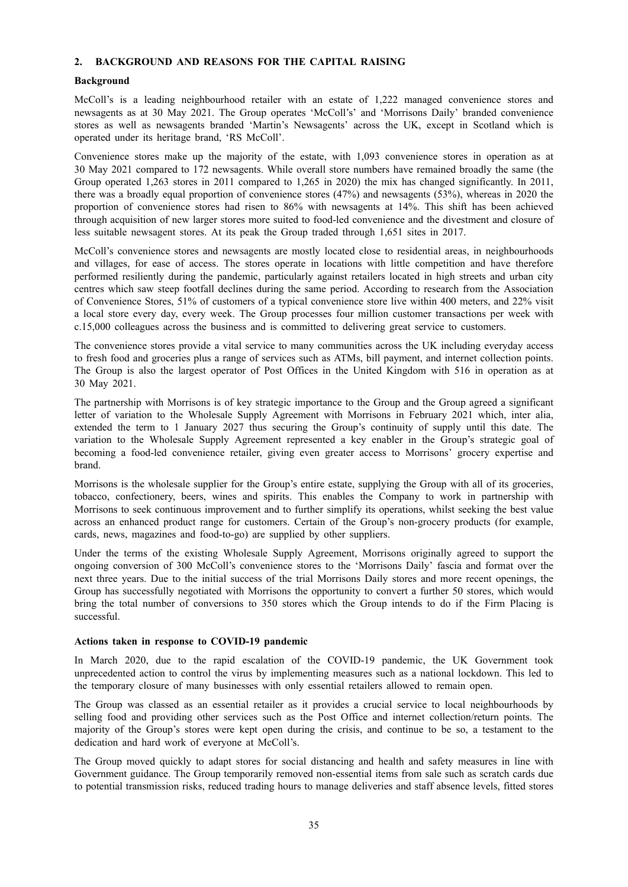## 2. BACKGROUND AND REASONS FOR THE CAPITAL RAISING

### Background

McColl's is a leading neighbourhood retailer with an estate of 1,222 managed convenience stores and newsagents as at 30 May 2021. The Group operates 'McColl's' and 'Morrisons Daily' branded convenience stores as well as newsagents branded 'Martin's Newsagents' across the UK, except in Scotland which is operated under its heritage brand, 'RS McColl'.

Convenience stores make up the majority of the estate, with 1,093 convenience stores in operation as at 30 May 2021 compared to 172 newsagents. While overall store numbers have remained broadly the same (the Group operated 1,263 stores in 2011 compared to 1,265 in 2020) the mix has changed significantly. In 2011, there was a broadly equal proportion of convenience stores (47%) and newsagents (53%), whereas in 2020 the proportion of convenience stores had risen to 86% with newsagents at 14%. This shift has been achieved through acquisition of new larger stores more suited to food-led convenience and the divestment and closure of less suitable newsagent stores. At its peak the Group traded through 1,651 sites in 2017.

McColl's convenience stores and newsagents are mostly located close to residential areas, in neighbourhoods and villages, for ease of access. The stores operate in locations with little competition and have therefore performed resiliently during the pandemic, particularly against retailers located in high streets and urban city centres which saw steep footfall declines during the same period. According to research from the Association of Convenience Stores, 51% of customers of a typical convenience store live within 400 meters, and 22% visit a local store every day, every week. The Group processes four million customer transactions per week with c.15,000 colleagues across the business and is committed to delivering great service to customers.

The convenience stores provide a vital service to many communities across the UK including everyday access to fresh food and groceries plus a range of services such as ATMs, bill payment, and internet collection points. The Group is also the largest operator of Post Offices in the United Kingdom with 516 in operation as at 30 May 2021.

The partnership with Morrisons is of key strategic importance to the Group and the Group agreed a significant letter of variation to the Wholesale Supply Agreement with Morrisons in February 2021 which, inter alia, extended the term to 1 January 2027 thus securing the Group's continuity of supply until this date. The variation to the Wholesale Supply Agreement represented a key enabler in the Group's strategic goal of becoming a food-led convenience retailer, giving even greater access to Morrisons' grocery expertise and brand.

Morrisons is the wholesale supplier for the Group's entire estate, supplying the Group with all of its groceries, tobacco, confectionery, beers, wines and spirits. This enables the Company to work in partnership with Morrisons to seek continuous improvement and to further simplify its operations, whilst seeking the best value across an enhanced product range for customers. Certain of the Group's non-grocery products (for example, cards, news, magazines and food-to-go) are supplied by other suppliers.

Under the terms of the existing Wholesale Supply Agreement, Morrisons originally agreed to support the ongoing conversion of 300 McColl's convenience stores to the 'Morrisons Daily' fascia and format over the next three years. Due to the initial success of the trial Morrisons Daily stores and more recent openings, the Group has successfully negotiated with Morrisons the opportunity to convert a further 50 stores, which would bring the total number of conversions to 350 stores which the Group intends to do if the Firm Placing is successful.

### Actions taken in response to COVID-19 pandemic

In March 2020, due to the rapid escalation of the COVID-19 pandemic, the UK Government took unprecedented action to control the virus by implementing measures such as a national lockdown. This led to the temporary closure of many businesses with only essential retailers allowed to remain open.

The Group was classed as an essential retailer as it provides a crucial service to local neighbourhoods by selling food and providing other services such as the Post Office and internet collection/return points. The majority of the Group's stores were kept open during the crisis, and continue to be so, a testament to the dedication and hard work of everyone at McColl's.

The Group moved quickly to adapt stores for social distancing and health and safety measures in line with Government guidance. The Group temporarily removed non-essential items from sale such as scratch cards due to potential transmission risks, reduced trading hours to manage deliveries and staff absence levels, fitted stores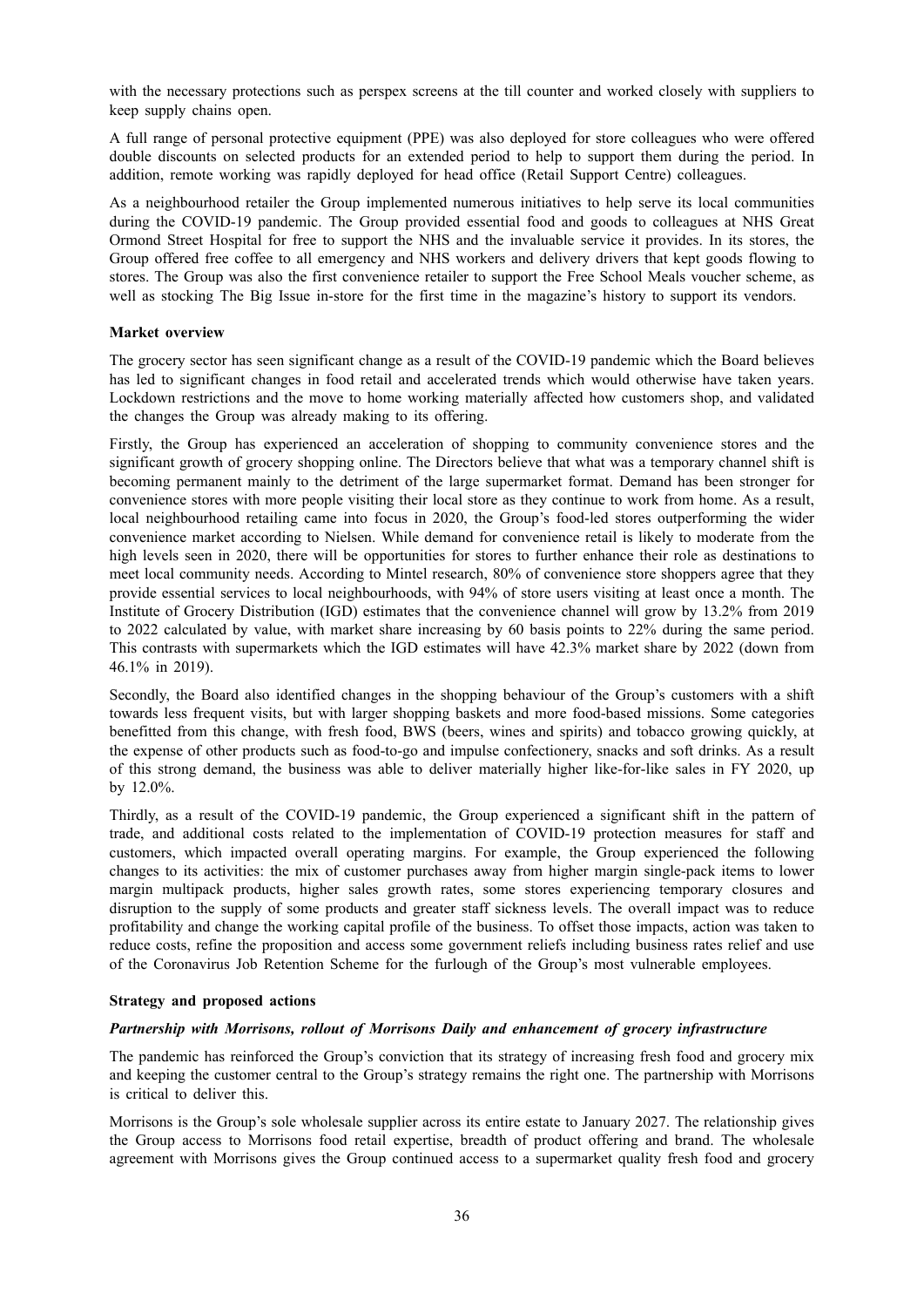with the necessary protections such as perspex screens at the till counter and worked closely with suppliers to keep supply chains open.

A full range of personal protective equipment (PPE) was also deployed for store colleagues who were offered double discounts on selected products for an extended period to help to support them during the period. In addition, remote working was rapidly deployed for head office (Retail Support Centre) colleagues.

As a neighbourhood retailer the Group implemented numerous initiatives to help serve its local communities during the COVID-19 pandemic. The Group provided essential food and goods to colleagues at NHS Great Ormond Street Hospital for free to support the NHS and the invaluable service it provides. In its stores, the Group offered free coffee to all emergency and NHS workers and delivery drivers that kept goods flowing to stores. The Group was also the first convenience retailer to support the Free School Meals voucher scheme, as well as stocking The Big Issue in-store for the first time in the magazine's history to support its vendors.

**Market overview**

The grocery sector has seen significant change as a result of the COVID-19 pandemic which the Board believes has led to significant changes in food retail and accelerated trends which would otherwise have taken years. Lockdown restrictions and the move to home working materially affected how customers shop, and validated the changes the Group was already making to its offering.

Firstly, the Group has experienced an acceleration of shopping to community convenience stores and the significant growth of grocery shopping online. The Directors believe that what was a temporary channel shift is becoming permanent mainly to the detriment of the large supermarket format. Demand has been stronger for convenience stores with more people visiting their local store as they continue to work from home. As a result, local neighbourhood retailing came into focus in 2020, the Group's food-led stores outperforming the wider convenience market according to Nielsen. While demand for convenience retail is likely to moderate from the high levels seen in 2020, there will be opportunities for stores to further enhance their role as destinations to meet local community needs. According to Mintel research, 80% of convenience store shoppers agree that they provide essential services to local neighbourhoods, with 94% of store users visiting at least once a month. The Institute of Grocery Distribution (IGD) estimates that the convenience channel will grow by 13.2% from 2019 to 2022 calculated by value, with market share increasing by 60 basis points to 22% during the same period. This contrasts with supermarkets which the IGD estimates will have 42.3% market share by 2022 (down from 46.1% in 2019).

Secondly, the Board also identified changes in the shopping behaviour of the Group's customers with a shift towards less frequent visits, but with larger shopping baskets and more food-based missions. Some categories benefitted from this change, with fresh food, BWS (beers, wines and spirits) and tobacco growing quickly, at the expense of other products such as food-to-go and impulse confectionery, snacks and soft drinks. As a result of this strong demand, the business was able to deliver materially higher like-for-like sales in FY 2020, up by 12.0%.

Thirdly, as a result of the COVID-19 pandemic, the Group experienced a significant shift in the pattern of trade, and additional costs related to the implementation of COVID-19 protection measures for staff and customers, which impacted overall operating margins. For example, the Group experienced the following changes to its activities: the mix of customer purchases away from higher margin single-pack items to lower margin multipack products, higher sales growth rates, some stores experiencing temporary closures and disruption to the supply of some products and greater staff sickness levels. The overall impact was to reduce profitability and change the working capital profile of the business. To offset those impacts, action was taken to reduce costs, refine the proposition and access some government reliefs including business rates relief and use of the Coronavirus Job Retention Scheme for the furlough of the Group's most vulnerable employees.

**Strategy and proposed actions**

***Partnership with Morrisons, rollout of Morrisons Daily and enhancement of grocery infrastructure***

The pandemic has reinforced the Group's conviction that its strategy of increasing fresh food and grocery mix and keeping the customer central to the Group's strategy remains the right one. The partnership with Morrisons is critical to deliver this.

Morrisons is the Group's sole wholesale supplier across its entire estate to January 2027. The relationship gives the Group access to Morrisons food retail expertise, breadth of product offering and brand. The wholesale agreement with Morrisons gives the Group continued access to a supermarket quality fresh food and grocery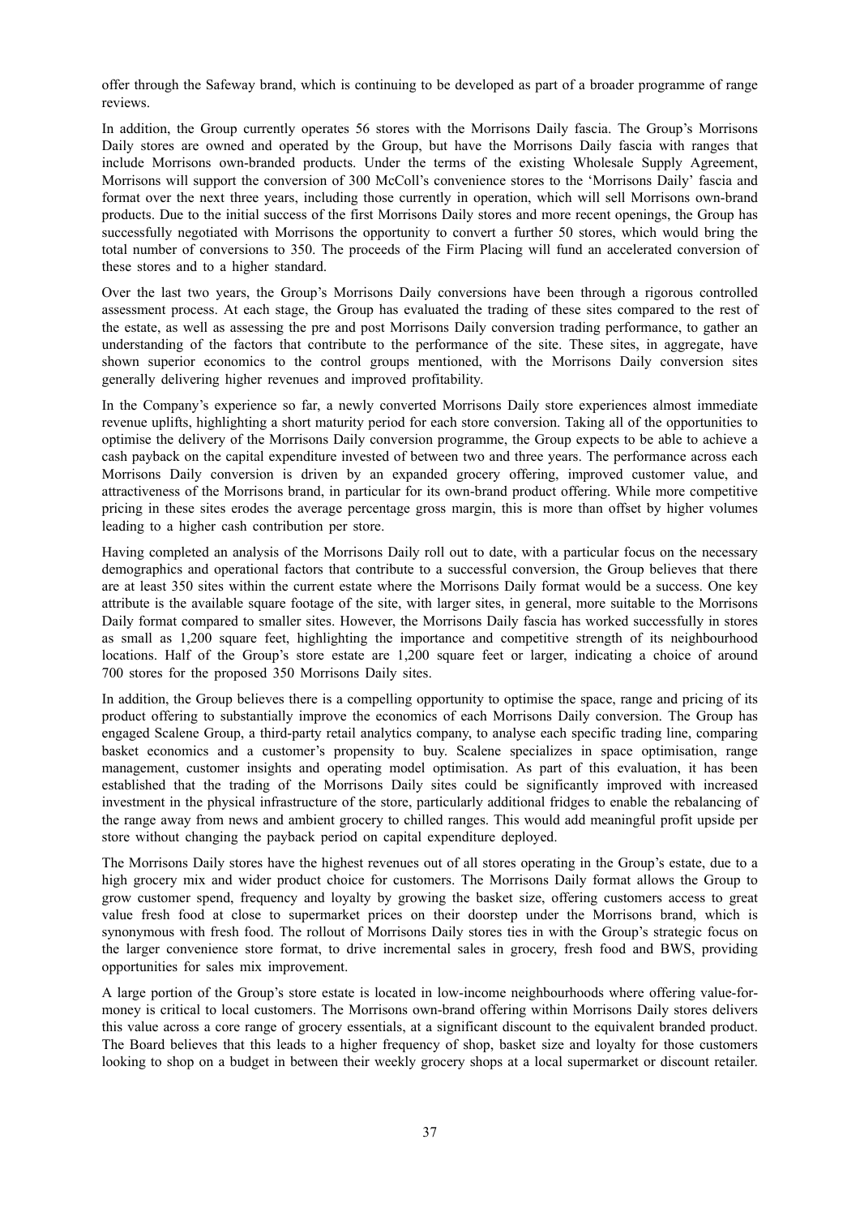offer through the Safeway brand, which is continuing to be developed as part of a broader programme of range reviews.

In addition, the Group currently operates 56 stores with the Morrisons Daily fascia. The Group's Morrisons Daily stores are owned and operated by the Group, but have the Morrisons Daily fascia with ranges that include Morrisons own-branded products. Under the terms of the existing Wholesale Supply Agreement, Morrisons will support the conversion of 300 McColl's convenience stores to the 'Morrisons Daily' fascia and format over the next three years, including those currently in operation, which will sell Morrisons own-brand products. Due to the initial success of the first Morrisons Daily stores and more recent openings, the Group has successfully negotiated with Morrisons the opportunity to convert a further 50 stores, which would bring the total number of conversions to 350. The proceeds of the Firm Placing will fund an accelerated conversion of these stores and to a higher standard.

Over the last two years, the Group's Morrisons Daily conversions have been through a rigorous controlled assessment process. At each stage, the Group has evaluated the trading of these sites compared to the rest of the estate, as well as assessing the pre and post Morrisons Daily conversion trading performance, to gather an understanding of the factors that contribute to the performance of the site. These sites, in aggregate, have shown superior economics to the control groups mentioned, with the Morrisons Daily conversion sites generally delivering higher revenues and improved profitability.

In the Company's experience so far, a newly converted Morrisons Daily store experiences almost immediate revenue uplifts, highlighting a short maturity period for each store conversion. Taking all of the opportunities to optimise the delivery of the Morrisons Daily conversion programme, the Group expects to be able to achieve a cash payback on the capital expenditure invested of between two and three years. The performance across each Morrisons Daily conversion is driven by an expanded grocery offering, improved customer value, and attractiveness of the Morrisons brand, in particular for its own-brand product offering. While more competitive pricing in these sites erodes the average percentage gross margin, this is more than offset by higher volumes leading to a higher cash contribution per store.

Having completed an analysis of the Morrisons Daily roll out to date, with a particular focus on the necessary demographics and operational factors that contribute to a successful conversion, the Group believes that there are at least 350 sites within the current estate where the Morrisons Daily format would be a success. One key attribute is the available square footage of the site, with larger sites, in general, more suitable to the Morrisons Daily format compared to smaller sites. However, the Morrisons Daily fascia has worked successfully in stores as small as 1,200 square feet, highlighting the importance and competitive strength of its neighbourhood locations. Half of the Group's store estate are 1,200 square feet or larger, indicating a choice of around 700 stores for the proposed 350 Morrisons Daily sites.

In addition, the Group believes there is a compelling opportunity to optimise the space, range and pricing of its product offering to substantially improve the economics of each Morrisons Daily conversion. The Group has engaged Scalene Group, a third-party retail analytics company, to analyse each specific trading line, comparing basket economics and a customer's propensity to buy. Scalene specializes in space optimisation, range management, customer insights and operating model optimisation. As part of this evaluation, it has been established that the trading of the Morrisons Daily sites could be significantly improved with increased investment in the physical infrastructure of the store, particularly additional fridges to enable the rebalancing of the range away from news and ambient grocery to chilled ranges. This would add meaningful profit upside per store without changing the payback period on capital expenditure deployed.

The Morrisons Daily stores have the highest revenues out of all stores operating in the Group's estate, due to a high grocery mix and wider product choice for customers. The Morrisons Daily format allows the Group to grow customer spend, frequency and loyalty by growing the basket size, offering customers access to great value fresh food at close to supermarket prices on their doorstep under the Morrisons brand, which is synonymous with fresh food. The rollout of Morrisons Daily stores ties in with the Group's strategic focus on the larger convenience store format, to drive incremental sales in grocery, fresh food and BWS, providing opportunities for sales mix improvement.

A large portion of the Group's store estate is located in low-income neighbourhoods where offering value-for-money is critical to local customers. The Morrisons own-brand offering within Morrisons Daily stores delivers this value across a core range of grocery essentials, at a significant discount to the equivalent branded product. The Board believes that this leads to a higher frequency of shop, basket size and loyalty for those customers looking to shop on a budget in between their weekly grocery shops at a local supermarket or discount retailer.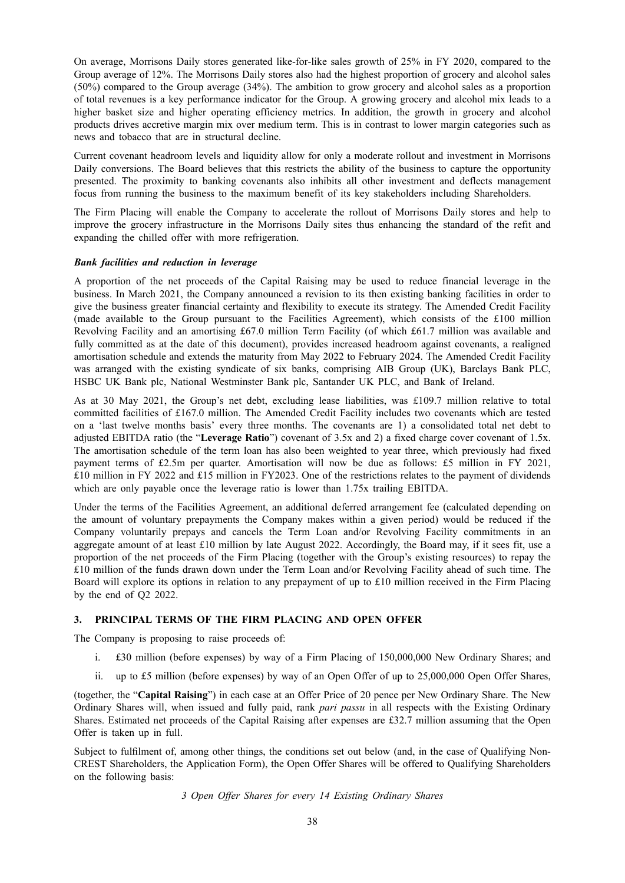On average, Morrisons Daily stores generated like-for-like sales growth of 25% in FY 2020, compared to the Group average of 12%. The Morrisons Daily stores also had the highest proportion of grocery and alcohol sales (50%) compared to the Group average (34%). The ambition to grow grocery and alcohol sales as a proportion of total revenues is a key performance indicator for the Group. A growing grocery and alcohol mix leads to a higher basket size and higher operating efficiency metrics. In addition, the growth in grocery and alcohol products drives accretive margin mix over medium term. This is in contrast to lower margin categories such as news and tobacco that are in structural decline.

Current covenant headroom levels and liquidity allow for only a moderate rollout and investment in Morrisons Daily conversions. The Board believes that this restricts the ability of the business to capture the opportunity presented. The proximity to banking covenants also inhibits all other investment and deflects management focus from running the business to the maximum benefit of its key stakeholders including Shareholders.

The Firm Placing will enable the Company to accelerate the rollout of Morrisons Daily stores and help to improve the grocery infrastructure in the Morrisons Daily sites thus enhancing the standard of the refit and expanding the chilled offer with more refrigeration.

***Bank facilities and reduction in leverage***

A proportion of the net proceeds of the Capital Raising may be used to reduce financial leverage in the business. In March 2021, the Company announced a revision to its then existing banking facilities in order to give the business greater financial certainty and flexibility to execute its strategy. The Amended Credit Facility (made available to the Group pursuant to the Facilities Agreement), which consists of the £100 million Revolving Facility and an amortising £67.0 million Term Facility (of which £61.7 million was available and fully committed as at the date of this document), provides increased headroom against covenants, a realigned amortisation schedule and extends the maturity from May 2022 to February 2024. The Amended Credit Facility was arranged with the existing syndicate of six banks, comprising AIB Group (UK), Barclays Bank PLC, HSBC UK Bank plc, National Westminster Bank plc, Santander UK PLC, and Bank of Ireland.

As at 30 May 2021, the Group's net debt, excluding lease liabilities, was £109.7 million relative to total committed facilities of £167.0 million. The Amended Credit Facility includes two covenants which are tested on a 'last twelve months basis' every three months. The covenants are 1) a consolidated total net debt to adjusted EBITDA ratio (the "**Leverage Ratio**") covenant of 3.5x and 2) a fixed charge cover covenant of 1.5x. The amortisation schedule of the term loan has also been weighted to year three, which previously had fixed payment terms of £2.5m per quarter. Amortisation will now be due as follows: £5 million in FY 2021, £10 million in FY 2022 and £15 million in FY2023. One of the restrictions relates to the payment of dividends which are only payable once the leverage ratio is lower than 1.75x trailing EBITDA.

Under the terms of the Facilities Agreement, an additional deferred arrangement fee (calculated depending on the amount of voluntary prepayments the Company makes within a given period) would be reduced if the Company voluntarily prepays and cancels the Term Loan and/or Revolving Facility commitments in an aggregate amount of at least £10 million by late August 2022. Accordingly, the Board may, if it sees fit, use a proportion of the net proceeds of the Firm Placing (together with the Group's existing resources) to repay the £10 million of the funds drawn down under the Term Loan and/or Revolving Facility ahead of such time. The Board will explore its options in relation to any prepayment of up to £10 million received in the Firm Placing by the end of Q2 2022.

## 3. PRINCIPAL TERMS OF THE FIRM PLACING AND OPEN OFFER

The Company is proposing to raise proceeds of:

i. £30 million (before expenses) by way of a Firm Placing of 150,000,000 New Ordinary Shares; and

ii. up to £5 million (before expenses) by way of an Open Offer of up to 25,000,000 Open Offer Shares,

(together, the "**Capital Raising**") in each case at an Offer Price of 20 pence per New Ordinary Share. The New Ordinary Shares will, when issued and fully paid, rank *pari passu* in all respects with the Existing Ordinary Shares. Estimated net proceeds of the Capital Raising after expenses are £32.7 million assuming that the Open Offer is taken up in full.

Subject to fulfilment of, among other things, the conditions set out below (and, in the case of Qualifying Non-CREST Shareholders, the Application Form), the Open Offer Shares will be offered to Qualifying Shareholders on the following basis:

*3 Open Offer Shares for every 14 Existing Ordinary Shares*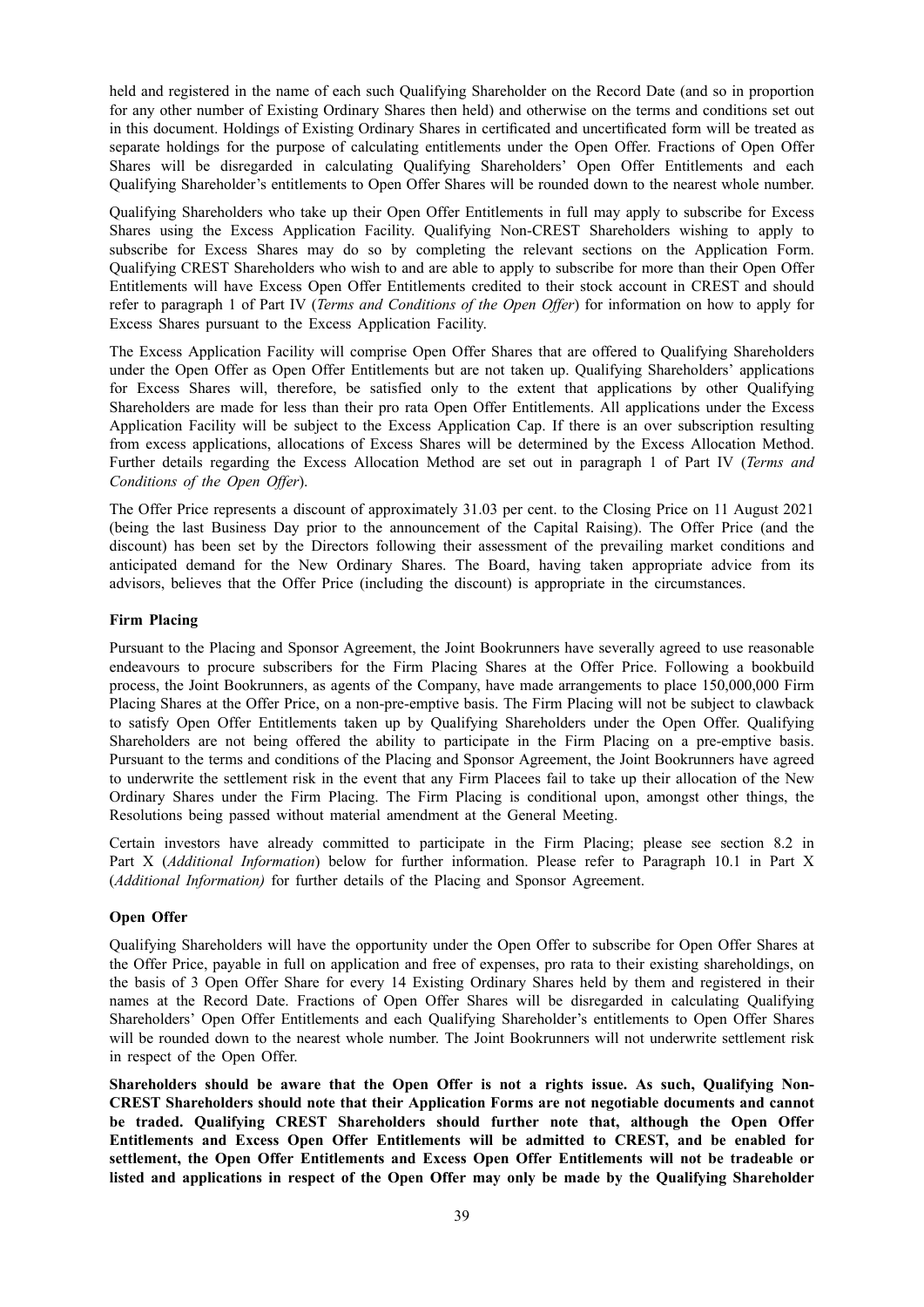held and registered in the name of each such Qualifying Shareholder on the Record Date (and so in proportion for any other number of Existing Ordinary Shares then held) and otherwise on the terms and conditions set out in this document. Holdings of Existing Ordinary Shares in certificated and uncertificated form will be treated as separate holdings for the purpose of calculating entitlements under the Open Offer. Fractions of Open Offer Shares will be disregarded in calculating Qualifying Shareholders' Open Offer Entitlements and each Qualifying Shareholder's entitlements to Open Offer Shares will be rounded down to the nearest whole number.

Qualifying Shareholders who take up their Open Offer Entitlements in full may apply to subscribe for Excess Shares using the Excess Application Facility. Qualifying Non-CREST Shareholders wishing to apply to subscribe for Excess Shares may do so by completing the relevant sections on the Application Form. Qualifying CREST Shareholders who wish to and are able to apply to subscribe for more than their Open Offer Entitlements will have Excess Open Offer Entitlements credited to their stock account in CREST and should refer to paragraph 1 of Part IV (*Terms and Conditions of the Open Offer*) for information on how to apply for Excess Shares pursuant to the Excess Application Facility.

The Excess Application Facility will comprise Open Offer Shares that are offered to Qualifying Shareholders under the Open Offer as Open Offer Entitlements but are not taken up. Qualifying Shareholders' applications for Excess Shares will, therefore, be satisfied only to the extent that applications by other Qualifying Shareholders are made for less than their pro rata Open Offer Entitlements. All applications under the Excess Application Facility will be subject to the Excess Application Cap. If there is an over subscription resulting from excess applications, allocations of Excess Shares will be determined by the Excess Allocation Method. Further details regarding the Excess Allocation Method are set out in paragraph 1 of Part IV (*Terms and Conditions of the Open Offer*).

The Offer Price represents a discount of approximately 31.03 per cent. to the Closing Price on 11 August 2021 (being the last Business Day prior to the announcement of the Capital Raising). The Offer Price (and the discount) has been set by the Directors following their assessment of the prevailing market conditions and anticipated demand for the New Ordinary Shares. The Board, having taken appropriate advice from its advisors, believes that the Offer Price (including the discount) is appropriate in the circumstances.

**Firm Placing**

Pursuant to the Placing and Sponsor Agreement, the Joint Bookrunners have severally agreed to use reasonable endeavours to procure subscribers for the Firm Placing Shares at the Offer Price. Following a bookbuild process, the Joint Bookrunners, as agents of the Company, have made arrangements to place 150,000,000 Firm Placing Shares at the Offer Price, on a non-pre-emptive basis. The Firm Placing will not be subject to clawback to satisfy Open Offer Entitlements taken up by Qualifying Shareholders under the Open Offer. Qualifying Shareholders are not being offered the ability to participate in the Firm Placing on a pre-emptive basis. Pursuant to the terms and conditions of the Placing and Sponsor Agreement, the Joint Bookrunners have agreed to underwrite the settlement risk in the event that any Firm Placees fail to take up their allocation of the New Ordinary Shares under the Firm Placing. The Firm Placing is conditional upon, amongst other things, the Resolutions being passed without material amendment at the General Meeting.

Certain investors have already committed to participate in the Firm Placing; please see section 8.2 in Part X (*Additional Information*) below for further information. Please refer to Paragraph 10.1 in Part X (*Additional Information)* for further details of the Placing and Sponsor Agreement.

**Open Offer**

Qualifying Shareholders will have the opportunity under the Open Offer to subscribe for Open Offer Shares at the Offer Price, payable in full on application and free of expenses, pro rata to their existing shareholdings, on the basis of 3 Open Offer Share for every 14 Existing Ordinary Shares held by them and registered in their names at the Record Date. Fractions of Open Offer Shares will be disregarded in calculating Qualifying Shareholders' Open Offer Entitlements and each Qualifying Shareholder's entitlements to Open Offer Shares will be rounded down to the nearest whole number. The Joint Bookrunners will not underwrite settlement risk in respect of the Open Offer.

**Shareholders should be aware that the Open Offer is not a rights issue. As such, Qualifying Non-CREST Shareholders should note that their Application Forms are not negotiable documents and cannot be traded. Qualifying CREST Shareholders should further note that, although the Open Offer Entitlements and Excess Open Offer Entitlements will be admitted to CREST, and be enabled for settlement, the Open Offer Entitlements and Excess Open Offer Entitlements will not be tradeable or listed and applications in respect of the Open Offer may only be made by the Qualifying Shareholder**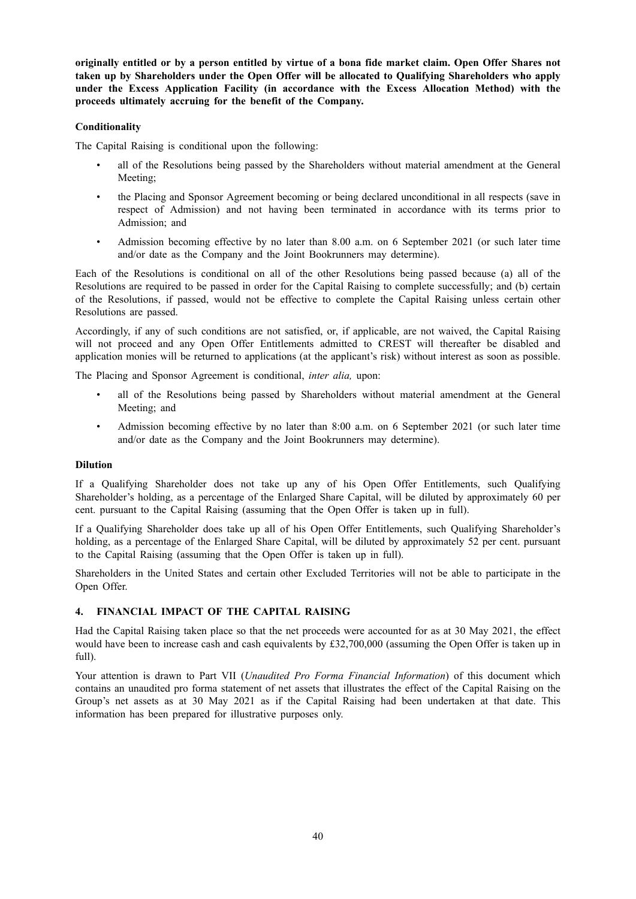**originally entitled or by a person entitled by virtue of a bona fide market claim. Open Offer Shares not taken up by Shareholders under the Open Offer will be allocated to Qualifying Shareholders who apply under the Excess Application Facility (in accordance with the Excess Allocation Method) with the proceeds ultimately accruing for the benefit of the Company.**

**Conditionality**

The Capital Raising is conditional upon the following:

- all of the Resolutions being passed by the Shareholders without material amendment at the General Meeting;
- the Placing and Sponsor Agreement becoming or being declared unconditional in all respects (save in respect of Admission) and not having been terminated in accordance with its terms prior to Admission; and
- Admission becoming effective by no later than 8.00 a.m. on 6 September 2021 (or such later time and/or date as the Company and the Joint Bookrunners may determine).

Each of the Resolutions is conditional on all of the other Resolutions being passed because (a) all of the Resolutions are required to be passed in order for the Capital Raising to complete successfully; and (b) certain of the Resolutions, if passed, would not be effective to complete the Capital Raising unless certain other Resolutions are passed.

Accordingly, if any of such conditions are not satisfied, or, if applicable, are not waived, the Capital Raising will not proceed and any Open Offer Entitlements admitted to CREST will thereafter be disabled and application monies will be returned to applications (at the applicant's risk) without interest as soon as possible.

The Placing and Sponsor Agreement is conditional, *inter alia,* upon:

- all of the Resolutions being passed by Shareholders without material amendment at the General Meeting; and
- Admission becoming effective by no later than 8:00 a.m. on 6 September 2021 (or such later time and/or date as the Company and the Joint Bookrunners may determine).

**Dilution**

If a Qualifying Shareholder does not take up any of his Open Offer Entitlements, such Qualifying Shareholder's holding, as a percentage of the Enlarged Share Capital, will be diluted by approximately 60 per cent. pursuant to the Capital Raising (assuming that the Open Offer is taken up in full).

If a Qualifying Shareholder does take up all of his Open Offer Entitlements, such Qualifying Shareholder's holding, as a percentage of the Enlarged Share Capital, will be diluted by approximately 52 per cent. pursuant to the Capital Raising (assuming that the Open Offer is taken up in full).

Shareholders in the United States and certain other Excluded Territories will not be able to participate in the Open Offer.

## 4. FINANCIAL IMPACT OF THE CAPITAL RAISING

Had the Capital Raising taken place so that the net proceeds were accounted for as at 30 May 2021, the effect would have been to increase cash and cash equivalents by £32,700,000 (assuming the Open Offer is taken up in full).

Your attention is drawn to Part VII (*Unaudited Pro Forma Financial Information*) of this document which contains an unaudited pro forma statement of net assets that illustrates the effect of the Capital Raising on the Group's net assets as at 30 May 2021 as if the Capital Raising had been undertaken at that date. This information has been prepared for illustrative purposes only.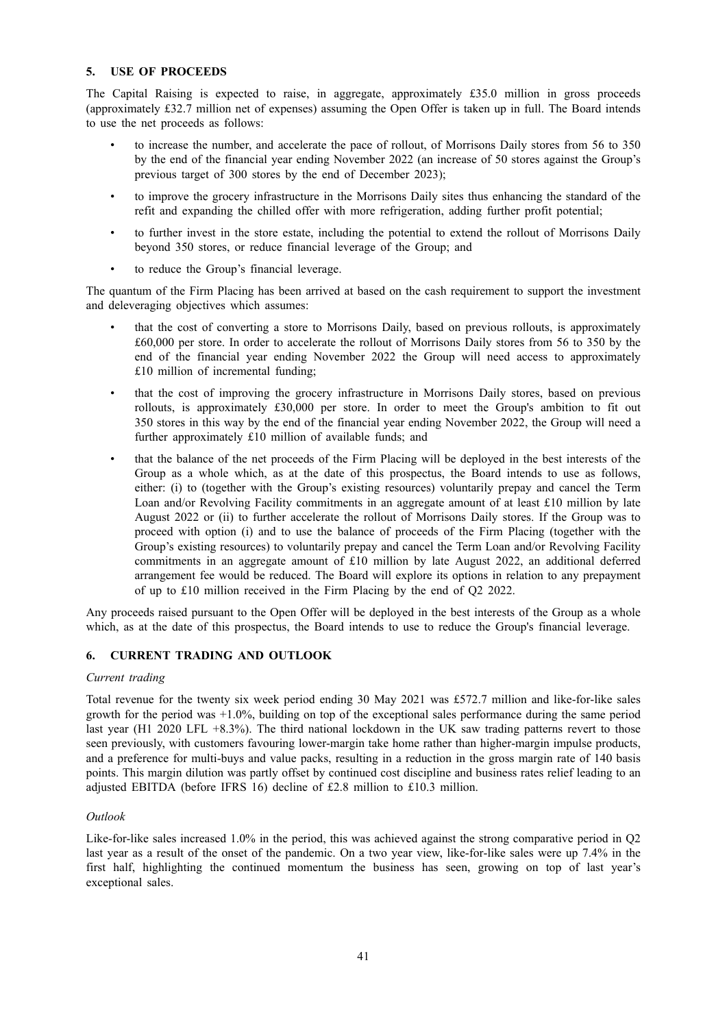## 5. USE OF PROCEEDS

The Capital Raising is expected to raise, in aggregate, approximately £35.0 million in gross proceeds (approximately £32.7 million net of expenses) assuming the Open Offer is taken up in full. The Board intends to use the net proceeds as follows:

- to increase the number, and accelerate the pace of rollout, of Morrisons Daily stores from 56 to 350 by the end of the financial year ending November 2022 (an increase of 50 stores against the Group's previous target of 300 stores by the end of December 2023);
- to improve the grocery infrastructure in the Morrisons Daily sites thus enhancing the standard of the refit and expanding the chilled offer with more refrigeration, adding further profit potential;
- to further invest in the store estate, including the potential to extend the rollout of Morrisons Daily beyond 350 stores, or reduce financial leverage of the Group; and
- to reduce the Group's financial leverage.

The quantum of the Firm Placing has been arrived at based on the cash requirement to support the investment and deleveraging objectives which assumes:

- that the cost of converting a store to Morrisons Daily, based on previous rollouts, is approximately £60,000 per store. In order to accelerate the rollout of Morrisons Daily stores from 56 to 350 by the end of the financial year ending November 2022 the Group will need access to approximately £10 million of incremental funding;
- that the cost of improving the grocery infrastructure in Morrisons Daily stores, based on previous rollouts, is approximately £30,000 per store. In order to meet the Group's ambition to fit out 350 stores in this way by the end of the financial year ending November 2022, the Group will need a further approximately £10 million of available funds; and
- that the balance of the net proceeds of the Firm Placing will be deployed in the best interests of the Group as a whole which, as at the date of this prospectus, the Board intends to use as follows, either: (i) to (together with the Group's existing resources) voluntarily prepay and cancel the Term Loan and/or Revolving Facility commitments in an aggregate amount of at least £10 million by late August 2022 or (ii) to further accelerate the rollout of Morrisons Daily stores. If the Group was to proceed with option (i) and to use the balance of proceeds of the Firm Placing (together with the Group's existing resources) to voluntarily prepay and cancel the Term Loan and/or Revolving Facility commitments in an aggregate amount of £10 million by late August 2022, an additional deferred arrangement fee would be reduced. The Board will explore its options in relation to any prepayment of up to £10 million received in the Firm Placing by the end of Q2 2022.

Any proceeds raised pursuant to the Open Offer will be deployed in the best interests of the Group as a whole which, as at the date of this prospectus, the Board intends to use to reduce the Group's financial leverage.

## 6. CURRENT TRADING AND OUTLOOK

*Current trading*

Total revenue for the twenty six week period ending 30 May 2021 was £572.7 million and like-for-like sales growth for the period was +1.0%, building on top of the exceptional sales performance during the same period last year (H1 2020 LFL +8.3%). The third national lockdown in the UK saw trading patterns revert to those seen previously, with customers favouring lower-margin take home rather than higher-margin impulse products, and a preference for multi-buys and value packs, resulting in a reduction in the gross margin rate of 140 basis points. This margin dilution was partly offset by continued cost discipline and business rates relief leading to an adjusted EBITDA (before IFRS 16) decline of £2.8 million to £10.3 million.

*Outlook*

Like-for-like sales increased 1.0% in the period, this was achieved against the strong comparative period in Q2 last year as a result of the onset of the pandemic. On a two year view, like-for-like sales were up 7.4% in the first half, highlighting the continued momentum the business has seen, growing on top of last year's exceptional sales.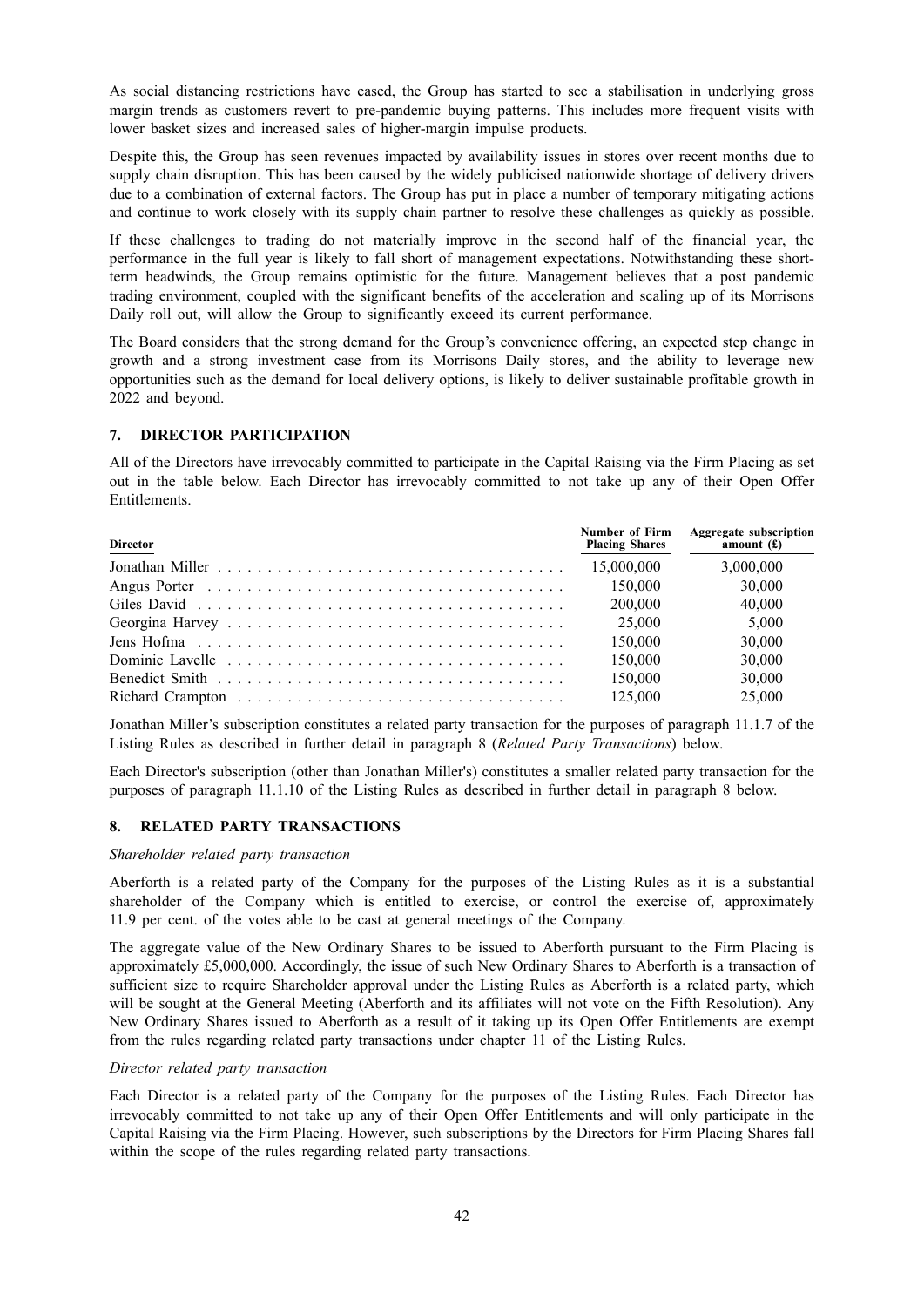As social distancing restrictions have eased, the Group has started to see a stabilisation in underlying gross margin trends as customers revert to pre-pandemic buying patterns. This includes more frequent visits with lower basket sizes and increased sales of higher-margin impulse products.

Despite this, the Group has seen revenues impacted by availability issues in stores over recent months due to supply chain disruption. This has been caused by the widely publicised nationwide shortage of delivery drivers due to a combination of external factors. The Group has put in place a number of temporary mitigating actions and continue to work closely with its supply chain partner to resolve these challenges as quickly as possible.

If these challenges to trading do not materially improve in the second half of the financial year, the performance in the full year is likely to fall short of management expectations. Notwithstanding these short-term headwinds, the Group remains optimistic for the future. Management believes that a post pandemic trading environment, coupled with the significant benefits of the acceleration and scaling up of its Morrisons Daily roll out, will allow the Group to significantly exceed its current performance.

The Board considers that the strong demand for the Group's convenience offering, an expected step change in growth and a strong investment case from its Morrisons Daily stores, and the ability to leverage new opportunities such as the demand for local delivery options, is likely to deliver sustainable profitable growth in 2022 and beyond.

## 7. DIRECTOR PARTICIPATION

All of the Directors have irrevocably committed to participate in the Capital Raising via the Firm Placing as set out in the table below. Each Director has irrevocably committed to not take up any of their Open Offer Entitlements.

| Director | Number of Firm Placing Shares | Aggregate subscription amount (£) |
|---|---|---|
| Jonathan Miller | 15,000,000 | 3,000,000 |
| Angus Porter | 150,000 | 30,000 |
| Giles David | 200,000 | 40,000 |
| Georgina Harvey | 25,000 | 5,000 |
| Jens Hofma | 150,000 | 30,000 |
| Dominic Lavelle | 150,000 | 30,000 |
| Benedict Smith | 150,000 | 30,000 |
| Richard Crampton | 125,000 | 25,000 |

Jonathan Miller's subscription constitutes a related party transaction for the purposes of paragraph 11.1.7 of the Listing Rules as described in further detail in paragraph 8 (*Related Party Transactions*) below.

Each Director's subscription (other than Jonathan Miller's) constitutes a smaller related party transaction for the purposes of paragraph 11.1.10 of the Listing Rules as described in further detail in paragraph 8 below.

## 8. RELATED PARTY TRANSACTIONS

*Shareholder related party transaction*

Aberforth is a related party of the Company for the purposes of the Listing Rules as it is a substantial shareholder of the Company which is entitled to exercise, or control the exercise of, approximately 11.9 per cent. of the votes able to be cast at general meetings of the Company.

The aggregate value of the New Ordinary Shares to be issued to Aberforth pursuant to the Firm Placing is approximately £5,000,000. Accordingly, the issue of such New Ordinary Shares to Aberforth is a transaction of sufficient size to require Shareholder approval under the Listing Rules as Aberforth is a related party, which will be sought at the General Meeting (Aberforth and its affiliates will not vote on the Fifth Resolution). Any New Ordinary Shares issued to Aberforth as a result of it taking up its Open Offer Entitlements are exempt from the rules regarding related party transactions under chapter 11 of the Listing Rules.

*Director related party transaction*

Each Director is a related party of the Company for the purposes of the Listing Rules. Each Director has irrevocably committed to not take up any of their Open Offer Entitlements and will only participate in the Capital Raising via the Firm Placing. However, such subscriptions by the Directors for Firm Placing Shares fall within the scope of the rules regarding related party transactions.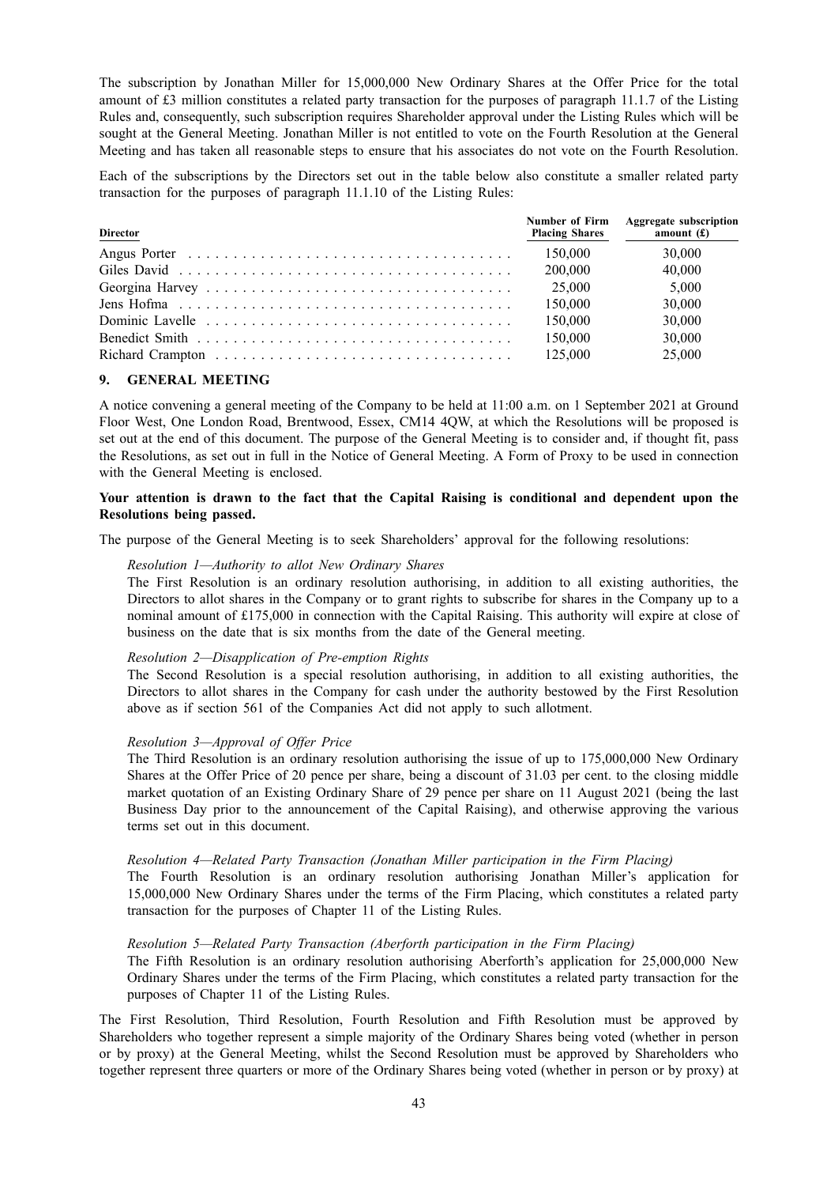The subscription by Jonathan Miller for 15,000,000 New Ordinary Shares at the Offer Price for the total amount of £3 million constitutes a related party transaction for the purposes of paragraph 11.1.7 of the Listing Rules and, consequently, such subscription requires Shareholder approval under the Listing Rules which will be sought at the General Meeting. Jonathan Miller is not entitled to vote on the Fourth Resolution at the General Meeting and has taken all reasonable steps to ensure that his associates do not vote on the Fourth Resolution.

Each of the subscriptions by the Directors set out in the table below also constitute a smaller related party transaction for the purposes of paragraph 11.1.10 of the Listing Rules:

| Director | Number of Firm Placing Shares | Aggregate subscription amount (£) |
|---|---|---|
| Angus Porter | 150,000 | 30,000 |
| Giles David | 200,000 | 40,000 |
| Georgina Harvey | 25,000 | 5,000 |
| Jens Hofma | 150,000 | 30,000 |
| Dominic Lavelle | 150,000 | 30,000 |
| Benedict Smith | 150,000 | 30,000 |
| Richard Crampton | 125,000 | 25,000 |

## 9. GENERAL MEETING

A notice convening a general meeting of the Company to be held at 11:00 a.m. on 1 September 2021 at Ground Floor West, One London Road, Brentwood, Essex, CM14 4QW, at which the Resolutions will be proposed is set out at the end of this document. The purpose of the General Meeting is to consider and, if thought fit, pass the Resolutions, as set out in full in the Notice of General Meeting. A Form of Proxy to be used in connection with the General Meeting is enclosed.

**Your attention is drawn to the fact that the Capital Raising is conditional and dependent upon the Resolutions being passed.**

The purpose of the General Meeting is to seek Shareholders' approval for the following resolutions:

*Resolution 1—Authority to allot New Ordinary Shares*

The First Resolution is an ordinary resolution authorising, in addition to all existing authorities, the Directors to allot shares in the Company or to grant rights to subscribe for shares in the Company up to a nominal amount of £175,000 in connection with the Capital Raising. This authority will expire at close of business on the date that is six months from the date of the General meeting.

*Resolution 2—Disapplication of Pre-emption Rights*

The Second Resolution is a special resolution authorising, in addition to all existing authorities, the Directors to allot shares in the Company for cash under the authority bestowed by the First Resolution above as if section 561 of the Companies Act did not apply to such allotment.

*Resolution 3—Approval of Offer Price*

The Third Resolution is an ordinary resolution authorising the issue of up to 175,000,000 New Ordinary Shares at the Offer Price of 20 pence per share, being a discount of 31.03 per cent. to the closing middle market quotation of an Existing Ordinary Share of 29 pence per share on 11 August 2021 (being the last Business Day prior to the announcement of the Capital Raising), and otherwise approving the various terms set out in this document.

*Resolution 4—Related Party Transaction (Jonathan Miller participation in the Firm Placing)*

The Fourth Resolution is an ordinary resolution authorising Jonathan Miller's application for 15,000,000 New Ordinary Shares under the terms of the Firm Placing, which constitutes a related party transaction for the purposes of Chapter 11 of the Listing Rules.

*Resolution 5—Related Party Transaction (Aberforth participation in the Firm Placing)*

The Fifth Resolution is an ordinary resolution authorising Aberforth's application for 25,000,000 New Ordinary Shares under the terms of the Firm Placing, which constitutes a related party transaction for the purposes of Chapter 11 of the Listing Rules.

The First Resolution, Third Resolution, Fourth Resolution and Fifth Resolution must be approved by Shareholders who together represent a simple majority of the Ordinary Shares being voted (whether in person or by proxy) at the General Meeting, whilst the Second Resolution must be approved by Shareholders who together represent three quarters or more of the Ordinary Shares being voted (whether in person or by proxy) at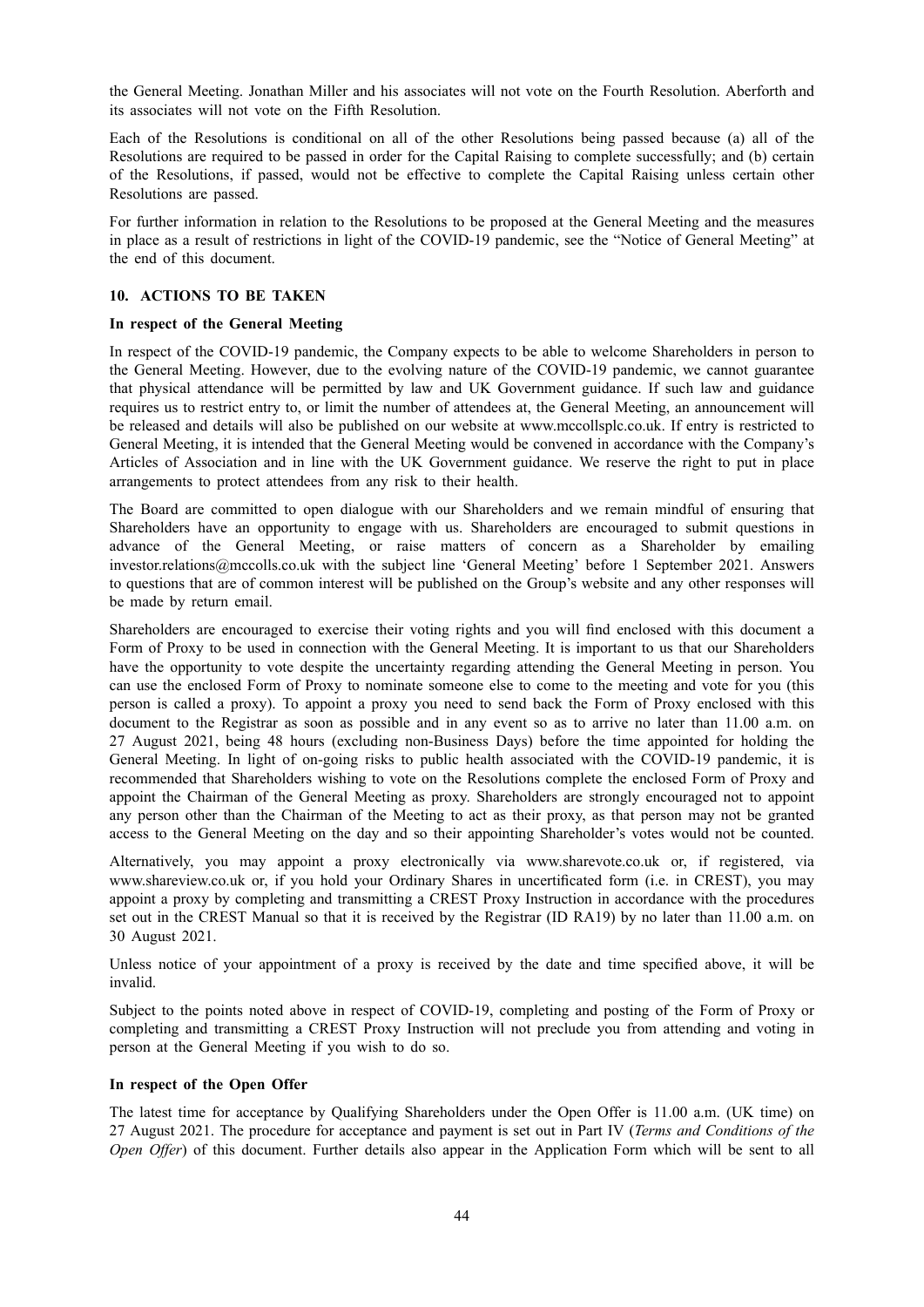the General Meeting. Jonathan Miller and his associates will not vote on the Fourth Resolution. Aberforth and its associates will not vote on the Fifth Resolution.

Each of the Resolutions is conditional on all of the other Resolutions being passed because (a) all of the Resolutions are required to be passed in order for the Capital Raising to complete successfully; and (b) certain of the Resolutions, if passed, would not be effective to complete the Capital Raising unless certain other Resolutions are passed.

For further information in relation to the Resolutions to be proposed at the General Meeting and the measures in place as a result of restrictions in light of the COVID-19 pandemic, see the "Notice of General Meeting" at the end of this document.

## 10. ACTIONS TO BE TAKEN

**In respect of the General Meeting**

In respect of the COVID-19 pandemic, the Company expects to be able to welcome Shareholders in person to the General Meeting. However, due to the evolving nature of the COVID-19 pandemic, we cannot guarantee that physical attendance will be permitted by law and UK Government guidance. If such law and guidance requires us to restrict entry to, or limit the number of attendees at, the General Meeting, an announcement will be released and details will also be published on our website at www.mccollsplc.co.uk. If entry is restricted to General Meeting, it is intended that the General Meeting would be convened in accordance with the Company's Articles of Association and in line with the UK Government guidance. We reserve the right to put in place arrangements to protect attendees from any risk to their health.

The Board are committed to open dialogue with our Shareholders and we remain mindful of ensuring that Shareholders have an opportunity to engage with us. Shareholders are encouraged to submit questions in advance of the General Meeting, or raise matters of concern as a Shareholder by emailing investor.relations@mccolls.co.uk with the subject line 'General Meeting' before 1 September 2021. Answers to questions that are of common interest will be published on the Group's website and any other responses will be made by return email.

Shareholders are encouraged to exercise their voting rights and you will find enclosed with this document a Form of Proxy to be used in connection with the General Meeting. It is important to us that our Shareholders have the opportunity to vote despite the uncertainty regarding attending the General Meeting in person. You can use the enclosed Form of Proxy to nominate someone else to come to the meeting and vote for you (this person is called a proxy). To appoint a proxy you need to send back the Form of Proxy enclosed with this document to the Registrar as soon as possible and in any event so as to arrive no later than 11.00 a.m. on 27 August 2021, being 48 hours (excluding non-Business Days) before the time appointed for holding the General Meeting. In light of on-going risks to public health associated with the COVID-19 pandemic, it is recommended that Shareholders wishing to vote on the Resolutions complete the enclosed Form of Proxy and appoint the Chairman of the General Meeting as proxy. Shareholders are strongly encouraged not to appoint any person other than the Chairman of the Meeting to act as their proxy, as that person may not be granted access to the General Meeting on the day and so their appointing Shareholder's votes would not be counted.

Alternatively, you may appoint a proxy electronically via www.sharevote.co.uk or, if registered, via www.shareview.co.uk or, if you hold your Ordinary Shares in uncertificated form (i.e. in CREST), you may appoint a proxy by completing and transmitting a CREST Proxy Instruction in accordance with the procedures set out in the CREST Manual so that it is received by the Registrar (ID RA19) by no later than 11.00 a.m. on 30 August 2021.

Unless notice of your appointment of a proxy is received by the date and time specified above, it will be invalid.

Subject to the points noted above in respect of COVID-19, completing and posting of the Form of Proxy or completing and transmitting a CREST Proxy Instruction will not preclude you from attending and voting in person at the General Meeting if you wish to do so.

**In respect of the Open Offer**

The latest time for acceptance by Qualifying Shareholders under the Open Offer is 11.00 a.m. (UK time) on 27 August 2021. The procedure for acceptance and payment is set out in Part IV (*Terms and Conditions of the Open Offer*) of this document. Further details also appear in the Application Form which will be sent to all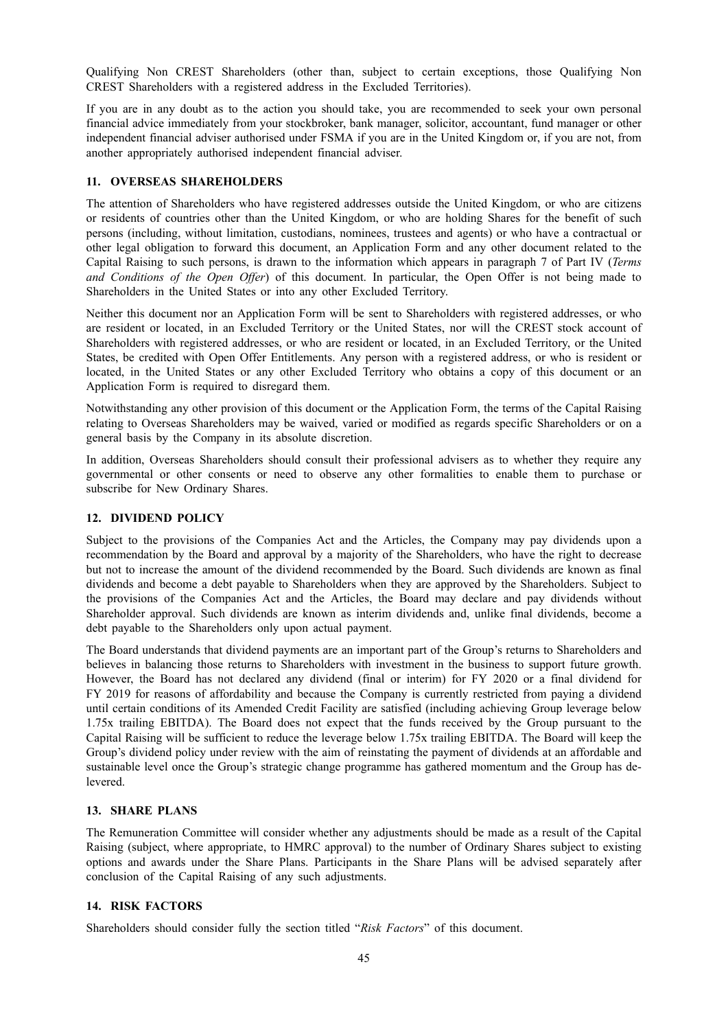Qualifying Non CREST Shareholders (other than, subject to certain exceptions, those Qualifying Non CREST Shareholders with a registered address in the Excluded Territories).

If you are in any doubt as to the action you should take, you are recommended to seek your own personal financial advice immediately from your stockbroker, bank manager, solicitor, accountant, fund manager or other independent financial adviser authorised under FSMA if you are in the United Kingdom or, if you are not, from another appropriately authorised independent financial adviser.

## 11. OVERSEAS SHAREHOLDERS

The attention of Shareholders who have registered addresses outside the United Kingdom, or who are citizens or residents of countries other than the United Kingdom, or who are holding Shares for the benefit of such persons (including, without limitation, custodians, nominees, trustees and agents) or who have a contractual or other legal obligation to forward this document, an Application Form and any other document related to the Capital Raising to such persons, is drawn to the information which appears in paragraph 7 of Part IV (*Terms and Conditions of the Open Offer*) of this document. In particular, the Open Offer is not being made to Shareholders in the United States or into any other Excluded Territory.

Neither this document nor an Application Form will be sent to Shareholders with registered addresses, or who are resident or located, in an Excluded Territory or the United States, nor will the CREST stock account of Shareholders with registered addresses, or who are resident or located, in an Excluded Territory, or the United States, be credited with Open Offer Entitlements. Any person with a registered address, or who is resident or located, in the United States or any other Excluded Territory who obtains a copy of this document or an Application Form is required to disregard them.

Notwithstanding any other provision of this document or the Application Form, the terms of the Capital Raising relating to Overseas Shareholders may be waived, varied or modified as regards specific Shareholders or on a general basis by the Company in its absolute discretion.

In addition, Overseas Shareholders should consult their professional advisers as to whether they require any governmental or other consents or need to observe any other formalities to enable them to purchase or subscribe for New Ordinary Shares.

## 12. DIVIDEND POLICY

Subject to the provisions of the Companies Act and the Articles, the Company may pay dividends upon a recommendation by the Board and approval by a majority of the Shareholders, who have the right to decrease but not to increase the amount of the dividend recommended by the Board. Such dividends are known as final dividends and become a debt payable to Shareholders when they are approved by the Shareholders. Subject to the provisions of the Companies Act and the Articles, the Board may declare and pay dividends without Shareholder approval. Such dividends are known as interim dividends and, unlike final dividends, become a debt payable to the Shareholders only upon actual payment.

The Board understands that dividend payments are an important part of the Group's returns to Shareholders and believes in balancing those returns to Shareholders with investment in the business to support future growth. However, the Board has not declared any dividend (final or interim) for FY 2020 or a final dividend for FY 2019 for reasons of affordability and because the Company is currently restricted from paying a dividend until certain conditions of its Amended Credit Facility are satisfied (including achieving Group leverage below 1.75x trailing EBITDA). The Board does not expect that the funds received by the Group pursuant to the Capital Raising will be sufficient to reduce the leverage below 1.75x trailing EBITDA. The Board will keep the Group's dividend policy under review with the aim of reinstating the payment of dividends at an affordable and sustainable level once the Group's strategic change programme has gathered momentum and the Group has de-levered.

## 13. SHARE PLANS

The Remuneration Committee will consider whether any adjustments should be made as a result of the Capital Raising (subject, where appropriate, to HMRC approval) to the number of Ordinary Shares subject to existing options and awards under the Share Plans. Participants in the Share Plans will be advised separately after conclusion of the Capital Raising of any such adjustments.

## 14. RISK FACTORS

Shareholders should consider fully the section titled "*Risk Factors*" of this document.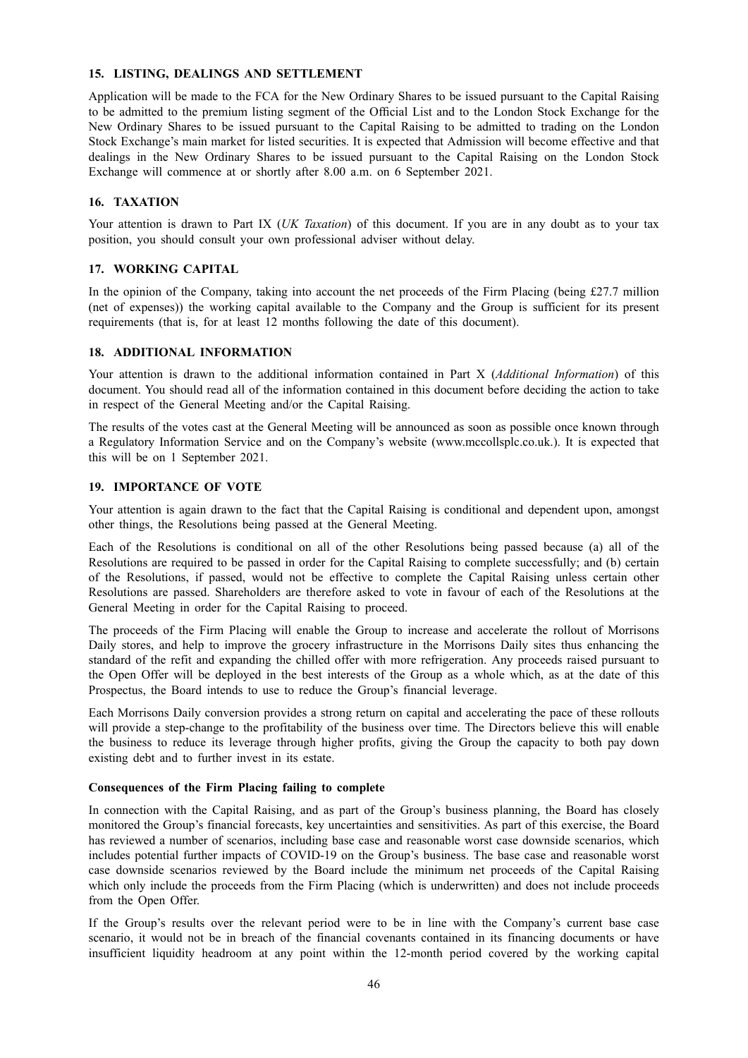## 15. LISTING, DEALINGS AND SETTLEMENT

Application will be made to the FCA for the New Ordinary Shares to be issued pursuant to the Capital Raising to be admitted to the premium listing segment of the Official List and to the London Stock Exchange for the New Ordinary Shares to be issued pursuant to the Capital Raising to be admitted to trading on the London Stock Exchange's main market for listed securities. It is expected that Admission will become effective and that dealings in the New Ordinary Shares to be issued pursuant to the Capital Raising on the London Stock Exchange will commence at or shortly after 8.00 a.m. on 6 September 2021.

## 16. TAXATION

Your attention is drawn to Part IX (*UK Taxation*) of this document. If you are in any doubt as to your tax position, you should consult your own professional adviser without delay.

## 17. WORKING CAPITAL

In the opinion of the Company, taking into account the net proceeds of the Firm Placing (being £27.7 million (net of expenses)) the working capital available to the Company and the Group is sufficient for its present requirements (that is, for at least 12 months following the date of this document).

## 18. ADDITIONAL INFORMATION

Your attention is drawn to the additional information contained in Part X (*Additional Information*) of this document. You should read all of the information contained in this document before deciding the action to take in respect of the General Meeting and/or the Capital Raising.

The results of the votes cast at the General Meeting will be announced as soon as possible once known through a Regulatory Information Service and on the Company's website (www.mccollsplc.co.uk.). It is expected that this will be on 1 September 2021.

## 19. IMPORTANCE OF VOTE

Your attention is again drawn to the fact that the Capital Raising is conditional and dependent upon, amongst other things, the Resolutions being passed at the General Meeting.

Each of the Resolutions is conditional on all of the other Resolutions being passed because (a) all of the Resolutions are required to be passed in order for the Capital Raising to complete successfully; and (b) certain of the Resolutions, if passed, would not be effective to complete the Capital Raising unless certain other Resolutions are passed. Shareholders are therefore asked to vote in favour of each of the Resolutions at the General Meeting in order for the Capital Raising to proceed.

The proceeds of the Firm Placing will enable the Group to increase and accelerate the rollout of Morrisons Daily stores, and help to improve the grocery infrastructure in the Morrisons Daily sites thus enhancing the standard of the refit and expanding the chilled offer with more refrigeration. Any proceeds raised pursuant to the Open Offer will be deployed in the best interests of the Group as a whole which, as at the date of this Prospectus, the Board intends to use to reduce the Group's financial leverage.

Each Morrisons Daily conversion provides a strong return on capital and accelerating the pace of these rollouts will provide a step-change to the profitability of the business over time. The Directors believe this will enable the business to reduce its leverage through higher profits, giving the Group the capacity to both pay down existing debt and to further invest in its estate.

### Consequences of the Firm Placing failing to complete

In connection with the Capital Raising, and as part of the Group's business planning, the Board has closely monitored the Group's financial forecasts, key uncertainties and sensitivities. As part of this exercise, the Board has reviewed a number of scenarios, including base case and reasonable worst case downside scenarios, which includes potential further impacts of COVID-19 on the Group's business. The base case and reasonable worst case downside scenarios reviewed by the Board include the minimum net proceeds of the Capital Raising which only include the proceeds from the Firm Placing (which is underwritten) and does not include proceeds from the Open Offer.

If the Group's results over the relevant period were to be in line with the Company's current base case scenario, it would not be in breach of the financial covenants contained in its financing documents or have insufficient liquidity headroom at any point within the 12-month period covered by the working capital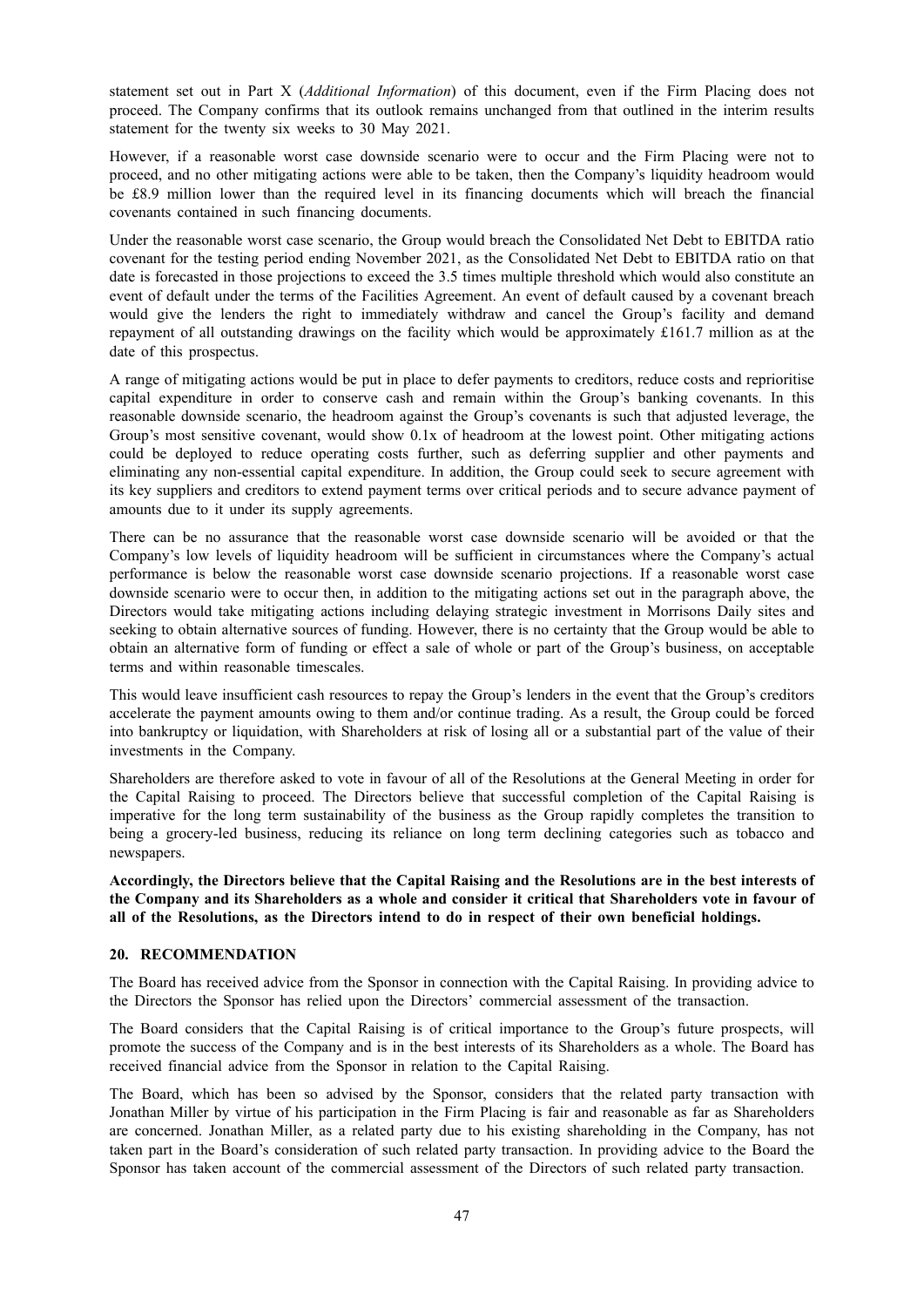statement set out in Part X (*Additional Information*) of this document, even if the Firm Placing does not proceed. The Company confirms that its outlook remains unchanged from that outlined in the interim results statement for the twenty six weeks to 30 May 2021.

However, if a reasonable worst case downside scenario were to occur and the Firm Placing were not to proceed, and no other mitigating actions were able to be taken, then the Company's liquidity headroom would be £8.9 million lower than the required level in its financing documents which will breach the financial covenants contained in such financing documents.

Under the reasonable worst case scenario, the Group would breach the Consolidated Net Debt to EBITDA ratio covenant for the testing period ending November 2021, as the Consolidated Net Debt to EBITDA ratio on that date is forecasted in those projections to exceed the 3.5 times multiple threshold which would also constitute an event of default under the terms of the Facilities Agreement. An event of default caused by a covenant breach would give the lenders the right to immediately withdraw and cancel the Group's facility and demand repayment of all outstanding drawings on the facility which would be approximately £161.7 million as at the date of this prospectus.

A range of mitigating actions would be put in place to defer payments to creditors, reduce costs and reprioritise capital expenditure in order to conserve cash and remain within the Group's banking covenants. In this reasonable downside scenario, the headroom against the Group's covenants is such that adjusted leverage, the Group's most sensitive covenant, would show 0.1x of headroom at the lowest point. Other mitigating actions could be deployed to reduce operating costs further, such as deferring supplier and other payments and eliminating any non-essential capital expenditure. In addition, the Group could seek to secure agreement with its key suppliers and creditors to extend payment terms over critical periods and to secure advance payment of amounts due to it under its supply agreements.

There can be no assurance that the reasonable worst case downside scenario will be avoided or that the Company's low levels of liquidity headroom will be sufficient in circumstances where the Company's actual performance is below the reasonable worst case downside scenario projections. If a reasonable worst case downside scenario were to occur then, in addition to the mitigating actions set out in the paragraph above, the Directors would take mitigating actions including delaying strategic investment in Morrisons Daily sites and seeking to obtain alternative sources of funding. However, there is no certainty that the Group would be able to obtain an alternative form of funding or effect a sale of whole or part of the Group's business, on acceptable terms and within reasonable timescales.

This would leave insufficient cash resources to repay the Group's lenders in the event that the Group's creditors accelerate the payment amounts owing to them and/or continue trading. As a result, the Group could be forced into bankruptcy or liquidation, with Shareholders at risk of losing all or a substantial part of the value of their investments in the Company.

Shareholders are therefore asked to vote in favour of all of the Resolutions at the General Meeting in order for the Capital Raising to proceed. The Directors believe that successful completion of the Capital Raising is imperative for the long term sustainability of the business as the Group rapidly completes the transition to being a grocery-led business, reducing its reliance on long term declining categories such as tobacco and newspapers.

**Accordingly, the Directors believe that the Capital Raising and the Resolutions are in the best interests of the Company and its Shareholders as a whole and consider it critical that Shareholders vote in favour of all of the Resolutions, as the Directors intend to do in respect of their own beneficial holdings.**

## 20. RECOMMENDATION

The Board has received advice from the Sponsor in connection with the Capital Raising. In providing advice to the Directors the Sponsor has relied upon the Directors' commercial assessment of the transaction.

The Board considers that the Capital Raising is of critical importance to the Group's future prospects, will promote the success of the Company and is in the best interests of its Shareholders as a whole. The Board has received financial advice from the Sponsor in relation to the Capital Raising.

The Board, which has been so advised by the Sponsor, considers that the related party transaction with Jonathan Miller by virtue of his participation in the Firm Placing is fair and reasonable as far as Shareholders are concerned. Jonathan Miller, as a related party due to his existing shareholding in the Company, has not taken part in the Board's consideration of such related party transaction. In providing advice to the Board the Sponsor has taken account of the commercial assessment of the Directors of such related party transaction.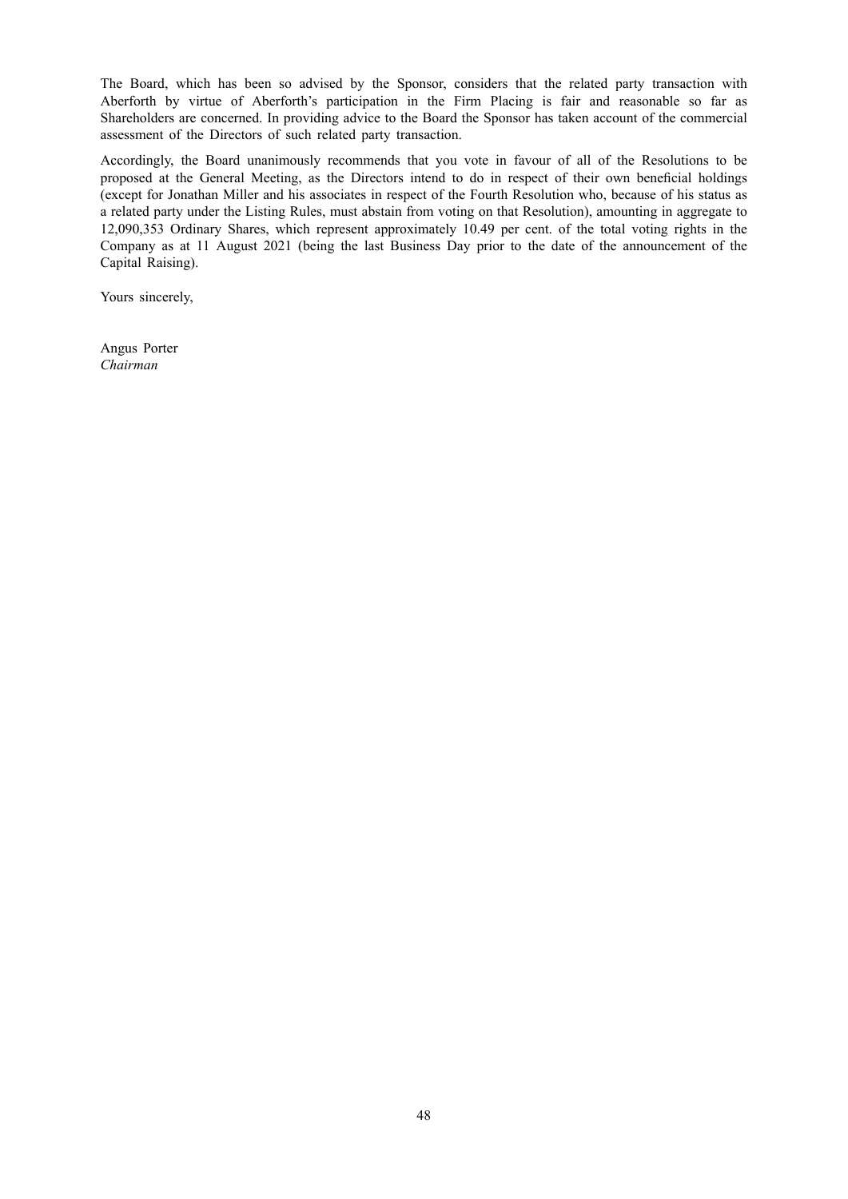The Board, which has been so advised by the Sponsor, considers that the related party transaction with Aberforth by virtue of Aberforth's participation in the Firm Placing is fair and reasonable so far as Shareholders are concerned. In providing advice to the Board the Sponsor has taken account of the commercial assessment of the Directors of such related party transaction.

Accordingly, the Board unanimously recommends that you vote in favour of all of the Resolutions to be proposed at the General Meeting, as the Directors intend to do in respect of their own beneficial holdings (except for Jonathan Miller and his associates in respect of the Fourth Resolution who, because of his status as a related party under the Listing Rules, must abstain from voting on that Resolution), amounting in aggregate to 12,090,353 Ordinary Shares, which represent approximately 10.49 per cent. of the total voting rights in the Company as at 11 August 2021 (being the last Business Day prior to the date of the announcement of the Capital Raising).

Yours sincerely,

Angus Porter
*Chairman*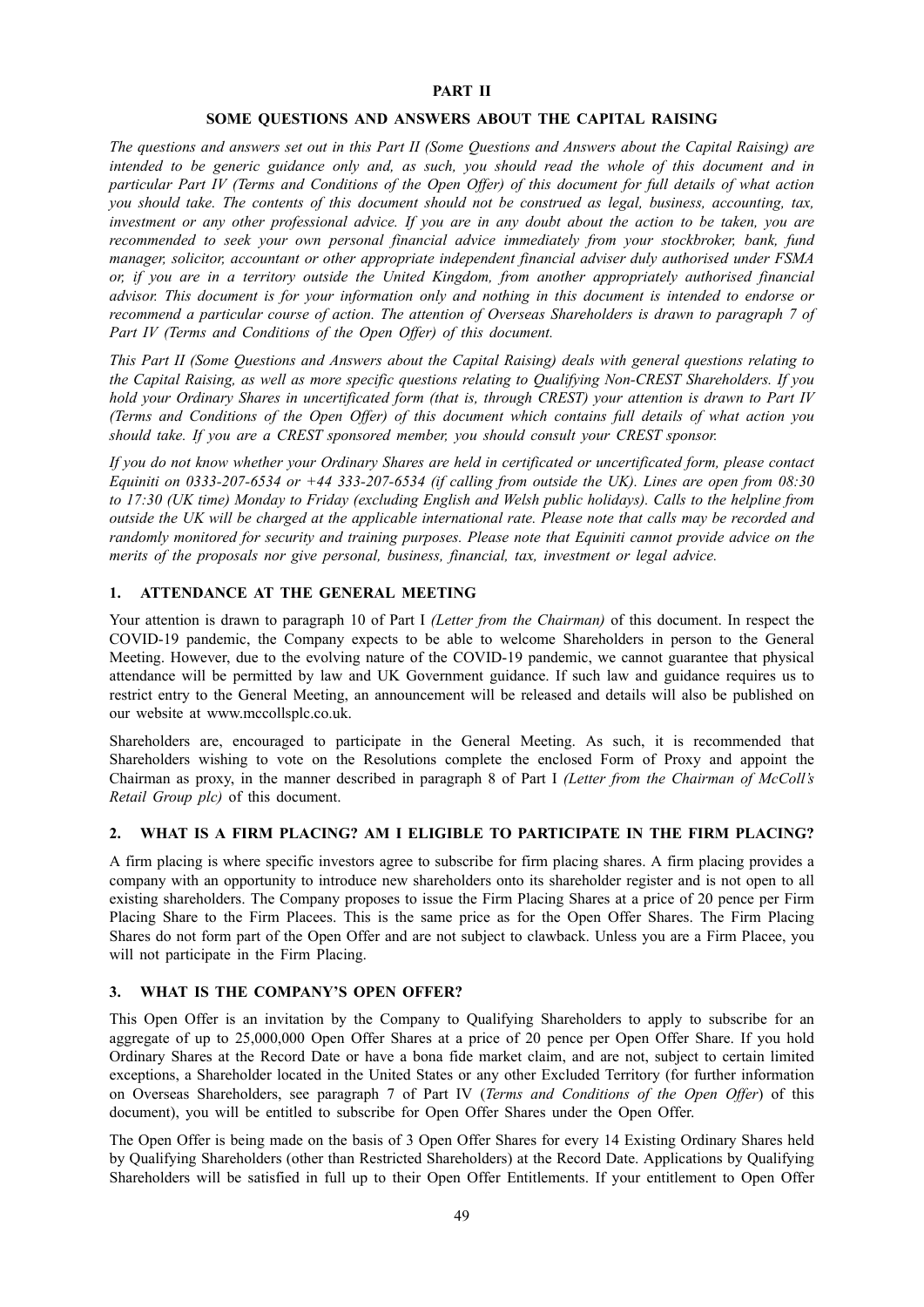# PART II

## SOME QUESTIONS AND ANSWERS ABOUT THE CAPITAL RAISING

*The questions and answers set out in this Part II (Some Questions and Answers about the Capital Raising) are intended to be generic guidance only and, as such, you should read the whole of this document and in particular Part IV (Terms and Conditions of the Open Offer) of this document for full details of what action you should take. The contents of this document should not be construed as legal, business, accounting, tax, investment or any other professional advice. If you are in any doubt about the action to be taken, you are recommended to seek your own personal financial advice immediately from your stockbroker, bank, fund manager, solicitor, accountant or other appropriate independent financial adviser duly authorised under FSMA or, if you are in a territory outside the United Kingdom, from another appropriately authorised financial advisor. This document is for your information only and nothing in this document is intended to endorse or recommend a particular course of action. The attention of Overseas Shareholders is drawn to paragraph 7 of Part IV (Terms and Conditions of the Open Offer) of this document.*

*This Part II (Some Questions and Answers about the Capital Raising) deals with general questions relating to the Capital Raising, as well as more specific questions relating to Qualifying Non-CREST Shareholders. If you hold your Ordinary Shares in uncertificated form (that is, through CREST) your attention is drawn to Part IV (Terms and Conditions of the Open Offer) of this document which contains full details of what action you should take. If you are a CREST sponsored member, you should consult your CREST sponsor.*

*If you do not know whether your Ordinary Shares are held in certificated or uncertificated form, please contact Equiniti on 0333-207-6534 or +44 333-207-6534 (if calling from outside the UK). Lines are open from 08:30 to 17:30 (UK time) Monday to Friday (excluding English and Welsh public holidays). Calls to the helpline from outside the UK will be charged at the applicable international rate. Please note that calls may be recorded and randomly monitored for security and training purposes. Please note that Equiniti cannot provide advice on the merits of the proposals nor give personal, business, financial, tax, investment or legal advice.*

### 1. ATTENDANCE AT THE GENERAL MEETING

Your attention is drawn to paragraph 10 of Part I *(Letter from the Chairman)* of this document. In respect the COVID-19 pandemic, the Company expects to be able to welcome Shareholders in person to the General Meeting. However, due to the evolving nature of the COVID-19 pandemic, we cannot guarantee that physical attendance will be permitted by law and UK Government guidance. If such law and guidance requires us to restrict entry to the General Meeting, an announcement will be released and details will also be published on our website at www.mccollsplc.co.uk.

Shareholders are, encouraged to participate in the General Meeting. As such, it is recommended that Shareholders wishing to vote on the Resolutions complete the enclosed Form of Proxy and appoint the Chairman as proxy, in the manner described in paragraph 8 of Part I *(Letter from the Chairman of McColl's Retail Group plc)* of this document.

### 2. WHAT IS A FIRM PLACING? AM I ELIGIBLE TO PARTICIPATE IN THE FIRM PLACING?

A firm placing is where specific investors agree to subscribe for firm placing shares. A firm placing provides a company with an opportunity to introduce new shareholders onto its shareholder register and is not open to all existing shareholders. The Company proposes to issue the Firm Placing Shares at a price of 20 pence per Firm Placing Share to the Firm Placees. This is the same price as for the Open Offer Shares. The Firm Placing Shares do not form part of the Open Offer and are not subject to clawback. Unless you are a Firm Placee, you will not participate in the Firm Placing.

### 3. WHAT IS THE COMPANY'S OPEN OFFER?

This Open Offer is an invitation by the Company to Qualifying Shareholders to apply to subscribe for an aggregate of up to 25,000,000 Open Offer Shares at a price of 20 pence per Open Offer Share. If you hold Ordinary Shares at the Record Date or have a bona fide market claim, and are not, subject to certain limited exceptions, a Shareholder located in the United States or any other Excluded Territory (for further information on Overseas Shareholders, see paragraph 7 of Part IV (*Terms and Conditions of the Open Offer*) of this document), you will be entitled to subscribe for Open Offer Shares under the Open Offer.

The Open Offer is being made on the basis of 3 Open Offer Shares for every 14 Existing Ordinary Shares held by Qualifying Shareholders (other than Restricted Shareholders) at the Record Date. Applications by Qualifying Shareholders will be satisfied in full up to their Open Offer Entitlements. If your entitlement to Open Offer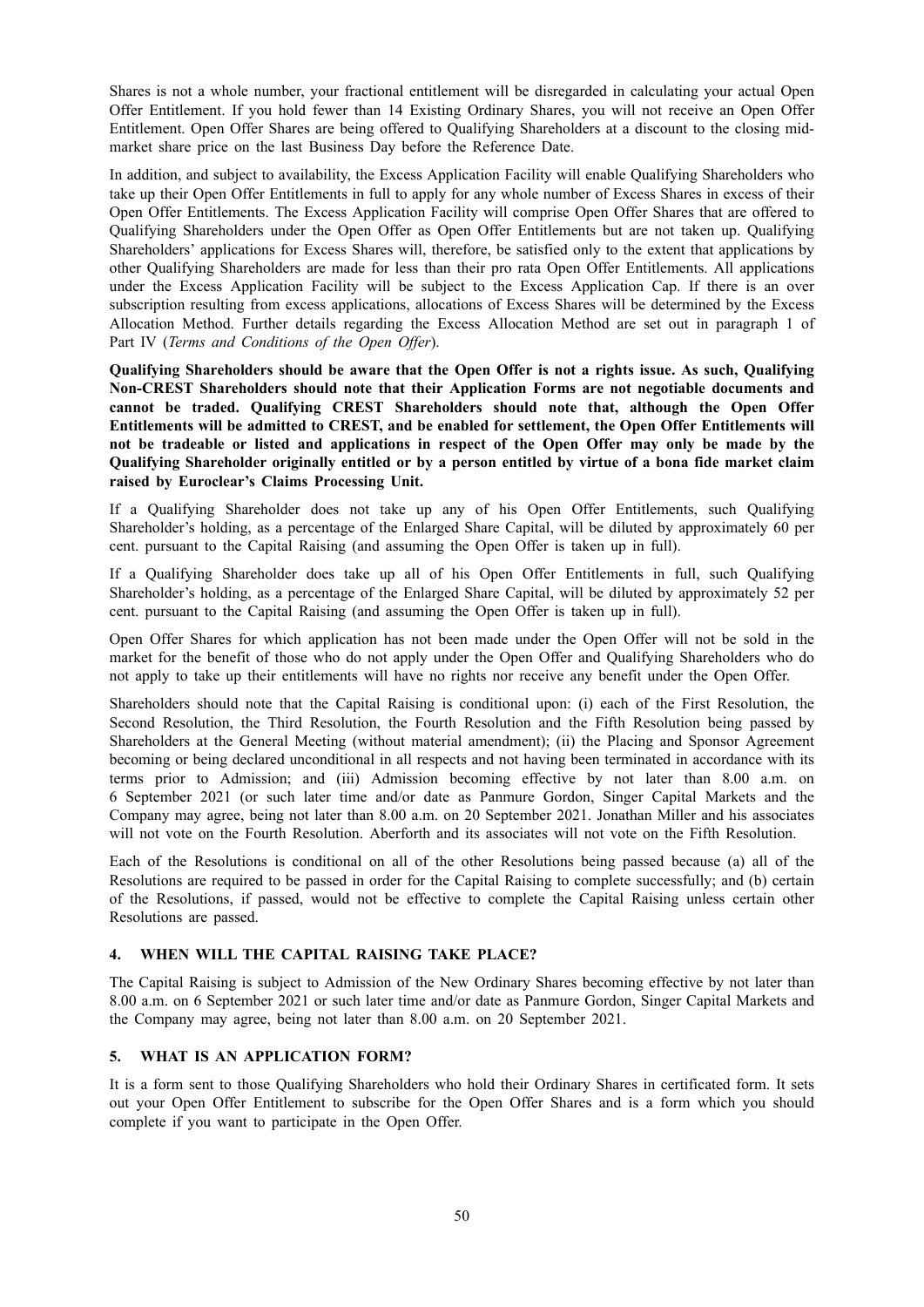Shares is not a whole number, your fractional entitlement will be disregarded in calculating your actual Open Offer Entitlement. If you hold fewer than 14 Existing Ordinary Shares, you will not receive an Open Offer Entitlement. Open Offer Shares are being offered to Qualifying Shareholders at a discount to the closing mid-market share price on the last Business Day before the Reference Date.

In addition, and subject to availability, the Excess Application Facility will enable Qualifying Shareholders who take up their Open Offer Entitlements in full to apply for any whole number of Excess Shares in excess of their Open Offer Entitlements. The Excess Application Facility will comprise Open Offer Shares that are offered to Qualifying Shareholders under the Open Offer as Open Offer Entitlements but are not taken up. Qualifying Shareholders' applications for Excess Shares will, therefore, be satisfied only to the extent that applications by other Qualifying Shareholders are made for less than their pro rata Open Offer Entitlements. All applications under the Excess Application Facility will be subject to the Excess Application Cap. If there is an over subscription resulting from excess applications, allocations of Excess Shares will be determined by the Excess Allocation Method. Further details regarding the Excess Allocation Method are set out in paragraph 1 of Part IV (*Terms and Conditions of the Open Offer*).

**Qualifying Shareholders should be aware that the Open Offer is not a rights issue. As such, Qualifying Non-CREST Shareholders should note that their Application Forms are not negotiable documents and cannot be traded. Qualifying CREST Shareholders should note that, although the Open Offer Entitlements will be admitted to CREST, and be enabled for settlement, the Open Offer Entitlements will not be tradeable or listed and applications in respect of the Open Offer may only be made by the Qualifying Shareholder originally entitled or by a person entitled by virtue of a bona fide market claim raised by Euroclear's Claims Processing Unit.**

If a Qualifying Shareholder does not take up any of his Open Offer Entitlements, such Qualifying Shareholder's holding, as a percentage of the Enlarged Share Capital, will be diluted by approximately 60 per cent. pursuant to the Capital Raising (and assuming the Open Offer is taken up in full).

If a Qualifying Shareholder does take up all of his Open Offer Entitlements in full, such Qualifying Shareholder's holding, as a percentage of the Enlarged Share Capital, will be diluted by approximately 52 per cent. pursuant to the Capital Raising (and assuming the Open Offer is taken up in full).

Open Offer Shares for which application has not been made under the Open Offer will not be sold in the market for the benefit of those who do not apply under the Open Offer and Qualifying Shareholders who do not apply to take up their entitlements will have no rights nor receive any benefit under the Open Offer.

Shareholders should note that the Capital Raising is conditional upon: (i) each of the First Resolution, the Second Resolution, the Third Resolution, the Fourth Resolution and the Fifth Resolution being passed by Shareholders at the General Meeting (without material amendment); (ii) the Placing and Sponsor Agreement becoming or being declared unconditional in all respects and not having been terminated in accordance with its terms prior to Admission; and (iii) Admission becoming effective by not later than 8.00 a.m. on 6 September 2021 (or such later time and/or date as Panmure Gordon, Singer Capital Markets and the Company may agree, being not later than 8.00 a.m. on 20 September 2021. Jonathan Miller and his associates will not vote on the Fourth Resolution. Aberforth and its associates will not vote on the Fifth Resolution.

Each of the Resolutions is conditional on all of the other Resolutions being passed because (a) all of the Resolutions are required to be passed in order for the Capital Raising to complete successfully; and (b) certain of the Resolutions, if passed, would not be effective to complete the Capital Raising unless certain other Resolutions are passed.

## 4. WHEN WILL THE CAPITAL RAISING TAKE PLACE?

The Capital Raising is subject to Admission of the New Ordinary Shares becoming effective by not later than 8.00 a.m. on 6 September 2021 or such later time and/or date as Panmure Gordon, Singer Capital Markets and the Company may agree, being not later than 8.00 a.m. on 20 September 2021.

## 5. WHAT IS AN APPLICATION FORM?

It is a form sent to those Qualifying Shareholders who hold their Ordinary Shares in certificated form. It sets out your Open Offer Entitlement to subscribe for the Open Offer Shares and is a form which you should complete if you want to participate in the Open Offer.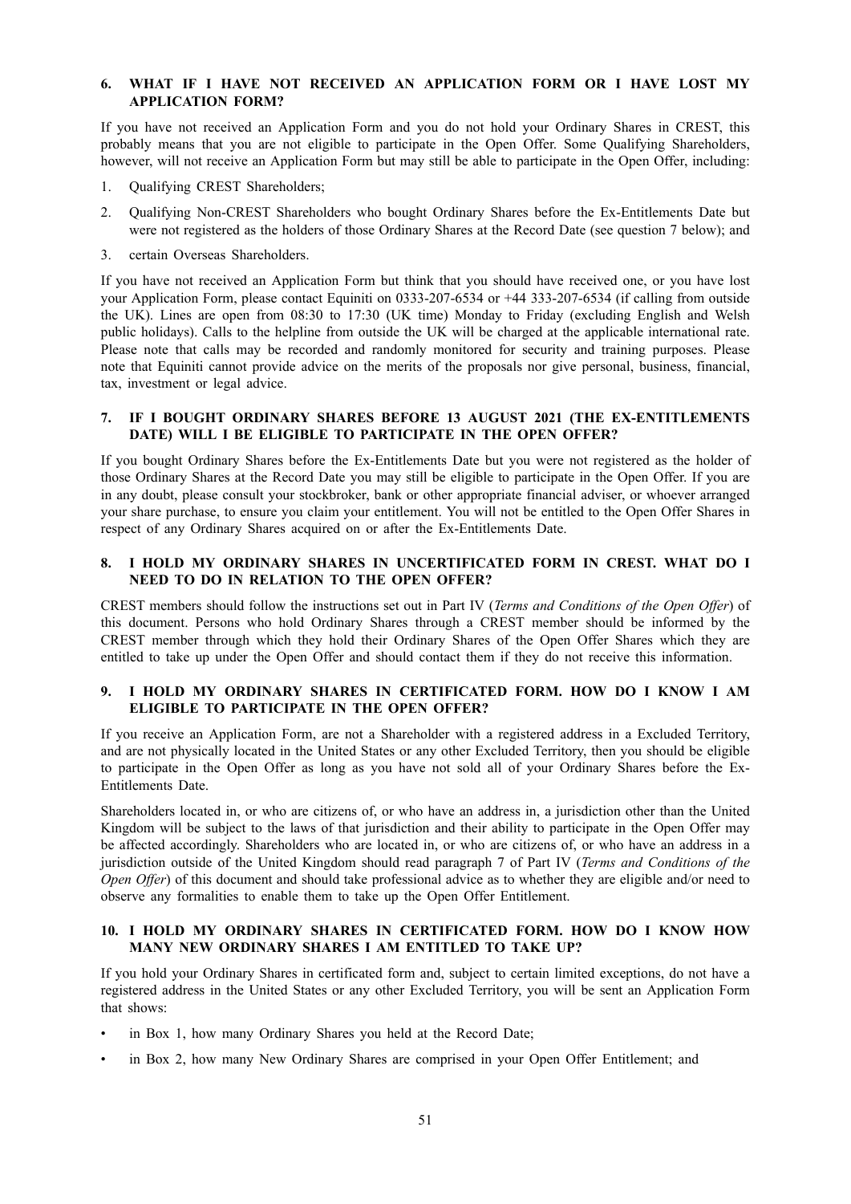### 6. WHAT IF I HAVE NOT RECEIVED AN APPLICATION FORM OR I HAVE LOST MY APPLICATION FORM?

If you have not received an Application Form and you do not hold your Ordinary Shares in CREST, this probably means that you are not eligible to participate in the Open Offer. Some Qualifying Shareholders, however, will not receive an Application Form but may still be able to participate in the Open Offer, including:

1. Qualifying CREST Shareholders;
2. Qualifying Non-CREST Shareholders who bought Ordinary Shares before the Ex-Entitlements Date but were not registered as the holders of those Ordinary Shares at the Record Date (see question 7 below); and
3. certain Overseas Shareholders.

If you have not received an Application Form but think that you should have received one, or you have lost your Application Form, please contact Equiniti on 0333-207-6534 or +44 333-207-6534 (if calling from outside the UK). Lines are open from 08:30 to 17:30 (UK time) Monday to Friday (excluding English and Welsh public holidays). Calls to the helpline from outside the UK will be charged at the applicable international rate. Please note that calls may be recorded and randomly monitored for security and training purposes. Please note that Equiniti cannot provide advice on the merits of the proposals nor give personal, business, financial, tax, investment or legal advice.

### 7. IF I BOUGHT ORDINARY SHARES BEFORE 13 AUGUST 2021 (THE EX-ENTITLEMENTS DATE) WILL I BE ELIGIBLE TO PARTICIPATE IN THE OPEN OFFER?

If you bought Ordinary Shares before the Ex-Entitlements Date but you were not registered as the holder of those Ordinary Shares at the Record Date you may still be eligible to participate in the Open Offer. If you are in any doubt, please consult your stockbroker, bank or other appropriate financial adviser, or whoever arranged your share purchase, to ensure you claim your entitlement. You will not be entitled to the Open Offer Shares in respect of any Ordinary Shares acquired on or after the Ex-Entitlements Date.

### 8. I HOLD MY ORDINARY SHARES IN UNCERTIFICATED FORM IN CREST. WHAT DO I NEED TO DO IN RELATION TO THE OPEN OFFER?

CREST members should follow the instructions set out in Part IV (*Terms and Conditions of the Open Offer*) of this document. Persons who hold Ordinary Shares through a CREST member should be informed by the CREST member through which they hold their Ordinary Shares of the Open Offer Shares which they are entitled to take up under the Open Offer and should contact them if they do not receive this information.

### 9. I HOLD MY ORDINARY SHARES IN CERTIFICATED FORM. HOW DO I KNOW I AM ELIGIBLE TO PARTICIPATE IN THE OPEN OFFER?

If you receive an Application Form, are not a Shareholder with a registered address in a Excluded Territory, and are not physically located in the United States or any other Excluded Territory, then you should be eligible to participate in the Open Offer as long as you have not sold all of your Ordinary Shares before the Ex-Entitlements Date.

Shareholders located in, or who are citizens of, or who have an address in, a jurisdiction other than the United Kingdom will be subject to the laws of that jurisdiction and their ability to participate in the Open Offer may be affected accordingly. Shareholders who are located in, or who are citizens of, or who have an address in a jurisdiction outside of the United Kingdom should read paragraph 7 of Part IV (*Terms and Conditions of the Open Offer*) of this document and should take professional advice as to whether they are eligible and/or need to observe any formalities to enable them to take up the Open Offer Entitlement.

### 10. I HOLD MY ORDINARY SHARES IN CERTIFICATED FORM. HOW DO I KNOW HOW MANY NEW ORDINARY SHARES I AM ENTITLED TO TAKE UP?

If you hold your Ordinary Shares in certificated form and, subject to certain limited exceptions, do not have a registered address in the United States or any other Excluded Territory, you will be sent an Application Form that shows:

- in Box 1, how many Ordinary Shares you held at the Record Date;
- in Box 2, how many New Ordinary Shares are comprised in your Open Offer Entitlement; and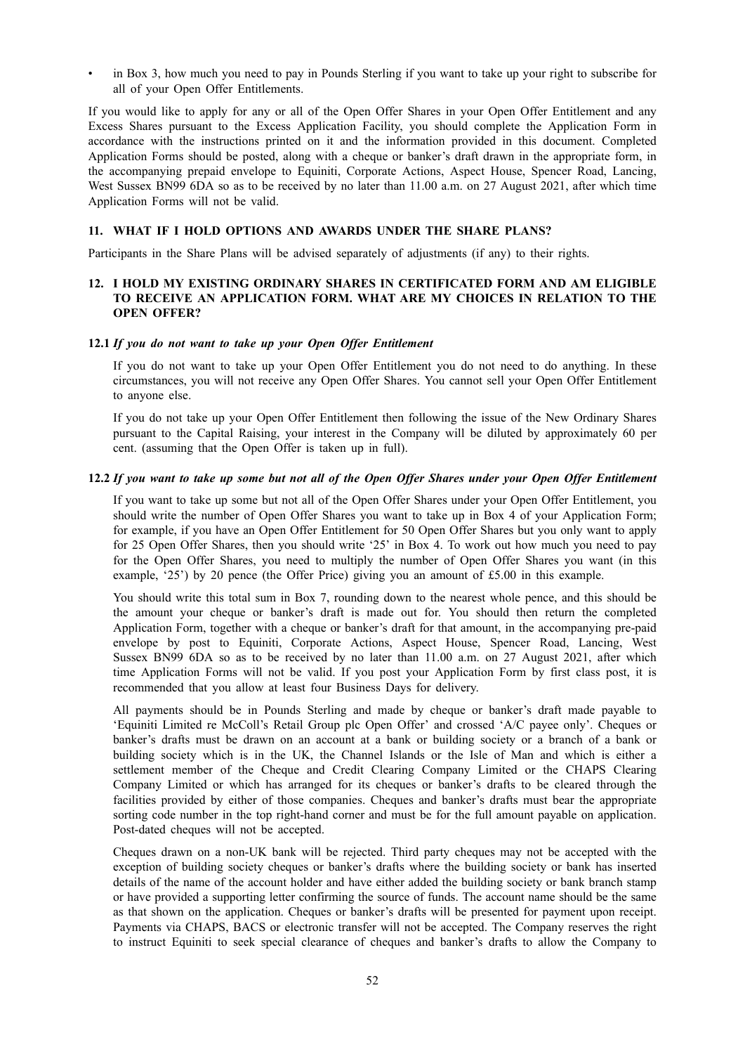- in Box 3, how much you need to pay in Pounds Sterling if you want to take up your right to subscribe for all of your Open Offer Entitlements.

If you would like to apply for any or all of the Open Offer Shares in your Open Offer Entitlement and any Excess Shares pursuant to the Excess Application Facility, you should complete the Application Form in accordance with the instructions printed on it and the information provided in this document. Completed Application Forms should be posted, along with a cheque or banker's draft drawn in the appropriate form, in the accompanying prepaid envelope to Equiniti, Corporate Actions, Aspect House, Spencer Road, Lancing, West Sussex BN99 6DA so as to be received by no later than 11.00 a.m. on 27 August 2021, after which time Application Forms will not be valid.

## 11. WHAT IF I HOLD OPTIONS AND AWARDS UNDER THE SHARE PLANS?

Participants in the Share Plans will be advised separately of adjustments (if any) to their rights.

## 12. I HOLD MY EXISTING ORDINARY SHARES IN CERTIFICATED FORM AND AM ELIGIBLE TO RECEIVE AN APPLICATION FORM. WHAT ARE MY CHOICES IN RELATION TO THE OPEN OFFER?

### 12.1 *If you do not want to take up your Open Offer Entitlement*

If you do not want to take up your Open Offer Entitlement you do not need to do anything. In these circumstances, you will not receive any Open Offer Shares. You cannot sell your Open Offer Entitlement to anyone else.

If you do not take up your Open Offer Entitlement then following the issue of the New Ordinary Shares pursuant to the Capital Raising, your interest in the Company will be diluted by approximately 60 per cent. (assuming that the Open Offer is taken up in full).

### 12.2 *If you want to take up some but not all of the Open Offer Shares under your Open Offer Entitlement*

If you want to take up some but not all of the Open Offer Shares under your Open Offer Entitlement, you should write the number of Open Offer Shares you want to take up in Box 4 of your Application Form; for example, if you have an Open Offer Entitlement for 50 Open Offer Shares but you only want to apply for 25 Open Offer Shares, then you should write '25' in Box 4. To work out how much you need to pay for the Open Offer Shares, you need to multiply the number of Open Offer Shares you want (in this example, '25') by 20 pence (the Offer Price) giving you an amount of £5.00 in this example.

You should write this total sum in Box 7, rounding down to the nearest whole pence, and this should be the amount your cheque or banker's draft is made out for. You should then return the completed Application Form, together with a cheque or banker's draft for that amount, in the accompanying pre-paid envelope by post to Equiniti, Corporate Actions, Aspect House, Spencer Road, Lancing, West Sussex BN99 6DA so as to be received by no later than 11.00 a.m. on 27 August 2021, after which time Application Forms will not be valid. If you post your Application Form by first class post, it is recommended that you allow at least four Business Days for delivery.

All payments should be in Pounds Sterling and made by cheque or banker's draft made payable to 'Equiniti Limited re McColl's Retail Group plc Open Offer' and crossed 'A/C payee only'. Cheques or banker's drafts must be drawn on an account at a bank or building society or a branch of a bank or building society which is in the UK, the Channel Islands or the Isle of Man and which is either a settlement member of the Cheque and Credit Clearing Company Limited or the CHAPS Clearing Company Limited or which has arranged for its cheques or banker's drafts to be cleared through the facilities provided by either of those companies. Cheques and banker's drafts must bear the appropriate sorting code number in the top right-hand corner and must be for the full amount payable on application. Post-dated cheques will not be accepted.

Cheques drawn on a non-UK bank will be rejected. Third party cheques may not be accepted with the exception of building society cheques or banker's drafts where the building society or bank has inserted details of the name of the account holder and have either added the building society or bank branch stamp or have provided a supporting letter confirming the source of funds. The account name should be the same as that shown on the application. Cheques or banker's drafts will be presented for payment upon receipt. Payments via CHAPS, BACS or electronic transfer will not be accepted. The Company reserves the right to instruct Equiniti to seek special clearance of cheques and banker's drafts to allow the Company to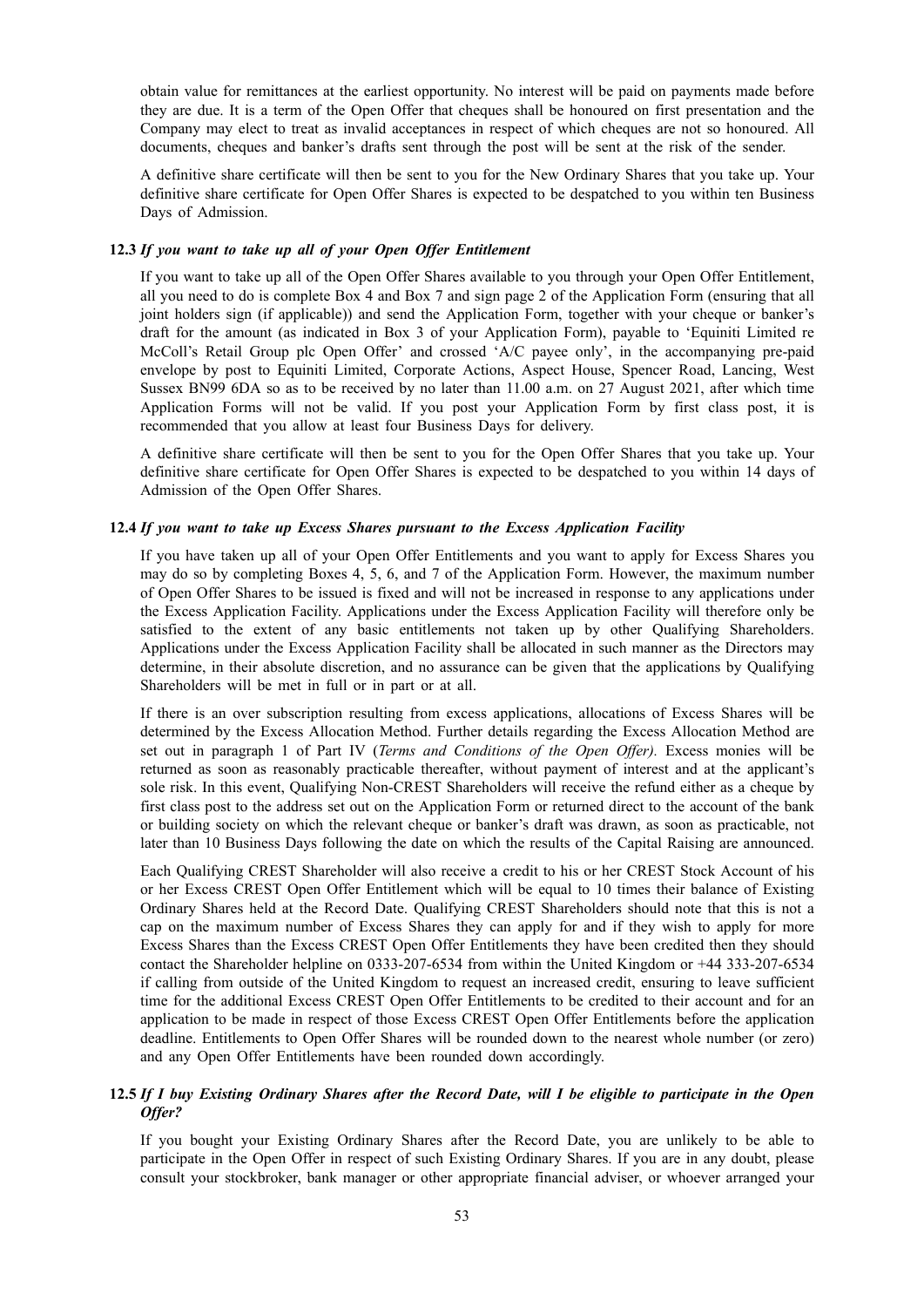obtain value for remittances at the earliest opportunity. No interest will be paid on payments made before they are due. It is a term of the Open Offer that cheques shall be honoured on first presentation and the Company may elect to treat as invalid acceptances in respect of which cheques are not so honoured. All documents, cheques and banker's drafts sent through the post will be sent at the risk of the sender.

A definitive share certificate will then be sent to you for the New Ordinary Shares that you take up. Your definitive share certificate for Open Offer Shares is expected to be despatched to you within ten Business Days of Admission.

**12.3** ***If you want to take up all of your Open Offer Entitlement***

If you want to take up all of the Open Offer Shares available to you through your Open Offer Entitlement, all you need to do is complete Box 4 and Box 7 and sign page 2 of the Application Form (ensuring that all joint holders sign (if applicable)) and send the Application Form, together with your cheque or banker's draft for the amount (as indicated in Box 3 of your Application Form), payable to 'Equiniti Limited re McColl's Retail Group plc Open Offer' and crossed 'A/C payee only', in the accompanying pre-paid envelope by post to Equiniti Limited, Corporate Actions, Aspect House, Spencer Road, Lancing, West Sussex BN99 6DA so as to be received by no later than 11.00 a.m. on 27 August 2021, after which time Application Forms will not be valid. If you post your Application Form by first class post, it is recommended that you allow at least four Business Days for delivery.

A definitive share certificate will then be sent to you for the Open Offer Shares that you take up. Your definitive share certificate for Open Offer Shares is expected to be despatched to you within 14 days of Admission of the Open Offer Shares.

**12.4** ***If you want to take up Excess Shares pursuant to the Excess Application Facility***

If you have taken up all of your Open Offer Entitlements and you want to apply for Excess Shares you may do so by completing Boxes 4, 5, 6, and 7 of the Application Form. However, the maximum number of Open Offer Shares to be issued is fixed and will not be increased in response to any applications under the Excess Application Facility. Applications under the Excess Application Facility will therefore only be satisfied to the extent of any basic entitlements not taken up by other Qualifying Shareholders. Applications under the Excess Application Facility shall be allocated in such manner as the Directors may determine, in their absolute discretion, and no assurance can be given that the applications by Qualifying Shareholders will be met in full or in part or at all.

If there is an over subscription resulting from excess applications, allocations of Excess Shares will be determined by the Excess Allocation Method. Further details regarding the Excess Allocation Method are set out in paragraph 1 of Part IV (*Terms and Conditions of the Open Offer).* Excess monies will be returned as soon as reasonably practicable thereafter, without payment of interest and at the applicant's sole risk. In this event, Qualifying Non-CREST Shareholders will receive the refund either as a cheque by first class post to the address set out on the Application Form or returned direct to the account of the bank or building society on which the relevant cheque or banker's draft was drawn, as soon as practicable, not later than 10 Business Days following the date on which the results of the Capital Raising are announced.

Each Qualifying CREST Shareholder will also receive a credit to his or her CREST Stock Account of his or her Excess CREST Open Offer Entitlement which will be equal to 10 times their balance of Existing Ordinary Shares held at the Record Date. Qualifying CREST Shareholders should note that this is not a cap on the maximum number of Excess Shares they can apply for and if they wish to apply for more Excess Shares than the Excess CREST Open Offer Entitlements they have been credited then they should contact the Shareholder helpline on 0333-207-6534 from within the United Kingdom or +44 333-207-6534 if calling from outside of the United Kingdom to request an increased credit, ensuring to leave sufficient time for the additional Excess CREST Open Offer Entitlements to be credited to their account and for an application to be made in respect of those Excess CREST Open Offer Entitlements before the application deadline. Entitlements to Open Offer Shares will be rounded down to the nearest whole number (or zero) and any Open Offer Entitlements have been rounded down accordingly.

**12.5** ***If I buy Existing Ordinary Shares after the Record Date, will I be eligible to participate in the Open Offer?***

If you bought your Existing Ordinary Shares after the Record Date, you are unlikely to be able to participate in the Open Offer in respect of such Existing Ordinary Shares. If you are in any doubt, please consult your stockbroker, bank manager or other appropriate financial adviser, or whoever arranged your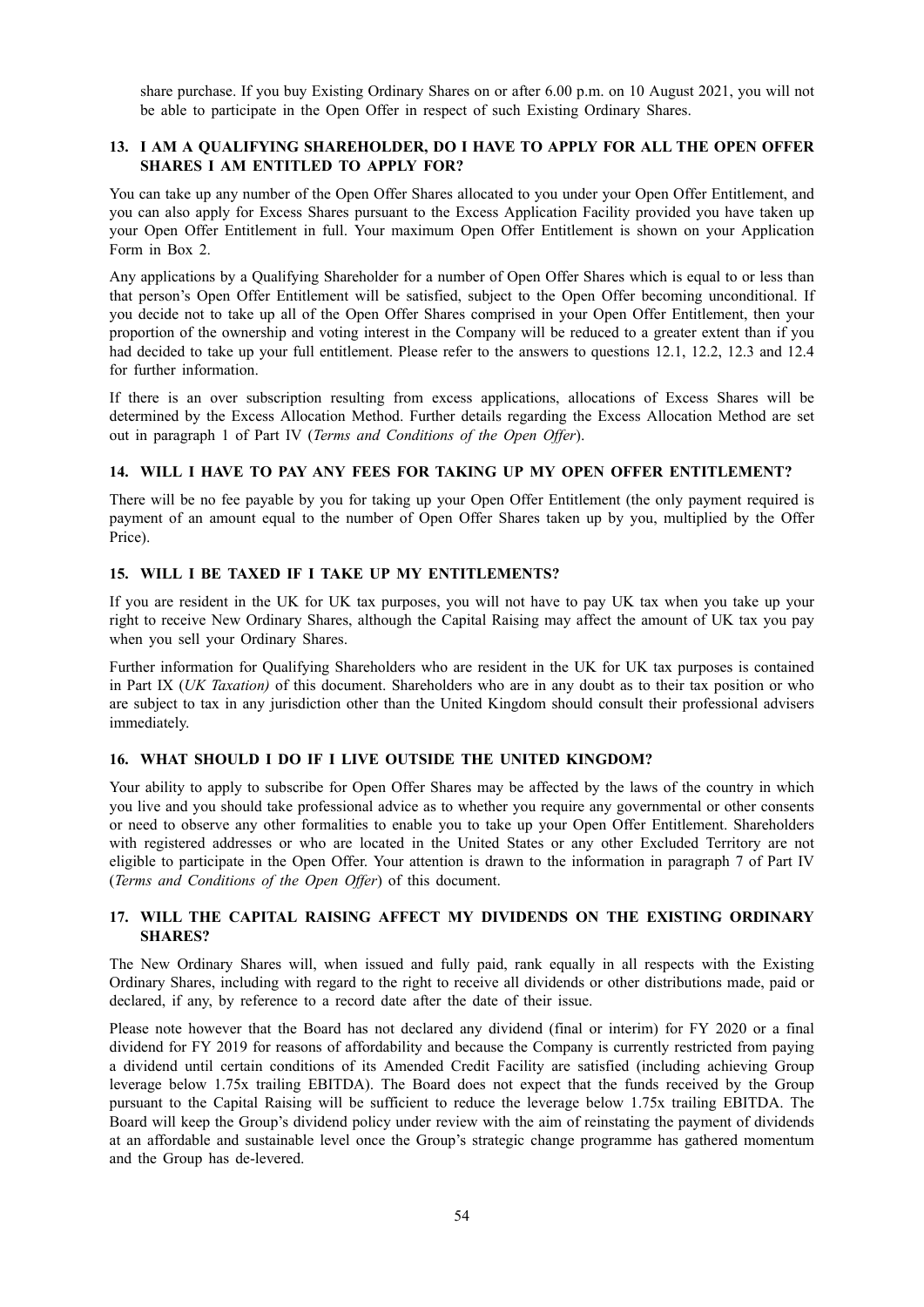share purchase. If you buy Existing Ordinary Shares on or after 6.00 p.m. on 10 August 2021, you will not be able to participate in the Open Offer in respect of such Existing Ordinary Shares.

### 13. I AM A QUALIFYING SHAREHOLDER, DO I HAVE TO APPLY FOR ALL THE OPEN OFFER SHARES I AM ENTITLED TO APPLY FOR?

You can take up any number of the Open Offer Shares allocated to you under your Open Offer Entitlement, and you can also apply for Excess Shares pursuant to the Excess Application Facility provided you have taken up your Open Offer Entitlement in full. Your maximum Open Offer Entitlement is shown on your Application Form in Box 2.

Any applications by a Qualifying Shareholder for a number of Open Offer Shares which is equal to or less than that person's Open Offer Entitlement will be satisfied, subject to the Open Offer becoming unconditional. If you decide not to take up all of the Open Offer Shares comprised in your Open Offer Entitlement, then your proportion of the ownership and voting interest in the Company will be reduced to a greater extent than if you had decided to take up your full entitlement. Please refer to the answers to questions 12.1, 12.2, 12.3 and 12.4 for further information.

If there is an over subscription resulting from excess applications, allocations of Excess Shares will be determined by the Excess Allocation Method. Further details regarding the Excess Allocation Method are set out in paragraph 1 of Part IV (*Terms and Conditions of the Open Offer*).

### 14. WILL I HAVE TO PAY ANY FEES FOR TAKING UP MY OPEN OFFER ENTITLEMENT?

There will be no fee payable by you for taking up your Open Offer Entitlement (the only payment required is payment of an amount equal to the number of Open Offer Shares taken up by you, multiplied by the Offer Price).

### 15. WILL I BE TAXED IF I TAKE UP MY ENTITLEMENTS?

If you are resident in the UK for UK tax purposes, you will not have to pay UK tax when you take up your right to receive New Ordinary Shares, although the Capital Raising may affect the amount of UK tax you pay when you sell your Ordinary Shares.

Further information for Qualifying Shareholders who are resident in the UK for UK tax purposes is contained in Part IX (*UK Taxation)* of this document. Shareholders who are in any doubt as to their tax position or who are subject to tax in any jurisdiction other than the United Kingdom should consult their professional advisers immediately.

### 16. WHAT SHOULD I DO IF I LIVE OUTSIDE THE UNITED KINGDOM?

Your ability to apply to subscribe for Open Offer Shares may be affected by the laws of the country in which you live and you should take professional advice as to whether you require any governmental or other consents or need to observe any other formalities to enable you to take up your Open Offer Entitlement. Shareholders with registered addresses or who are located in the United States or any other Excluded Territory are not eligible to participate in the Open Offer. Your attention is drawn to the information in paragraph 7 of Part IV (*Terms and Conditions of the Open Offer*) of this document.

### 17. WILL THE CAPITAL RAISING AFFECT MY DIVIDENDS ON THE EXISTING ORDINARY SHARES?

The New Ordinary Shares will, when issued and fully paid, rank equally in all respects with the Existing Ordinary Shares, including with regard to the right to receive all dividends or other distributions made, paid or declared, if any, by reference to a record date after the date of their issue.

Please note however that the Board has not declared any dividend (final or interim) for FY 2020 or a final dividend for FY 2019 for reasons of affordability and because the Company is currently restricted from paying a dividend until certain conditions of its Amended Credit Facility are satisfied (including achieving Group leverage below 1.75x trailing EBITDA). The Board does not expect that the funds received by the Group pursuant to the Capital Raising will be sufficient to reduce the leverage below 1.75x trailing EBITDA. The Board will keep the Group's dividend policy under review with the aim of reinstating the payment of dividends at an affordable and sustainable level once the Group's strategic change programme has gathered momentum and the Group has de-levered.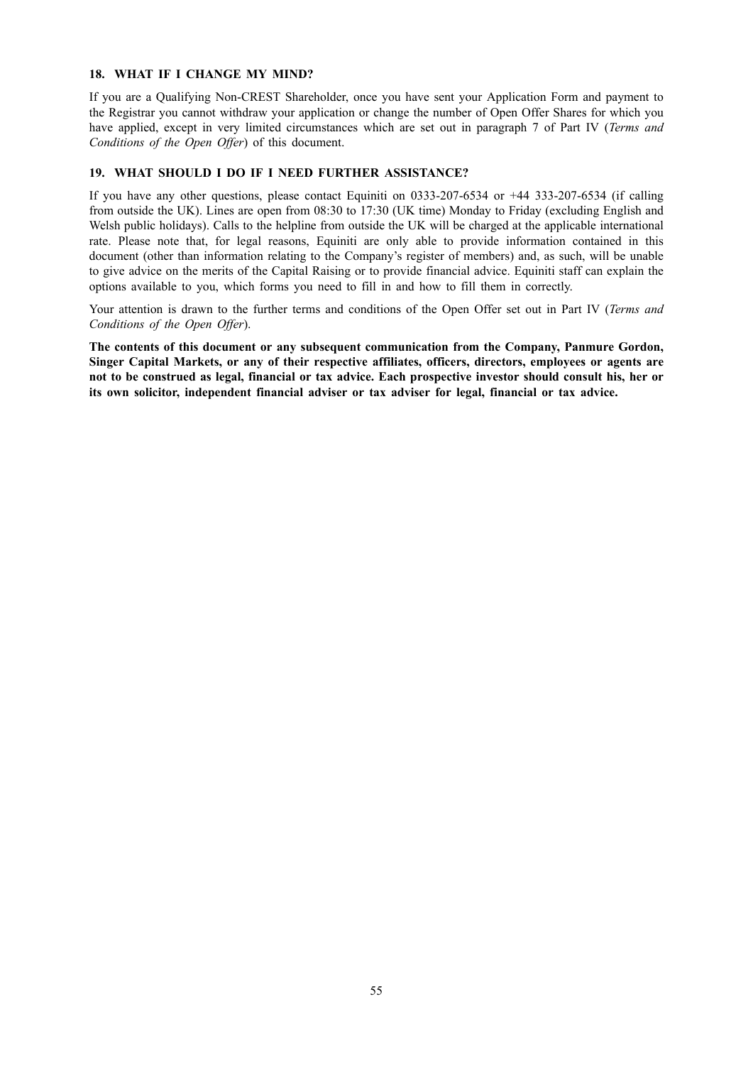## 18. WHAT IF I CHANGE MY MIND?

If you are a Qualifying Non-CREST Shareholder, once you have sent your Application Form and payment to the Registrar you cannot withdraw your application or change the number of Open Offer Shares for which you have applied, except in very limited circumstances which are set out in paragraph 7 of Part IV (*Terms and Conditions of the Open Offer*) of this document.

## 19. WHAT SHOULD I DO IF I NEED FURTHER ASSISTANCE?

If you have any other questions, please contact Equiniti on 0333-207-6534 or +44 333-207-6534 (if calling from outside the UK). Lines are open from 08:30 to 17:30 (UK time) Monday to Friday (excluding English and Welsh public holidays). Calls to the helpline from outside the UK will be charged at the applicable international rate. Please note that, for legal reasons, Equiniti are only able to provide information contained in this document (other than information relating to the Company's register of members) and, as such, will be unable to give advice on the merits of the Capital Raising or to provide financial advice. Equiniti staff can explain the options available to you, which forms you need to fill in and how to fill them in correctly.

Your attention is drawn to the further terms and conditions of the Open Offer set out in Part IV (*Terms and Conditions of the Open Offer*).

**The contents of this document or any subsequent communication from the Company, Panmure Gordon, Singer Capital Markets, or any of their respective affiliates, officers, directors, employees or agents are not to be construed as legal, financial or tax advice. Each prospective investor should consult his, her or its own solicitor, independent financial adviser or tax adviser for legal, financial or tax advice.**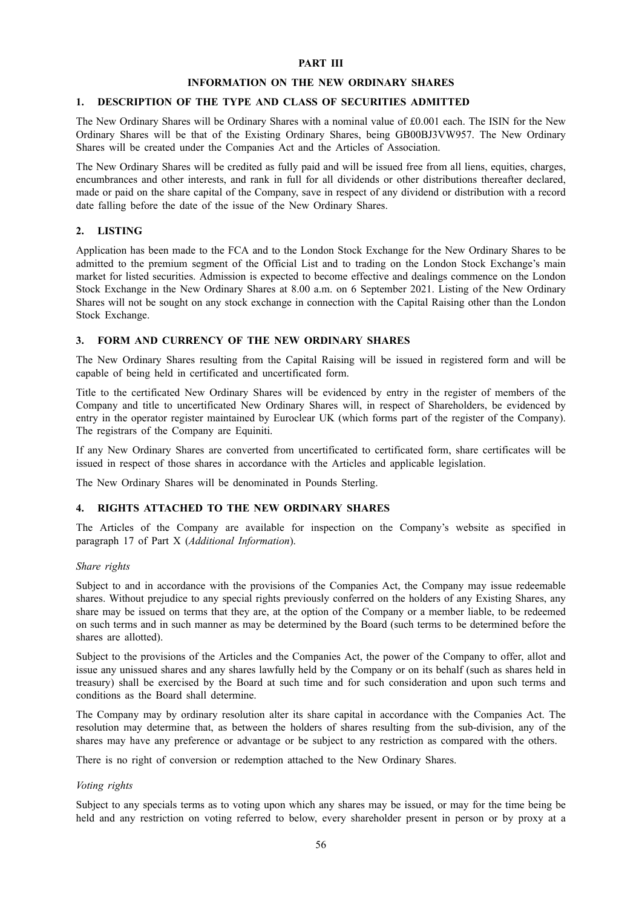# PART III

## INFORMATION ON THE NEW ORDINARY SHARES

### 1. DESCRIPTION OF THE TYPE AND CLASS OF SECURITIES ADMITTED

The New Ordinary Shares will be Ordinary Shares with a nominal value of £0.001 each. The ISIN for the New Ordinary Shares will be that of the Existing Ordinary Shares, being GB00BJ3VW957. The New Ordinary Shares will be created under the Companies Act and the Articles of Association.

The New Ordinary Shares will be credited as fully paid and will be issued free from all liens, equities, charges, encumbrances and other interests, and rank in full for all dividends or other distributions thereafter declared, made or paid on the share capital of the Company, save in respect of any dividend or distribution with a record date falling before the date of the issue of the New Ordinary Shares.

### 2. LISTING

Application has been made to the FCA and to the London Stock Exchange for the New Ordinary Shares to be admitted to the premium segment of the Official List and to trading on the London Stock Exchange's main market for listed securities. Admission is expected to become effective and dealings commence on the London Stock Exchange in the New Ordinary Shares at 8.00 a.m. on 6 September 2021. Listing of the New Ordinary Shares will not be sought on any stock exchange in connection with the Capital Raising other than the London Stock Exchange.

### 3. FORM AND CURRENCY OF THE NEW ORDINARY SHARES

The New Ordinary Shares resulting from the Capital Raising will be issued in registered form and will be capable of being held in certificated and uncertificated form.

Title to the certificated New Ordinary Shares will be evidenced by entry in the register of members of the Company and title to uncertificated New Ordinary Shares will, in respect of Shareholders, be evidenced by entry in the operator register maintained by Euroclear UK (which forms part of the register of the Company). The registrars of the Company are Equiniti.

If any New Ordinary Shares are converted from uncertificated to certificated form, share certificates will be issued in respect of those shares in accordance with the Articles and applicable legislation.

The New Ordinary Shares will be denominated in Pounds Sterling.

### 4. RIGHTS ATTACHED TO THE NEW ORDINARY SHARES

The Articles of the Company are available for inspection on the Company's website as specified in paragraph 17 of Part X (*Additional Information*).

*Share rights*

Subject to and in accordance with the provisions of the Companies Act, the Company may issue redeemable shares. Without prejudice to any special rights previously conferred on the holders of any Existing Shares, any share may be issued on terms that they are, at the option of the Company or a member liable, to be redeemed on such terms and in such manner as may be determined by the Board (such terms to be determined before the shares are allotted).

Subject to the provisions of the Articles and the Companies Act, the power of the Company to offer, allot and issue any unissued shares and any shares lawfully held by the Company or on its behalf (such as shares held in treasury) shall be exercised by the Board at such time and for such consideration and upon such terms and conditions as the Board shall determine.

The Company may by ordinary resolution alter its share capital in accordance with the Companies Act. The resolution may determine that, as between the holders of shares resulting from the sub-division, any of the shares may have any preference or advantage or be subject to any restriction as compared with the others.

There is no right of conversion or redemption attached to the New Ordinary Shares.

*Voting rights*

Subject to any specials terms as to voting upon which any shares may be issued, or may for the time being be held and any restriction on voting referred to below, every shareholder present in person or by proxy at a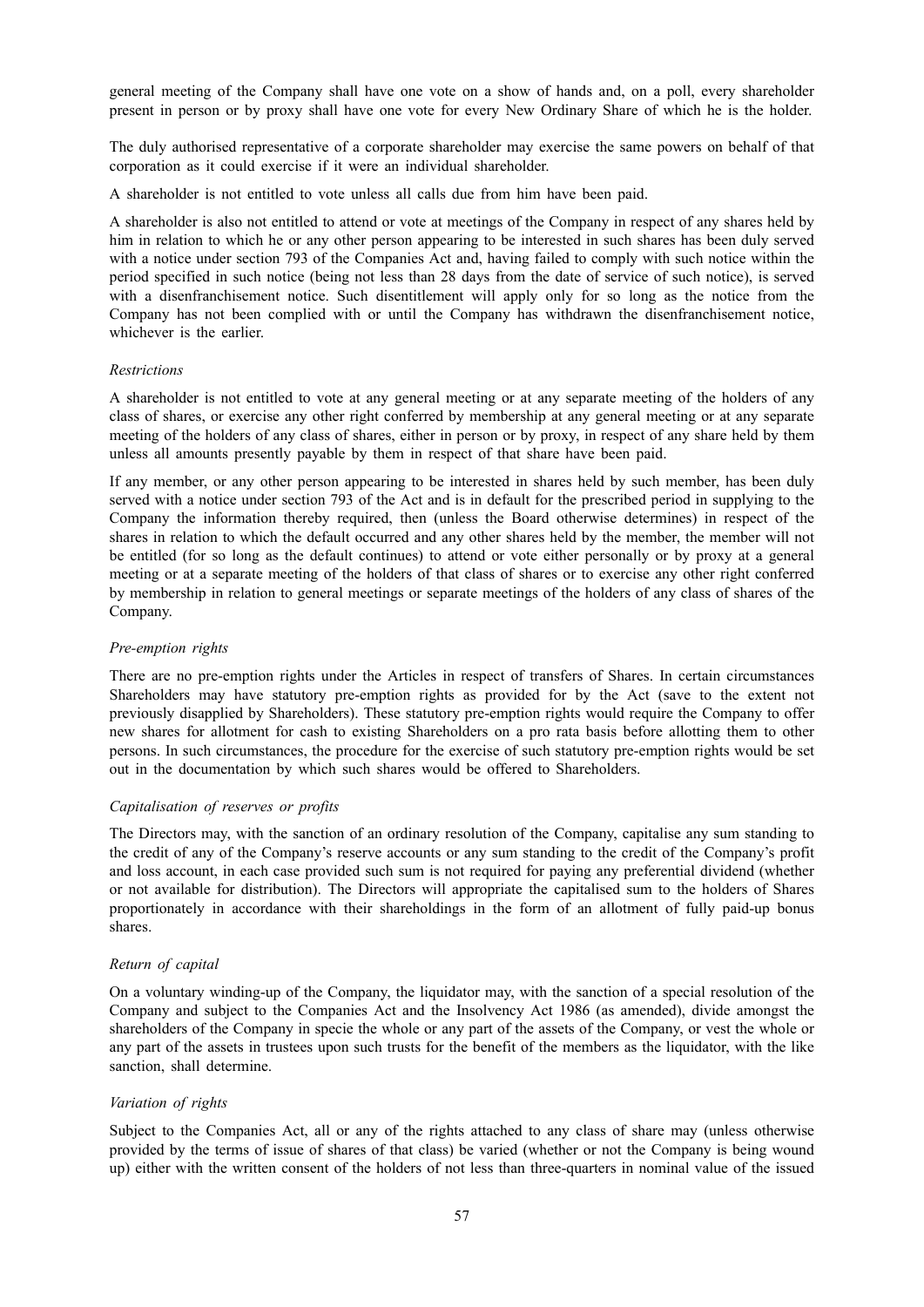general meeting of the Company shall have one vote on a show of hands and, on a poll, every shareholder present in person or by proxy shall have one vote for every New Ordinary Share of which he is the holder.

The duly authorised representative of a corporate shareholder may exercise the same powers on behalf of that corporation as it could exercise if it were an individual shareholder.

A shareholder is not entitled to vote unless all calls due from him have been paid.

A shareholder is also not entitled to attend or vote at meetings of the Company in respect of any shares held by him in relation to which he or any other person appearing to be interested in such shares has been duly served with a notice under section 793 of the Companies Act and, having failed to comply with such notice within the period specified in such notice (being not less than 28 days from the date of service of such notice), is served with a disenfranchisement notice. Such disentitlement will apply only for so long as the notice from the Company has not been complied with or until the Company has withdrawn the disenfranchisement notice, whichever is the earlier.

*Restrictions*

A shareholder is not entitled to vote at any general meeting or at any separate meeting of the holders of any class of shares, or exercise any other right conferred by membership at any general meeting or at any separate meeting of the holders of any class of shares, either in person or by proxy, in respect of any share held by them unless all amounts presently payable by them in respect of that share have been paid.

If any member, or any other person appearing to be interested in shares held by such member, has been duly served with a notice under section 793 of the Act and is in default for the prescribed period in supplying to the Company the information thereby required, then (unless the Board otherwise determines) in respect of the shares in relation to which the default occurred and any other shares held by the member, the member will not be entitled (for so long as the default continues) to attend or vote either personally or by proxy at a general meeting or at a separate meeting of the holders of that class of shares or to exercise any other right conferred by membership in relation to general meetings or separate meetings of the holders of any class of shares of the Company.

*Pre-emption rights*

There are no pre-emption rights under the Articles in respect of transfers of Shares. In certain circumstances Shareholders may have statutory pre-emption rights as provided for by the Act (save to the extent not previously disapplied by Shareholders). These statutory pre-emption rights would require the Company to offer new shares for allotment for cash to existing Shareholders on a pro rata basis before allotting them to other persons. In such circumstances, the procedure for the exercise of such statutory pre-emption rights would be set out in the documentation by which such shares would be offered to Shareholders.

*Capitalisation of reserves or profits*

The Directors may, with the sanction of an ordinary resolution of the Company, capitalise any sum standing to the credit of any of the Company's reserve accounts or any sum standing to the credit of the Company's profit and loss account, in each case provided such sum is not required for paying any preferential dividend (whether or not available for distribution). The Directors will appropriate the capitalised sum to the holders of Shares proportionately in accordance with their shareholdings in the form of an allotment of fully paid-up bonus shares.

*Return of capital*

On a voluntary winding-up of the Company, the liquidator may, with the sanction of a special resolution of the Company and subject to the Companies Act and the Insolvency Act 1986 (as amended), divide amongst the shareholders of the Company in specie the whole or any part of the assets of the Company, or vest the whole or any part of the assets in trustees upon such trusts for the benefit of the members as the liquidator, with the like sanction, shall determine.

*Variation of rights*

Subject to the Companies Act, all or any of the rights attached to any class of share may (unless otherwise provided by the terms of issue of shares of that class) be varied (whether or not the Company is being wound up) either with the written consent of the holders of not less than three-quarters in nominal value of the issued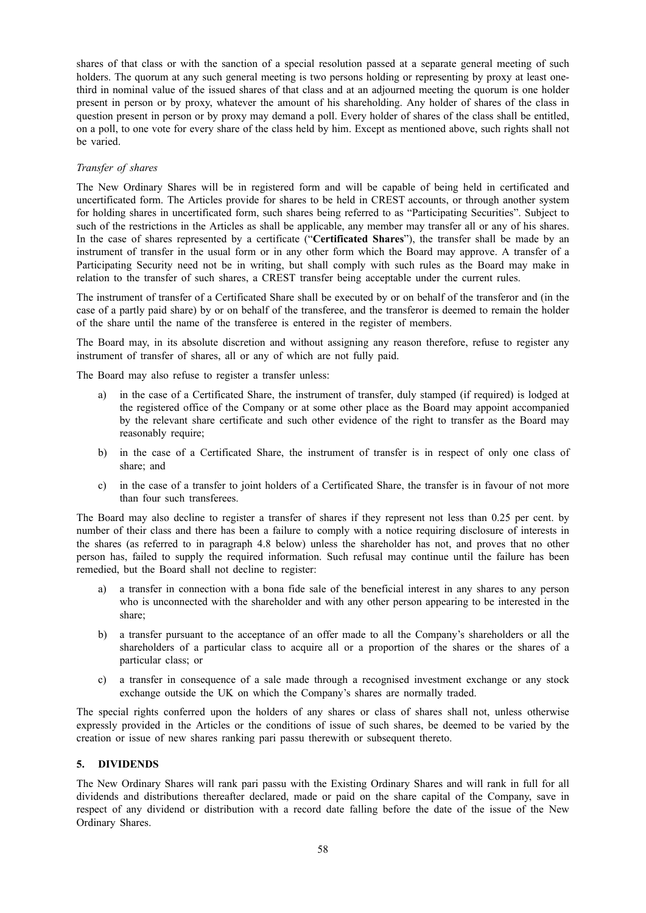shares of that class or with the sanction of a special resolution passed at a separate general meeting of such holders. The quorum at any such general meeting is two persons holding or representing by proxy at least one-third in nominal value of the issued shares of that class and at an adjourned meeting the quorum is one holder present in person or by proxy, whatever the amount of his shareholding. Any holder of shares of the class in question present in person or by proxy may demand a poll. Every holder of shares of the class shall be entitled, on a poll, to one vote for every share of the class held by him. Except as mentioned above, such rights shall not be varied.

*Transfer of shares*

The New Ordinary Shares will be in registered form and will be capable of being held in certificated and uncertificated form. The Articles provide for shares to be held in CREST accounts, or through another system for holding shares in uncertificated form, such shares being referred to as "Participating Securities". Subject to such of the restrictions in the Articles as shall be applicable, any member may transfer all or any of his shares. In the case of shares represented by a certificate ("**Certificated Shares**"), the transfer shall be made by an instrument of transfer in the usual form or in any other form which the Board may approve. A transfer of a Participating Security need not be in writing, but shall comply with such rules as the Board may make in relation to the transfer of such shares, a CREST transfer being acceptable under the current rules.

The instrument of transfer of a Certificated Share shall be executed by or on behalf of the transferor and (in the case of a partly paid share) by or on behalf of the transferee, and the transferor is deemed to remain the holder of the share until the name of the transferee is entered in the register of members.

The Board may, in its absolute discretion and without assigning any reason therefore, refuse to register any instrument of transfer of shares, all or any of which are not fully paid.

The Board may also refuse to register a transfer unless:

a) in the case of a Certificated Share, the instrument of transfer, duly stamped (if required) is lodged at the registered office of the Company or at some other place as the Board may appoint accompanied by the relevant share certificate and such other evidence of the right to transfer as the Board may reasonably require;

b) in the case of a Certificated Share, the instrument of transfer is in respect of only one class of share; and

c) in the case of a transfer to joint holders of a Certificated Share, the transfer is in favour of not more than four such transferees.

The Board may also decline to register a transfer of shares if they represent not less than 0.25 per cent. by number of their class and there has been a failure to comply with a notice requiring disclosure of interests in the shares (as referred to in paragraph 4.8 below) unless the shareholder has not, and proves that no other person has, failed to supply the required information. Such refusal may continue until the failure has been remedied, but the Board shall not decline to register:

a) a transfer in connection with a bona fide sale of the beneficial interest in any shares to any person who is unconnected with the shareholder and with any other person appearing to be interested in the share;

b) a transfer pursuant to the acceptance of an offer made to all the Company's shareholders or all the shareholders of a particular class to acquire all or a proportion of the shares or the shares of a particular class; or

c) a transfer in consequence of a sale made through a recognised investment exchange or any stock exchange outside the UK on which the Company's shares are normally traded.

The special rights conferred upon the holders of any shares or class of shares shall not, unless otherwise expressly provided in the Articles or the conditions of issue of such shares, be deemed to be varied by the creation or issue of new shares ranking pari passu therewith or subsequent thereto.

## 5. DIVIDENDS

The New Ordinary Shares will rank pari passu with the Existing Ordinary Shares and will rank in full for all dividends and distributions thereafter declared, made or paid on the share capital of the Company, save in respect of any dividend or distribution with a record date falling before the date of the issue of the New Ordinary Shares.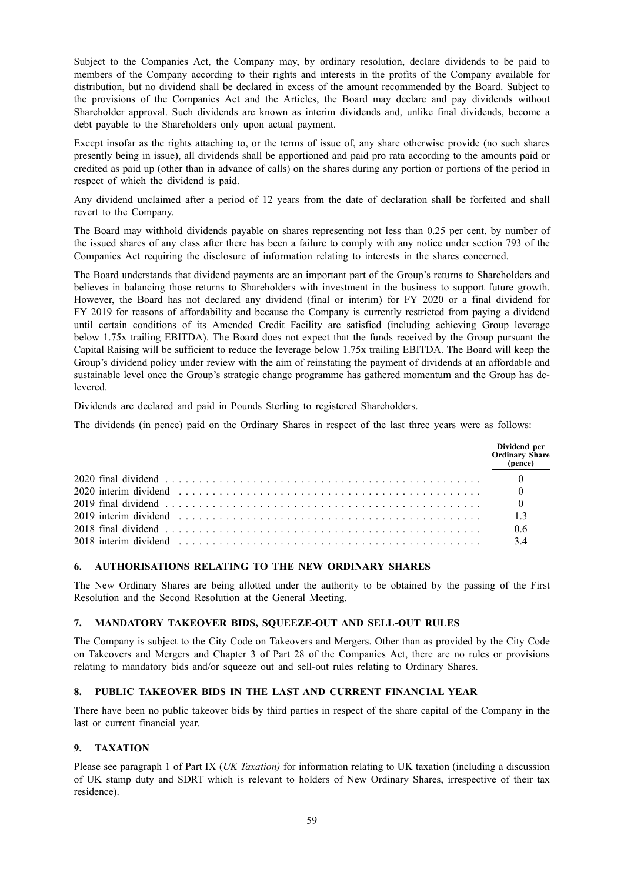Subject to the Companies Act, the Company may, by ordinary resolution, declare dividends to be paid to members of the Company according to their rights and interests in the profits of the Company available for distribution, but no dividend shall be declared in excess of the amount recommended by the Board. Subject to the provisions of the Companies Act and the Articles, the Board may declare and pay dividends without Shareholder approval. Such dividends are known as interim dividends and, unlike final dividends, become a debt payable to the Shareholders only upon actual payment.

Except insofar as the rights attaching to, or the terms of issue of, any share otherwise provide (no such shares presently being in issue), all dividends shall be apportioned and paid pro rata according to the amounts paid or credited as paid up (other than in advance of calls) on the shares during any portion or portions of the period in respect of which the dividend is paid.

Any dividend unclaimed after a period of 12 years from the date of declaration shall be forfeited and shall revert to the Company.

The Board may withhold dividends payable on shares representing not less than 0.25 per cent. by number of the issued shares of any class after there has been a failure to comply with any notice under section 793 of the Companies Act requiring the disclosure of information relating to interests in the shares concerned.

The Board understands that dividend payments are an important part of the Group's returns to Shareholders and believes in balancing those returns to Shareholders with investment in the business to support future growth. However, the Board has not declared any dividend (final or interim) for FY 2020 or a final dividend for FY 2019 for reasons of affordability and because the Company is currently restricted from paying a dividend until certain conditions of its Amended Credit Facility are satisfied (including achieving Group leverage below 1.75x trailing EBITDA). The Board does not expect that the funds received by the Group pursuant the Capital Raising will be sufficient to reduce the leverage below 1.75x trailing EBITDA. The Board will keep the Group's dividend policy under review with the aim of reinstating the payment of dividends at an affordable and sustainable level once the Group's strategic change programme has gathered momentum and the Group has de-levered.

Dividends are declared and paid in Pounds Sterling to registered Shareholders.

The dividends (in pence) paid on the Ordinary Shares in respect of the last three years were as follows:

| | **Dividend per Ordinary Share (pence)** |
|---|---|
| 2020 final dividend | 0 |
| 2020 interim dividend | 0 |
| 2019 final dividend | 0 |
| 2019 interim dividend | 1.3 |
| 2018 final dividend | 0.6 |
| 2018 interim dividend | 3.4 |

## 6. AUTHORISATIONS RELATING TO THE NEW ORDINARY SHARES

The New Ordinary Shares are being allotted under the authority to be obtained by the passing of the First Resolution and the Second Resolution at the General Meeting.

## 7. MANDATORY TAKEOVER BIDS, SQUEEZE-OUT AND SELL-OUT RULES

The Company is subject to the City Code on Takeovers and Mergers. Other than as provided by the City Code on Takeovers and Mergers and Chapter 3 of Part 28 of the Companies Act, there are no rules or provisions relating to mandatory bids and/or squeeze out and sell-out rules relating to Ordinary Shares.

## 8. PUBLIC TAKEOVER BIDS IN THE LAST AND CURRENT FINANCIAL YEAR

There have been no public takeover bids by third parties in respect of the share capital of the Company in the last or current financial year.

## 9. TAXATION

Please see paragraph 1 of Part IX (*UK Taxation)* for information relating to UK taxation (including a discussion of UK stamp duty and SDRT which is relevant to holders of New Ordinary Shares, irrespective of their tax residence).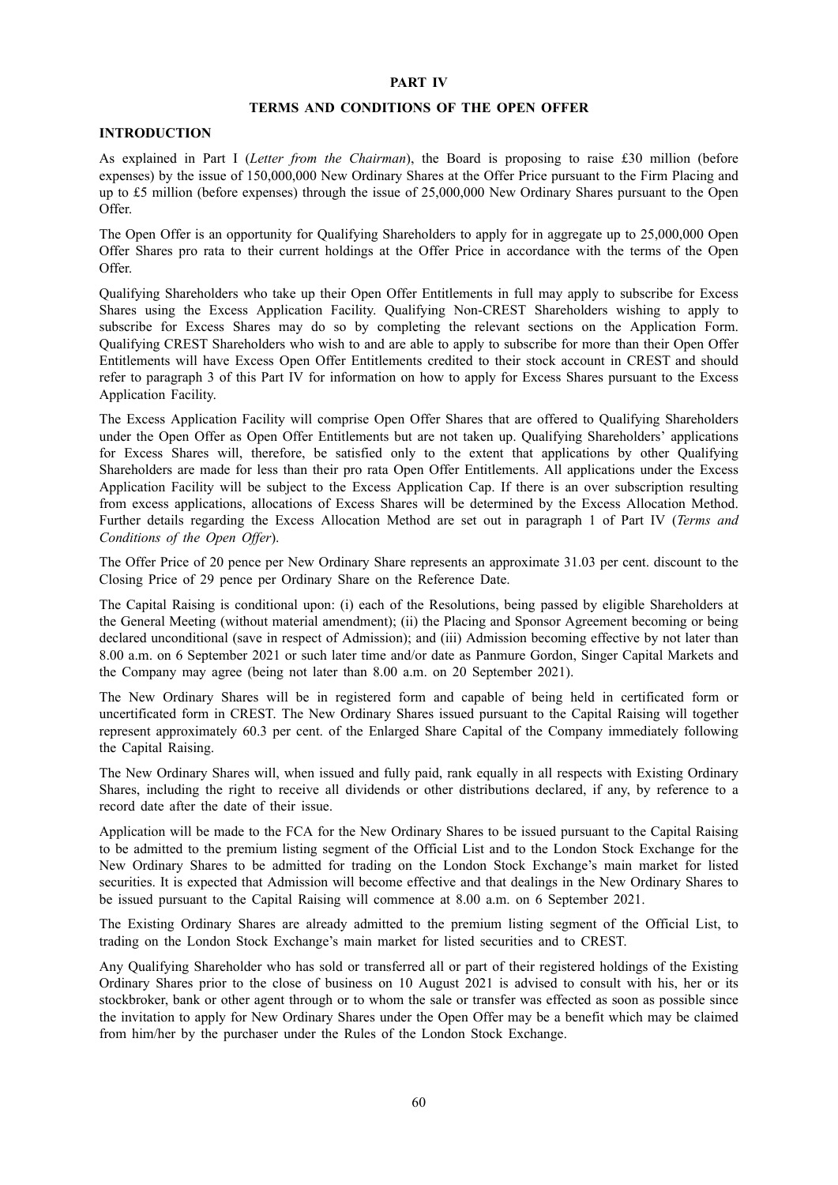# PART IV

## TERMS AND CONDITIONS OF THE OPEN OFFER

### INTRODUCTION

As explained in Part I (*Letter from the Chairman*), the Board is proposing to raise £30 million (before expenses) by the issue of 150,000,000 New Ordinary Shares at the Offer Price pursuant to the Firm Placing and up to £5 million (before expenses) through the issue of 25,000,000 New Ordinary Shares pursuant to the Open Offer.

The Open Offer is an opportunity for Qualifying Shareholders to apply for in aggregate up to 25,000,000 Open Offer Shares pro rata to their current holdings at the Offer Price in accordance with the terms of the Open Offer.

Qualifying Shareholders who take up their Open Offer Entitlements in full may apply to subscribe for Excess Shares using the Excess Application Facility. Qualifying Non-CREST Shareholders wishing to apply to subscribe for Excess Shares may do so by completing the relevant sections on the Application Form. Qualifying CREST Shareholders who wish to and are able to apply to subscribe for more than their Open Offer Entitlements will have Excess Open Offer Entitlements credited to their stock account in CREST and should refer to paragraph 3 of this Part IV for information on how to apply for Excess Shares pursuant to the Excess Application Facility.

The Excess Application Facility will comprise Open Offer Shares that are offered to Qualifying Shareholders under the Open Offer as Open Offer Entitlements but are not taken up. Qualifying Shareholders' applications for Excess Shares will, therefore, be satisfied only to the extent that applications by other Qualifying Shareholders are made for less than their pro rata Open Offer Entitlements. All applications under the Excess Application Facility will be subject to the Excess Application Cap. If there is an over subscription resulting from excess applications, allocations of Excess Shares will be determined by the Excess Allocation Method. Further details regarding the Excess Allocation Method are set out in paragraph 1 of Part IV (*Terms and Conditions of the Open Offer*).

The Offer Price of 20 pence per New Ordinary Share represents an approximate 31.03 per cent. discount to the Closing Price of 29 pence per Ordinary Share on the Reference Date.

The Capital Raising is conditional upon: (i) each of the Resolutions, being passed by eligible Shareholders at the General Meeting (without material amendment); (ii) the Placing and Sponsor Agreement becoming or being declared unconditional (save in respect of Admission); and (iii) Admission becoming effective by not later than 8.00 a.m. on 6 September 2021 or such later time and/or date as Panmure Gordon, Singer Capital Markets and the Company may agree (being not later than 8.00 a.m. on 20 September 2021).

The New Ordinary Shares will be in registered form and capable of being held in certificated form or uncertificated form in CREST. The New Ordinary Shares issued pursuant to the Capital Raising will together represent approximately 60.3 per cent. of the Enlarged Share Capital of the Company immediately following the Capital Raising.

The New Ordinary Shares will, when issued and fully paid, rank equally in all respects with Existing Ordinary Shares, including the right to receive all dividends or other distributions declared, if any, by reference to a record date after the date of their issue.

Application will be made to the FCA for the New Ordinary Shares to be issued pursuant to the Capital Raising to be admitted to the premium listing segment of the Official List and to the London Stock Exchange for the New Ordinary Shares to be admitted for trading on the London Stock Exchange's main market for listed securities. It is expected that Admission will become effective and that dealings in the New Ordinary Shares to be issued pursuant to the Capital Raising will commence at 8.00 a.m. on 6 September 2021.

The Existing Ordinary Shares are already admitted to the premium listing segment of the Official List, to trading on the London Stock Exchange's main market for listed securities and to CREST.

Any Qualifying Shareholder who has sold or transferred all or part of their registered holdings of the Existing Ordinary Shares prior to the close of business on 10 August 2021 is advised to consult with his, her or its stockbroker, bank or other agent through or to whom the sale or transfer was effected as soon as possible since the invitation to apply for New Ordinary Shares under the Open Offer may be a benefit which may be claimed from him/her by the purchaser under the Rules of the London Stock Exchange.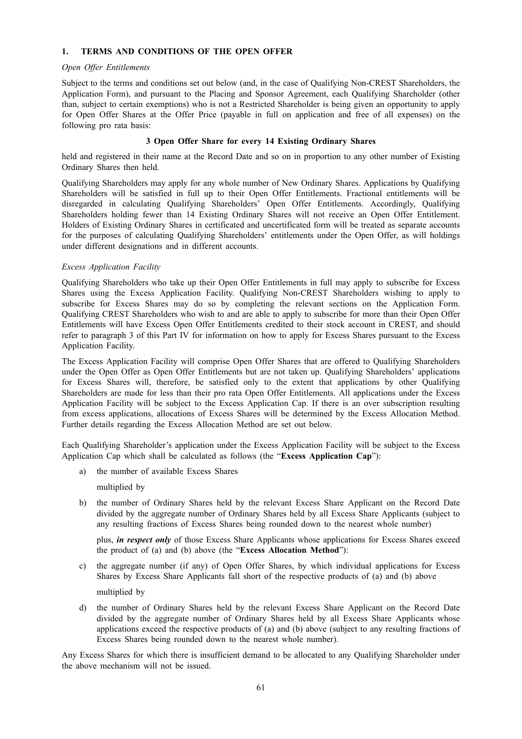## 1. TERMS AND CONDITIONS OF THE OPEN OFFER

*Open Offer Entitlements*

Subject to the terms and conditions set out below (and, in the case of Qualifying Non-CREST Shareholders, the Application Form), and pursuant to the Placing and Sponsor Agreement, each Qualifying Shareholder (other than, subject to certain exemptions) who is not a Restricted Shareholder is being given an opportunity to apply for Open Offer Shares at the Offer Price (payable in full on application and free of all expenses) on the following pro rata basis:

**3 Open Offer Share for every 14 Existing Ordinary Shares**

held and registered in their name at the Record Date and so on in proportion to any other number of Existing Ordinary Shares then held.

Qualifying Shareholders may apply for any whole number of New Ordinary Shares. Applications by Qualifying Shareholders will be satisfied in full up to their Open Offer Entitlements. Fractional entitlements will be disregarded in calculating Qualifying Shareholders' Open Offer Entitlements. Accordingly, Qualifying Shareholders holding fewer than 14 Existing Ordinary Shares will not receive an Open Offer Entitlement. Holders of Existing Ordinary Shares in certificated and uncertificated form will be treated as separate accounts for the purposes of calculating Qualifying Shareholders' entitlements under the Open Offer, as will holdings under different designations and in different accounts.

*Excess Application Facility*

Qualifying Shareholders who take up their Open Offer Entitlements in full may apply to subscribe for Excess Shares using the Excess Application Facility. Qualifying Non-CREST Shareholders wishing to apply to subscribe for Excess Shares may do so by completing the relevant sections on the Application Form. Qualifying CREST Shareholders who wish to and are able to apply to subscribe for more than their Open Offer Entitlements will have Excess Open Offer Entitlements credited to their stock account in CREST, and should refer to paragraph 3 of this Part IV for information on how to apply for Excess Shares pursuant to the Excess Application Facility.

The Excess Application Facility will comprise Open Offer Shares that are offered to Qualifying Shareholders under the Open Offer as Open Offer Entitlements but are not taken up. Qualifying Shareholders' applications for Excess Shares will, therefore, be satisfied only to the extent that applications by other Qualifying Shareholders are made for less than their pro rata Open Offer Entitlements. All applications under the Excess Application Facility will be subject to the Excess Application Cap. If there is an over subscription resulting from excess applications, allocations of Excess Shares will be determined by the Excess Allocation Method. Further details regarding the Excess Allocation Method are set out below.

Each Qualifying Shareholder's application under the Excess Application Facility will be subject to the Excess Application Cap which shall be calculated as follows (the "**Excess Application Cap**"):

a) the number of available Excess Shares

   multiplied by

b) the number of Ordinary Shares held by the relevant Excess Share Applicant on the Record Date divided by the aggregate number of Ordinary Shares held by all Excess Share Applicants (subject to any resulting fractions of Excess Shares being rounded down to the nearest whole number)

   plus, ***in respect only*** of those Excess Share Applicants whose applications for Excess Shares exceed the product of (a) and (b) above (the "**Excess Allocation Method**"):

c) the aggregate number (if any) of Open Offer Shares, by which individual applications for Excess Shares by Excess Share Applicants fall short of the respective products of (a) and (b) above

   multiplied by

d) the number of Ordinary Shares held by the relevant Excess Share Applicant on the Record Date divided by the aggregate number of Ordinary Shares held by all Excess Share Applicants whose applications exceed the respective products of (a) and (b) above (subject to any resulting fractions of Excess Shares being rounded down to the nearest whole number).

Any Excess Shares for which there is insufficient demand to be allocated to any Qualifying Shareholder under the above mechanism will not be issued.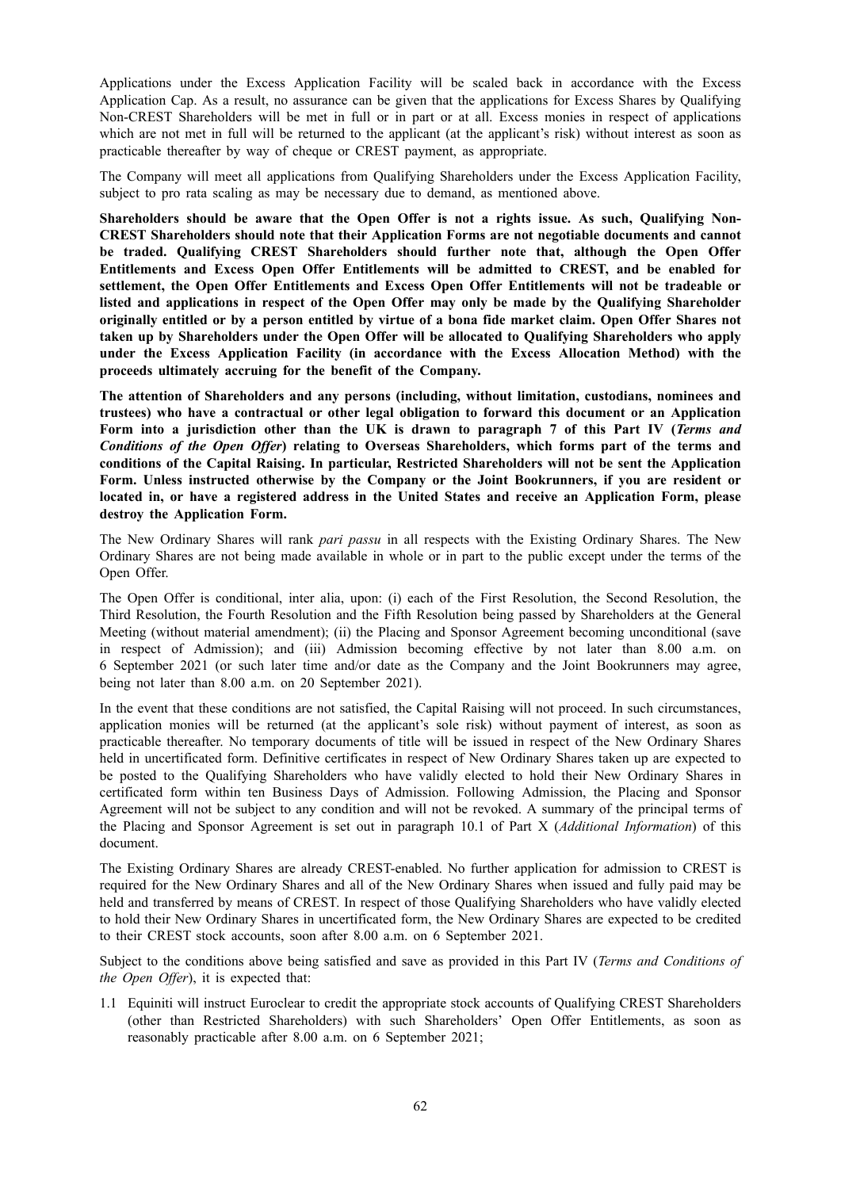Applications under the Excess Application Facility will be scaled back in accordance with the Excess Application Cap. As a result, no assurance can be given that the applications for Excess Shares by Qualifying Non-CREST Shareholders will be met in full or in part or at all. Excess monies in respect of applications which are not met in full will be returned to the applicant (at the applicant's risk) without interest as soon as practicable thereafter by way of cheque or CREST payment, as appropriate.

The Company will meet all applications from Qualifying Shareholders under the Excess Application Facility, subject to pro rata scaling as may be necessary due to demand, as mentioned above.

**Shareholders should be aware that the Open Offer is not a rights issue. As such, Qualifying Non-CREST Shareholders should note that their Application Forms are not negotiable documents and cannot be traded. Qualifying CREST Shareholders should further note that, although the Open Offer Entitlements and Excess Open Offer Entitlements will be admitted to CREST, and be enabled for settlement, the Open Offer Entitlements and Excess Open Offer Entitlements will not be tradeable or listed and applications in respect of the Open Offer may only be made by the Qualifying Shareholder originally entitled or by a person entitled by virtue of a bona fide market claim. Open Offer Shares not taken up by Shareholders under the Open Offer will be allocated to Qualifying Shareholders who apply under the Excess Application Facility (in accordance with the Excess Allocation Method) with the proceeds ultimately accruing for the benefit of the Company.**

**The attention of Shareholders and any persons (including, without limitation, custodians, nominees and trustees) who have a contractual or other legal obligation to forward this document or an Application Form into a jurisdiction other than the UK is drawn to paragraph 7 of this Part IV (*Terms and Conditions of the Open Offer*) relating to Overseas Shareholders, which forms part of the terms and conditions of the Capital Raising. In particular, Restricted Shareholders will not be sent the Application Form. Unless instructed otherwise by the Company or the Joint Bookrunners, if you are resident or located in, or have a registered address in the United States and receive an Application Form, please destroy the Application Form.**

The New Ordinary Shares will rank *pari passu* in all respects with the Existing Ordinary Shares. The New Ordinary Shares are not being made available in whole or in part to the public except under the terms of the Open Offer.

The Open Offer is conditional, inter alia, upon: (i) each of the First Resolution, the Second Resolution, the Third Resolution, the Fourth Resolution and the Fifth Resolution being passed by Shareholders at the General Meeting (without material amendment); (ii) the Placing and Sponsor Agreement becoming unconditional (save in respect of Admission); and (iii) Admission becoming effective by not later than 8.00 a.m. on 6 September 2021 (or such later time and/or date as the Company and the Joint Bookrunners may agree, being not later than 8.00 a.m. on 20 September 2021).

In the event that these conditions are not satisfied, the Capital Raising will not proceed. In such circumstances, application monies will be returned (at the applicant's sole risk) without payment of interest, as soon as practicable thereafter. No temporary documents of title will be issued in respect of the New Ordinary Shares held in uncertificated form. Definitive certificates in respect of New Ordinary Shares taken up are expected to be posted to the Qualifying Shareholders who have validly elected to hold their New Ordinary Shares in certificated form within ten Business Days of Admission. Following Admission, the Placing and Sponsor Agreement will not be subject to any condition and will not be revoked. A summary of the principal terms of the Placing and Sponsor Agreement is set out in paragraph 10.1 of Part X (*Additional Information*) of this document.

The Existing Ordinary Shares are already CREST-enabled. No further application for admission to CREST is required for the New Ordinary Shares and all of the New Ordinary Shares when issued and fully paid may be held and transferred by means of CREST. In respect of those Qualifying Shareholders who have validly elected to hold their New Ordinary Shares in uncertificated form, the New Ordinary Shares are expected to be credited to their CREST stock accounts, soon after 8.00 a.m. on 6 September 2021.

Subject to the conditions above being satisfied and save as provided in this Part IV (*Terms and Conditions of the Open Offer*), it is expected that:

1.1 Equiniti will instruct Euroclear to credit the appropriate stock accounts of Qualifying CREST Shareholders (other than Restricted Shareholders) with such Shareholders' Open Offer Entitlements, as soon as reasonably practicable after 8.00 a.m. on 6 September 2021;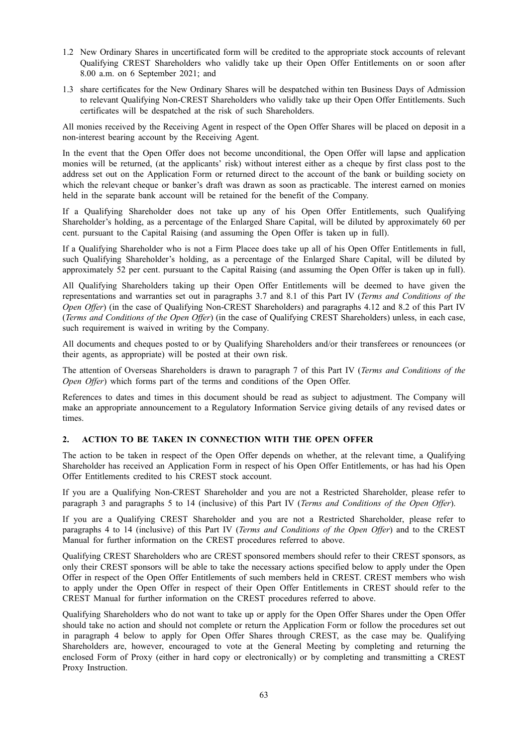1.2 New Ordinary Shares in uncertificated form will be credited to the appropriate stock accounts of relevant Qualifying CREST Shareholders who validly take up their Open Offer Entitlements on or soon after 8.00 a.m. on 6 September 2021; and

1.3 share certificates for the New Ordinary Shares will be despatched within ten Business Days of Admission to relevant Qualifying Non-CREST Shareholders who validly take up their Open Offer Entitlements. Such certificates will be despatched at the risk of such Shareholders.

All monies received by the Receiving Agent in respect of the Open Offer Shares will be placed on deposit in a non-interest bearing account by the Receiving Agent.

In the event that the Open Offer does not become unconditional, the Open Offer will lapse and application monies will be returned, (at the applicants' risk) without interest either as a cheque by first class post to the address set out on the Application Form or returned direct to the account of the bank or building society on which the relevant cheque or banker's draft was drawn as soon as practicable. The interest earned on monies held in the separate bank account will be retained for the benefit of the Company.

If a Qualifying Shareholder does not take up any of his Open Offer Entitlements, such Qualifying Shareholder's holding, as a percentage of the Enlarged Share Capital, will be diluted by approximately 60 per cent. pursuant to the Capital Raising (and assuming the Open Offer is taken up in full).

If a Qualifying Shareholder who is not a Firm Placee does take up all of his Open Offer Entitlements in full, such Qualifying Shareholder's holding, as a percentage of the Enlarged Share Capital, will be diluted by approximately 52 per cent. pursuant to the Capital Raising (and assuming the Open Offer is taken up in full).

All Qualifying Shareholders taking up their Open Offer Entitlements will be deemed to have given the representations and warranties set out in paragraphs 3.7 and 8.1 of this Part IV (*Terms and Conditions of the Open Offer*) (in the case of Qualifying Non-CREST Shareholders) and paragraphs 4.12 and 8.2 of this Part IV (*Terms and Conditions of the Open Offer*) (in the case of Qualifying CREST Shareholders) unless, in each case, such requirement is waived in writing by the Company.

All documents and cheques posted to or by Qualifying Shareholders and/or their transferees or renouncees (or their agents, as appropriate) will be posted at their own risk.

The attention of Overseas Shareholders is drawn to paragraph 7 of this Part IV (*Terms and Conditions of the Open Offer*) which forms part of the terms and conditions of the Open Offer.

References to dates and times in this document should be read as subject to adjustment. The Company will make an appropriate announcement to a Regulatory Information Service giving details of any revised dates or times.

## 2. ACTION TO BE TAKEN IN CONNECTION WITH THE OPEN OFFER

The action to be taken in respect of the Open Offer depends on whether, at the relevant time, a Qualifying Shareholder has received an Application Form in respect of his Open Offer Entitlements, or has had his Open Offer Entitlements credited to his CREST stock account.

If you are a Qualifying Non-CREST Shareholder and you are not a Restricted Shareholder, please refer to paragraph 3 and paragraphs 5 to 14 (inclusive) of this Part IV (*Terms and Conditions of the Open Offer*).

If you are a Qualifying CREST Shareholder and you are not a Restricted Shareholder, please refer to paragraphs 4 to 14 (inclusive) of this Part IV (*Terms and Conditions of the Open Offer*) and to the CREST Manual for further information on the CREST procedures referred to above.

Qualifying CREST Shareholders who are CREST sponsored members should refer to their CREST sponsors, as only their CREST sponsors will be able to take the necessary actions specified below to apply under the Open Offer in respect of the Open Offer Entitlements of such members held in CREST. CREST members who wish to apply under the Open Offer in respect of their Open Offer Entitlements in CREST should refer to the CREST Manual for further information on the CREST procedures referred to above.

Qualifying Shareholders who do not want to take up or apply for the Open Offer Shares under the Open Offer should take no action and should not complete or return the Application Form or follow the procedures set out in paragraph 4 below to apply for Open Offer Shares through CREST, as the case may be. Qualifying Shareholders are, however, encouraged to vote at the General Meeting by completing and returning the enclosed Form of Proxy (either in hard copy or electronically) or by completing and transmitting a CREST Proxy Instruction.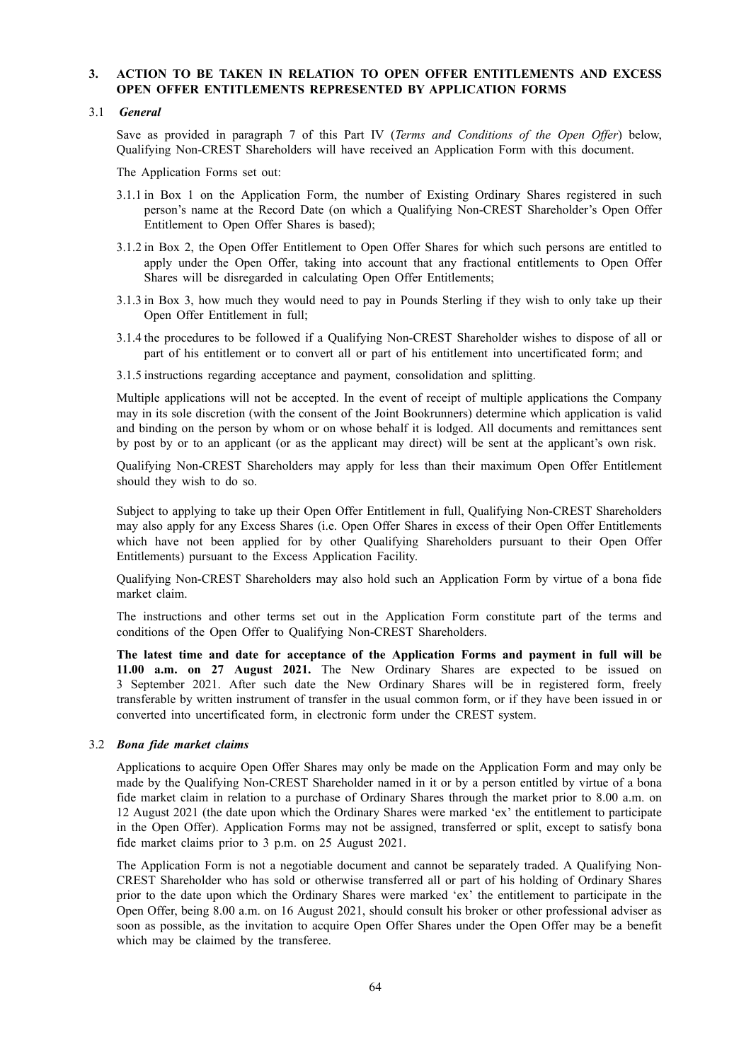## 3. ACTION TO BE TAKEN IN RELATION TO OPEN OFFER ENTITLEMENTS AND EXCESS OPEN OFFER ENTITLEMENTS REPRESENTED BY APPLICATION FORMS

### 3.1 *General*

Save as provided in paragraph 7 of this Part IV (*Terms and Conditions of the Open Offer*) below, Qualifying Non-CREST Shareholders will have received an Application Form with this document.

The Application Forms set out:

3.1.1 in Box 1 on the Application Form, the number of Existing Ordinary Shares registered in such person's name at the Record Date (on which a Qualifying Non-CREST Shareholder's Open Offer Entitlement to Open Offer Shares is based);

3.1.2 in Box 2, the Open Offer Entitlement to Open Offer Shares for which such persons are entitled to apply under the Open Offer, taking into account that any fractional entitlements to Open Offer Shares will be disregarded in calculating Open Offer Entitlements;

3.1.3 in Box 3, how much they would need to pay in Pounds Sterling if they wish to only take up their Open Offer Entitlement in full;

3.1.4 the procedures to be followed if a Qualifying Non-CREST Shareholder wishes to dispose of all or part of his entitlement or to convert all or part of his entitlement into uncertificated form; and

3.1.5 instructions regarding acceptance and payment, consolidation and splitting.

Multiple applications will not be accepted. In the event of receipt of multiple applications the Company may in its sole discretion (with the consent of the Joint Bookrunners) determine which application is valid and binding on the person by whom or on whose behalf it is lodged. All documents and remittances sent by post by or to an applicant (or as the applicant may direct) will be sent at the applicant's own risk.

Qualifying Non-CREST Shareholders may apply for less than their maximum Open Offer Entitlement should they wish to do so.

Subject to applying to take up their Open Offer Entitlement in full, Qualifying Non-CREST Shareholders may also apply for any Excess Shares (i.e. Open Offer Shares in excess of their Open Offer Entitlements which have not been applied for by other Qualifying Shareholders pursuant to their Open Offer Entitlements) pursuant to the Excess Application Facility.

Qualifying Non-CREST Shareholders may also hold such an Application Form by virtue of a bona fide market claim.

The instructions and other terms set out in the Application Form constitute part of the terms and conditions of the Open Offer to Qualifying Non-CREST Shareholders.

**The latest time and date for acceptance of the Application Forms and payment in full will be 11.00 a.m. on 27 August 2021.** The New Ordinary Shares are expected to be issued on 3 September 2021. After such date the New Ordinary Shares will be in registered form, freely transferable by written instrument of transfer in the usual common form, or if they have been issued in or converted into uncertificated form, in electronic form under the CREST system.

### 3.2 *Bona fide market claims*

Applications to acquire Open Offer Shares may only be made on the Application Form and may only be made by the Qualifying Non-CREST Shareholder named in it or by a person entitled by virtue of a bona fide market claim in relation to a purchase of Ordinary Shares through the market prior to 8.00 a.m. on 12 August 2021 (the date upon which the Ordinary Shares were marked 'ex' the entitlement to participate in the Open Offer). Application Forms may not be assigned, transferred or split, except to satisfy bona fide market claims prior to 3 p.m. on 25 August 2021.

The Application Form is not a negotiable document and cannot be separately traded. A Qualifying Non-CREST Shareholder who has sold or otherwise transferred all or part of his holding of Ordinary Shares prior to the date upon which the Ordinary Shares were marked 'ex' the entitlement to participate in the Open Offer, being 8.00 a.m. on 16 August 2021, should consult his broker or other professional adviser as soon as possible, as the invitation to acquire Open Offer Shares under the Open Offer may be a benefit which may be claimed by the transferee.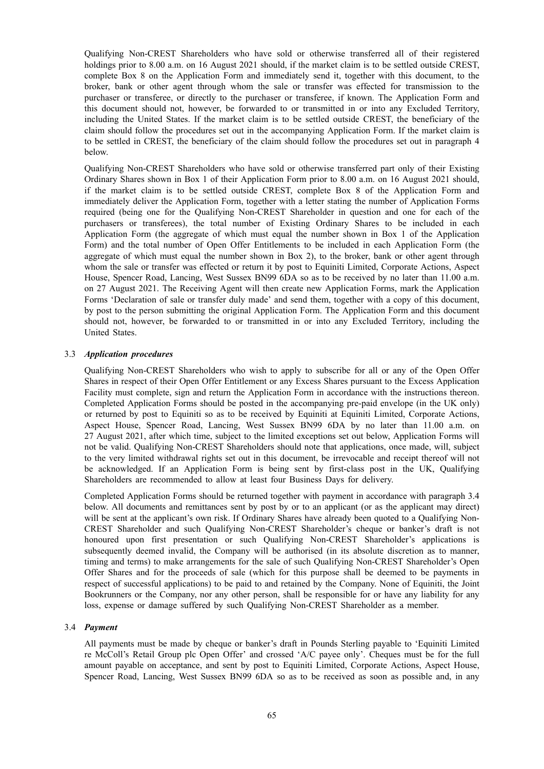Qualifying Non-CREST Shareholders who have sold or otherwise transferred all of their registered holdings prior to 8.00 a.m. on 16 August 2021 should, if the market claim is to be settled outside CREST, complete Box 8 on the Application Form and immediately send it, together with this document, to the broker, bank or other agent through whom the sale or transfer was effected for transmission to the purchaser or transferee, or directly to the purchaser or transferee, if known. The Application Form and this document should not, however, be forwarded to or transmitted in or into any Excluded Territory, including the United States. If the market claim is to be settled outside CREST, the beneficiary of the claim should follow the procedures set out in the accompanying Application Form. If the market claim is to be settled in CREST, the beneficiary of the claim should follow the procedures set out in paragraph 4 below.

Qualifying Non-CREST Shareholders who have sold or otherwise transferred part only of their Existing Ordinary Shares shown in Box 1 of their Application Form prior to 8.00 a.m. on 16 August 2021 should, if the market claim is to be settled outside CREST, complete Box 8 of the Application Form and immediately deliver the Application Form, together with a letter stating the number of Application Forms required (being one for the Qualifying Non-CREST Shareholder in question and one for each of the purchasers or transferees), the total number of Existing Ordinary Shares to be included in each Application Form (the aggregate of which must equal the number shown in Box 1 of the Application Form) and the total number of Open Offer Entitlements to be included in each Application Form (the aggregate of which must equal the number shown in Box 2), to the broker, bank or other agent through whom the sale or transfer was effected or return it by post to Equiniti Limited, Corporate Actions, Aspect House, Spencer Road, Lancing, West Sussex BN99 6DA so as to be received by no later than 11.00 a.m. on 27 August 2021. The Receiving Agent will then create new Application Forms, mark the Application Forms 'Declaration of sale or transfer duly made' and send them, together with a copy of this document, by post to the person submitting the original Application Form. The Application Form and this document should not, however, be forwarded to or transmitted in or into any Excluded Territory, including the United States.

### 3.3 *Application procedures*

Qualifying Non-CREST Shareholders who wish to apply to subscribe for all or any of the Open Offer Shares in respect of their Open Offer Entitlement or any Excess Shares pursuant to the Excess Application Facility must complete, sign and return the Application Form in accordance with the instructions thereon. Completed Application Forms should be posted in the accompanying pre-paid envelope (in the UK only) or returned by post to Equiniti so as to be received by Equiniti at Equiniti Limited, Corporate Actions, Aspect House, Spencer Road, Lancing, West Sussex BN99 6DA by no later than 11.00 a.m. on 27 August 2021, after which time, subject to the limited exceptions set out below, Application Forms will not be valid. Qualifying Non-CREST Shareholders should note that applications, once made, will, subject to the very limited withdrawal rights set out in this document, be irrevocable and receipt thereof will not be acknowledged. If an Application Form is being sent by first-class post in the UK, Qualifying Shareholders are recommended to allow at least four Business Days for delivery.

Completed Application Forms should be returned together with payment in accordance with paragraph 3.4 below. All documents and remittances sent by post by or to an applicant (or as the applicant may direct) will be sent at the applicant's own risk. If Ordinary Shares have already been quoted to a Qualifying Non-CREST Shareholder and such Qualifying Non-CREST Shareholder's cheque or banker's draft is not honoured upon first presentation or such Qualifying Non-CREST Shareholder's applications is subsequently deemed invalid, the Company will be authorised (in its absolute discretion as to manner, timing and terms) to make arrangements for the sale of such Qualifying Non-CREST Shareholder's Open Offer Shares and for the proceeds of sale (which for this purpose shall be deemed to be payments in respect of successful applications) to be paid to and retained by the Company. None of Equiniti, the Joint Bookrunners or the Company, nor any other person, shall be responsible for or have any liability for any loss, expense or damage suffered by such Qualifying Non-CREST Shareholder as a member.

### 3.4 *Payment*

All payments must be made by cheque or banker's draft in Pounds Sterling payable to 'Equiniti Limited re McColl's Retail Group plc Open Offer' and crossed 'A/C payee only'. Cheques must be for the full amount payable on acceptance, and sent by post to Equiniti Limited, Corporate Actions, Aspect House, Spencer Road, Lancing, West Sussex BN99 6DA so as to be received as soon as possible and, in any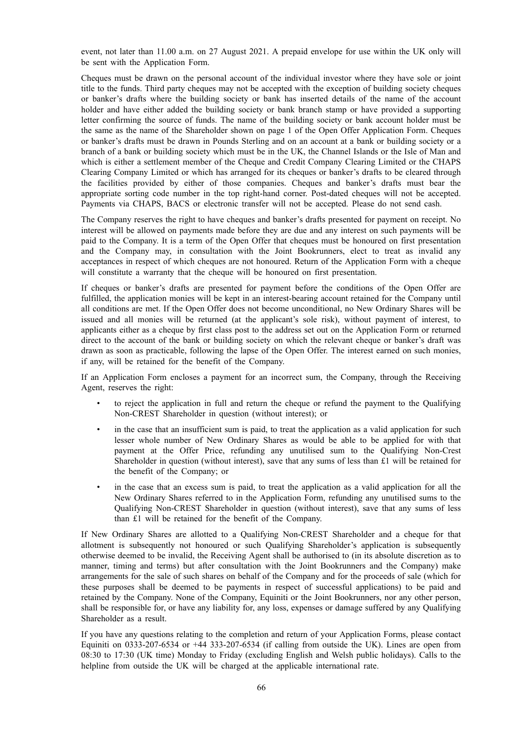event, not later than 11.00 a.m. on 27 August 2021. A prepaid envelope for use within the UK only will be sent with the Application Form.

Cheques must be drawn on the personal account of the individual investor where they have sole or joint title to the funds. Third party cheques may not be accepted with the exception of building society cheques or banker's drafts where the building society or bank has inserted details of the name of the account holder and have either added the building society or bank branch stamp or have provided a supporting letter confirming the source of funds. The name of the building society or bank account holder must be the same as the name of the Shareholder shown on page 1 of the Open Offer Application Form. Cheques or banker's drafts must be drawn in Pounds Sterling and on an account at a bank or building society or a branch of a bank or building society which must be in the UK, the Channel Islands or the Isle of Man and which is either a settlement member of the Cheque and Credit Company Clearing Limited or the CHAPS Clearing Company Limited or which has arranged for its cheques or banker's drafts to be cleared through the facilities provided by either of those companies. Cheques and banker's drafts must bear the appropriate sorting code number in the top right-hand corner. Post-dated cheques will not be accepted. Payments via CHAPS, BACS or electronic transfer will not be accepted. Please do not send cash.

The Company reserves the right to have cheques and banker's drafts presented for payment on receipt. No interest will be allowed on payments made before they are due and any interest on such payments will be paid to the Company. It is a term of the Open Offer that cheques must be honoured on first presentation and the Company may, in consultation with the Joint Bookrunners, elect to treat as invalid any acceptances in respect of which cheques are not honoured. Return of the Application Form with a cheque will constitute a warranty that the cheque will be honoured on first presentation.

If cheques or banker's drafts are presented for payment before the conditions of the Open Offer are fulfilled, the application monies will be kept in an interest-bearing account retained for the Company until all conditions are met. If the Open Offer does not become unconditional, no New Ordinary Shares will be issued and all monies will be returned (at the applicant's sole risk), without payment of interest, to applicants either as a cheque by first class post to the address set out on the Application Form or returned direct to the account of the bank or building society on which the relevant cheque or banker's draft was drawn as soon as practicable, following the lapse of the Open Offer. The interest earned on such monies, if any, will be retained for the benefit of the Company.

If an Application Form encloses a payment for an incorrect sum, the Company, through the Receiving Agent, reserves the right:

- to reject the application in full and return the cheque or refund the payment to the Qualifying Non-CREST Shareholder in question (without interest); or
- in the case that an insufficient sum is paid, to treat the application as a valid application for such lesser whole number of New Ordinary Shares as would be able to be applied for with that payment at the Offer Price, refunding any unutilised sum to the Qualifying Non-Crest Shareholder in question (without interest), save that any sums of less than £1 will be retained for the benefit of the Company; or
- in the case that an excess sum is paid, to treat the application as a valid application for all the New Ordinary Shares referred to in the Application Form, refunding any unutilised sums to the Qualifying Non-CREST Shareholder in question (without interest), save that any sums of less than £1 will be retained for the benefit of the Company.

If New Ordinary Shares are allotted to a Qualifying Non-CREST Shareholder and a cheque for that allotment is subsequently not honoured or such Qualifying Shareholder's application is subsequently otherwise deemed to be invalid, the Receiving Agent shall be authorised to (in its absolute discretion as to manner, timing and terms) but after consultation with the Joint Bookrunners and the Company) make arrangements for the sale of such shares on behalf of the Company and for the proceeds of sale (which for these purposes shall be deemed to be payments in respect of successful applications) to be paid and retained by the Company. None of the Company, Equiniti or the Joint Bookrunners, nor any other person, shall be responsible for, or have any liability for, any loss, expenses or damage suffered by any Qualifying Shareholder as a result.

If you have any questions relating to the completion and return of your Application Forms, please contact Equiniti on 0333-207-6534 or +44 333-207-6534 (if calling from outside the UK). Lines are open from 08:30 to 17:30 (UK time) Monday to Friday (excluding English and Welsh public holidays). Calls to the helpline from outside the UK will be charged at the applicable international rate.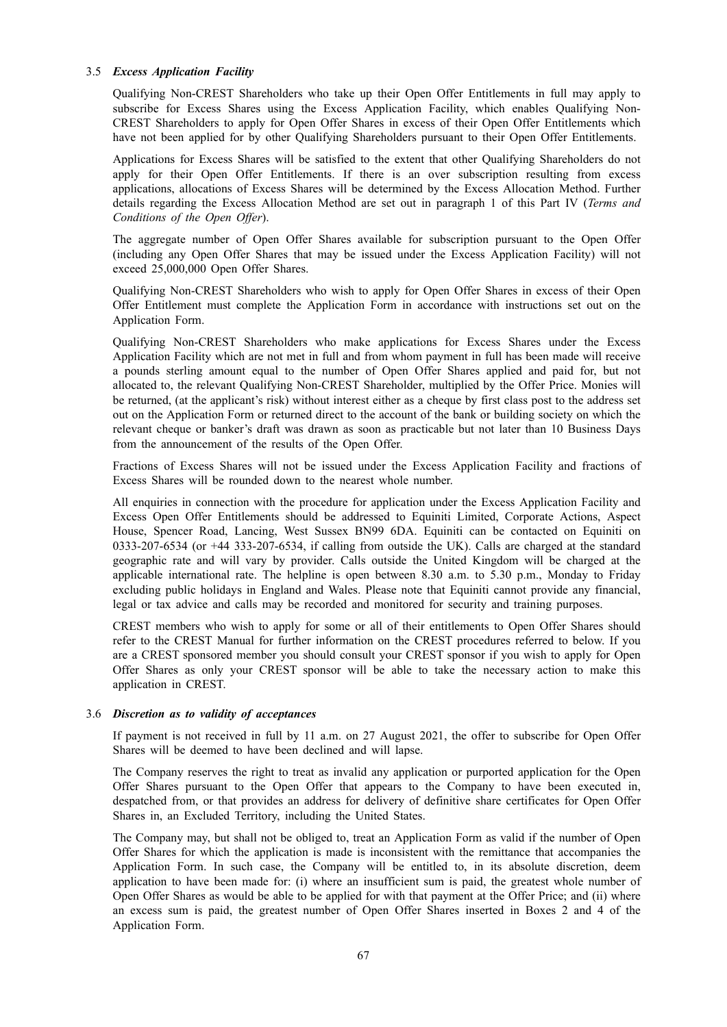### 3.5 *Excess Application Facility*

Qualifying Non-CREST Shareholders who take up their Open Offer Entitlements in full may apply to subscribe for Excess Shares using the Excess Application Facility, which enables Qualifying Non-CREST Shareholders to apply for Open Offer Shares in excess of their Open Offer Entitlements which have not been applied for by other Qualifying Shareholders pursuant to their Open Offer Entitlements.

Applications for Excess Shares will be satisfied to the extent that other Qualifying Shareholders do not apply for their Open Offer Entitlements. If there is an over subscription resulting from excess applications, allocations of Excess Shares will be determined by the Excess Allocation Method. Further details regarding the Excess Allocation Method are set out in paragraph 1 of this Part IV (*Terms and Conditions of the Open Offer*).

The aggregate number of Open Offer Shares available for subscription pursuant to the Open Offer (including any Open Offer Shares that may be issued under the Excess Application Facility) will not exceed 25,000,000 Open Offer Shares.

Qualifying Non-CREST Shareholders who wish to apply for Open Offer Shares in excess of their Open Offer Entitlement must complete the Application Form in accordance with instructions set out on the Application Form.

Qualifying Non-CREST Shareholders who make applications for Excess Shares under the Excess Application Facility which are not met in full and from whom payment in full has been made will receive a pounds sterling amount equal to the number of Open Offer Shares applied and paid for, but not allocated to, the relevant Qualifying Non-CREST Shareholder, multiplied by the Offer Price. Monies will be returned, (at the applicant's risk) without interest either as a cheque by first class post to the address set out on the Application Form or returned direct to the account of the bank or building society on which the relevant cheque or banker's draft was drawn as soon as practicable but not later than 10 Business Days from the announcement of the results of the Open Offer.

Fractions of Excess Shares will not be issued under the Excess Application Facility and fractions of Excess Shares will be rounded down to the nearest whole number.

All enquiries in connection with the procedure for application under the Excess Application Facility and Excess Open Offer Entitlements should be addressed to Equiniti Limited, Corporate Actions, Aspect House, Spencer Road, Lancing, West Sussex BN99 6DA. Equiniti can be contacted on Equiniti on 0333-207-6534 (or +44 333-207-6534, if calling from outside the UK). Calls are charged at the standard geographic rate and will vary by provider. Calls outside the United Kingdom will be charged at the applicable international rate. The helpline is open between 8.30 a.m. to 5.30 p.m., Monday to Friday excluding public holidays in England and Wales. Please note that Equiniti cannot provide any financial, legal or tax advice and calls may be recorded and monitored for security and training purposes.

CREST members who wish to apply for some or all of their entitlements to Open Offer Shares should refer to the CREST Manual for further information on the CREST procedures referred to below. If you are a CREST sponsored member you should consult your CREST sponsor if you wish to apply for Open Offer Shares as only your CREST sponsor will be able to take the necessary action to make this application in CREST.

### 3.6 *Discretion as to validity of acceptances*

If payment is not received in full by 11 a.m. on 27 August 2021, the offer to subscribe for Open Offer Shares will be deemed to have been declined and will lapse.

The Company reserves the right to treat as invalid any application or purported application for the Open Offer Shares pursuant to the Open Offer that appears to the Company to have been executed in, despatched from, or that provides an address for delivery of definitive share certificates for Open Offer Shares in, an Excluded Territory, including the United States.

The Company may, but shall not be obliged to, treat an Application Form as valid if the number of Open Offer Shares for which the application is made is inconsistent with the remittance that accompanies the Application Form. In such case, the Company will be entitled to, in its absolute discretion, deem application to have been made for: (i) where an insufficient sum is paid, the greatest whole number of Open Offer Shares as would be able to be applied for with that payment at the Offer Price; and (ii) where an excess sum is paid, the greatest number of Open Offer Shares inserted in Boxes 2 and 4 of the Application Form.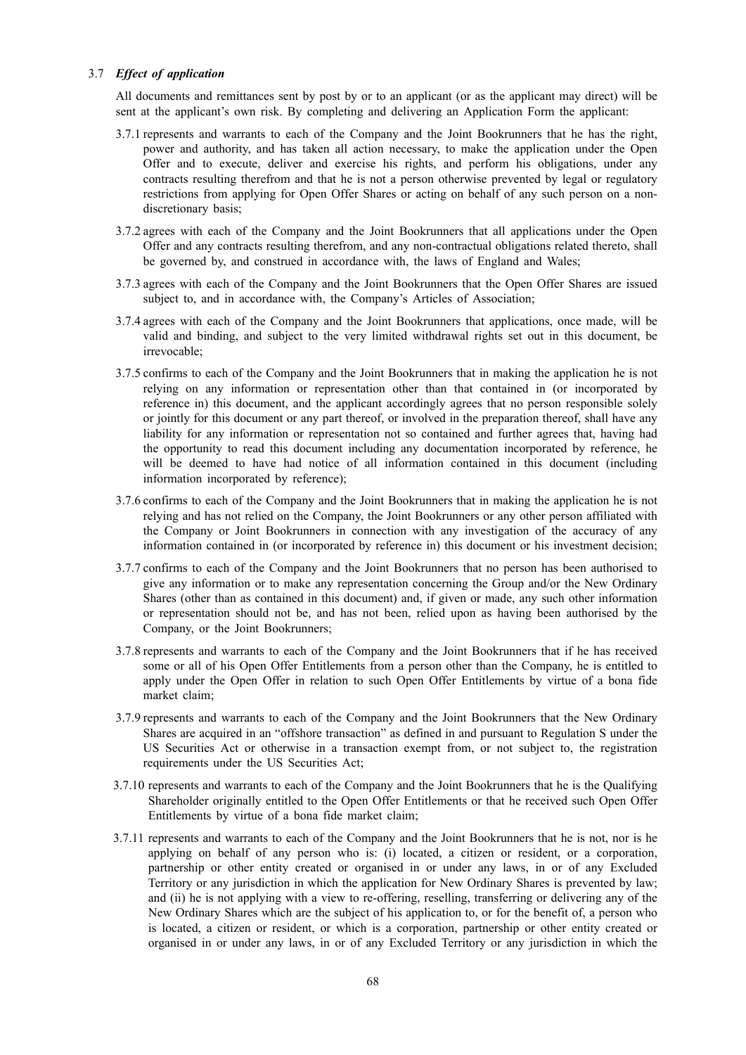### 3.7 *Effect of application*

All documents and remittances sent by post by or to an applicant (or as the applicant may direct) will be sent at the applicant's own risk. By completing and delivering an Application Form the applicant:

3.7.1 represents and warrants to each of the Company and the Joint Bookrunners that he has the right, power and authority, and has taken all action necessary, to make the application under the Open Offer and to execute, deliver and exercise his rights, and perform his obligations, under any contracts resulting therefrom and that he is not a person otherwise prevented by legal or regulatory restrictions from applying for Open Offer Shares or acting on behalf of any such person on a non-discretionary basis;

3.7.2 agrees with each of the Company and the Joint Bookrunners that all applications under the Open Offer and any contracts resulting therefrom, and any non-contractual obligations related thereto, shall be governed by, and construed in accordance with, the laws of England and Wales;

3.7.3 agrees with each of the Company and the Joint Bookrunners that the Open Offer Shares are issued subject to, and in accordance with, the Company's Articles of Association;

3.7.4 agrees with each of the Company and the Joint Bookrunners that applications, once made, will be valid and binding, and subject to the very limited withdrawal rights set out in this document, be irrevocable;

3.7.5 confirms to each of the Company and the Joint Bookrunners that in making the application he is not relying on any information or representation other than that contained in (or incorporated by reference in) this document, and the applicant accordingly agrees that no person responsible solely or jointly for this document or any part thereof, or involved in the preparation thereof, shall have any liability for any information or representation not so contained and further agrees that, having had the opportunity to read this document including any documentation incorporated by reference, he will be deemed to have had notice of all information contained in this document (including information incorporated by reference);

3.7.6 confirms to each of the Company and the Joint Bookrunners that in making the application he is not relying and has not relied on the Company, the Joint Bookrunners or any other person affiliated with the Company or Joint Bookrunners in connection with any investigation of the accuracy of any information contained in (or incorporated by reference in) this document or his investment decision;

3.7.7 confirms to each of the Company and the Joint Bookrunners that no person has been authorised to give any information or to make any representation concerning the Group and/or the New Ordinary Shares (other than as contained in this document) and, if given or made, any such other information or representation should not be, and has not been, relied upon as having been authorised by the Company, or the Joint Bookrunners;

3.7.8 represents and warrants to each of the Company and the Joint Bookrunners that if he has received some or all of his Open Offer Entitlements from a person other than the Company, he is entitled to apply under the Open Offer in relation to such Open Offer Entitlements by virtue of a bona fide market claim;

3.7.9 represents and warrants to each of the Company and the Joint Bookrunners that the New Ordinary Shares are acquired in an "offshore transaction" as defined in and pursuant to Regulation S under the US Securities Act or otherwise in a transaction exempt from, or not subject to, the registration requirements under the US Securities Act;

3.7.10 represents and warrants to each of the Company and the Joint Bookrunners that he is the Qualifying Shareholder originally entitled to the Open Offer Entitlements or that he received such Open Offer Entitlements by virtue of a bona fide market claim;

3.7.11 represents and warrants to each of the Company and the Joint Bookrunners that he is not, nor is he applying on behalf of any person who is: (i) located, a citizen or resident, or a corporation, partnership or other entity created or organised in or under any laws, in or of any Excluded Territory or any jurisdiction in which the application for New Ordinary Shares is prevented by law; and (ii) he is not applying with a view to re-offering, reselling, transferring or delivering any of the New Ordinary Shares which are the subject of his application to, or for the benefit of, a person who is located, a citizen or resident, or which is a corporation, partnership or other entity created or organised in or under any laws, in or of any Excluded Territory or any jurisdiction in which the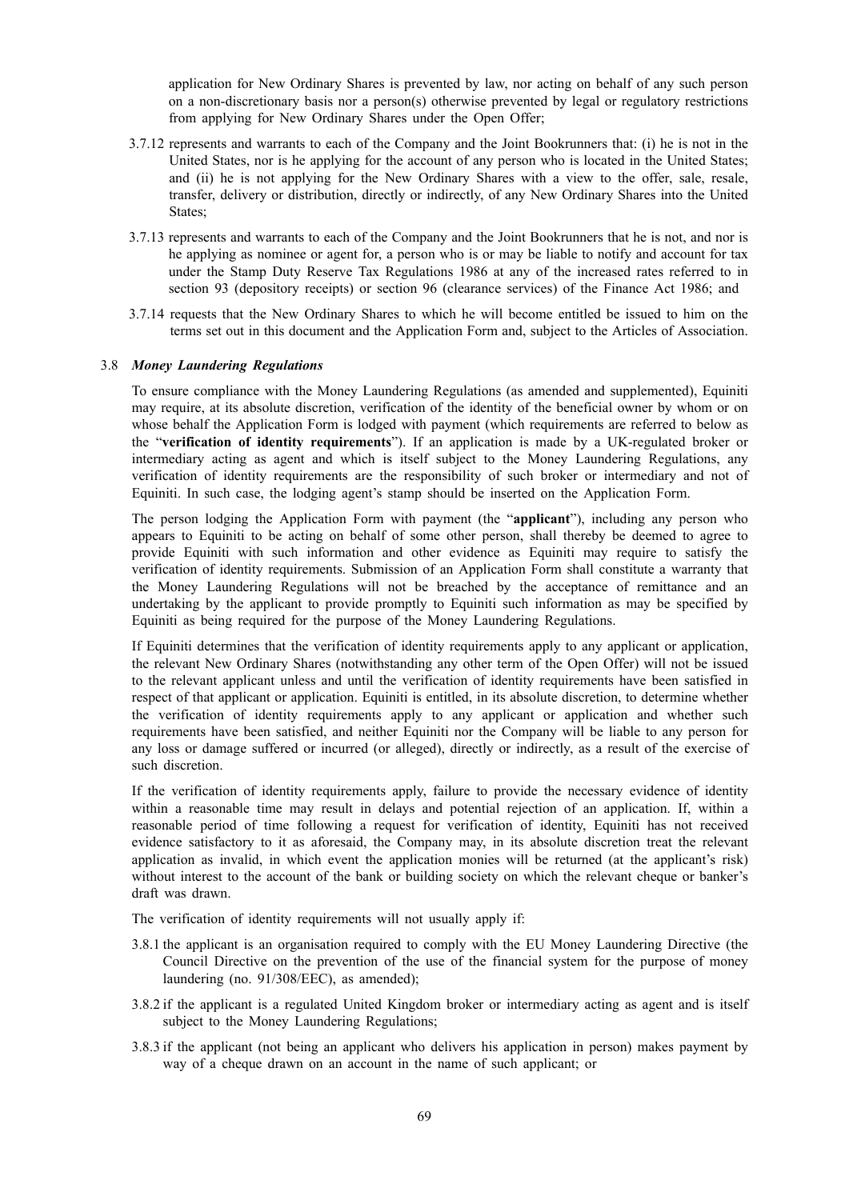application for New Ordinary Shares is prevented by law, nor acting on behalf of any such person on a non-discretionary basis nor a person(s) otherwise prevented by legal or regulatory restrictions from applying for New Ordinary Shares under the Open Offer;

3.7.12 represents and warrants to each of the Company and the Joint Bookrunners that: (i) he is not in the United States, nor is he applying for the account of any person who is located in the United States; and (ii) he is not applying for the New Ordinary Shares with a view to the offer, sale, resale, transfer, delivery or distribution, directly or indirectly, of any New Ordinary Shares into the United States;

3.7.13 represents and warrants to each of the Company and the Joint Bookrunners that he is not, and nor is he applying as nominee or agent for, a person who is or may be liable to notify and account for tax under the Stamp Duty Reserve Tax Regulations 1986 at any of the increased rates referred to in section 93 (depository receipts) or section 96 (clearance services) of the Finance Act 1986; and

3.7.14 requests that the New Ordinary Shares to which he will become entitled be issued to him on the terms set out in this document and the Application Form and, subject to the Articles of Association.

### 3.8 *Money Laundering Regulations*

To ensure compliance with the Money Laundering Regulations (as amended and supplemented), Equiniti may require, at its absolute discretion, verification of the identity of the beneficial owner by whom or on whose behalf the Application Form is lodged with payment (which requirements are referred to below as the "**verification of identity requirements**"). If an application is made by a UK-regulated broker or intermediary acting as agent and which is itself subject to the Money Laundering Regulations, any verification of identity requirements are the responsibility of such broker or intermediary and not of Equiniti. In such case, the lodging agent's stamp should be inserted on the Application Form.

The person lodging the Application Form with payment (the "**applicant**"), including any person who appears to Equiniti to be acting on behalf of some other person, shall thereby be deemed to agree to provide Equiniti with such information and other evidence as Equiniti may require to satisfy the verification of identity requirements. Submission of an Application Form shall constitute a warranty that the Money Laundering Regulations will not be breached by the acceptance of remittance and an undertaking by the applicant to provide promptly to Equiniti such information as may be specified by Equiniti as being required for the purpose of the Money Laundering Regulations.

If Equiniti determines that the verification of identity requirements apply to any applicant or application, the relevant New Ordinary Shares (notwithstanding any other term of the Open Offer) will not be issued to the relevant applicant unless and until the verification of identity requirements have been satisfied in respect of that applicant or application. Equiniti is entitled, in its absolute discretion, to determine whether the verification of identity requirements apply to any applicant or application and whether such requirements have been satisfied, and neither Equiniti nor the Company will be liable to any person for any loss or damage suffered or incurred (or alleged), directly or indirectly, as a result of the exercise of such discretion.

If the verification of identity requirements apply, failure to provide the necessary evidence of identity within a reasonable time may result in delays and potential rejection of an application. If, within a reasonable period of time following a request for verification of identity, Equiniti has not received evidence satisfactory to it as aforesaid, the Company may, in its absolute discretion treat the relevant application as invalid, in which event the application monies will be returned (at the applicant's risk) without interest to the account of the bank or building society on which the relevant cheque or banker's draft was drawn.

The verification of identity requirements will not usually apply if:

3.8.1 the applicant is an organisation required to comply with the EU Money Laundering Directive (the Council Directive on the prevention of the use of the financial system for the purpose of money laundering (no. 91/308/EEC), as amended);

3.8.2 if the applicant is a regulated United Kingdom broker or intermediary acting as agent and is itself subject to the Money Laundering Regulations;

3.8.3 if the applicant (not being an applicant who delivers his application in person) makes payment by way of a cheque drawn on an account in the name of such applicant; or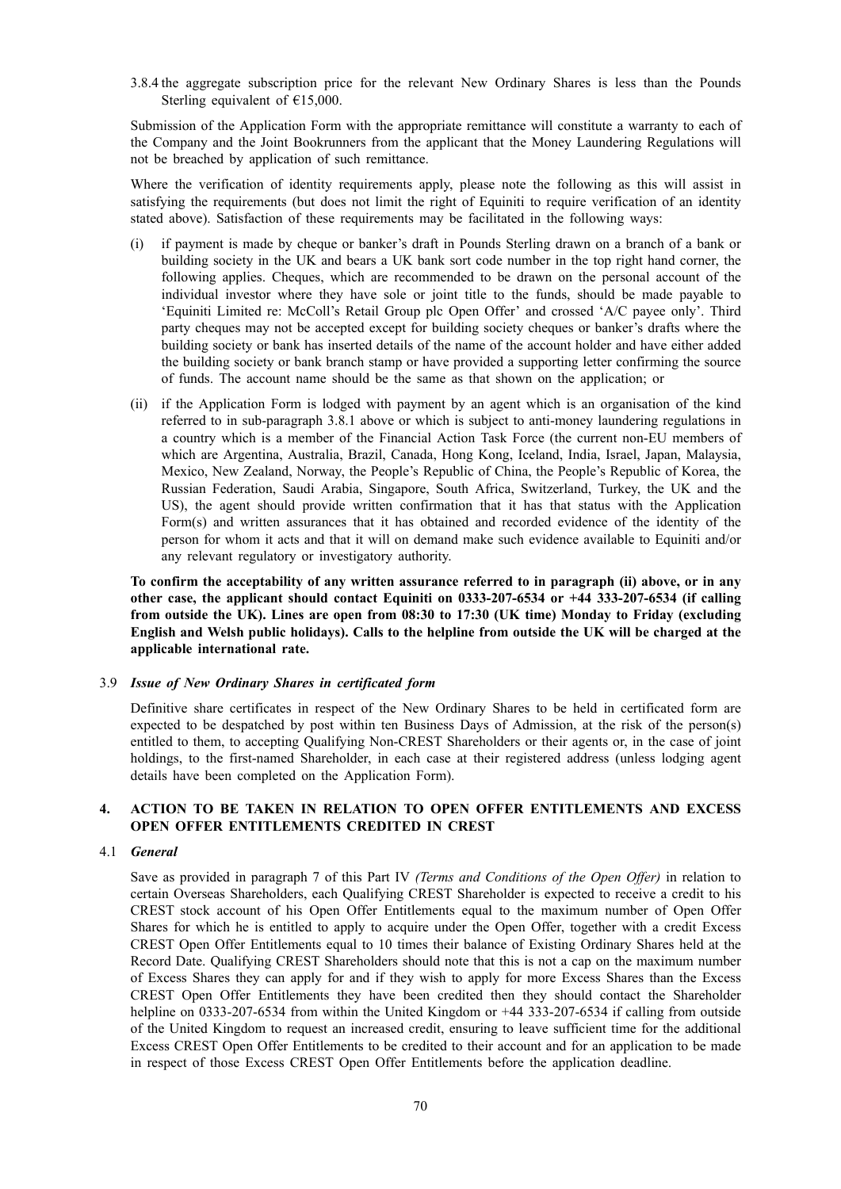3.8.4 the aggregate subscription price for the relevant New Ordinary Shares is less than the Pounds Sterling equivalent of €15,000.

Submission of the Application Form with the appropriate remittance will constitute a warranty to each of the Company and the Joint Bookrunners from the applicant that the Money Laundering Regulations will not be breached by application of such remittance.

Where the verification of identity requirements apply, please note the following as this will assist in satisfying the requirements (but does not limit the right of Equiniti to require verification of an identity stated above). Satisfaction of these requirements may be facilitated in the following ways:

(i) if payment is made by cheque or banker's draft in Pounds Sterling drawn on a branch of a bank or building society in the UK and bears a UK bank sort code number in the top right hand corner, the following applies. Cheques, which are recommended to be drawn on the personal account of the individual investor where they have sole or joint title to the funds, should be made payable to 'Equiniti Limited re: McColl's Retail Group plc Open Offer' and crossed 'A/C payee only'. Third party cheques may not be accepted except for building society cheques or banker's drafts where the building society or bank has inserted details of the name of the account holder and have either added the building society or bank branch stamp or have provided a supporting letter confirming the source of funds. The account name should be the same as that shown on the application; or

(ii) if the Application Form is lodged with payment by an agent which is an organisation of the kind referred to in sub-paragraph 3.8.1 above or which is subject to anti-money laundering regulations in a country which is a member of the Financial Action Task Force (the current non-EU members of which are Argentina, Australia, Brazil, Canada, Hong Kong, Iceland, India, Israel, Japan, Malaysia, Mexico, New Zealand, Norway, the People's Republic of China, the People's Republic of Korea, the Russian Federation, Saudi Arabia, Singapore, South Africa, Switzerland, Turkey, the UK and the US), the agent should provide written confirmation that it has that status with the Application Form(s) and written assurances that it has obtained and recorded evidence of the identity of the person for whom it acts and that it will on demand make such evidence available to Equiniti and/or any relevant regulatory or investigatory authority.

**To confirm the acceptability of any written assurance referred to in paragraph (ii) above, or in any other case, the applicant should contact Equiniti on 0333-207-6534 or +44 333-207-6534 (if calling from outside the UK). Lines are open from 08:30 to 17:30 (UK time) Monday to Friday (excluding English and Welsh public holidays). Calls to the helpline from outside the UK will be charged at the applicable international rate.**

3.9 ***Issue of New Ordinary Shares in certificated form***

Definitive share certificates in respect of the New Ordinary Shares to be held in certificated form are expected to be despatched by post within ten Business Days of Admission, at the risk of the person(s) entitled to them, to accepting Qualifying Non-CREST Shareholders or their agents or, in the case of joint holdings, to the first-named Shareholder, in each case at their registered address (unless lodging agent details have been completed on the Application Form).

## 4. ACTION TO BE TAKEN IN RELATION TO OPEN OFFER ENTITLEMENTS AND EXCESS OPEN OFFER ENTITLEMENTS CREDITED IN CREST

4.1 ***General***

Save as provided in paragraph 7 of this Part IV *(Terms and Conditions of the Open Offer)* in relation to certain Overseas Shareholders, each Qualifying CREST Shareholder is expected to receive a credit to his CREST stock account of his Open Offer Entitlements equal to the maximum number of Open Offer Shares for which he is entitled to apply to acquire under the Open Offer, together with a credit Excess CREST Open Offer Entitlements equal to 10 times their balance of Existing Ordinary Shares held at the Record Date. Qualifying CREST Shareholders should note that this is not a cap on the maximum number of Excess Shares they can apply for and if they wish to apply for more Excess Shares than the Excess CREST Open Offer Entitlements they have been credited then they should contact the Shareholder helpline on 0333-207-6534 from within the United Kingdom or +44 333-207-6534 if calling from outside of the United Kingdom to request an increased credit, ensuring to leave sufficient time for the additional Excess CREST Open Offer Entitlements to be credited to their account and for an application to be made in respect of those Excess CREST Open Offer Entitlements before the application deadline.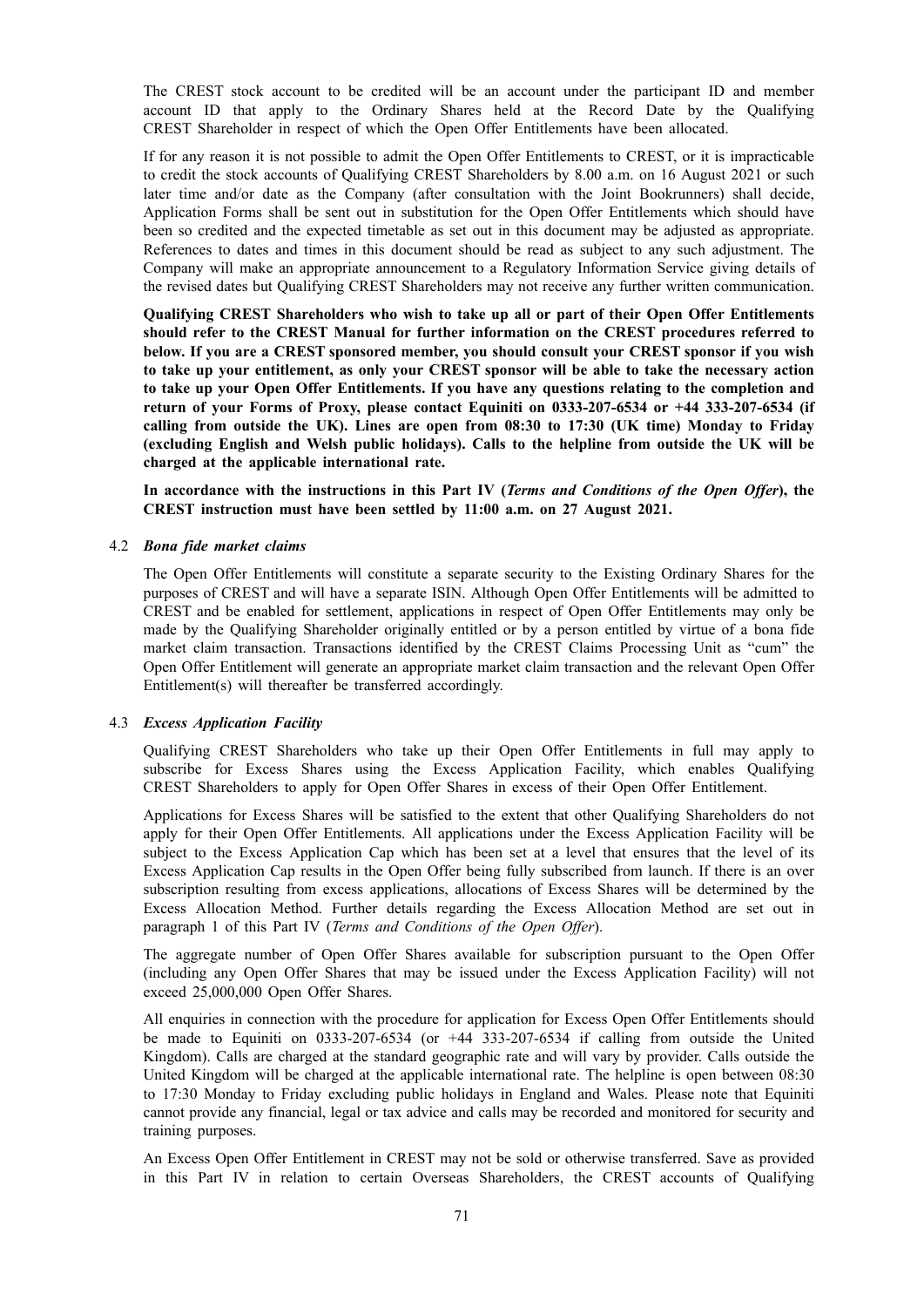The CREST stock account to be credited will be an account under the participant ID and member account ID that apply to the Ordinary Shares held at the Record Date by the Qualifying CREST Shareholder in respect of which the Open Offer Entitlements have been allocated.

If for any reason it is not possible to admit the Open Offer Entitlements to CREST, or it is impracticable to credit the stock accounts of Qualifying CREST Shareholders by 8.00 a.m. on 16 August 2021 or such later time and/or date as the Company (after consultation with the Joint Bookrunners) shall decide, Application Forms shall be sent out in substitution for the Open Offer Entitlements which should have been so credited and the expected timetable as set out in this document may be adjusted as appropriate. References to dates and times in this document should be read as subject to any such adjustment. The Company will make an appropriate announcement to a Regulatory Information Service giving details of the revised dates but Qualifying CREST Shareholders may not receive any further written communication.

**Qualifying CREST Shareholders who wish to take up all or part of their Open Offer Entitlements should refer to the CREST Manual for further information on the CREST procedures referred to below. If you are a CREST sponsored member, you should consult your CREST sponsor if you wish to take up your entitlement, as only your CREST sponsor will be able to take the necessary action to take up your Open Offer Entitlements. If you have any questions relating to the completion and return of your Forms of Proxy, please contact Equiniti on 0333-207-6534 or +44 333-207-6534 (if calling from outside the UK). Lines are open from 08:30 to 17:30 (UK time) Monday to Friday (excluding English and Welsh public holidays). Calls to the helpline from outside the UK will be charged at the applicable international rate.**

**In accordance with the instructions in this Part IV (*Terms and Conditions of the Open Offer*), the CREST instruction must have been settled by 11:00 a.m. on 27 August 2021.**

4.2 ***Bona fide market claims***

The Open Offer Entitlements will constitute a separate security to the Existing Ordinary Shares for the purposes of CREST and will have a separate ISIN. Although Open Offer Entitlements will be admitted to CREST and be enabled for settlement, applications in respect of Open Offer Entitlements may only be made by the Qualifying Shareholder originally entitled or by a person entitled by virtue of a bona fide market claim transaction. Transactions identified by the CREST Claims Processing Unit as "cum" the Open Offer Entitlement will generate an appropriate market claim transaction and the relevant Open Offer Entitlement(s) will thereafter be transferred accordingly.

4.3 ***Excess Application Facility***

Qualifying CREST Shareholders who take up their Open Offer Entitlements in full may apply to subscribe for Excess Shares using the Excess Application Facility, which enables Qualifying CREST Shareholders to apply for Open Offer Shares in excess of their Open Offer Entitlement.

Applications for Excess Shares will be satisfied to the extent that other Qualifying Shareholders do not apply for their Open Offer Entitlements. All applications under the Excess Application Facility will be subject to the Excess Application Cap which has been set at a level that ensures that the level of its Excess Application Cap results in the Open Offer being fully subscribed from launch. If there is an over subscription resulting from excess applications, allocations of Excess Shares will be determined by the Excess Allocation Method. Further details regarding the Excess Allocation Method are set out in paragraph 1 of this Part IV (*Terms and Conditions of the Open Offer*).

The aggregate number of Open Offer Shares available for subscription pursuant to the Open Offer (including any Open Offer Shares that may be issued under the Excess Application Facility) will not exceed 25,000,000 Open Offer Shares.

All enquiries in connection with the procedure for application for Excess Open Offer Entitlements should be made to Equiniti on 0333-207-6534 (or +44 333-207-6534 if calling from outside the United Kingdom). Calls are charged at the standard geographic rate and will vary by provider. Calls outside the United Kingdom will be charged at the applicable international rate. The helpline is open between 08:30 to 17:30 Monday to Friday excluding public holidays in England and Wales. Please note that Equiniti cannot provide any financial, legal or tax advice and calls may be recorded and monitored for security and training purposes.

An Excess Open Offer Entitlement in CREST may not be sold or otherwise transferred. Save as provided in this Part IV in relation to certain Overseas Shareholders, the CREST accounts of Qualifying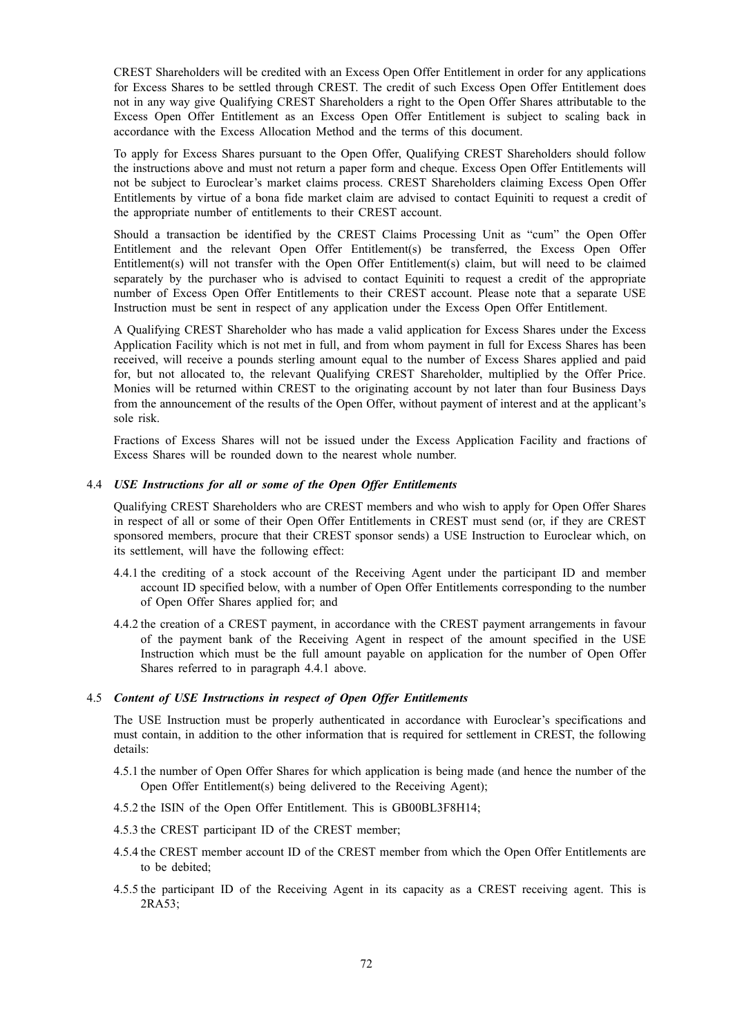CREST Shareholders will be credited with an Excess Open Offer Entitlement in order for any applications for Excess Shares to be settled through CREST. The credit of such Excess Open Offer Entitlement does not in any way give Qualifying CREST Shareholders a right to the Open Offer Shares attributable to the Excess Open Offer Entitlement as an Excess Open Offer Entitlement is subject to scaling back in accordance with the Excess Allocation Method and the terms of this document.

To apply for Excess Shares pursuant to the Open Offer, Qualifying CREST Shareholders should follow the instructions above and must not return a paper form and cheque. Excess Open Offer Entitlements will not be subject to Euroclear's market claims process. CREST Shareholders claiming Excess Open Offer Entitlements by virtue of a bona fide market claim are advised to contact Equiniti to request a credit of the appropriate number of entitlements to their CREST account.

Should a transaction be identified by the CREST Claims Processing Unit as "cum" the Open Offer Entitlement and the relevant Open Offer Entitlement(s) be transferred, the Excess Open Offer Entitlement(s) will not transfer with the Open Offer Entitlement(s) claim, but will need to be claimed separately by the purchaser who is advised to contact Equiniti to request a credit of the appropriate number of Excess Open Offer Entitlements to their CREST account. Please note that a separate USE Instruction must be sent in respect of any application under the Excess Open Offer Entitlement.

A Qualifying CREST Shareholder who has made a valid application for Excess Shares under the Excess Application Facility which is not met in full, and from whom payment in full for Excess Shares has been received, will receive a pounds sterling amount equal to the number of Excess Shares applied and paid for, but not allocated to, the relevant Qualifying CREST Shareholder, multiplied by the Offer Price. Monies will be returned within CREST to the originating account by not later than four Business Days from the announcement of the results of the Open Offer, without payment of interest and at the applicant's sole risk.

Fractions of Excess Shares will not be issued under the Excess Application Facility and fractions of Excess Shares will be rounded down to the nearest whole number.

4.4 ***USE Instructions for all or some of the Open Offer Entitlements***

Qualifying CREST Shareholders who are CREST members and who wish to apply for Open Offer Shares in respect of all or some of their Open Offer Entitlements in CREST must send (or, if they are CREST sponsored members, procure that their CREST sponsor sends) a USE Instruction to Euroclear which, on its settlement, will have the following effect:

4.4.1 the crediting of a stock account of the Receiving Agent under the participant ID and member account ID specified below, with a number of Open Offer Entitlements corresponding to the number of Open Offer Shares applied for; and

4.4.2 the creation of a CREST payment, in accordance with the CREST payment arrangements in favour of the payment bank of the Receiving Agent in respect of the amount specified in the USE Instruction which must be the full amount payable on application for the number of Open Offer Shares referred to in paragraph 4.4.1 above.

4.5 ***Content of USE Instructions in respect of Open Offer Entitlements***

The USE Instruction must be properly authenticated in accordance with Euroclear's specifications and must contain, in addition to the other information that is required for settlement in CREST, the following details:

4.5.1 the number of Open Offer Shares for which application is being made (and hence the number of the Open Offer Entitlement(s) being delivered to the Receiving Agent);

4.5.2 the ISIN of the Open Offer Entitlement. This is GB00BL3F8H14;

4.5.3 the CREST participant ID of the CREST member;

4.5.4 the CREST member account ID of the CREST member from which the Open Offer Entitlements are to be debited;

4.5.5 the participant ID of the Receiving Agent in its capacity as a CREST receiving agent. This is 2RA53;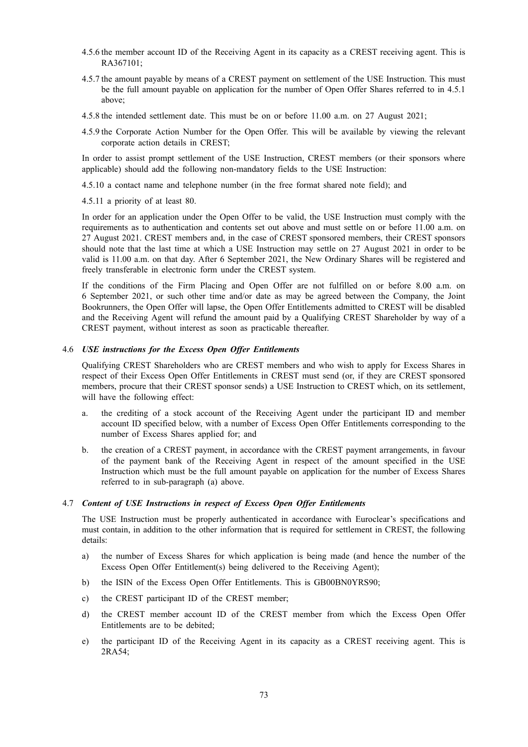4.5.6 the member account ID of the Receiving Agent in its capacity as a CREST receiving agent. This is RA367101;

4.5.7 the amount payable by means of a CREST payment on settlement of the USE Instruction. This must be the full amount payable on application for the number of Open Offer Shares referred to in 4.5.1 above;

4.5.8 the intended settlement date. This must be on or before 11.00 a.m. on 27 August 2021;

4.5.9 the Corporate Action Number for the Open Offer. This will be available by viewing the relevant corporate action details in CREST;

In order to assist prompt settlement of the USE Instruction, CREST members (or their sponsors where applicable) should add the following non-mandatory fields to the USE Instruction:

4.5.10 a contact name and telephone number (in the free format shared note field); and

4.5.11 a priority of at least 80.

In order for an application under the Open Offer to be valid, the USE Instruction must comply with the requirements as to authentication and contents set out above and must settle on or before 11.00 a.m. on 27 August 2021. CREST members and, in the case of CREST sponsored members, their CREST sponsors should note that the last time at which a USE Instruction may settle on 27 August 2021 in order to be valid is 11.00 a.m. on that day. After 6 September 2021, the New Ordinary Shares will be registered and freely transferable in electronic form under the CREST system.

If the conditions of the Firm Placing and Open Offer are not fulfilled on or before 8.00 a.m. on 6 September 2021, or such other time and/or date as may be agreed between the Company, the Joint Bookrunners, the Open Offer will lapse, the Open Offer Entitlements admitted to CREST will be disabled and the Receiving Agent will refund the amount paid by a Qualifying CREST Shareholder by way of a CREST payment, without interest as soon as practicable thereafter.

### 4.6 *USE instructions for the Excess Open Offer Entitlements*

Qualifying CREST Shareholders who are CREST members and who wish to apply for Excess Shares in respect of their Excess Open Offer Entitlements in CREST must send (or, if they are CREST sponsored members, procure that their CREST sponsor sends) a USE Instruction to CREST which, on its settlement, will have the following effect:

a. the crediting of a stock account of the Receiving Agent under the participant ID and member account ID specified below, with a number of Excess Open Offer Entitlements corresponding to the number of Excess Shares applied for; and

b. the creation of a CREST payment, in accordance with the CREST payment arrangements, in favour of the payment bank of the Receiving Agent in respect of the amount specified in the USE Instruction which must be the full amount payable on application for the number of Excess Shares referred to in sub-paragraph (a) above.

### 4.7 *Content of USE Instructions in respect of Excess Open Offer Entitlements*

The USE Instruction must be properly authenticated in accordance with Euroclear's specifications and must contain, in addition to the other information that is required for settlement in CREST, the following details:

a) the number of Excess Shares for which application is being made (and hence the number of the Excess Open Offer Entitlement(s) being delivered to the Receiving Agent);

b) the ISIN of the Excess Open Offer Entitlements. This is GB00BN0YRS90;

c) the CREST participant ID of the CREST member;

d) the CREST member account ID of the CREST member from which the Excess Open Offer Entitlements are to be debited;

e) the participant ID of the Receiving Agent in its capacity as a CREST receiving agent. This is 2RA54;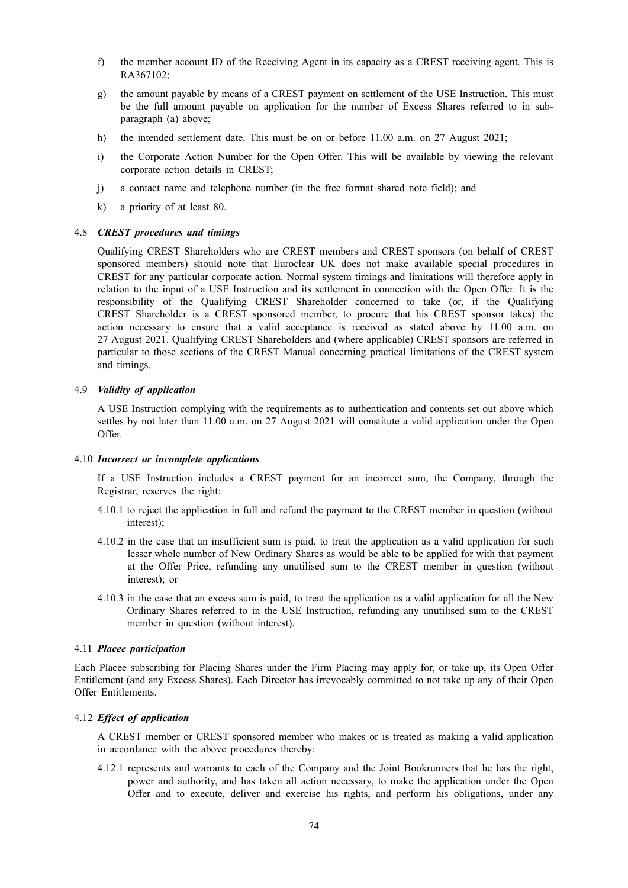f) the member account ID of the Receiving Agent in its capacity as a CREST receiving agent. This is RA367102;

g) the amount payable by means of a CREST payment on settlement of the USE Instruction. This must be the full amount payable on application for the number of Excess Shares referred to in sub-paragraph (a) above;

h) the intended settlement date. This must be on or before 11.00 a.m. on 27 August 2021;

i) the Corporate Action Number for the Open Offer. This will be available by viewing the relevant corporate action details in CREST;

j) a contact name and telephone number (in the free format shared note field); and

k) a priority of at least 80.

4.8 ***CREST procedures and timings***

Qualifying CREST Shareholders who are CREST members and CREST sponsors (on behalf of CREST sponsored members) should note that Euroclear UK does not make available special procedures in CREST for any particular corporate action. Normal system timings and limitations will therefore apply in relation to the input of a USE Instruction and its settlement in connection with the Open Offer. It is the responsibility of the Qualifying CREST Shareholder concerned to take (or, if the Qualifying CREST Shareholder is a CREST sponsored member, to procure that his CREST sponsor takes) the action necessary to ensure that a valid acceptance is received as stated above by 11.00 a.m. on 27 August 2021. Qualifying CREST Shareholders and (where applicable) CREST sponsors are referred in particular to those sections of the CREST Manual concerning practical limitations of the CREST system and timings.

4.9 ***Validity of application***

A USE Instruction complying with the requirements as to authentication and contents set out above which settles by not later than 11.00 a.m. on 27 August 2021 will constitute a valid application under the Open Offer.

4.10 ***Incorrect or incomplete applications***

If a USE Instruction includes a CREST payment for an incorrect sum, the Company, through the Registrar, reserves the right:

4.10.1 to reject the application in full and refund the payment to the CREST member in question (without interest);

4.10.2 in the case that an insufficient sum is paid, to treat the application as a valid application for such lesser whole number of New Ordinary Shares as would be able to be applied for with that payment at the Offer Price, refunding any unutilised sum to the CREST member in question (without interest); or

4.10.3 in the case that an excess sum is paid, to treat the application as a valid application for all the New Ordinary Shares referred to in the USE Instruction, refunding any unutilised sum to the CREST member in question (without interest).

4.11 ***Placee participation***

Each Placee subscribing for Placing Shares under the Firm Placing may apply for, or take up, its Open Offer Entitlement (and any Excess Shares). Each Director has irrevocably committed to not take up any of their Open Offer Entitlements.

4.12 ***Effect of application***

A CREST member or CREST sponsored member who makes or is treated as making a valid application in accordance with the above procedures thereby:

4.12.1 represents and warrants to each of the Company and the Joint Bookrunners that he has the right, power and authority, and has taken all action necessary, to make the application under the Open Offer and to execute, deliver and exercise his rights, and perform his obligations, under any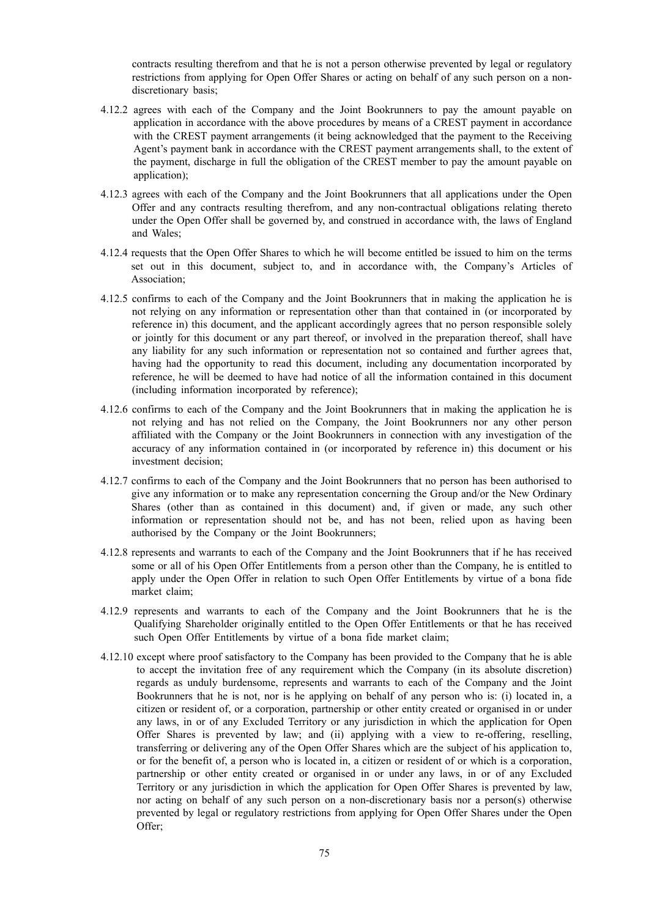contracts resulting therefrom and that he is not a person otherwise prevented by legal or regulatory restrictions from applying for Open Offer Shares or acting on behalf of any such person on a non-discretionary basis;

4.12.2 agrees with each of the Company and the Joint Bookrunners to pay the amount payable on application in accordance with the above procedures by means of a CREST payment in accordance with the CREST payment arrangements (it being acknowledged that the payment to the Receiving Agent's payment bank in accordance with the CREST payment arrangements shall, to the extent of the payment, discharge in full the obligation of the CREST member to pay the amount payable on application);

4.12.3 agrees with each of the Company and the Joint Bookrunners that all applications under the Open Offer and any contracts resulting therefrom, and any non-contractual obligations relating thereto under the Open Offer shall be governed by, and construed in accordance with, the laws of England and Wales;

4.12.4 requests that the Open Offer Shares to which he will become entitled be issued to him on the terms set out in this document, subject to, and in accordance with, the Company's Articles of Association;

4.12.5 confirms to each of the Company and the Joint Bookrunners that in making the application he is not relying on any information or representation other than that contained in (or incorporated by reference in) this document, and the applicant accordingly agrees that no person responsible solely or jointly for this document or any part thereof, or involved in the preparation thereof, shall have any liability for any such information or representation not so contained and further agrees that, having had the opportunity to read this document, including any documentation incorporated by reference, he will be deemed to have had notice of all the information contained in this document (including information incorporated by reference);

4.12.6 confirms to each of the Company and the Joint Bookrunners that in making the application he is not relying and has not relied on the Company, the Joint Bookrunners nor any other person affiliated with the Company or the Joint Bookrunners in connection with any investigation of the accuracy of any information contained in (or incorporated by reference in) this document or his investment decision;

4.12.7 confirms to each of the Company and the Joint Bookrunners that no person has been authorised to give any information or to make any representation concerning the Group and/or the New Ordinary Shares (other than as contained in this document) and, if given or made, any such other information or representation should not be, and has not been, relied upon as having been authorised by the Company or the Joint Bookrunners;

4.12.8 represents and warrants to each of the Company and the Joint Bookrunners that if he has received some or all of his Open Offer Entitlements from a person other than the Company, he is entitled to apply under the Open Offer in relation to such Open Offer Entitlements by virtue of a bona fide market claim;

4.12.9 represents and warrants to each of the Company and the Joint Bookrunners that he is the Qualifying Shareholder originally entitled to the Open Offer Entitlements or that he has received such Open Offer Entitlements by virtue of a bona fide market claim;

4.12.10 except where proof satisfactory to the Company has been provided to the Company that he is able to accept the invitation free of any requirement which the Company (in its absolute discretion) regards as unduly burdensome, represents and warrants to each of the Company and the Joint Bookrunners that he is not, nor is he applying on behalf of any person who is: (i) located in, a citizen or resident of, or a corporation, partnership or other entity created or organised in or under any laws, in or of any Excluded Territory or any jurisdiction in which the application for Open Offer Shares is prevented by law; and (ii) applying with a view to re-offering, reselling, transferring or delivering any of the Open Offer Shares which are the subject of his application to, or for the benefit of, a person who is located in, a citizen or resident of or which is a corporation, partnership or other entity created or organised in or under any laws, in or of any Excluded Territory or any jurisdiction in which the application for Open Offer Shares is prevented by law, nor acting on behalf of any such person on a non-discretionary basis nor a person(s) otherwise prevented by legal or regulatory restrictions from applying for Open Offer Shares under the Open Offer;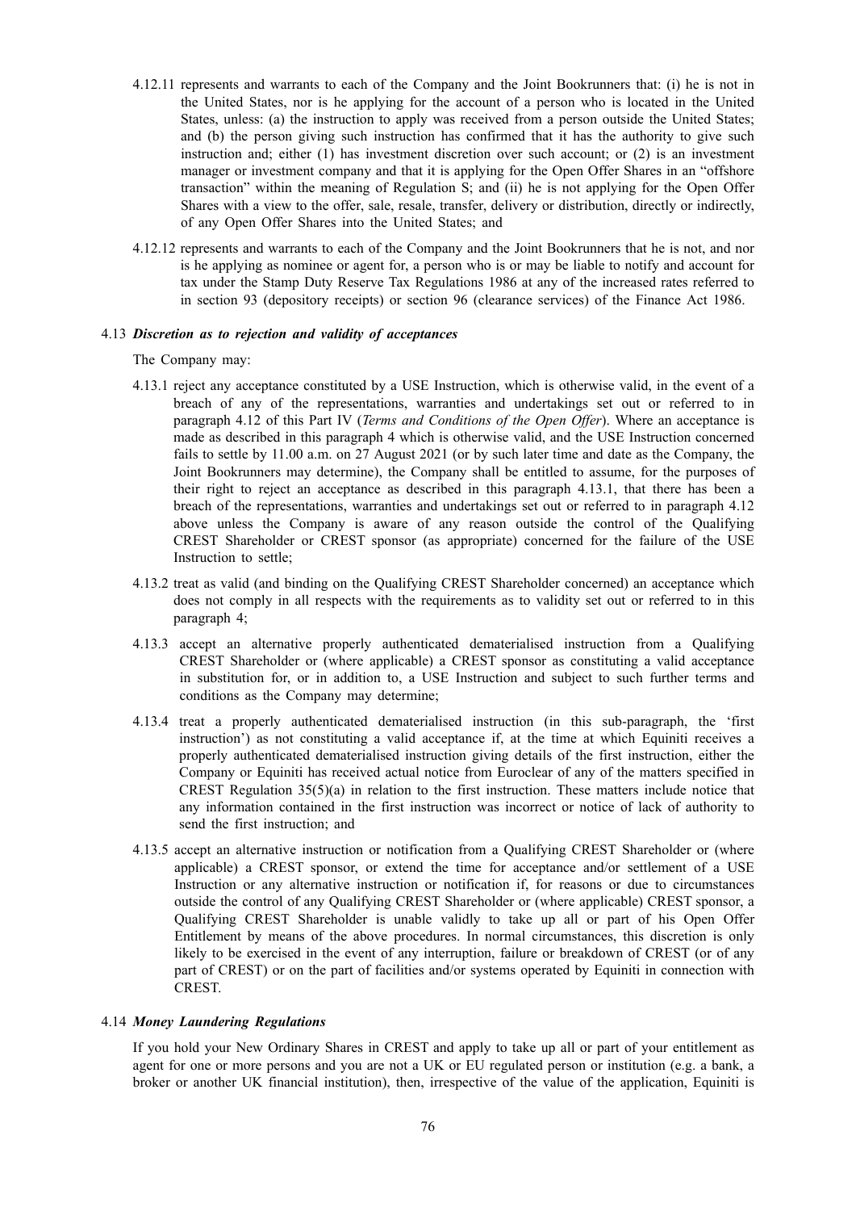4.12.11 represents and warrants to each of the Company and the Joint Bookrunners that: (i) he is not in the United States, nor is he applying for the account of a person who is located in the United States, unless: (a) the instruction to apply was received from a person outside the United States; and (b) the person giving such instruction has confirmed that it has the authority to give such instruction and; either (1) has investment discretion over such account; or (2) is an investment manager or investment company and that it is applying for the Open Offer Shares in an "offshore transaction" within the meaning of Regulation S; and (ii) he is not applying for the Open Offer Shares with a view to the offer, sale, resale, transfer, delivery or distribution, directly or indirectly, of any Open Offer Shares into the United States; and

4.12.12 represents and warrants to each of the Company and the Joint Bookrunners that he is not, and nor is he applying as nominee or agent for, a person who is or may be liable to notify and account for tax under the Stamp Duty Reserve Tax Regulations 1986 at any of the increased rates referred to in section 93 (depository receipts) or section 96 (clearance services) of the Finance Act 1986.

4.13 ***Discretion as to rejection and validity of acceptances***

The Company may:

4.13.1 reject any acceptance constituted by a USE Instruction, which is otherwise valid, in the event of a breach of any of the representations, warranties and undertakings set out or referred to in paragraph 4.12 of this Part IV (*Terms and Conditions of the Open Offer*). Where an acceptance is made as described in this paragraph 4 which is otherwise valid, and the USE Instruction concerned fails to settle by 11.00 a.m. on 27 August 2021 (or by such later time and date as the Company, the Joint Bookrunners may determine), the Company shall be entitled to assume, for the purposes of their right to reject an acceptance as described in this paragraph 4.13.1, that there has been a breach of the representations, warranties and undertakings set out or referred to in paragraph 4.12 above unless the Company is aware of any reason outside the control of the Qualifying CREST Shareholder or CREST sponsor (as appropriate) concerned for the failure of the USE Instruction to settle;

4.13.2 treat as valid (and binding on the Qualifying CREST Shareholder concerned) an acceptance which does not comply in all respects with the requirements as to validity set out or referred to in this paragraph 4;

4.13.3 accept an alternative properly authenticated dematerialised instruction from a Qualifying CREST Shareholder or (where applicable) a CREST sponsor as constituting a valid acceptance in substitution for, or in addition to, a USE Instruction and subject to such further terms and conditions as the Company may determine;

4.13.4 treat a properly authenticated dematerialised instruction (in this sub-paragraph, the 'first instruction') as not constituting a valid acceptance if, at the time at which Equiniti receives a properly authenticated dematerialised instruction giving details of the first instruction, either the Company or Equiniti has received actual notice from Euroclear of any of the matters specified in CREST Regulation 35(5)(a) in relation to the first instruction. These matters include notice that any information contained in the first instruction was incorrect or notice of lack of authority to send the first instruction; and

4.13.5 accept an alternative instruction or notification from a Qualifying CREST Shareholder or (where applicable) a CREST sponsor, or extend the time for acceptance and/or settlement of a USE Instruction or any alternative instruction or notification if, for reasons or due to circumstances outside the control of any Qualifying CREST Shareholder or (where applicable) CREST sponsor, a Qualifying CREST Shareholder is unable validly to take up all or part of his Open Offer Entitlement by means of the above procedures. In normal circumstances, this discretion is only likely to be exercised in the event of any interruption, failure or breakdown of CREST (or of any part of CREST) or on the part of facilities and/or systems operated by Equiniti in connection with CREST.

4.14 ***Money Laundering Regulations***

If you hold your New Ordinary Shares in CREST and apply to take up all or part of your entitlement as agent for one or more persons and you are not a UK or EU regulated person or institution (e.g. a bank, a broker or another UK financial institution), then, irrespective of the value of the application, Equiniti is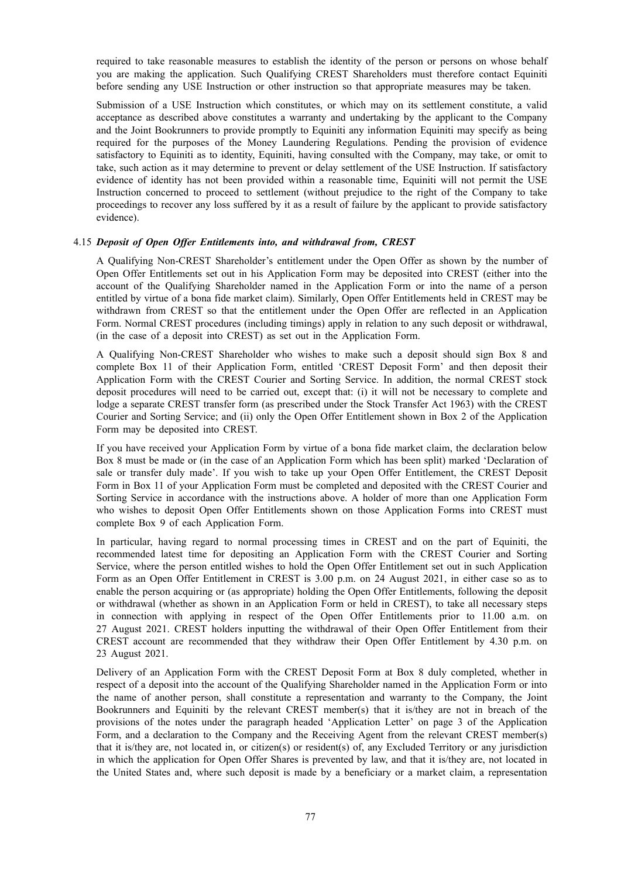required to take reasonable measures to establish the identity of the person or persons on whose behalf you are making the application. Such Qualifying CREST Shareholders must therefore contact Equiniti before sending any USE Instruction or other instruction so that appropriate measures may be taken.

Submission of a USE Instruction which constitutes, or which may on its settlement constitute, a valid acceptance as described above constitutes a warranty and undertaking by the applicant to the Company and the Joint Bookrunners to provide promptly to Equiniti any information Equiniti may specify as being required for the purposes of the Money Laundering Regulations. Pending the provision of evidence satisfactory to Equiniti as to identity, Equiniti, having consulted with the Company, may take, or omit to take, such action as it may determine to prevent or delay settlement of the USE Instruction. If satisfactory evidence of identity has not been provided within a reasonable time, Equiniti will not permit the USE Instruction concerned to proceed to settlement (without prejudice to the right of the Company to take proceedings to recover any loss suffered by it as a result of failure by the applicant to provide satisfactory evidence).

4.15 ***Deposit of Open Offer Entitlements into, and withdrawal from, CREST***

A Qualifying Non-CREST Shareholder's entitlement under the Open Offer as shown by the number of Open Offer Entitlements set out in his Application Form may be deposited into CREST (either into the account of the Qualifying Shareholder named in the Application Form or into the name of a person entitled by virtue of a bona fide market claim). Similarly, Open Offer Entitlements held in CREST may be withdrawn from CREST so that the entitlement under the Open Offer are reflected in an Application Form. Normal CREST procedures (including timings) apply in relation to any such deposit or withdrawal, (in the case of a deposit into CREST) as set out in the Application Form.

A Qualifying Non-CREST Shareholder who wishes to make such a deposit should sign Box 8 and complete Box 11 of their Application Form, entitled 'CREST Deposit Form' and then deposit their Application Form with the CREST Courier and Sorting Service. In addition, the normal CREST stock deposit procedures will need to be carried out, except that: (i) it will not be necessary to complete and lodge a separate CREST transfer form (as prescribed under the Stock Transfer Act 1963) with the CREST Courier and Sorting Service; and (ii) only the Open Offer Entitlement shown in Box 2 of the Application Form may be deposited into CREST.

If you have received your Application Form by virtue of a bona fide market claim, the declaration below Box 8 must be made or (in the case of an Application Form which has been split) marked 'Declaration of sale or transfer duly made'. If you wish to take up your Open Offer Entitlement, the CREST Deposit Form in Box 11 of your Application Form must be completed and deposited with the CREST Courier and Sorting Service in accordance with the instructions above. A holder of more than one Application Form who wishes to deposit Open Offer Entitlements shown on those Application Forms into CREST must complete Box 9 of each Application Form.

In particular, having regard to normal processing times in CREST and on the part of Equiniti, the recommended latest time for depositing an Application Form with the CREST Courier and Sorting Service, where the person entitled wishes to hold the Open Offer Entitlement set out in such Application Form as an Open Offer Entitlement in CREST is 3.00 p.m. on 24 August 2021, in either case so as to enable the person acquiring or (as appropriate) holding the Open Offer Entitlements, following the deposit or withdrawal (whether as shown in an Application Form or held in CREST), to take all necessary steps in connection with applying in respect of the Open Offer Entitlements prior to 11.00 a.m. on 27 August 2021. CREST holders inputting the withdrawal of their Open Offer Entitlement from their CREST account are recommended that they withdraw their Open Offer Entitlement by 4.30 p.m. on 23 August 2021.

Delivery of an Application Form with the CREST Deposit Form at Box 8 duly completed, whether in respect of a deposit into the account of the Qualifying Shareholder named in the Application Form or into the name of another person, shall constitute a representation and warranty to the Company, the Joint Bookrunners and Equiniti by the relevant CREST member(s) that it is/they are not in breach of the provisions of the notes under the paragraph headed 'Application Letter' on page 3 of the Application Form, and a declaration to the Company and the Receiving Agent from the relevant CREST member(s) that it is/they are, not located in, or citizen(s) or resident(s) of, any Excluded Territory or any jurisdiction in which the application for Open Offer Shares is prevented by law, and that it is/they are, not located in the United States and, where such deposit is made by a beneficiary or a market claim, a representation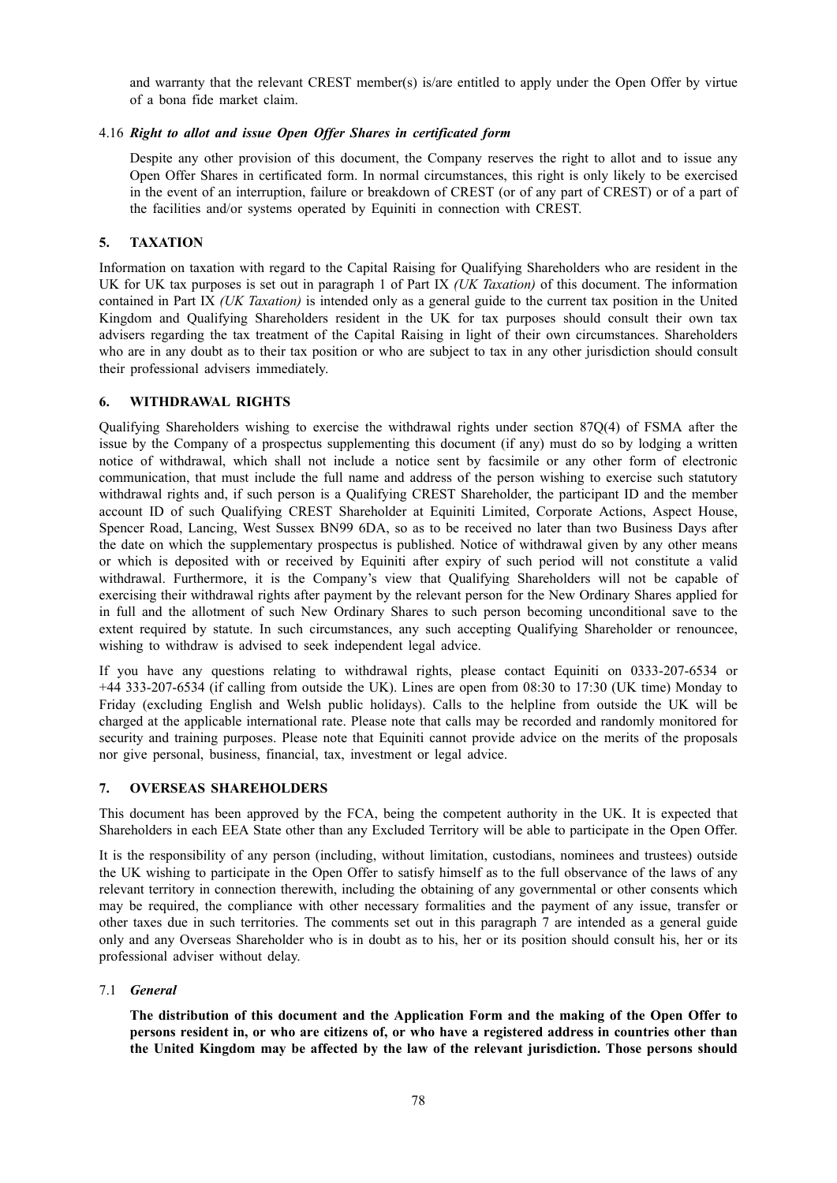and warranty that the relevant CREST member(s) is/are entitled to apply under the Open Offer by virtue of a bona fide market claim.

4.16 ***Right to allot and issue Open Offer Shares in certificated form***

Despite any other provision of this document, the Company reserves the right to allot and to issue any Open Offer Shares in certificated form. In normal circumstances, this right is only likely to be exercised in the event of an interruption, failure or breakdown of CREST (or of any part of CREST) or of a part of the facilities and/or systems operated by Equiniti in connection with CREST.

## 5. TAXATION

Information on taxation with regard to the Capital Raising for Qualifying Shareholders who are resident in the UK for UK tax purposes is set out in paragraph 1 of Part IX *(UK Taxation)* of this document. The information contained in Part IX *(UK Taxation)* is intended only as a general guide to the current tax position in the United Kingdom and Qualifying Shareholders resident in the UK for tax purposes should consult their own tax advisers regarding the tax treatment of the Capital Raising in light of their own circumstances. Shareholders who are in any doubt as to their tax position or who are subject to tax in any other jurisdiction should consult their professional advisers immediately.

## 6. WITHDRAWAL RIGHTS

Qualifying Shareholders wishing to exercise the withdrawal rights under section 87Q(4) of FSMA after the issue by the Company of a prospectus supplementing this document (if any) must do so by lodging a written notice of withdrawal, which shall not include a notice sent by facsimile or any other form of electronic communication, that must include the full name and address of the person wishing to exercise such statutory withdrawal rights and, if such person is a Qualifying CREST Shareholder, the participant ID and the member account ID of such Qualifying CREST Shareholder at Equiniti Limited, Corporate Actions, Aspect House, Spencer Road, Lancing, West Sussex BN99 6DA, so as to be received no later than two Business Days after the date on which the supplementary prospectus is published. Notice of withdrawal given by any other means or which is deposited with or received by Equiniti after expiry of such period will not constitute a valid withdrawal. Furthermore, it is the Company's view that Qualifying Shareholders will not be capable of exercising their withdrawal rights after payment by the relevant person for the New Ordinary Shares applied for in full and the allotment of such New Ordinary Shares to such person becoming unconditional save to the extent required by statute. In such circumstances, any such accepting Qualifying Shareholder or renouncee, wishing to withdraw is advised to seek independent legal advice.

If you have any questions relating to withdrawal rights, please contact Equiniti on 0333-207-6534 or +44 333-207-6534 (if calling from outside the UK). Lines are open from 08:30 to 17:30 (UK time) Monday to Friday (excluding English and Welsh public holidays). Calls to the helpline from outside the UK will be charged at the applicable international rate. Please note that calls may be recorded and randomly monitored for security and training purposes. Please note that Equiniti cannot provide advice on the merits of the proposals nor give personal, business, financial, tax, investment or legal advice.

## 7. OVERSEAS SHAREHOLDERS

This document has been approved by the FCA, being the competent authority in the UK. It is expected that Shareholders in each EEA State other than any Excluded Territory will be able to participate in the Open Offer.

It is the responsibility of any person (including, without limitation, custodians, nominees and trustees) outside the UK wishing to participate in the Open Offer to satisfy himself as to the full observance of the laws of any relevant territory in connection therewith, including the obtaining of any governmental or other consents which may be required, the compliance with other necessary formalities and the payment of any issue, transfer or other taxes due in such territories. The comments set out in this paragraph 7 are intended as a general guide only and any Overseas Shareholder who is in doubt as to his, her or its position should consult his, her or its professional adviser without delay.

7.1 ***General***

**The distribution of this document and the Application Form and the making of the Open Offer to persons resident in, or who are citizens of, or who have a registered address in countries other than the United Kingdom may be affected by the law of the relevant jurisdiction. Those persons should**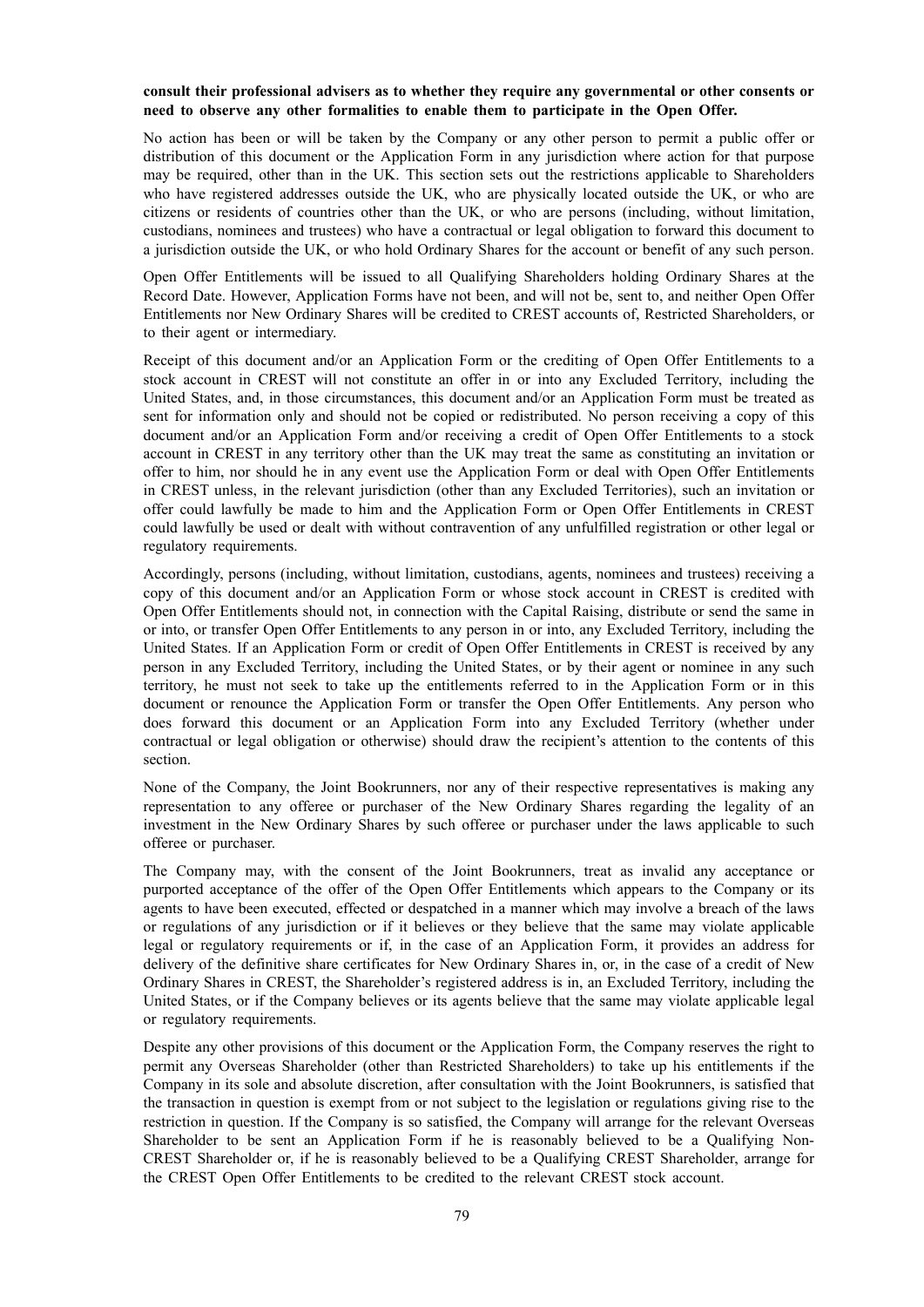**consult their professional advisers as to whether they require any governmental or other consents or need to observe any other formalities to enable them to participate in the Open Offer.**

No action has been or will be taken by the Company or any other person to permit a public offer or distribution of this document or the Application Form in any jurisdiction where action for that purpose may be required, other than in the UK. This section sets out the restrictions applicable to Shareholders who have registered addresses outside the UK, who are physically located outside the UK, or who are citizens or residents of countries other than the UK, or who are persons (including, without limitation, custodians, nominees and trustees) who have a contractual or legal obligation to forward this document to a jurisdiction outside the UK, or who hold Ordinary Shares for the account or benefit of any such person.

Open Offer Entitlements will be issued to all Qualifying Shareholders holding Ordinary Shares at the Record Date. However, Application Forms have not been, and will not be, sent to, and neither Open Offer Entitlements nor New Ordinary Shares will be credited to CREST accounts of, Restricted Shareholders, or to their agent or intermediary.

Receipt of this document and/or an Application Form or the crediting of Open Offer Entitlements to a stock account in CREST will not constitute an offer in or into any Excluded Territory, including the United States, and, in those circumstances, this document and/or an Application Form must be treated as sent for information only and should not be copied or redistributed. No person receiving a copy of this document and/or an Application Form and/or receiving a credit of Open Offer Entitlements to a stock account in CREST in any territory other than the UK may treat the same as constituting an invitation or offer to him, nor should he in any event use the Application Form or deal with Open Offer Entitlements in CREST unless, in the relevant jurisdiction (other than any Excluded Territories), such an invitation or offer could lawfully be made to him and the Application Form or Open Offer Entitlements in CREST could lawfully be used or dealt with without contravention of any unfulfilled registration or other legal or regulatory requirements.

Accordingly, persons (including, without limitation, custodians, agents, nominees and trustees) receiving a copy of this document and/or an Application Form or whose stock account in CREST is credited with Open Offer Entitlements should not, in connection with the Capital Raising, distribute or send the same in or into, or transfer Open Offer Entitlements to any person in or into, any Excluded Territory, including the United States. If an Application Form or credit of Open Offer Entitlements in CREST is received by any person in any Excluded Territory, including the United States, or by their agent or nominee in any such territory, he must not seek to take up the entitlements referred to in the Application Form or in this document or renounce the Application Form or transfer the Open Offer Entitlements. Any person who does forward this document or an Application Form into any Excluded Territory (whether under contractual or legal obligation or otherwise) should draw the recipient's attention to the contents of this section.

None of the Company, the Joint Bookrunners, nor any of their respective representatives is making any representation to any offeree or purchaser of the New Ordinary Shares regarding the legality of an investment in the New Ordinary Shares by such offeree or purchaser under the laws applicable to such offeree or purchaser.

The Company may, with the consent of the Joint Bookrunners, treat as invalid any acceptance or purported acceptance of the offer of the Open Offer Entitlements which appears to the Company or its agents to have been executed, effected or despatched in a manner which may involve a breach of the laws or regulations of any jurisdiction or if it believes or they believe that the same may violate applicable legal or regulatory requirements or if, in the case of an Application Form, it provides an address for delivery of the definitive share certificates for New Ordinary Shares in, or, in the case of a credit of New Ordinary Shares in CREST, the Shareholder's registered address is in, an Excluded Territory, including the United States, or if the Company believes or its agents believe that the same may violate applicable legal or regulatory requirements.

Despite any other provisions of this document or the Application Form, the Company reserves the right to permit any Overseas Shareholder (other than Restricted Shareholders) to take up his entitlements if the Company in its sole and absolute discretion, after consultation with the Joint Bookrunners, is satisfied that the transaction in question is exempt from or not subject to the legislation or regulations giving rise to the restriction in question. If the Company is so satisfied, the Company will arrange for the relevant Overseas Shareholder to be sent an Application Form if he is reasonably believed to be a Qualifying Non-CREST Shareholder or, if he is reasonably believed to be a Qualifying CREST Shareholder, arrange for the CREST Open Offer Entitlements to be credited to the relevant CREST stock account.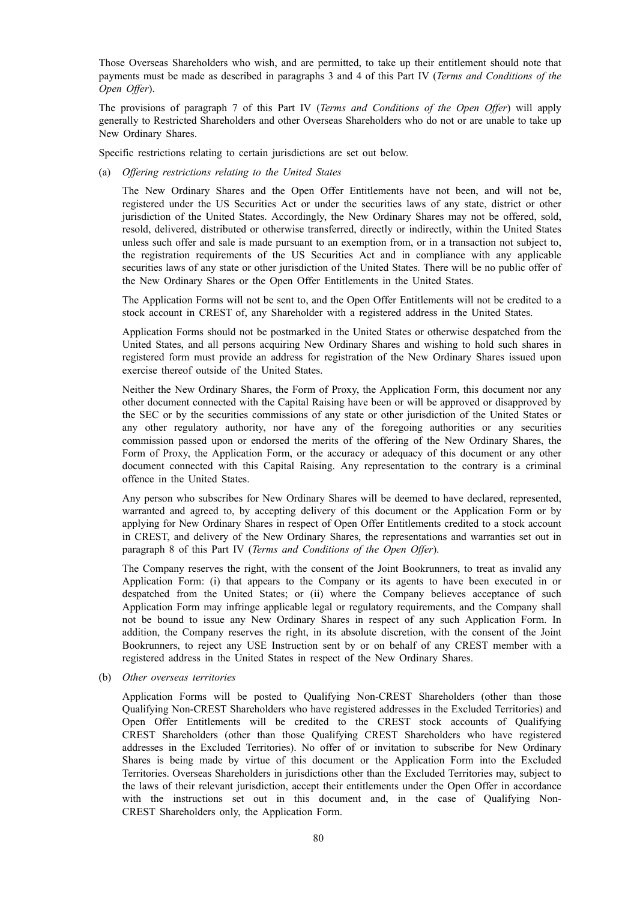Those Overseas Shareholders who wish, and are permitted, to take up their entitlement should note that payments must be made as described in paragraphs 3 and 4 of this Part IV (*Terms and Conditions of the Open Offer*).

The provisions of paragraph 7 of this Part IV (*Terms and Conditions of the Open Offer*) will apply generally to Restricted Shareholders and other Overseas Shareholders who do not or are unable to take up New Ordinary Shares.

Specific restrictions relating to certain jurisdictions are set out below.

(a) *Offering restrictions relating to the United States*

The New Ordinary Shares and the Open Offer Entitlements have not been, and will not be, registered under the US Securities Act or under the securities laws of any state, district or other jurisdiction of the United States. Accordingly, the New Ordinary Shares may not be offered, sold, resold, delivered, distributed or otherwise transferred, directly or indirectly, within the United States unless such offer and sale is made pursuant to an exemption from, or in a transaction not subject to, the registration requirements of the US Securities Act and in compliance with any applicable securities laws of any state or other jurisdiction of the United States. There will be no public offer of the New Ordinary Shares or the Open Offer Entitlements in the United States.

The Application Forms will not be sent to, and the Open Offer Entitlements will not be credited to a stock account in CREST of, any Shareholder with a registered address in the United States.

Application Forms should not be postmarked in the United States or otherwise despatched from the United States, and all persons acquiring New Ordinary Shares and wishing to hold such shares in registered form must provide an address for registration of the New Ordinary Shares issued upon exercise thereof outside of the United States.

Neither the New Ordinary Shares, the Form of Proxy, the Application Form, this document nor any other document connected with the Capital Raising have been or will be approved or disapproved by the SEC or by the securities commissions of any state or other jurisdiction of the United States or any other regulatory authority, nor have any of the foregoing authorities or any securities commission passed upon or endorsed the merits of the offering of the New Ordinary Shares, the Form of Proxy, the Application Form, or the accuracy or adequacy of this document or any other document connected with this Capital Raising. Any representation to the contrary is a criminal offence in the United States.

Any person who subscribes for New Ordinary Shares will be deemed to have declared, represented, warranted and agreed to, by accepting delivery of this document or the Application Form or by applying for New Ordinary Shares in respect of Open Offer Entitlements credited to a stock account in CREST, and delivery of the New Ordinary Shares, the representations and warranties set out in paragraph 8 of this Part IV (*Terms and Conditions of the Open Offer*).

The Company reserves the right, with the consent of the Joint Bookrunners, to treat as invalid any Application Form: (i) that appears to the Company or its agents to have been executed in or despatched from the United States; or (ii) where the Company believes acceptance of such Application Form may infringe applicable legal or regulatory requirements, and the Company shall not be bound to issue any New Ordinary Shares in respect of any such Application Form. In addition, the Company reserves the right, in its absolute discretion, with the consent of the Joint Bookrunners, to reject any USE Instruction sent by or on behalf of any CREST member with a registered address in the United States in respect of the New Ordinary Shares.

(b) *Other overseas territories*

Application Forms will be posted to Qualifying Non-CREST Shareholders (other than those Qualifying Non-CREST Shareholders who have registered addresses in the Excluded Territories) and Open Offer Entitlements will be credited to the CREST stock accounts of Qualifying CREST Shareholders (other than those Qualifying CREST Shareholders who have registered addresses in the Excluded Territories). No offer of or invitation to subscribe for New Ordinary Shares is being made by virtue of this document or the Application Form into the Excluded Territories. Overseas Shareholders in jurisdictions other than the Excluded Territories may, subject to the laws of their relevant jurisdiction, accept their entitlements under the Open Offer in accordance with the instructions set out in this document and, in the case of Qualifying Non-CREST Shareholders only, the Application Form.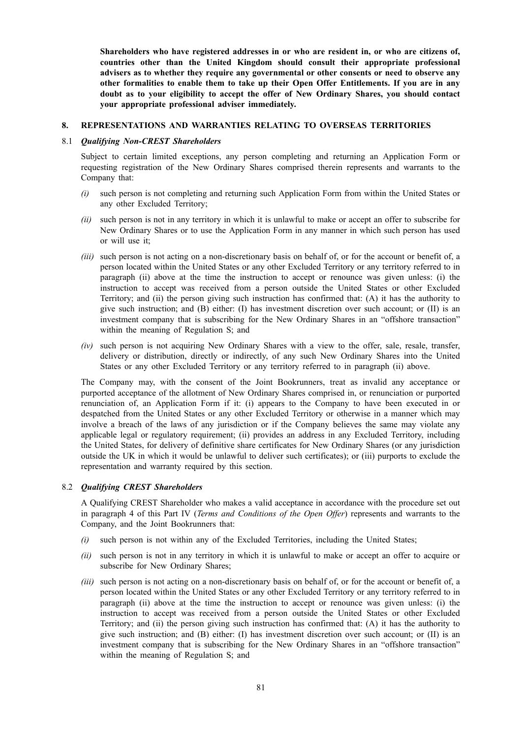**Shareholders who have registered addresses in or who are resident in, or who are citizens of, countries other than the United Kingdom should consult their appropriate professional advisers as to whether they require any governmental or other consents or need to observe any other formalities to enable them to take up their Open Offer Entitlements. If you are in any doubt as to your eligibility to accept the offer of New Ordinary Shares, you should contact your appropriate professional adviser immediately.**

## 8. REPRESENTATIONS AND WARRANTIES RELATING TO OVERSEAS TERRITORIES

### 8.1 *Qualifying Non-CREST Shareholders*

Subject to certain limited exceptions, any person completing and returning an Application Form or requesting registration of the New Ordinary Shares comprised therein represents and warrants to the Company that:

*(i)* such person is not completing and returning such Application Form from within the United States or any other Excluded Territory;

*(ii)* such person is not in any territory in which it is unlawful to make or accept an offer to subscribe for New Ordinary Shares or to use the Application Form in any manner in which such person has used or will use it;

*(iii)* such person is not acting on a non-discretionary basis on behalf of, or for the account or benefit of, a person located within the United States or any other Excluded Territory or any territory referred to in paragraph (ii) above at the time the instruction to accept or renounce was given unless: (i) the instruction to accept was received from a person outside the United States or other Excluded Territory; and (ii) the person giving such instruction has confirmed that: (A) it has the authority to give such instruction; and (B) either: (I) has investment discretion over such account; or (II) is an investment company that is subscribing for the New Ordinary Shares in an "offshore transaction" within the meaning of Regulation S; and

*(iv)* such person is not acquiring New Ordinary Shares with a view to the offer, sale, resale, transfer, delivery or distribution, directly or indirectly, of any such New Ordinary Shares into the United States or any other Excluded Territory or any territory referred to in paragraph (ii) above.

The Company may, with the consent of the Joint Bookrunners, treat as invalid any acceptance or purported acceptance of the allotment of New Ordinary Shares comprised in, or renunciation or purported renunciation of, an Application Form if it: (i) appears to the Company to have been executed in or despatched from the United States or any other Excluded Territory or otherwise in a manner which may involve a breach of the laws of any jurisdiction or if the Company believes the same may violate any applicable legal or regulatory requirement; (ii) provides an address in any Excluded Territory, including the United States, for delivery of definitive share certificates for New Ordinary Shares (or any jurisdiction outside the UK in which it would be unlawful to deliver such certificates); or (iii) purports to exclude the representation and warranty required by this section.

### 8.2 *Qualifying CREST Shareholders*

A Qualifying CREST Shareholder who makes a valid acceptance in accordance with the procedure set out in paragraph 4 of this Part IV (*Terms and Conditions of the Open Offer*) represents and warrants to the Company, and the Joint Bookrunners that:

*(i)* such person is not within any of the Excluded Territories, including the United States;

*(ii)* such person is not in any territory in which it is unlawful to make or accept an offer to acquire or subscribe for New Ordinary Shares;

*(iii)* such person is not acting on a non-discretionary basis on behalf of, or for the account or benefit of, a person located within the United States or any other Excluded Territory or any territory referred to in paragraph (ii) above at the time the instruction to accept or renounce was given unless: (i) the instruction to accept was received from a person outside the United States or other Excluded Territory; and (ii) the person giving such instruction has confirmed that: (A) it has the authority to give such instruction; and (B) either: (I) has investment discretion over such account; or (II) is an investment company that is subscribing for the New Ordinary Shares in an "offshore transaction" within the meaning of Regulation S; and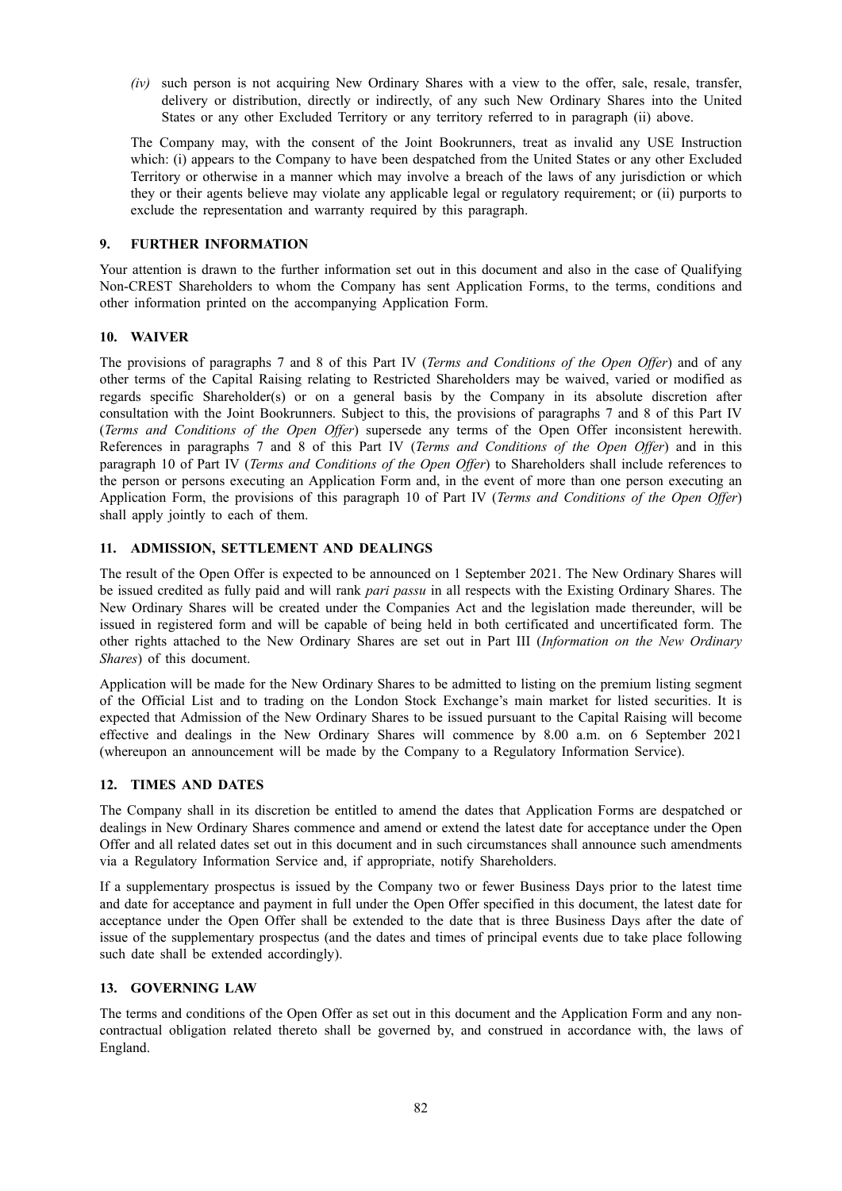*(iv)* such person is not acquiring New Ordinary Shares with a view to the offer, sale, resale, transfer, delivery or distribution, directly or indirectly, of any such New Ordinary Shares into the United States or any other Excluded Territory or any territory referred to in paragraph (ii) above.

The Company may, with the consent of the Joint Bookrunners, treat as invalid any USE Instruction which: (i) appears to the Company to have been despatched from the United States or any other Excluded Territory or otherwise in a manner which may involve a breach of the laws of any jurisdiction or which they or their agents believe may violate any applicable legal or regulatory requirement; or (ii) purports to exclude the representation and warranty required by this paragraph.

## 9. FURTHER INFORMATION

Your attention is drawn to the further information set out in this document and also in the case of Qualifying Non-CREST Shareholders to whom the Company has sent Application Forms, to the terms, conditions and other information printed on the accompanying Application Form.

## 10. WAIVER

The provisions of paragraphs 7 and 8 of this Part IV (*Terms and Conditions of the Open Offer*) and of any other terms of the Capital Raising relating to Restricted Shareholders may be waived, varied or modified as regards specific Shareholder(s) or on a general basis by the Company in its absolute discretion after consultation with the Joint Bookrunners. Subject to this, the provisions of paragraphs 7 and 8 of this Part IV (*Terms and Conditions of the Open Offer*) supersede any terms of the Open Offer inconsistent herewith. References in paragraphs 7 and 8 of this Part IV (*Terms and Conditions of the Open Offer*) and in this paragraph 10 of Part IV (*Terms and Conditions of the Open Offer*) to Shareholders shall include references to the person or persons executing an Application Form and, in the event of more than one person executing an Application Form, the provisions of this paragraph 10 of Part IV (*Terms and Conditions of the Open Offer*) shall apply jointly to each of them.

## 11. ADMISSION, SETTLEMENT AND DEALINGS

The result of the Open Offer is expected to be announced on 1 September 2021. The New Ordinary Shares will be issued credited as fully paid and will rank *pari passu* in all respects with the Existing Ordinary Shares. The New Ordinary Shares will be created under the Companies Act and the legislation made thereunder, will be issued in registered form and will be capable of being held in both certificated and uncertificated form. The other rights attached to the New Ordinary Shares are set out in Part III (*Information on the New Ordinary Shares*) of this document.

Application will be made for the New Ordinary Shares to be admitted to listing on the premium listing segment of the Official List and to trading on the London Stock Exchange's main market for listed securities. It is expected that Admission of the New Ordinary Shares to be issued pursuant to the Capital Raising will become effective and dealings in the New Ordinary Shares will commence by 8.00 a.m. on 6 September 2021 (whereupon an announcement will be made by the Company to a Regulatory Information Service).

## 12. TIMES AND DATES

The Company shall in its discretion be entitled to amend the dates that Application Forms are despatched or dealings in New Ordinary Shares commence and amend or extend the latest date for acceptance under the Open Offer and all related dates set out in this document and in such circumstances shall announce such amendments via a Regulatory Information Service and, if appropriate, notify Shareholders.

If a supplementary prospectus is issued by the Company two or fewer Business Days prior to the latest time and date for acceptance and payment in full under the Open Offer specified in this document, the latest date for acceptance under the Open Offer shall be extended to the date that is three Business Days after the date of issue of the supplementary prospectus (and the dates and times of principal events due to take place following such date shall be extended accordingly).

## 13. GOVERNING LAW

The terms and conditions of the Open Offer as set out in this document and the Application Form and any non-contractual obligation related thereto shall be governed by, and construed in accordance with, the laws of England.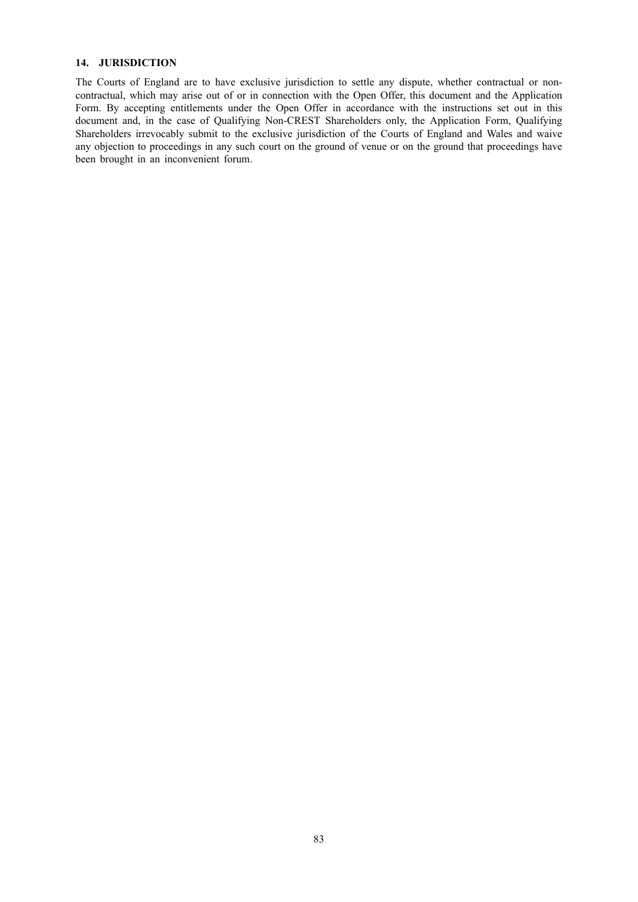### 14. JURISDICTION

The Courts of England are to have exclusive jurisdiction to settle any dispute, whether contractual or non-contractual, which may arise out of or in connection with the Open Offer, this document and the Application Form. By accepting entitlements under the Open Offer in accordance with the instructions set out in this document and, in the case of Qualifying Non-CREST Shareholders only, the Application Form, Qualifying Shareholders irrevocably submit to the exclusive jurisdiction of the Courts of England and Wales and waive any objection to proceedings in any such court on the ground of venue or on the ground that proceedings have been brought in an inconvenient forum.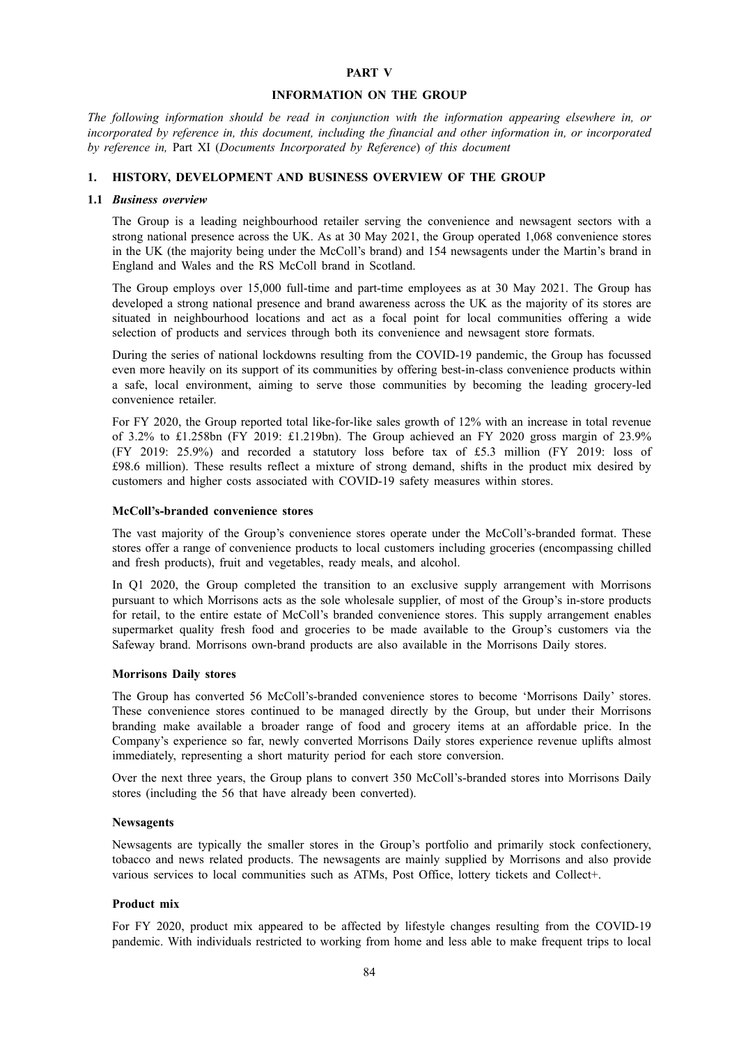# PART V

## INFORMATION ON THE GROUP

*The following information should be read in conjunction with the information appearing elsewhere in, or incorporated by reference in, this document, including the financial and other information in, or incorporated by reference in,* Part XI (*Documents Incorporated by Reference*) *of this document*

### 1. HISTORY, DEVELOPMENT AND BUSINESS OVERVIEW OF THE GROUP

#### 1.1 *Business overview*

The Group is a leading neighbourhood retailer serving the convenience and newsagent sectors with a strong national presence across the UK. As at 30 May 2021, the Group operated 1,068 convenience stores in the UK (the majority being under the McColl's brand) and 154 newsagents under the Martin's brand in England and Wales and the RS McColl brand in Scotland.

The Group employs over 15,000 full-time and part-time employees as at 30 May 2021. The Group has developed a strong national presence and brand awareness across the UK as the majority of its stores are situated in neighbourhood locations and act as a focal point for local communities offering a wide selection of products and services through both its convenience and newsagent store formats.

During the series of national lockdowns resulting from the COVID-19 pandemic, the Group has focussed even more heavily on its support of its communities by offering best-in-class convenience products within a safe, local environment, aiming to serve those communities by becoming the leading grocery-led convenience retailer.

For FY 2020, the Group reported total like-for-like sales growth of 12% with an increase in total revenue of 3.2% to £1.258bn (FY 2019: £1.219bn). The Group achieved an FY 2020 gross margin of 23.9% (FY 2019: 25.9%) and recorded a statutory loss before tax of £5.3 million (FY 2019: loss of £98.6 million). These results reflect a mixture of strong demand, shifts in the product mix desired by customers and higher costs associated with COVID-19 safety measures within stores.

**McColl's-branded convenience stores**

The vast majority of the Group's convenience stores operate under the McColl's-branded format. These stores offer a range of convenience products to local customers including groceries (encompassing chilled and fresh products), fruit and vegetables, ready meals, and alcohol.

In Q1 2020, the Group completed the transition to an exclusive supply arrangement with Morrisons pursuant to which Morrisons acts as the sole wholesale supplier, of most of the Group's in-store products for retail, to the entire estate of McColl's branded convenience stores. This supply arrangement enables supermarket quality fresh food and groceries to be made available to the Group's customers via the Safeway brand. Morrisons own-brand products are also available in the Morrisons Daily stores.

**Morrisons Daily stores**

The Group has converted 56 McColl's-branded convenience stores to become 'Morrisons Daily' stores. These convenience stores continued to be managed directly by the Group, but under their Morrisons branding make available a broader range of food and grocery items at an affordable price. In the Company's experience so far, newly converted Morrisons Daily stores experience revenue uplifts almost immediately, representing a short maturity period for each store conversion.

Over the next three years, the Group plans to convert 350 McColl's-branded stores into Morrisons Daily stores (including the 56 that have already been converted).

**Newsagents**

Newsagents are typically the smaller stores in the Group's portfolio and primarily stock confectionery, tobacco and news related products. The newsagents are mainly supplied by Morrisons and also provide various services to local communities such as ATMs, Post Office, lottery tickets and Collect+.

**Product mix**

For FY 2020, product mix appeared to be affected by lifestyle changes resulting from the COVID-19 pandemic. With individuals restricted to working from home and less able to make frequent trips to local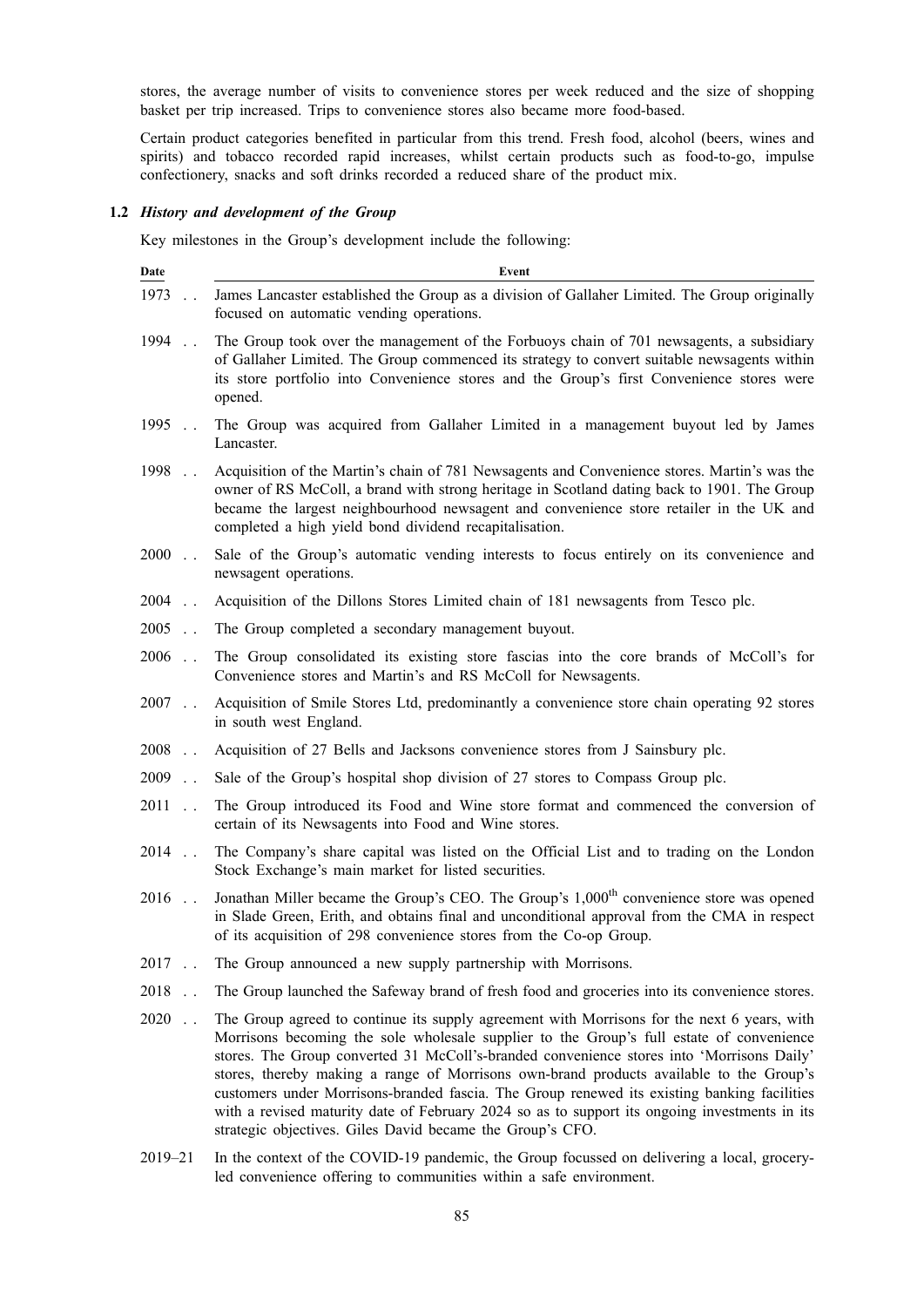stores, the average number of visits to convenience stores per week reduced and the size of shopping basket per trip increased. Trips to convenience stores also became more food-based.

Certain product categories benefited in particular from this trend. Fresh food, alcohol (beers, wines and spirits) and tobacco recorded rapid increases, whilst certain products such as food-to-go, impulse confectionery, snacks and soft drinks recorded a reduced share of the product mix.

### 1.2 *History and development of the Group*

Key milestones in the Group's development include the following:

| Date | Event |
|---|---|
| 1973 . . | James Lancaster established the Group as a division of Gallaher Limited. The Group originally focused on automatic vending operations. |
| 1994 . . | The Group took over the management of the Forbuoys chain of 701 newsagents, a subsidiary of Gallaher Limited. The Group commenced its strategy to convert suitable newsagents within its store portfolio into Convenience stores and the Group's first Convenience stores were opened. |
| 1995 . . | The Group was acquired from Gallaher Limited in a management buyout led by James Lancaster. |
| 1998 . . | Acquisition of the Martin's chain of 781 Newsagents and Convenience stores. Martin's was the owner of RS McColl, a brand with strong heritage in Scotland dating back to 1901. The Group became the largest neighbourhood newsagent and convenience store retailer in the UK and completed a high yield bond dividend recapitalisation. |
| 2000 . . | Sale of the Group's automatic vending interests to focus entirely on its convenience and newsagent operations. |
| 2004 . . | Acquisition of the Dillons Stores Limited chain of 181 newsagents from Tesco plc. |
| 2005 . . | The Group completed a secondary management buyout. |
| 2006 . . | The Group consolidated its existing store fascias into the core brands of McColl's for Convenience stores and Martin's and RS McColl for Newsagents. |
| 2007 . . | Acquisition of Smile Stores Ltd, predominantly a convenience store chain operating 92 stores in south west England. |
| 2008 . . | Acquisition of 27 Bells and Jacksons convenience stores from J Sainsbury plc. |
| 2009 . . | Sale of the Group's hospital shop division of 27 stores to Compass Group plc. |
| 2011 . . | The Group introduced its Food and Wine store format and commenced the conversion of certain of its Newsagents into Food and Wine stores. |
| 2014 . . | The Company's share capital was listed on the Official List and to trading on the London Stock Exchange's main market for listed securities. |
| 2016 . . | Jonathan Miller became the Group's CEO. The Group's 1,000th convenience store was opened in Slade Green, Erith, and obtains final and unconditional approval from the CMA in respect of its acquisition of 298 convenience stores from the Co-op Group. |
| 2017 . . | The Group announced a new supply partnership with Morrisons. |
| 2018 . . | The Group launched the Safeway brand of fresh food and groceries into its convenience stores. |
| 2020 . . | The Group agreed to continue its supply agreement with Morrisons for the next 6 years, with Morrisons becoming the sole wholesale supplier to the Group's full estate of convenience stores. The Group converted 31 McColl's-branded convenience stores into 'Morrisons Daily' stores, thereby making a range of Morrisons own-brand products available to the Group's customers under Morrisons-branded fascia. The Group renewed its existing banking facilities with a revised maturity date of February 2024 so as to support its ongoing investments in its strategic objectives. Giles David became the Group's CFO. |
| 2019–21 | In the context of the COVID-19 pandemic, the Group focussed on delivering a local, grocery-led convenience offering to communities within a safe environment. |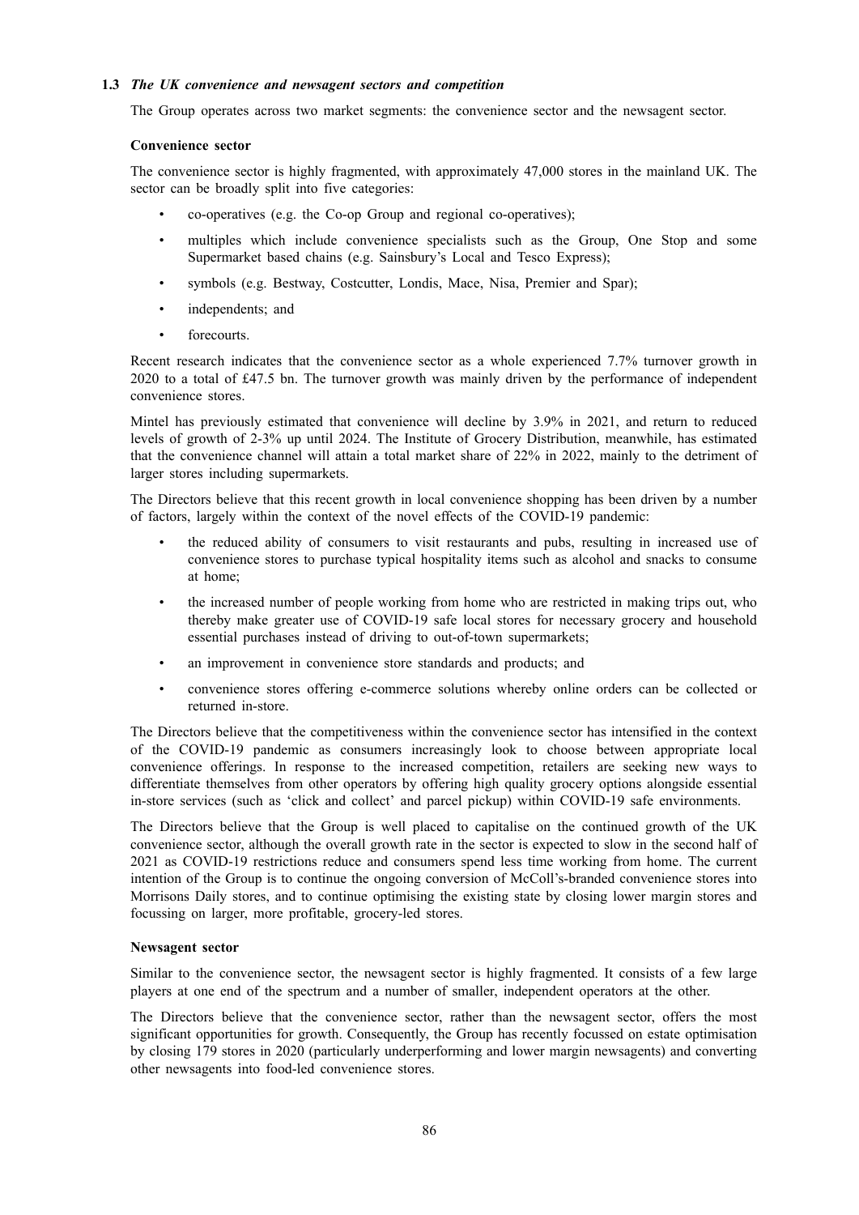### 1.3 *The UK convenience and newsagent sectors and competition*

The Group operates across two market segments: the convenience sector and the newsagent sector.

**Convenience sector**

The convenience sector is highly fragmented, with approximately 47,000 stores in the mainland UK. The sector can be broadly split into five categories:

- co-operatives (e.g. the Co-op Group and regional co-operatives);
- multiples which include convenience specialists such as the Group, One Stop and some Supermarket based chains (e.g. Sainsbury's Local and Tesco Express);
- symbols (e.g. Bestway, Costcutter, Londis, Mace, Nisa, Premier and Spar);
- independents; and
- forecourts.

Recent research indicates that the convenience sector as a whole experienced 7.7% turnover growth in 2020 to a total of £47.5 bn. The turnover growth was mainly driven by the performance of independent convenience stores.

Mintel has previously estimated that convenience will decline by 3.9% in 2021, and return to reduced levels of growth of 2-3% up until 2024. The Institute of Grocery Distribution, meanwhile, has estimated that the convenience channel will attain a total market share of 22% in 2022, mainly to the detriment of larger stores including supermarkets.

The Directors believe that this recent growth in local convenience shopping has been driven by a number of factors, largely within the context of the novel effects of the COVID-19 pandemic:

- the reduced ability of consumers to visit restaurants and pubs, resulting in increased use of convenience stores to purchase typical hospitality items such as alcohol and snacks to consume at home;
- the increased number of people working from home who are restricted in making trips out, who thereby make greater use of COVID-19 safe local stores for necessary grocery and household essential purchases instead of driving to out-of-town supermarkets;
- an improvement in convenience store standards and products; and
- convenience stores offering e-commerce solutions whereby online orders can be collected or returned in-store.

The Directors believe that the competitiveness within the convenience sector has intensified in the context of the COVID-19 pandemic as consumers increasingly look to choose between appropriate local convenience offerings. In response to the increased competition, retailers are seeking new ways to differentiate themselves from other operators by offering high quality grocery options alongside essential in-store services (such as 'click and collect' and parcel pickup) within COVID-19 safe environments.

The Directors believe that the Group is well placed to capitalise on the continued growth of the UK convenience sector, although the overall growth rate in the sector is expected to slow in the second half of 2021 as COVID-19 restrictions reduce and consumers spend less time working from home. The current intention of the Group is to continue the ongoing conversion of McColl's-branded convenience stores into Morrisons Daily stores, and to continue optimising the existing state by closing lower margin stores and focussing on larger, more profitable, grocery-led stores.

**Newsagent sector**

Similar to the convenience sector, the newsagent sector is highly fragmented. It consists of a few large players at one end of the spectrum and a number of smaller, independent operators at the other.

The Directors believe that the convenience sector, rather than the newsagent sector, offers the most significant opportunities for growth. Consequently, the Group has recently focussed on estate optimisation by closing 179 stores in 2020 (particularly underperforming and lower margin newsagents) and converting other newsagents into food-led convenience stores.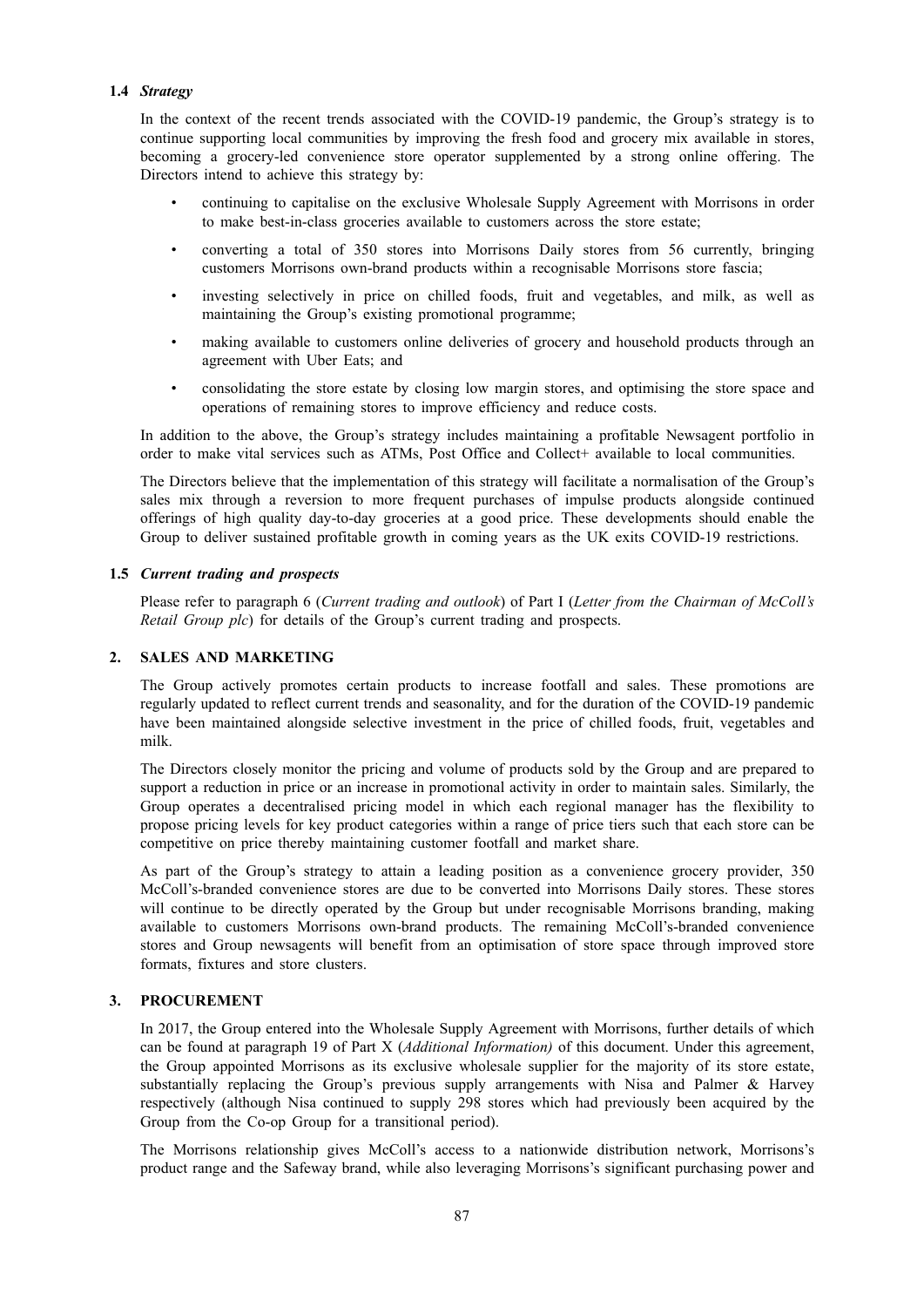### 1.4 *Strategy*

In the context of the recent trends associated with the COVID-19 pandemic, the Group's strategy is to continue supporting local communities by improving the fresh food and grocery mix available in stores, becoming a grocery-led convenience store operator supplemented by a strong online offering. The Directors intend to achieve this strategy by:

- continuing to capitalise on the exclusive Wholesale Supply Agreement with Morrisons in order to make best-in-class groceries available to customers across the store estate;
- converting a total of 350 stores into Morrisons Daily stores from 56 currently, bringing customers Morrisons own-brand products within a recognisable Morrisons store fascia;
- investing selectively in price on chilled foods, fruit and vegetables, and milk, as well as maintaining the Group's existing promotional programme;
- making available to customers online deliveries of grocery and household products through an agreement with Uber Eats; and
- consolidating the store estate by closing low margin stores, and optimising the store space and operations of remaining stores to improve efficiency and reduce costs.

In addition to the above, the Group's strategy includes maintaining a profitable Newsagent portfolio in order to make vital services such as ATMs, Post Office and Collect+ available to local communities.

The Directors believe that the implementation of this strategy will facilitate a normalisation of the Group's sales mix through a reversion to more frequent purchases of impulse products alongside continued offerings of high quality day-to-day groceries at a good price. These developments should enable the Group to deliver sustained profitable growth in coming years as the UK exits COVID-19 restrictions.

### 1.5 *Current trading and prospects*

Please refer to paragraph 6 (*Current trading and outlook*) of Part I (*Letter from the Chairman of McColl's Retail Group plc*) for details of the Group's current trading and prospects.

## 2. SALES AND MARKETING

The Group actively promotes certain products to increase footfall and sales. These promotions are regularly updated to reflect current trends and seasonality, and for the duration of the COVID-19 pandemic have been maintained alongside selective investment in the price of chilled foods, fruit, vegetables and milk.

The Directors closely monitor the pricing and volume of products sold by the Group and are prepared to support a reduction in price or an increase in promotional activity in order to maintain sales. Similarly, the Group operates a decentralised pricing model in which each regional manager has the flexibility to propose pricing levels for key product categories within a range of price tiers such that each store can be competitive on price thereby maintaining customer footfall and market share.

As part of the Group's strategy to attain a leading position as a convenience grocery provider, 350 McColl's-branded convenience stores are due to be converted into Morrisons Daily stores. These stores will continue to be directly operated by the Group but under recognisable Morrisons branding, making available to customers Morrisons own-brand products. The remaining McColl's-branded convenience stores and Group newsagents will benefit from an optimisation of store space through improved store formats, fixtures and store clusters.

## 3. PROCUREMENT

In 2017, the Group entered into the Wholesale Supply Agreement with Morrisons, further details of which can be found at paragraph 19 of Part X (*Additional Information)* of this document. Under this agreement, the Group appointed Morrisons as its exclusive wholesale supplier for the majority of its store estate, substantially replacing the Group's previous supply arrangements with Nisa and Palmer & Harvey respectively (although Nisa continued to supply 298 stores which had previously been acquired by the Group from the Co-op Group for a transitional period).

The Morrisons relationship gives McColl's access to a nationwide distribution network, Morrisons's product range and the Safeway brand, while also leveraging Morrisons's significant purchasing power and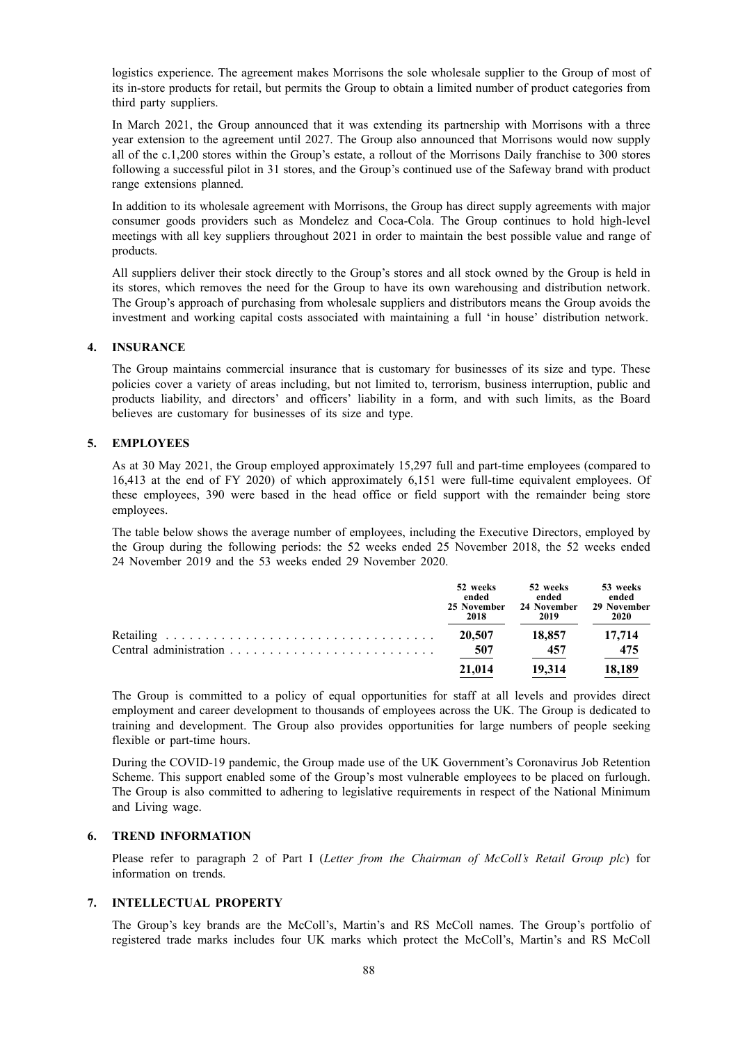logistics experience. The agreement makes Morrisons the sole wholesale supplier to the Group of most of its in-store products for retail, but permits the Group to obtain a limited number of product categories from third party suppliers.

In March 2021, the Group announced that it was extending its partnership with Morrisons with a three year extension to the agreement until 2027. The Group also announced that Morrisons would now supply all of the c.1,200 stores within the Group's estate, a rollout of the Morrisons Daily franchise to 300 stores following a successful pilot in 31 stores, and the Group's continued use of the Safeway brand with product range extensions planned.

In addition to its wholesale agreement with Morrisons, the Group has direct supply agreements with major consumer goods providers such as Mondelez and Coca-Cola. The Group continues to hold high-level meetings with all key suppliers throughout 2021 in order to maintain the best possible value and range of products.

All suppliers deliver their stock directly to the Group's stores and all stock owned by the Group is held in its stores, which removes the need for the Group to have its own warehousing and distribution network. The Group's approach of purchasing from wholesale suppliers and distributors means the Group avoids the investment and working capital costs associated with maintaining a full 'in house' distribution network.

## 4. INSURANCE

The Group maintains commercial insurance that is customary for businesses of its size and type. These policies cover a variety of areas including, but not limited to, terrorism, business interruption, public and products liability, and directors' and officers' liability in a form, and with such limits, as the Board believes are customary for businesses of its size and type.

## 5. EMPLOYEES

As at 30 May 2021, the Group employed approximately 15,297 full and part-time employees (compared to 16,413 at the end of FY 2020) of which approximately 6,151 were full-time equivalent employees. Of these employees, 390 were based in the head office or field support with the remainder being store employees.

The table below shows the average number of employees, including the Executive Directors, employed by the Group during the following periods: the 52 weeks ended 25 November 2018, the 52 weeks ended 24 November 2019 and the 53 weeks ended 29 November 2020.

| | 52 weeks ended 25 November 2018 | 52 weeks ended 24 November 2019 | 53 weeks ended 29 November 2020 |
|---|---|---|---|
| Retailing | 20,507 | 18,857 | 17,714 |
| Central administration | 507 | 457 | 475 |
| | 21,014 | 19,314 | 18,189 |

The Group is committed to a policy of equal opportunities for staff at all levels and provides direct employment and career development to thousands of employees across the UK. The Group is dedicated to training and development. The Group also provides opportunities for large numbers of people seeking flexible or part-time hours.

During the COVID-19 pandemic, the Group made use of the UK Government's Coronavirus Job Retention Scheme. This support enabled some of the Group's most vulnerable employees to be placed on furlough. The Group is also committed to adhering to legislative requirements in respect of the National Minimum and Living wage.

## 6. TREND INFORMATION

Please refer to paragraph 2 of Part I (*Letter from the Chairman of McColl's Retail Group plc*) for information on trends.

## 7. INTELLECTUAL PROPERTY

The Group's key brands are the McColl's, Martin's and RS McColl names. The Group's portfolio of registered trade marks includes four UK marks which protect the McColl's, Martin's and RS McColl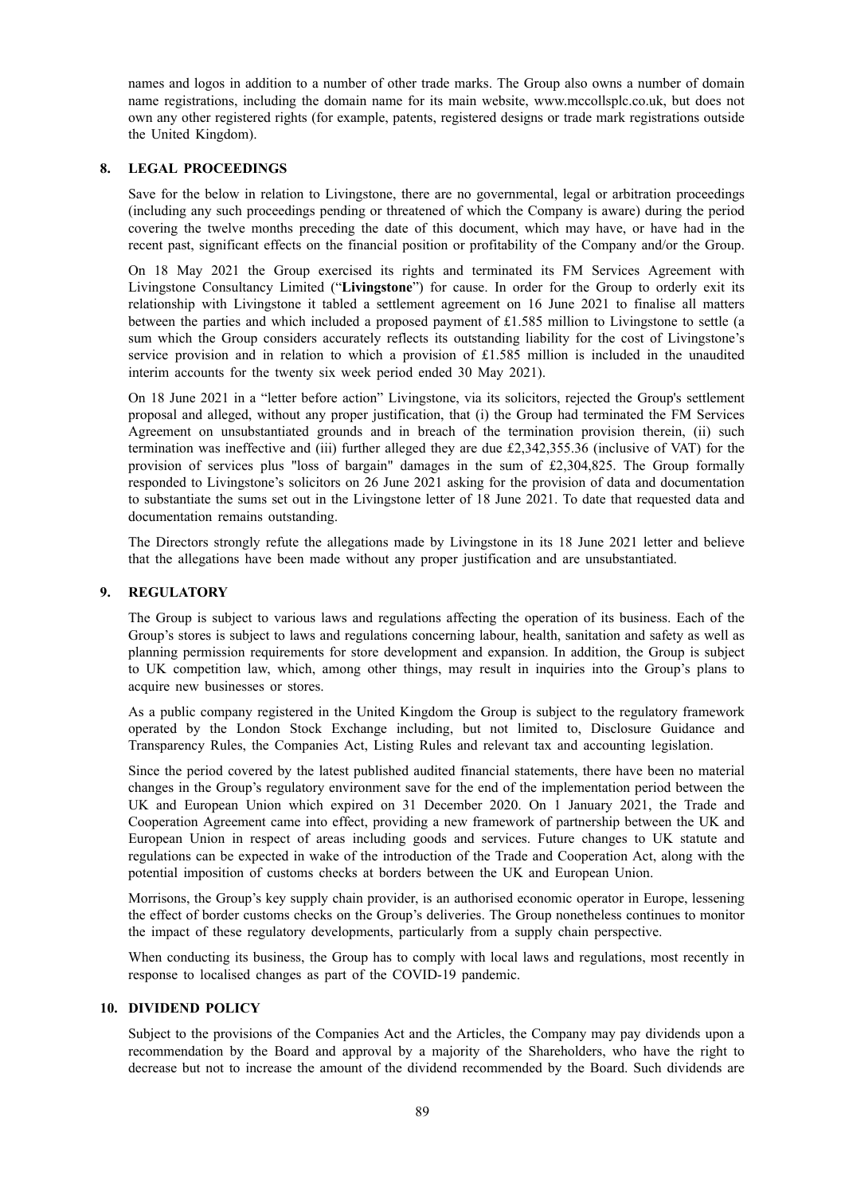names and logos in addition to a number of other trade marks. The Group also owns a number of domain name registrations, including the domain name for its main website, www.mccollsplc.co.uk, but does not own any other registered rights (for example, patents, registered designs or trade mark registrations outside the United Kingdom).

## 8. LEGAL PROCEEDINGS

Save for the below in relation to Livingstone, there are no governmental, legal or arbitration proceedings (including any such proceedings pending or threatened of which the Company is aware) during the period covering the twelve months preceding the date of this document, which may have, or have had in the recent past, significant effects on the financial position or profitability of the Company and/or the Group.

On 18 May 2021 the Group exercised its rights and terminated its FM Services Agreement with Livingstone Consultancy Limited ("**Livingstone**") for cause. In order for the Group to orderly exit its relationship with Livingstone it tabled a settlement agreement on 16 June 2021 to finalise all matters between the parties and which included a proposed payment of £1.585 million to Livingstone to settle (a sum which the Group considers accurately reflects its outstanding liability for the cost of Livingstone's service provision and in relation to which a provision of £1.585 million is included in the unaudited interim accounts for the twenty six week period ended 30 May 2021).

On 18 June 2021 in a "letter before action" Livingstone, via its solicitors, rejected the Group's settlement proposal and alleged, without any proper justification, that (i) the Group had terminated the FM Services Agreement on unsubstantiated grounds and in breach of the termination provision therein, (ii) such termination was ineffective and (iii) further alleged they are due £2,342,355.36 (inclusive of VAT) for the provision of services plus "loss of bargain" damages in the sum of £2,304,825. The Group formally responded to Livingstone's solicitors on 26 June 2021 asking for the provision of data and documentation to substantiate the sums set out in the Livingstone letter of 18 June 2021. To date that requested data and documentation remains outstanding.

The Directors strongly refute the allegations made by Livingstone in its 18 June 2021 letter and believe that the allegations have been made without any proper justification and are unsubstantiated.

## 9. REGULATORY

The Group is subject to various laws and regulations affecting the operation of its business. Each of the Group's stores is subject to laws and regulations concerning labour, health, sanitation and safety as well as planning permission requirements for store development and expansion. In addition, the Group is subject to UK competition law, which, among other things, may result in inquiries into the Group's plans to acquire new businesses or stores.

As a public company registered in the United Kingdom the Group is subject to the regulatory framework operated by the London Stock Exchange including, but not limited to, Disclosure Guidance and Transparency Rules, the Companies Act, Listing Rules and relevant tax and accounting legislation.

Since the period covered by the latest published audited financial statements, there have been no material changes in the Group's regulatory environment save for the end of the implementation period between the UK and European Union which expired on 31 December 2020. On 1 January 2021, the Trade and Cooperation Agreement came into effect, providing a new framework of partnership between the UK and European Union in respect of areas including goods and services. Future changes to UK statute and regulations can be expected in wake of the introduction of the Trade and Cooperation Act, along with the potential imposition of customs checks at borders between the UK and European Union.

Morrisons, the Group's key supply chain provider, is an authorised economic operator in Europe, lessening the effect of border customs checks on the Group's deliveries. The Group nonetheless continues to monitor the impact of these regulatory developments, particularly from a supply chain perspective.

When conducting its business, the Group has to comply with local laws and regulations, most recently in response to localised changes as part of the COVID-19 pandemic.

## 10. DIVIDEND POLICY

Subject to the provisions of the Companies Act and the Articles, the Company may pay dividends upon a recommendation by the Board and approval by a majority of the Shareholders, who have the right to decrease but not to increase the amount of the dividend recommended by the Board. Such dividends are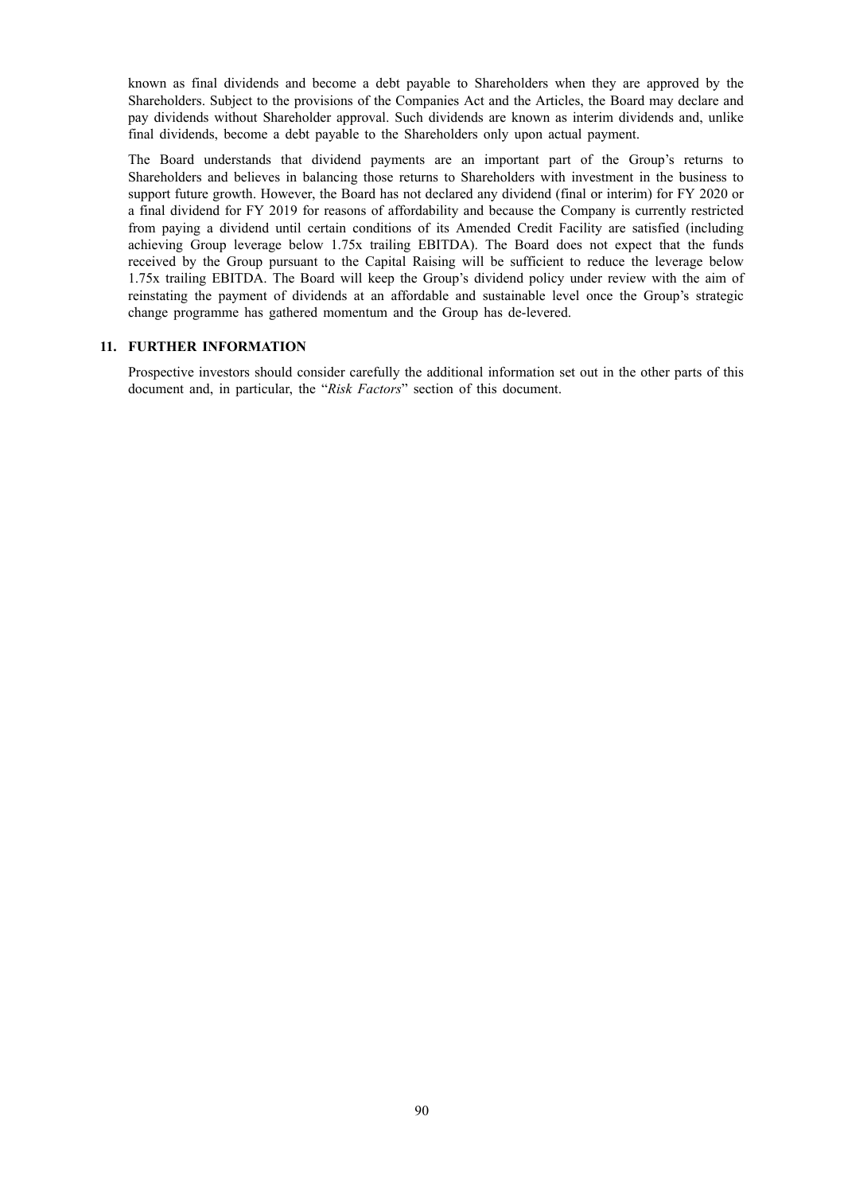known as final dividends and become a debt payable to Shareholders when they are approved by the Shareholders. Subject to the provisions of the Companies Act and the Articles, the Board may declare and pay dividends without Shareholder approval. Such dividends are known as interim dividends and, unlike final dividends, become a debt payable to the Shareholders only upon actual payment.

The Board understands that dividend payments are an important part of the Group's returns to Shareholders and believes in balancing those returns to Shareholders with investment in the business to support future growth. However, the Board has not declared any dividend (final or interim) for FY 2020 or a final dividend for FY 2019 for reasons of affordability and because the Company is currently restricted from paying a dividend until certain conditions of its Amended Credit Facility are satisfied (including achieving Group leverage below 1.75x trailing EBITDA). The Board does not expect that the funds received by the Group pursuant to the Capital Raising will be sufficient to reduce the leverage below 1.75x trailing EBITDA. The Board will keep the Group's dividend policy under review with the aim of reinstating the payment of dividends at an affordable and sustainable level once the Group's strategic change programme has gathered momentum and the Group has de-levered.

## 11. FURTHER INFORMATION

Prospective investors should consider carefully the additional information set out in the other parts of this document and, in particular, the "*Risk Factors*" section of this document.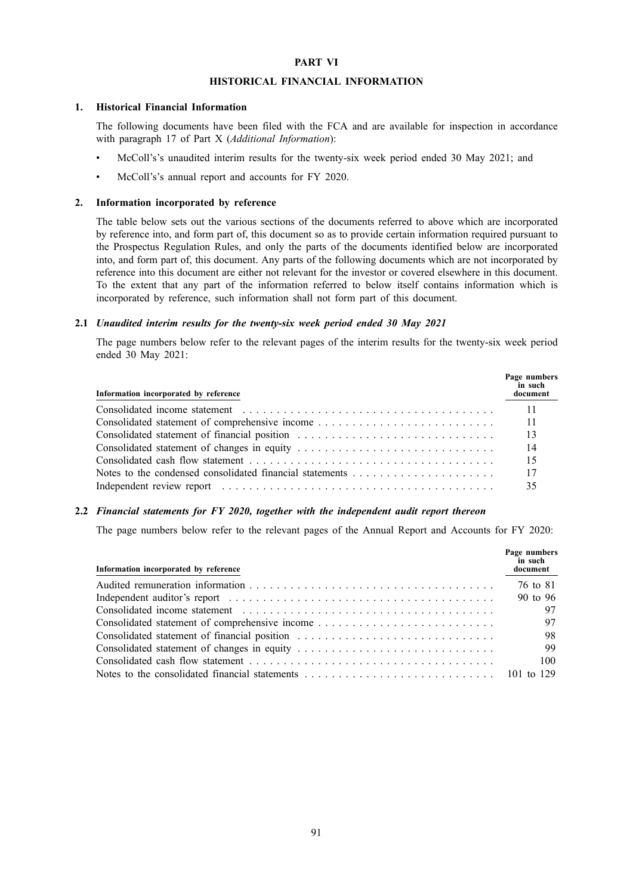# PART VI

## HISTORICAL FINANCIAL INFORMATION

### 1. Historical Financial Information

The following documents have been filed with the FCA and are available for inspection in accordance with paragraph 17 of Part X (*Additional Information*):

- McColl's's unaudited interim results for the twenty-six week period ended 30 May 2021; and
- McColl's's annual report and accounts for FY 2020.

### 2. Information incorporated by reference

The table below sets out the various sections of the documents referred to above which are incorporated by reference into, and form part of, this document so as to provide certain information required pursuant to the Prospectus Regulation Rules, and only the parts of the documents identified below are incorporated into, and form part of, this document. Any parts of the following documents which are not incorporated by reference into this document are either not relevant for the investor or covered elsewhere in this document. To the extent that any part of the information referred to below itself contains information which is incorporated by reference, such information shall not form part of this document.

#### 2.1 *Unaudited interim results for the twenty-six week period ended 30 May 2021*

The page numbers below refer to the relevant pages of the interim results for the twenty-six week period ended 30 May 2021:

| Information incorporated by reference | Page numbers in such document |
|---|---|
| Consolidated income statement | 11 |
| Consolidated statement of comprehensive income | 11 |
| Consolidated statement of financial position | 13 |
| Consolidated statement of changes in equity | 14 |
| Consolidated cash flow statement | 15 |
| Notes to the condensed consolidated financial statements | 17 |
| Independent review report | 35 |

#### 2.2 *Financial statements for FY 2020, together with the independent audit report thereon*

The page numbers below refer to the relevant pages of the Annual Report and Accounts for FY 2020:

| Information incorporated by reference | Page numbers in such document |
|---|---|
| Audited remuneration information | 76 to 81 |
| Independent auditor's report | 90 to 96 |
| Consolidated income statement | 97 |
| Consolidated statement of comprehensive income | 97 |
| Consolidated statement of financial position | 98 |
| Consolidated statement of changes in equity | 99 |
| Consolidated cash flow statement | 100 |
| Notes to the consolidated financial statements | 101 to 129 |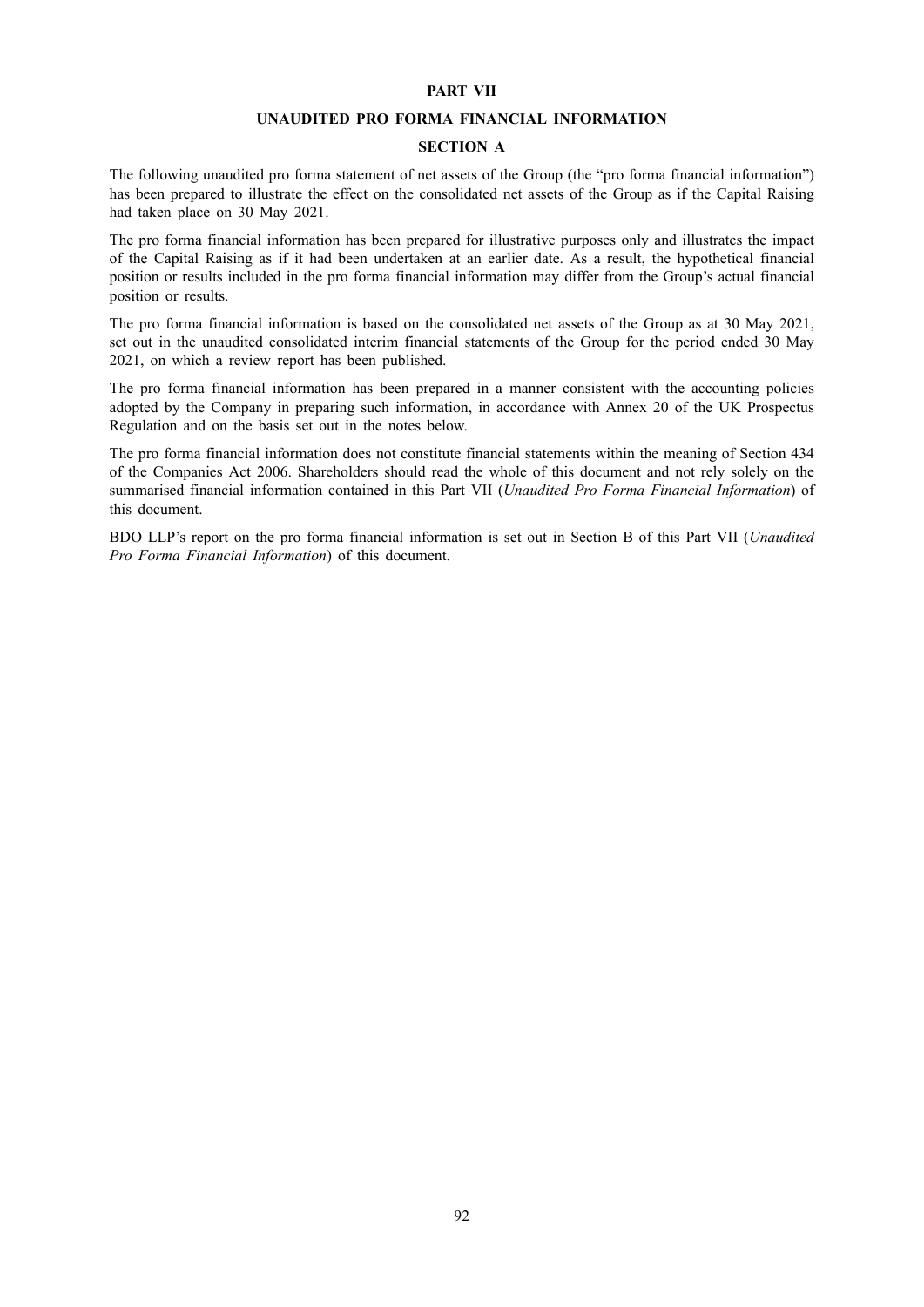# PART VII

## UNAUDITED PRO FORMA FINANCIAL INFORMATION

### SECTION A

The following unaudited pro forma statement of net assets of the Group (the "pro forma financial information") has been prepared to illustrate the effect on the consolidated net assets of the Group as if the Capital Raising had taken place on 30 May 2021.

The pro forma financial information has been prepared for illustrative purposes only and illustrates the impact of the Capital Raising as if it had been undertaken at an earlier date. As a result, the hypothetical financial position or results included in the pro forma financial information may differ from the Group's actual financial position or results.

The pro forma financial information is based on the consolidated net assets of the Group as at 30 May 2021, set out in the unaudited consolidated interim financial statements of the Group for the period ended 30 May 2021, on which a review report has been published.

The pro forma financial information has been prepared in a manner consistent with the accounting policies adopted by the Company in preparing such information, in accordance with Annex 20 of the UK Prospectus Regulation and on the basis set out in the notes below.

The pro forma financial information does not constitute financial statements within the meaning of Section 434 of the Companies Act 2006. Shareholders should read the whole of this document and not rely solely on the summarised financial information contained in this Part VII (*Unaudited Pro Forma Financial Information*) of this document.

BDO LLP's report on the pro forma financial information is set out in Section B of this Part VII (*Unaudited Pro Forma Financial Information*) of this document.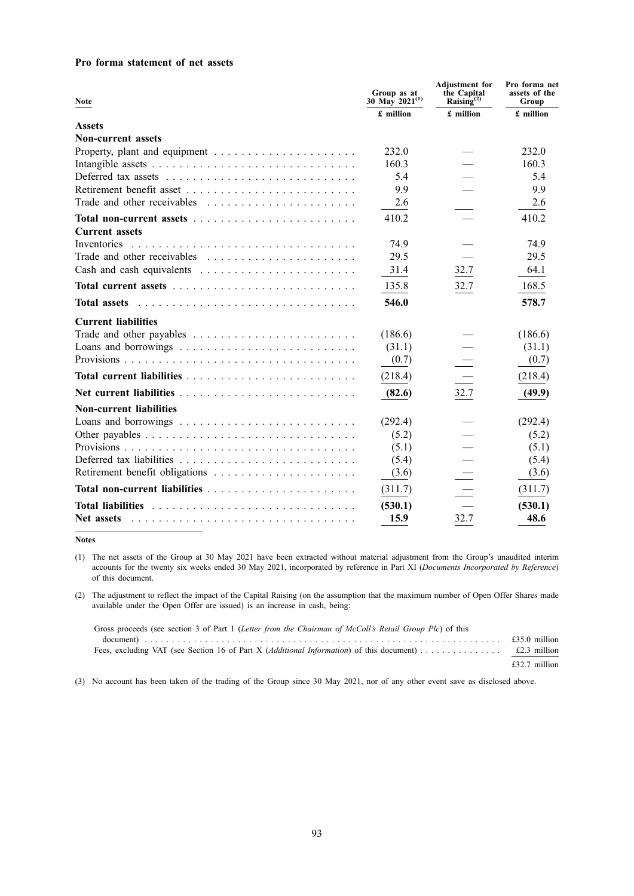**Pro forma statement of net assets**

| Note | Group as at 30 May 2021[(1)] | Adjustment for the Capital Raising[(2)] | Pro forma net assets of the Group |
|---|---|---|---|
| | £ million | £ million | £ million |
| **Assets** | | | |
| **Non-current assets** | | | |
| Property, plant and equipment | 232.0 | — | 232.0 |
| Intangible assets | 160.3 | — | 160.3 |
| Deferred tax assets | 5.4 | — | 5.4 |
| Retirement benefit asset | 9.9 | — | 9.9 |
| Trade and other receivables | 2.6 | — | 2.6 |
| **Total non-current assets** | 410.2 | — | 410.2 |
| **Current assets** | | | |
| Inventories | 74.9 | — | 74.9 |
| Trade and other receivables | 29.5 | — | 29.5 |
| Cash and cash equivalents | 31.4 | 32.7 | 64.1 |
| **Total current assets** | 135.8 | 32.7 | 168.5 |
| **Total assets** | **546.0** | | **578.7** |
| **Current liabilities** | | | |
| Trade and other payables | (186.6) | — | (186.6) |
| Loans and borrowings | (31.1) | — | (31.1) |
| Provisions | (0.7) | — | (0.7) |
| **Total current liabilities** | (218.4) | — | (218.4) |
| **Net current liabilities** | **(82.6)** | 32.7 | **(49.9)** |
| **Non-current liabilities** | | | |
| Loans and borrowings | (292.4) | — | (292.4) |
| Other payables | (5.2) | — | (5.2) |
| Provisions | (5.1) | — | (5.1) |
| Deferred tax liabilities | (5.4) | — | (5.4) |
| Retirement benefit obligations | (3.6) | — | (3.6) |
| **Total non-current liabilities** | (311.7) | — | (311.7) |
| **Total liabilities** | **(530.1)** | **—** | **(530.1)** |
| **Net assets** | **15.9** | 32.7 | **48.6** |

**Notes**

(1) The net assets of the Group at 30 May 2021 have been extracted without material adjustment from the Group's unaudited interim accounts for the twenty six weeks ended 30 May 2021, incorporated by reference in Part XI (*Documents Incorporated by Reference*) of this document.

(2) The adjustment to reflect the impact of the Capital Raising (on the assumption that the maximum number of Open Offer Shares made available under the Open Offer are issued) is an increase in cash, being:

| | |
|---|---|
| Gross proceeds (see section 3 of Part 1 (*Letter from the Chairman of McColl's Retail Group Plc*) of this document) | £35.0 million |
| Fees, excluding VAT (see Section 16 of Part X (*Additional Information*) of this document) | £2.3 million |
| | £32.7 million |

(3) No account has been taken of the trading of the Group since 30 May 2021, nor of any other event save as disclosed above.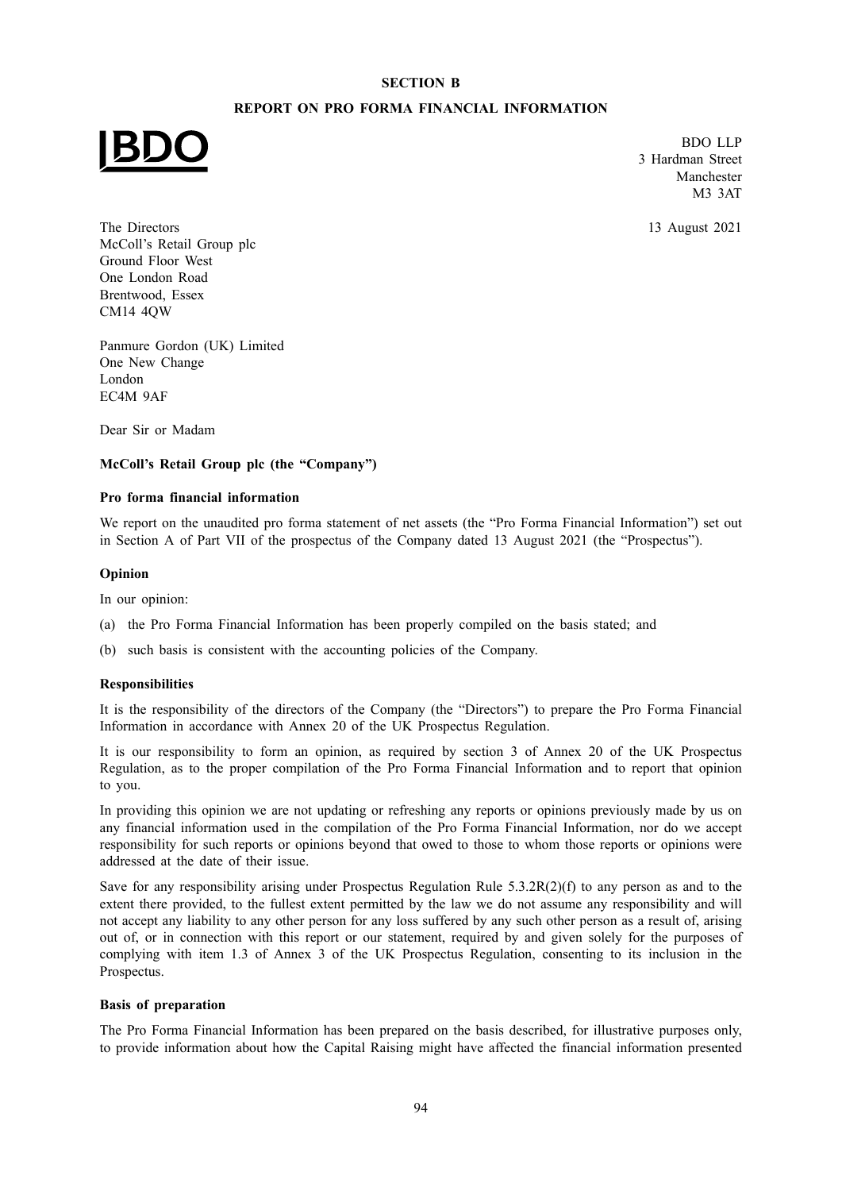**SECTION B**

**REPORT ON PRO FORMA FINANCIAL INFORMATION**

BDO

BDO LLP
3 Hardman Street
Manchester
M3 3AT

13 August 2021

The Directors
McColl's Retail Group plc
Ground Floor West
One London Road
Brentwood, Essex
CM14 4QW

Panmure Gordon (UK) Limited
One New Change
London
EC4M 9AF

Dear Sir or Madam

**McColl's Retail Group plc (the "Company")**

**Pro forma financial information**

We report on the unaudited pro forma statement of net assets (the "Pro Forma Financial Information") set out in Section A of Part VII of the prospectus of the Company dated 13 August 2021 (the "Prospectus").

**Opinion**

In our opinion:

(a) the Pro Forma Financial Information has been properly compiled on the basis stated; and

(b) such basis is consistent with the accounting policies of the Company.

**Responsibilities**

It is the responsibility of the directors of the Company (the "Directors") to prepare the Pro Forma Financial Information in accordance with Annex 20 of the UK Prospectus Regulation.

It is our responsibility to form an opinion, as required by section 3 of Annex 20 of the UK Prospectus Regulation, as to the proper compilation of the Pro Forma Financial Information and to report that opinion to you.

In providing this opinion we are not updating or refreshing any reports or opinions previously made by us on any financial information used in the compilation of the Pro Forma Financial Information, nor do we accept responsibility for such reports or opinions beyond that owed to those to whom those reports or opinions were addressed at the date of their issue.

Save for any responsibility arising under Prospectus Regulation Rule 5.3.2R(2)(f) to any person as and to the extent there provided, to the fullest extent permitted by the law we do not assume any responsibility and will not accept any liability to any other person for any loss suffered by any such other person as a result of, arising out of, or in connection with this report or our statement, required by and given solely for the purposes of complying with item 1.3 of Annex 3 of the UK Prospectus Regulation, consenting to its inclusion in the Prospectus.

**Basis of preparation**

The Pro Forma Financial Information has been prepared on the basis described, for illustrative purposes only, to provide information about how the Capital Raising might have affected the financial information presented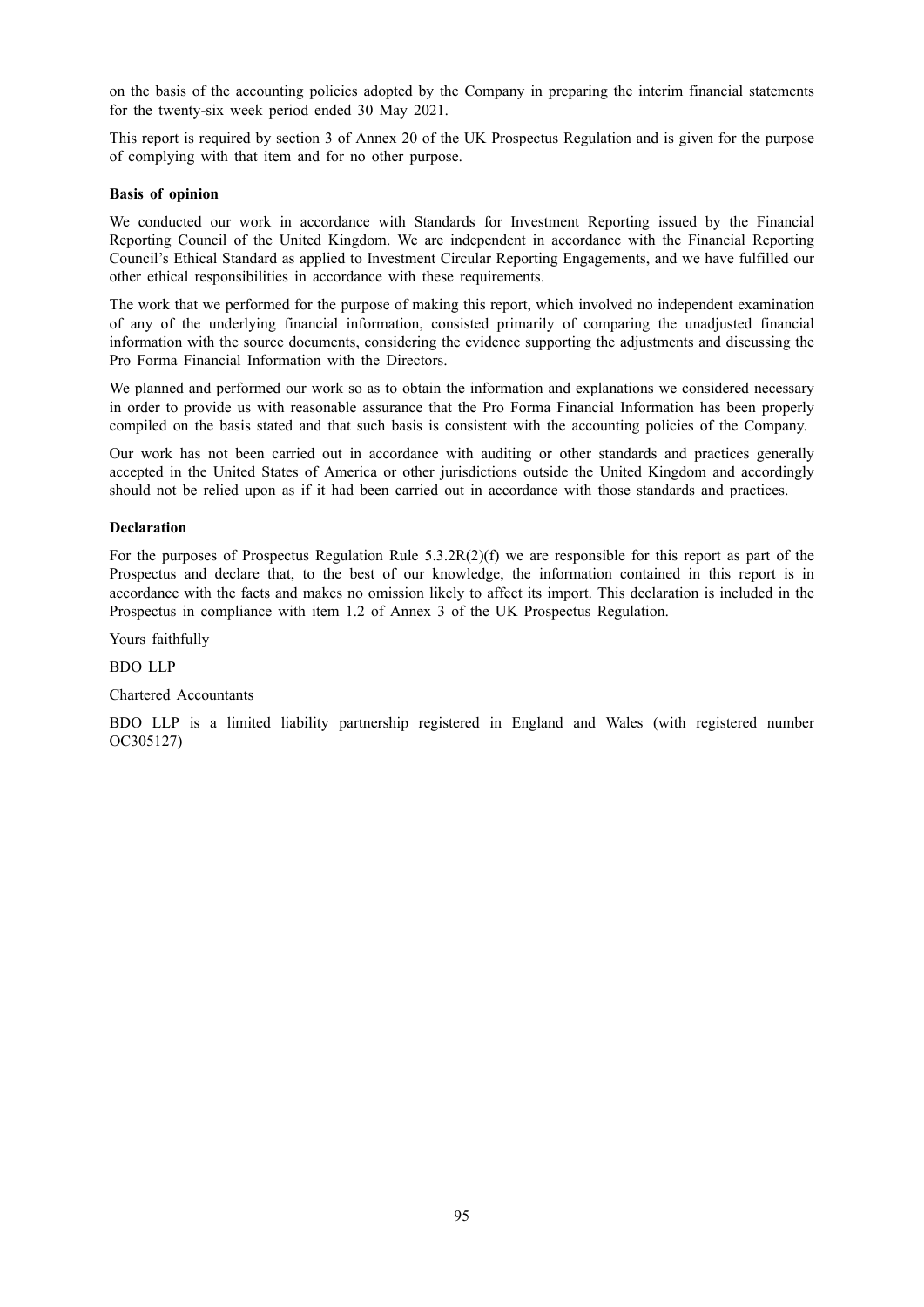on the basis of the accounting policies adopted by the Company in preparing the interim financial statements for the twenty-six week period ended 30 May 2021.

This report is required by section 3 of Annex 20 of the UK Prospectus Regulation and is given for the purpose of complying with that item and for no other purpose.

**Basis of opinion**

We conducted our work in accordance with Standards for Investment Reporting issued by the Financial Reporting Council of the United Kingdom. We are independent in accordance with the Financial Reporting Council's Ethical Standard as applied to Investment Circular Reporting Engagements, and we have fulfilled our other ethical responsibilities in accordance with these requirements.

The work that we performed for the purpose of making this report, which involved no independent examination of any of the underlying financial information, consisted primarily of comparing the unadjusted financial information with the source documents, considering the evidence supporting the adjustments and discussing the Pro Forma Financial Information with the Directors.

We planned and performed our work so as to obtain the information and explanations we considered necessary in order to provide us with reasonable assurance that the Pro Forma Financial Information has been properly compiled on the basis stated and that such basis is consistent with the accounting policies of the Company.

Our work has not been carried out in accordance with auditing or other standards and practices generally accepted in the United States of America or other jurisdictions outside the United Kingdom and accordingly should not be relied upon as if it had been carried out in accordance with those standards and practices.

**Declaration**

For the purposes of Prospectus Regulation Rule 5.3.2R(2)(f) we are responsible for this report as part of the Prospectus and declare that, to the best of our knowledge, the information contained in this report is in accordance with the facts and makes no omission likely to affect its import. This declaration is included in the Prospectus in compliance with item 1.2 of Annex 3 of the UK Prospectus Regulation.

Yours faithfully

BDO LLP

Chartered Accountants

BDO LLP is a limited liability partnership registered in England and Wales (with registered number OC305127)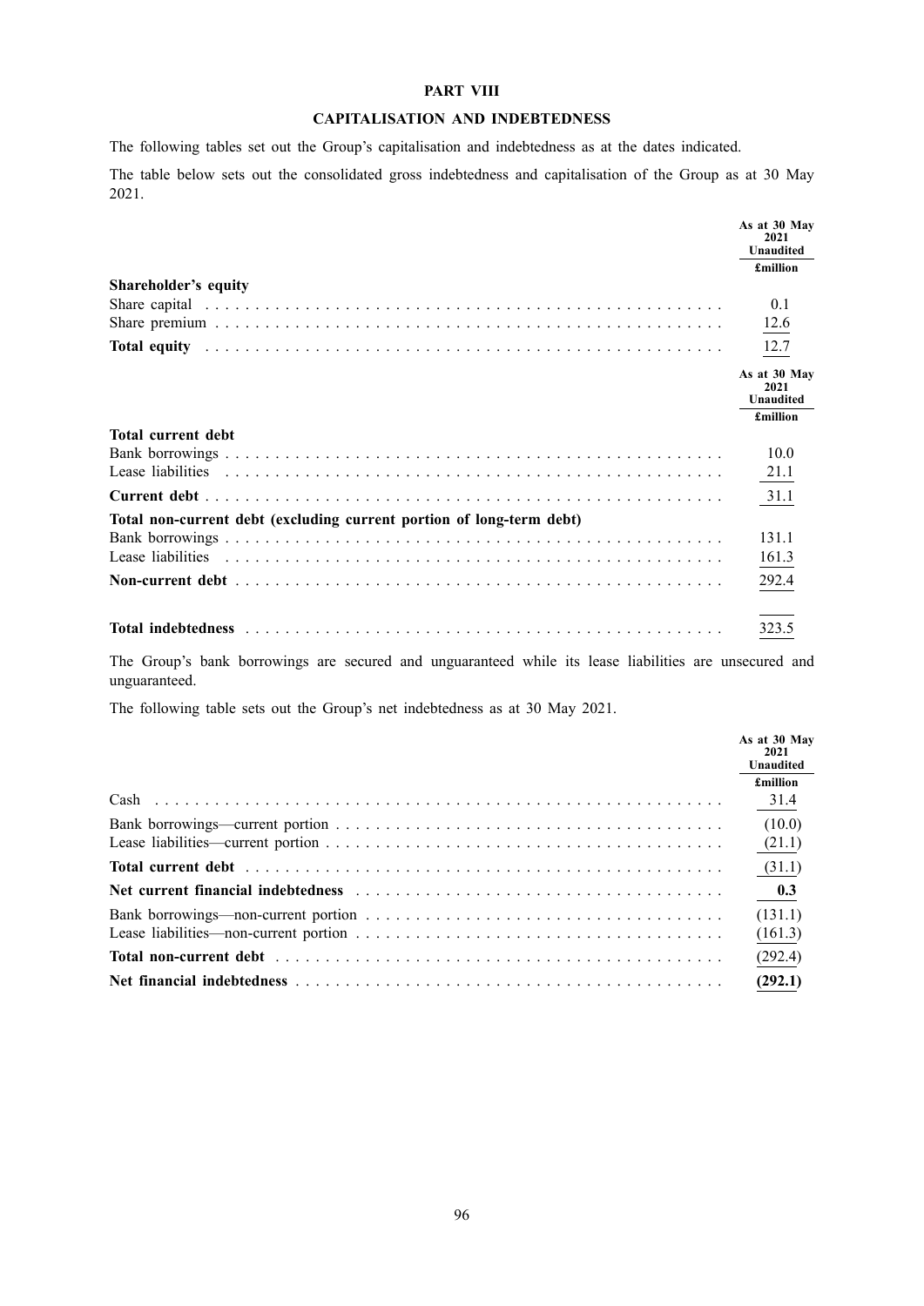**PART VIII**

**CAPITALISATION AND INDEBTEDNESS**

The following tables set out the Group's capitalisation and indebtedness as at the dates indicated.

The table below sets out the consolidated gross indebtedness and capitalisation of the Group as at 30 May 2021.

| | As at 30 May 2021 Unaudited |
|---|---|
| | **£million** |
| **Shareholder's equity** | |
| Share capital | 0.1 |
| Share premium | 12.6 |
| **Total equity** | 12.7 |

| | As at 30 May 2021 Unaudited |
|---|---|
| | **£million** |
| **Total current debt** | |
| Bank borrowings | 10.0 |
| Lease liabilities | 21.1 |
| **Current debt** | 31.1 |
| **Total non-current debt (excluding current portion of long-term debt)** | |
| Bank borrowings | 131.1 |
| Lease liabilities | 161.3 |
| **Non-current debt** | 292.4 |
| **Total indebtedness** | 323.5 |

The Group's bank borrowings are secured and unguaranteed while its lease liabilities are unsecured and unguaranteed.

The following table sets out the Group's net indebtedness as at 30 May 2021.

| | As at 30 May 2021 Unaudited |
|---|---|
| | **£million** |
| Cash | 31.4 |
| Bank borrowings—current portion | (10.0) |
| Lease liabilities—current portion | (21.1) |
| **Total current debt** | (31.1) |
| **Net current financial indebtedness** | **0.3** |
| Bank borrowings—non-current portion | (131.1) |
| Lease liabilities—non-current portion | (161.3) |
| **Total non-current debt** | (292.4) |
| **Net financial indebtedness** | **(292.1)** |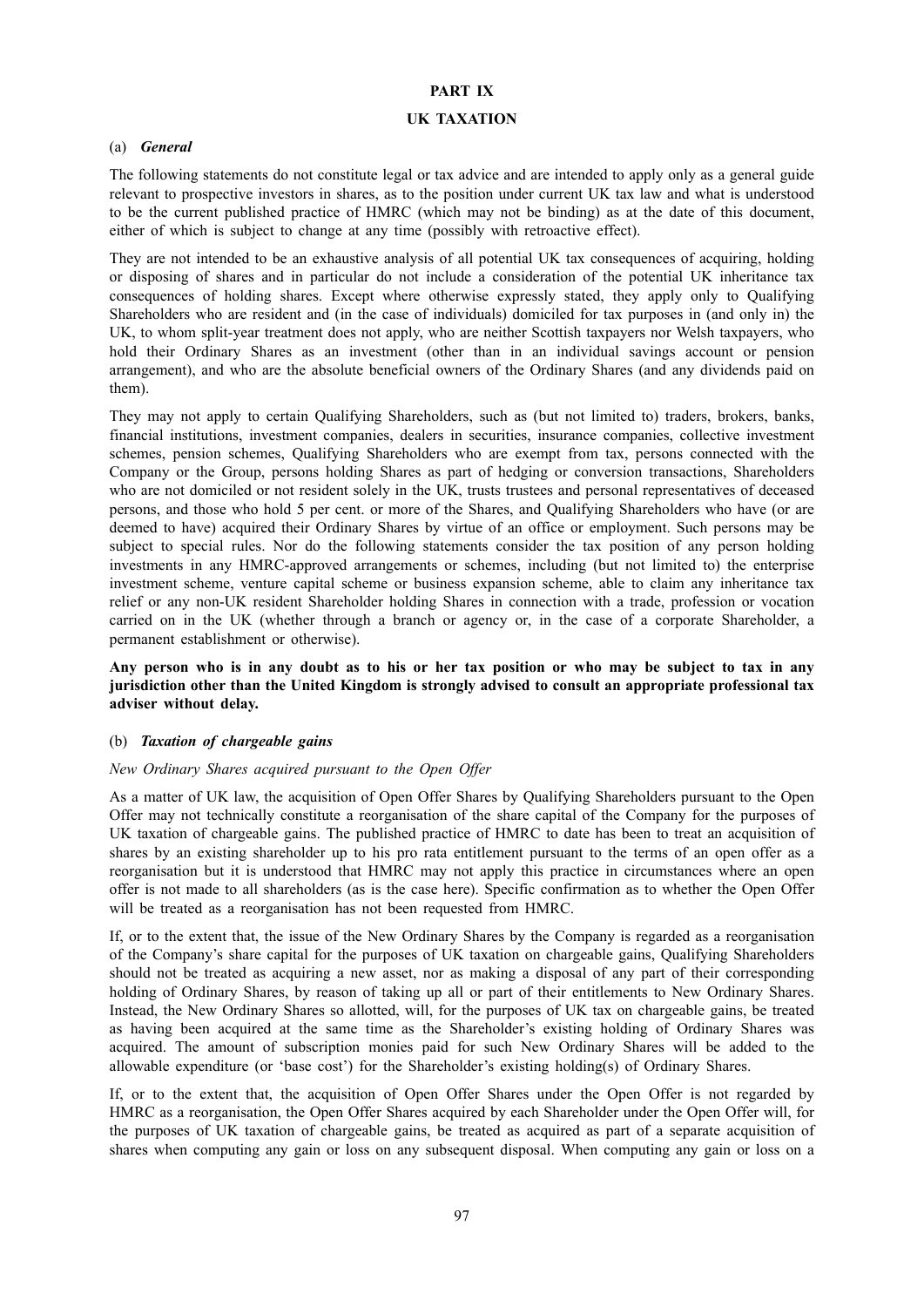# PART IX

# UK TAXATION

## (a) *General*

The following statements do not constitute legal or tax advice and are intended to apply only as a general guide relevant to prospective investors in shares, as to the position under current UK tax law and what is understood to be the current published practice of HMRC (which may not be binding) as at the date of this document, either of which is subject to change at any time (possibly with retroactive effect).

They are not intended to be an exhaustive analysis of all potential UK tax consequences of acquiring, holding or disposing of shares and in particular do not include a consideration of the potential UK inheritance tax consequences of holding shares. Except where otherwise expressly stated, they apply only to Qualifying Shareholders who are resident and (in the case of individuals) domiciled for tax purposes in (and only in) the UK, to whom split-year treatment does not apply, who are neither Scottish taxpayers nor Welsh taxpayers, who hold their Ordinary Shares as an investment (other than in an individual savings account or pension arrangement), and who are the absolute beneficial owners of the Ordinary Shares (and any dividends paid on them).

They may not apply to certain Qualifying Shareholders, such as (but not limited to) traders, brokers, banks, financial institutions, investment companies, dealers in securities, insurance companies, collective investment schemes, pension schemes, Qualifying Shareholders who are exempt from tax, persons connected with the Company or the Group, persons holding Shares as part of hedging or conversion transactions, Shareholders who are not domiciled or not resident solely in the UK, trusts trustees and personal representatives of deceased persons, and those who hold 5 per cent. or more of the Shares, and Qualifying Shareholders who have (or are deemed to have) acquired their Ordinary Shares by virtue of an office or employment. Such persons may be subject to special rules. Nor do the following statements consider the tax position of any person holding investments in any HMRC-approved arrangements or schemes, including (but not limited to) the enterprise investment scheme, venture capital scheme or business expansion scheme, able to claim any inheritance tax relief or any non-UK resident Shareholder holding Shares in connection with a trade, profession or vocation carried on in the UK (whether through a branch or agency or, in the case of a corporate Shareholder, a permanent establishment or otherwise).

**Any person who is in any doubt as to his or her tax position or who may be subject to tax in any jurisdiction other than the United Kingdom is strongly advised to consult an appropriate professional tax adviser without delay.**

## (b) *Taxation of chargeable gains*

*New Ordinary Shares acquired pursuant to the Open Offer*

As a matter of UK law, the acquisition of Open Offer Shares by Qualifying Shareholders pursuant to the Open Offer may not technically constitute a reorganisation of the share capital of the Company for the purposes of UK taxation of chargeable gains. The published practice of HMRC to date has been to treat an acquisition of shares by an existing shareholder up to his pro rata entitlement pursuant to the terms of an open offer as a reorganisation but it is understood that HMRC may not apply this practice in circumstances where an open offer is not made to all shareholders (as is the case here). Specific confirmation as to whether the Open Offer will be treated as a reorganisation has not been requested from HMRC.

If, or to the extent that, the issue of the New Ordinary Shares by the Company is regarded as a reorganisation of the Company's share capital for the purposes of UK taxation on chargeable gains, Qualifying Shareholders should not be treated as acquiring a new asset, nor as making a disposal of any part of their corresponding holding of Ordinary Shares, by reason of taking up all or part of their entitlements to New Ordinary Shares. Instead, the New Ordinary Shares so allotted, will, for the purposes of UK tax on chargeable gains, be treated as having been acquired at the same time as the Shareholder's existing holding of Ordinary Shares was acquired. The amount of subscription monies paid for such New Ordinary Shares will be added to the allowable expenditure (or 'base cost') for the Shareholder's existing holding(s) of Ordinary Shares.

If, or to the extent that, the acquisition of Open Offer Shares under the Open Offer is not regarded by HMRC as a reorganisation, the Open Offer Shares acquired by each Shareholder under the Open Offer will, for the purposes of UK taxation of chargeable gains, be treated as acquired as part of a separate acquisition of shares when computing any gain or loss on any subsequent disposal. When computing any gain or loss on a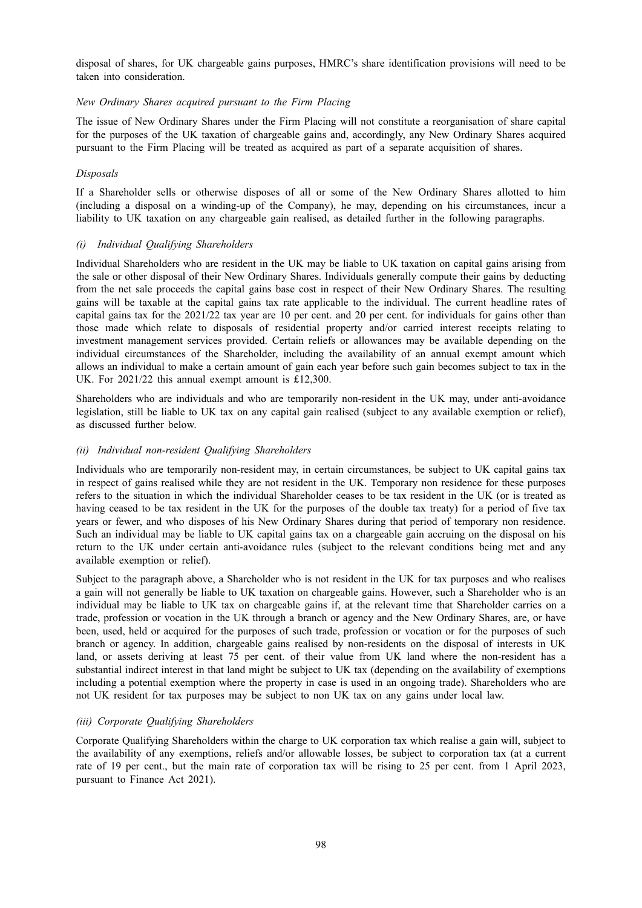disposal of shares, for UK chargeable gains purposes, HMRC's share identification provisions will need to be taken into consideration.

*New Ordinary Shares acquired pursuant to the Firm Placing*

The issue of New Ordinary Shares under the Firm Placing will not constitute a reorganisation of share capital for the purposes of the UK taxation of chargeable gains and, accordingly, any New Ordinary Shares acquired pursuant to the Firm Placing will be treated as acquired as part of a separate acquisition of shares.

*Disposals*

If a Shareholder sells or otherwise disposes of all or some of the New Ordinary Shares allotted to him (including a disposal on a winding-up of the Company), he may, depending on his circumstances, incur a liability to UK taxation on any chargeable gain realised, as detailed further in the following paragraphs.

*(i) Individual Qualifying Shareholders*

Individual Shareholders who are resident in the UK may be liable to UK taxation on capital gains arising from the sale or other disposal of their New Ordinary Shares. Individuals generally compute their gains by deducting from the net sale proceeds the capital gains base cost in respect of their New Ordinary Shares. The resulting gains will be taxable at the capital gains tax rate applicable to the individual. The current headline rates of capital gains tax for the 2021/22 tax year are 10 per cent. and 20 per cent. for individuals for gains other than those made which relate to disposals of residential property and/or carried interest receipts relating to investment management services provided. Certain reliefs or allowances may be available depending on the individual circumstances of the Shareholder, including the availability of an annual exempt amount which allows an individual to make a certain amount of gain each year before such gain becomes subject to tax in the UK. For 2021/22 this annual exempt amount is £12,300.

Shareholders who are individuals and who are temporarily non-resident in the UK may, under anti-avoidance legislation, still be liable to UK tax on any capital gain realised (subject to any available exemption or relief), as discussed further below.

*(ii) Individual non-resident Qualifying Shareholders*

Individuals who are temporarily non-resident may, in certain circumstances, be subject to UK capital gains tax in respect of gains realised while they are not resident in the UK. Temporary non residence for these purposes refers to the situation in which the individual Shareholder ceases to be tax resident in the UK (or is treated as having ceased to be tax resident in the UK for the purposes of the double tax treaty) for a period of five tax years or fewer, and who disposes of his New Ordinary Shares during that period of temporary non residence. Such an individual may be liable to UK capital gains tax on a chargeable gain accruing on the disposal on his return to the UK under certain anti-avoidance rules (subject to the relevant conditions being met and any available exemption or relief).

Subject to the paragraph above, a Shareholder who is not resident in the UK for tax purposes and who realises a gain will not generally be liable to UK taxation on chargeable gains. However, such a Shareholder who is an individual may be liable to UK tax on chargeable gains if, at the relevant time that Shareholder carries on a trade, profession or vocation in the UK through a branch or agency and the New Ordinary Shares, are, or have been, used, held or acquired for the purposes of such trade, profession or vocation or for the purposes of such branch or agency. In addition, chargeable gains realised by non-residents on the disposal of interests in UK land, or assets deriving at least 75 per cent. of their value from UK land where the non-resident has a substantial indirect interest in that land might be subject to UK tax (depending on the availability of exemptions including a potential exemption where the property in case is used in an ongoing trade). Shareholders who are not UK resident for tax purposes may be subject to non UK tax on any gains under local law.

*(iii) Corporate Qualifying Shareholders*

Corporate Qualifying Shareholders within the charge to UK corporation tax which realise a gain will, subject to the availability of any exemptions, reliefs and/or allowable losses, be subject to corporation tax (at a current rate of 19 per cent., but the main rate of corporation tax will be rising to 25 per cent. from 1 April 2023, pursuant to Finance Act 2021).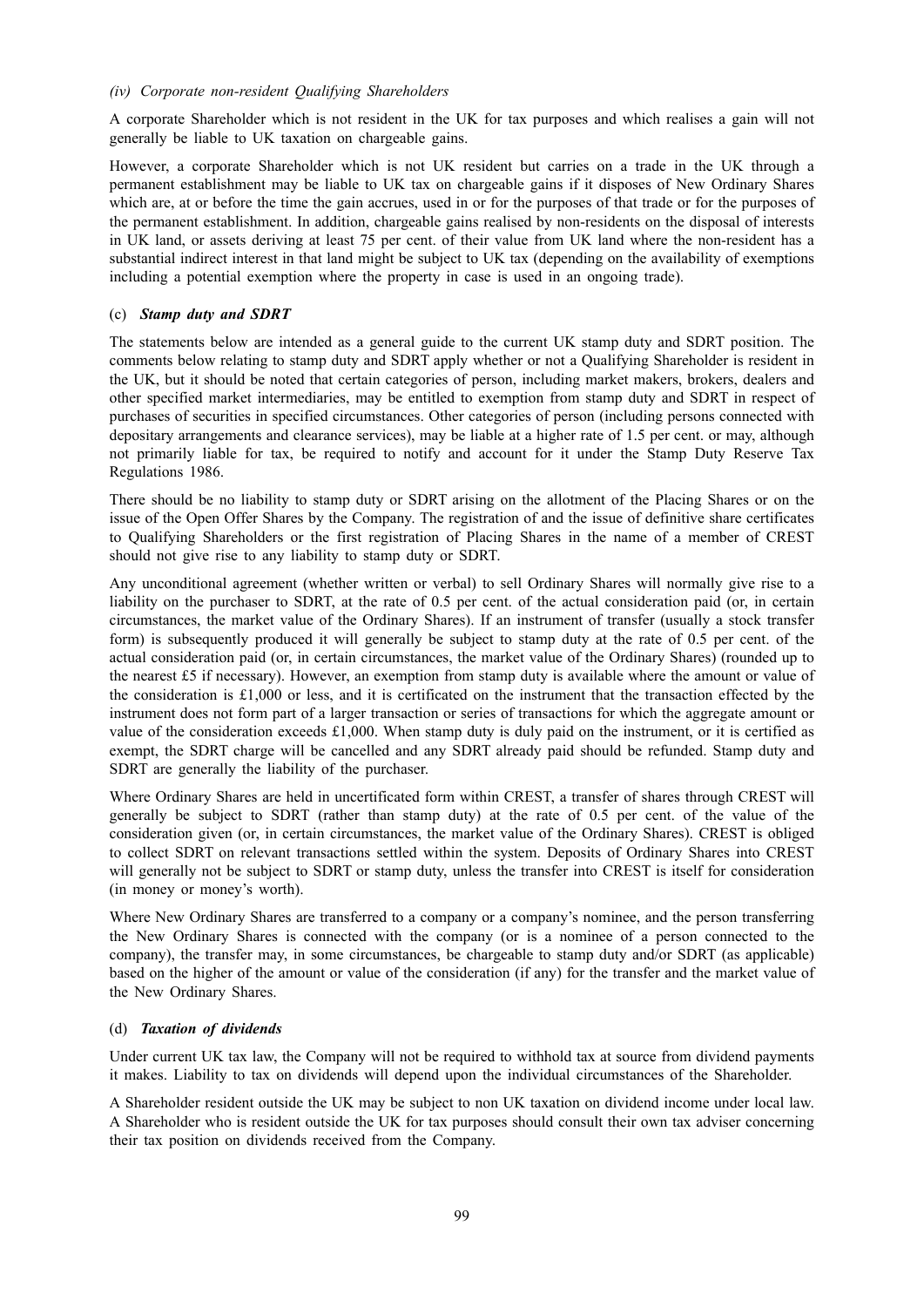*(iv) Corporate non-resident Qualifying Shareholders*

A corporate Shareholder which is not resident in the UK for tax purposes and which realises a gain will not generally be liable to UK taxation on chargeable gains.

However, a corporate Shareholder which is not UK resident but carries on a trade in the UK through a permanent establishment may be liable to UK tax on chargeable gains if it disposes of New Ordinary Shares which are, at or before the time the gain accrues, used in or for the purposes of that trade or for the purposes of the permanent establishment. In addition, chargeable gains realised by non-residents on the disposal of interests in UK land, or assets deriving at least 75 per cent. of their value from UK land where the non-resident has a substantial indirect interest in that land might be subject to UK tax (depending on the availability of exemptions including a potential exemption where the property in case is used in an ongoing trade).

(c) ***Stamp duty and SDRT***

The statements below are intended as a general guide to the current UK stamp duty and SDRT position. The comments below relating to stamp duty and SDRT apply whether or not a Qualifying Shareholder is resident in the UK, but it should be noted that certain categories of person, including market makers, brokers, dealers and other specified market intermediaries, may be entitled to exemption from stamp duty and SDRT in respect of purchases of securities in specified circumstances. Other categories of person (including persons connected with depositary arrangements and clearance services), may be liable at a higher rate of 1.5 per cent. or may, although not primarily liable for tax, be required to notify and account for it under the Stamp Duty Reserve Tax Regulations 1986.

There should be no liability to stamp duty or SDRT arising on the allotment of the Placing Shares or on the issue of the Open Offer Shares by the Company. The registration of and the issue of definitive share certificates to Qualifying Shareholders or the first registration of Placing Shares in the name of a member of CREST should not give rise to any liability to stamp duty or SDRT.

Any unconditional agreement (whether written or verbal) to sell Ordinary Shares will normally give rise to a liability on the purchaser to SDRT, at the rate of 0.5 per cent. of the actual consideration paid (or, in certain circumstances, the market value of the Ordinary Shares). If an instrument of transfer (usually a stock transfer form) is subsequently produced it will generally be subject to stamp duty at the rate of 0.5 per cent. of the actual consideration paid (or, in certain circumstances, the market value of the Ordinary Shares) (rounded up to the nearest £5 if necessary). However, an exemption from stamp duty is available where the amount or value of the consideration is £1,000 or less, and it is certificated on the instrument that the transaction effected by the instrument does not form part of a larger transaction or series of transactions for which the aggregate amount or value of the consideration exceeds £1,000. When stamp duty is duly paid on the instrument, or it is certified as exempt, the SDRT charge will be cancelled and any SDRT already paid should be refunded. Stamp duty and SDRT are generally the liability of the purchaser.

Where Ordinary Shares are held in uncertificated form within CREST, a transfer of shares through CREST will generally be subject to SDRT (rather than stamp duty) at the rate of 0.5 per cent. of the value of the consideration given (or, in certain circumstances, the market value of the Ordinary Shares). CREST is obliged to collect SDRT on relevant transactions settled within the system. Deposits of Ordinary Shares into CREST will generally not be subject to SDRT or stamp duty, unless the transfer into CREST is itself for consideration (in money or money's worth).

Where New Ordinary Shares are transferred to a company or a company's nominee, and the person transferring the New Ordinary Shares is connected with the company (or is a nominee of a person connected to the company), the transfer may, in some circumstances, be chargeable to stamp duty and/or SDRT (as applicable) based on the higher of the amount or value of the consideration (if any) for the transfer and the market value of the New Ordinary Shares.

(d) ***Taxation of dividends***

Under current UK tax law, the Company will not be required to withhold tax at source from dividend payments it makes. Liability to tax on dividends will depend upon the individual circumstances of the Shareholder.

A Shareholder resident outside the UK may be subject to non UK taxation on dividend income under local law. A Shareholder who is resident outside the UK for tax purposes should consult their own tax adviser concerning their tax position on dividends received from the Company.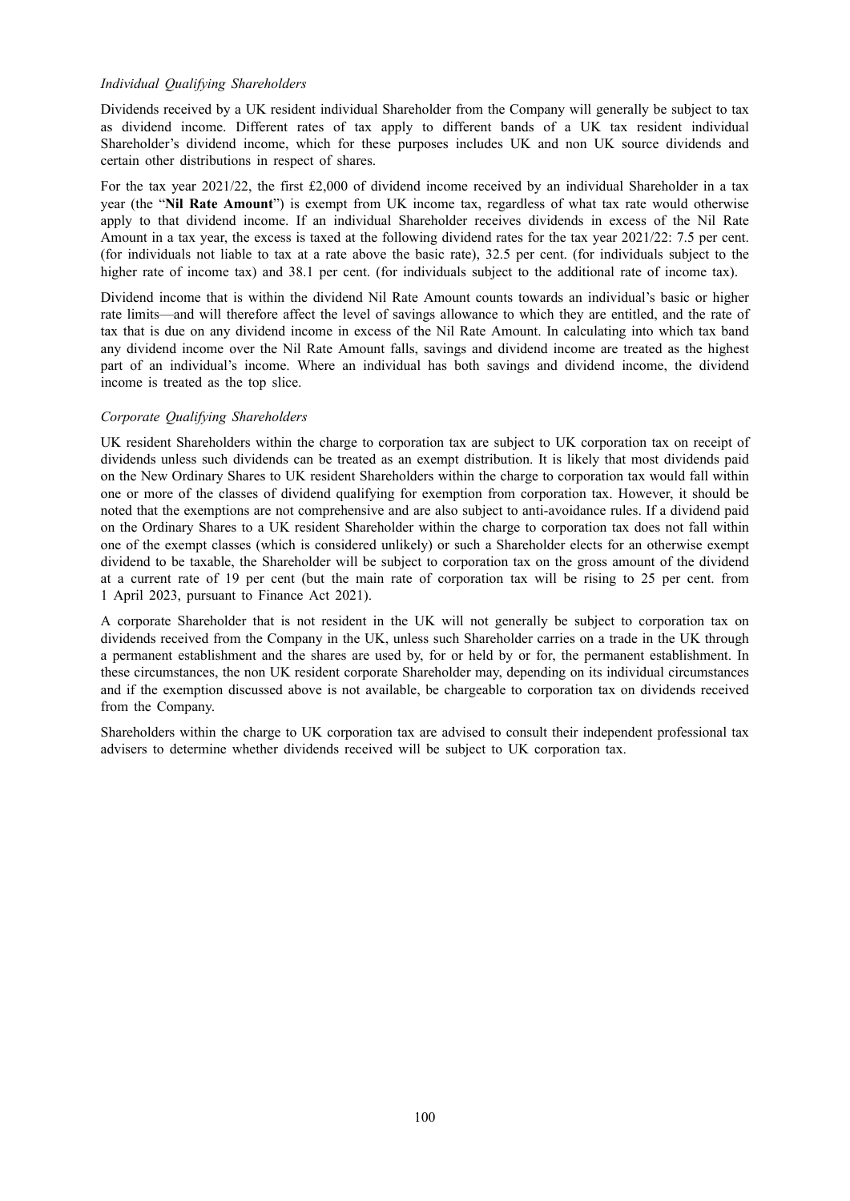*Individual Qualifying Shareholders*

Dividends received by a UK resident individual Shareholder from the Company will generally be subject to tax as dividend income. Different rates of tax apply to different bands of a UK tax resident individual Shareholder's dividend income, which for these purposes includes UK and non UK source dividends and certain other distributions in respect of shares.

For the tax year 2021/22, the first £2,000 of dividend income received by an individual Shareholder in a tax year (the "**Nil Rate Amount**") is exempt from UK income tax, regardless of what tax rate would otherwise apply to that dividend income. If an individual Shareholder receives dividends in excess of the Nil Rate Amount in a tax year, the excess is taxed at the following dividend rates for the tax year 2021/22: 7.5 per cent. (for individuals not liable to tax at a rate above the basic rate), 32.5 per cent. (for individuals subject to the higher rate of income tax) and 38.1 per cent. (for individuals subject to the additional rate of income tax).

Dividend income that is within the dividend Nil Rate Amount counts towards an individual's basic or higher rate limits—and will therefore affect the level of savings allowance to which they are entitled, and the rate of tax that is due on any dividend income in excess of the Nil Rate Amount. In calculating into which tax band any dividend income over the Nil Rate Amount falls, savings and dividend income are treated as the highest part of an individual's income. Where an individual has both savings and dividend income, the dividend income is treated as the top slice.

*Corporate Qualifying Shareholders*

UK resident Shareholders within the charge to corporation tax are subject to UK corporation tax on receipt of dividends unless such dividends can be treated as an exempt distribution. It is likely that most dividends paid on the New Ordinary Shares to UK resident Shareholders within the charge to corporation tax would fall within one or more of the classes of dividend qualifying for exemption from corporation tax. However, it should be noted that the exemptions are not comprehensive and are also subject to anti-avoidance rules. If a dividend paid on the Ordinary Shares to a UK resident Shareholder within the charge to corporation tax does not fall within one of the exempt classes (which is considered unlikely) or such a Shareholder elects for an otherwise exempt dividend to be taxable, the Shareholder will be subject to corporation tax on the gross amount of the dividend at a current rate of 19 per cent (but the main rate of corporation tax will be rising to 25 per cent. from 1 April 2023, pursuant to Finance Act 2021).

A corporate Shareholder that is not resident in the UK will not generally be subject to corporation tax on dividends received from the Company in the UK, unless such Shareholder carries on a trade in the UK through a permanent establishment and the shares are used by, for or held by or for, the permanent establishment. In these circumstances, the non UK resident corporate Shareholder may, depending on its individual circumstances and if the exemption discussed above is not available, be chargeable to corporation tax on dividends received from the Company.

Shareholders within the charge to UK corporation tax are advised to consult their independent professional tax advisers to determine whether dividends received will be subject to UK corporation tax.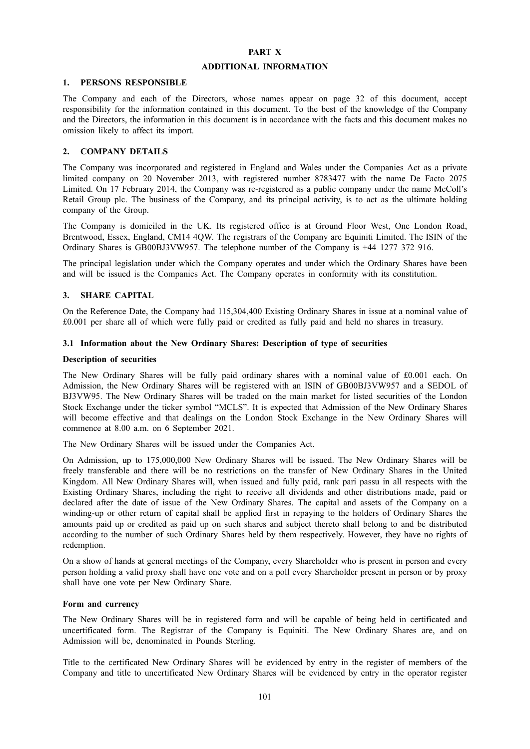# PART X

## ADDITIONAL INFORMATION

### 1. PERSONS RESPONSIBLE

The Company and each of the Directors, whose names appear on page 32 of this document, accept responsibility for the information contained in this document. To the best of the knowledge of the Company and the Directors, the information in this document is in accordance with the facts and this document makes no omission likely to affect its import.

### 2. COMPANY DETAILS

The Company was incorporated and registered in England and Wales under the Companies Act as a private limited company on 20 November 2013, with registered number 8783477 with the name De Facto 2075 Limited. On 17 February 2014, the Company was re-registered as a public company under the name McColl's Retail Group plc. The business of the Company, and its principal activity, is to act as the ultimate holding company of the Group.

The Company is domiciled in the UK. Its registered office is at Ground Floor West, One London Road, Brentwood, Essex, England, CM14 4QW. The registrars of the Company are Equiniti Limited. The ISIN of the Ordinary Shares is GB00BJ3VW957. The telephone number of the Company is +44 1277 372 916.

The principal legislation under which the Company operates and under which the Ordinary Shares have been and will be issued is the Companies Act. The Company operates in conformity with its constitution.

### 3. SHARE CAPITAL

On the Reference Date, the Company had 115,304,400 Existing Ordinary Shares in issue at a nominal value of £0.001 per share all of which were fully paid or credited as fully paid and held no shares in treasury.

#### 3.1 Information about the New Ordinary Shares: Description of type of securities

**Description of securities**

The New Ordinary Shares will be fully paid ordinary shares with a nominal value of £0.001 each. On Admission, the New Ordinary Shares will be registered with an ISIN of GB00BJ3VW957 and a SEDOL of BJ3VW95. The New Ordinary Shares will be traded on the main market for listed securities of the London Stock Exchange under the ticker symbol "MCLS". It is expected that Admission of the New Ordinary Shares will become effective and that dealings on the London Stock Exchange in the New Ordinary Shares will commence at 8.00 a.m. on 6 September 2021.

The New Ordinary Shares will be issued under the Companies Act.

On Admission, up to 175,000,000 New Ordinary Shares will be issued. The New Ordinary Shares will be freely transferable and there will be no restrictions on the transfer of New Ordinary Shares in the United Kingdom. All New Ordinary Shares will, when issued and fully paid, rank pari passu in all respects with the Existing Ordinary Shares, including the right to receive all dividends and other distributions made, paid or declared after the date of issue of the New Ordinary Shares. The capital and assets of the Company on a winding-up or other return of capital shall be applied first in repaying to the holders of Ordinary Shares the amounts paid up or credited as paid up on such shares and subject thereto shall belong to and be distributed according to the number of such Ordinary Shares held by them respectively. However, they have no rights of redemption.

On a show of hands at general meetings of the Company, every Shareholder who is present in person and every person holding a valid proxy shall have one vote and on a poll every Shareholder present in person or by proxy shall have one vote per New Ordinary Share.

**Form and currency**

The New Ordinary Shares will be in registered form and will be capable of being held in certificated and uncertificated form. The Registrar of the Company is Equiniti. The New Ordinary Shares are, and on Admission will be, denominated in Pounds Sterling.

Title to the certificated New Ordinary Shares will be evidenced by entry in the register of members of the Company and title to uncertificated New Ordinary Shares will be evidenced by entry in the operator register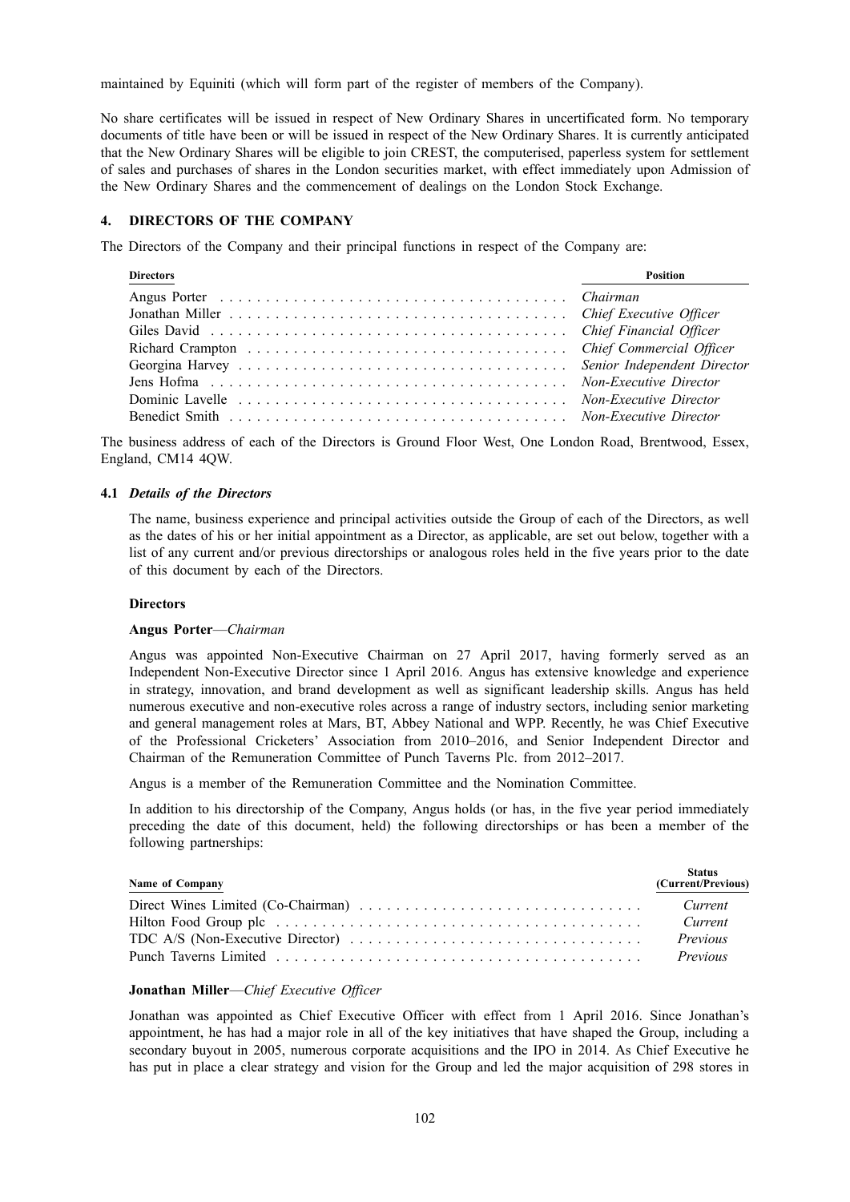maintained by Equiniti (which will form part of the register of members of the Company).

No share certificates will be issued in respect of New Ordinary Shares in uncertificated form. No temporary documents of title have been or will be issued in respect of the New Ordinary Shares. It is currently anticipated that the New Ordinary Shares will be eligible to join CREST, the computerised, paperless system for settlement of sales and purchases of shares in the London securities market, with effect immediately upon Admission of the New Ordinary Shares and the commencement of dealings on the London Stock Exchange.

## 4. DIRECTORS OF THE COMPANY

The Directors of the Company and their principal functions in respect of the Company are:

| Directors | Position |
|---|---|
| Angus Porter | *Chairman* |
| Jonathan Miller | *Chief Executive Officer* |
| Giles David | *Chief Financial Officer* |
| Richard Crampton | *Chief Commercial Officer* |
| Georgina Harvey | *Senior Independent Director* |
| Jens Hofma | *Non-Executive Director* |
| Dominic Lavelle | *Non-Executive Director* |
| Benedict Smith | *Non-Executive Director* |

The business address of each of the Directors is Ground Floor West, One London Road, Brentwood, Essex, England, CM14 4QW.

### 4.1 *Details of the Directors*

The name, business experience and principal activities outside the Group of each of the Directors, as well as the dates of his or her initial appointment as a Director, as applicable, are set out below, together with a list of any current and/or previous directorships or analogous roles held in the five years prior to the date of this document by each of the Directors.

**Directors**

**Angus Porter**—*Chairman*

Angus was appointed Non-Executive Chairman on 27 April 2017, having formerly served as an Independent Non-Executive Director since 1 April 2016. Angus has extensive knowledge and experience in strategy, innovation, and brand development as well as significant leadership skills. Angus has held numerous executive and non-executive roles across a range of industry sectors, including senior marketing and general management roles at Mars, BT, Abbey National and WPP. Recently, he was Chief Executive of the Professional Cricketers' Association from 2010–2016, and Senior Independent Director and Chairman of the Remuneration Committee of Punch Taverns Plc. from 2012–2017.

Angus is a member of the Remuneration Committee and the Nomination Committee.

In addition to his directorship of the Company, Angus holds (or has, in the five year period immediately preceding the date of this document, held) the following directorships or has been a member of the following partnerships:

| Name of Company | Status (Current/Previous) |
|---|---|
| Direct Wines Limited (Co-Chairman) | *Current* |
| Hilton Food Group plc | *Current* |
| TDC A/S (Non-Executive Director) | *Previous* |
| Punch Taverns Limited | *Previous* |

**Jonathan Miller**—*Chief Executive Officer*

Jonathan was appointed as Chief Executive Officer with effect from 1 April 2016. Since Jonathan's appointment, he has had a major role in all of the key initiatives that have shaped the Group, including a secondary buyout in 2005, numerous corporate acquisitions and the IPO in 2014. As Chief Executive he has put in place a clear strategy and vision for the Group and led the major acquisition of 298 stores in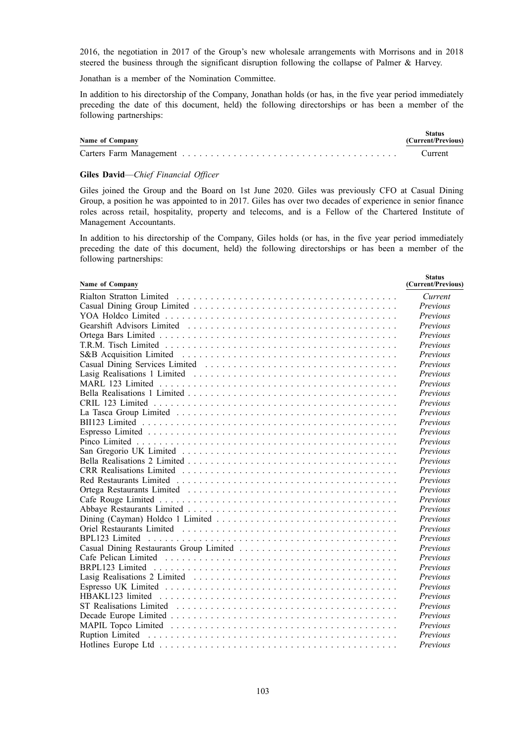2016, the negotiation in 2017 of the Group's new wholesale arrangements with Morrisons and in 2018 steered the business through the significant disruption following the collapse of Palmer & Harvey.

Jonathan is a member of the Nomination Committee.

In addition to his directorship of the Company, Jonathan holds (or has, in the five year period immediately preceding the date of this document, held) the following directorships or has been a member of the following partnerships:

| Name of Company | Status (Current/Previous) |
|---|---|
| Carters Farm Management | Current |

**Giles David**—*Chief Financial Officer*

Giles joined the Group and the Board on 1st June 2020. Giles was previously CFO at Casual Dining Group, a position he was appointed to in 2017. Giles has over two decades of experience in senior finance roles across retail, hospitality, property and telecoms, and is a Fellow of the Chartered Institute of Management Accountants.

In addition to his directorship of the Company, Giles holds (or has, in the five year period immediately preceding the date of this document, held) the following directorships or has been a member of the following partnerships:

| Name of Company | Status (Current/Previous) |
|---|---|
| Rialton Stratton Limited | *Current* |
| Casual Dining Group Limited | *Previous* |
| YOA Holdco Limited | *Previous* |
| Gearshift Advisors Limited | *Previous* |
| Ortega Bars Limited | *Previous* |
| T.R.M. Tisch Limited | *Previous* |
| S&B Acquisition Limited | *Previous* |
| Casual Dining Services Limited | *Previous* |
| Lasig Realisations 1 Limited | *Previous* |
| MARL 123 Limited | *Previous* |
| Bella Realisations 1 Limited | *Previous* |
| CRIL 123 Limited | *Previous* |
| La Tasca Group Limited | *Previous* |
| BII123 Limited | *Previous* |
| Espresso Limited | *Previous* |
| Pinco Limited | *Previous* |
| San Gregorio UK Limited | *Previous* |
| Bella Realisations 2 Limited | *Previous* |
| CRR Realisations Limited | *Previous* |
| Red Restaurants Limited | *Previous* |
| Ortega Restaurants Limited | *Previous* |
| Cafe Rouge Limited | *Previous* |
| Abbaye Restaurants Limited | *Previous* |
| Dining (Cayman) Holdco 1 Limited | *Previous* |
| Oriel Restaurants Limited | *Previous* |
| BPL123 Limited | *Previous* |
| Casual Dining Restaurants Group Limited | *Previous* |
| Cafe Pelican Limited | *Previous* |
| BRPL123 Limited | *Previous* |
| Lasig Realisations 2 Limited | *Previous* |
| Espresso UK Limited | *Previous* |
| HBAKL123 limited | *Previous* |
| ST Realisations Limited | *Previous* |
| Decade Europe Limited | *Previous* |
| MAPIL Topco Limited | *Previous* |
| Ruption Limited | *Previous* |
| Hotlines Europe Ltd | *Previous* |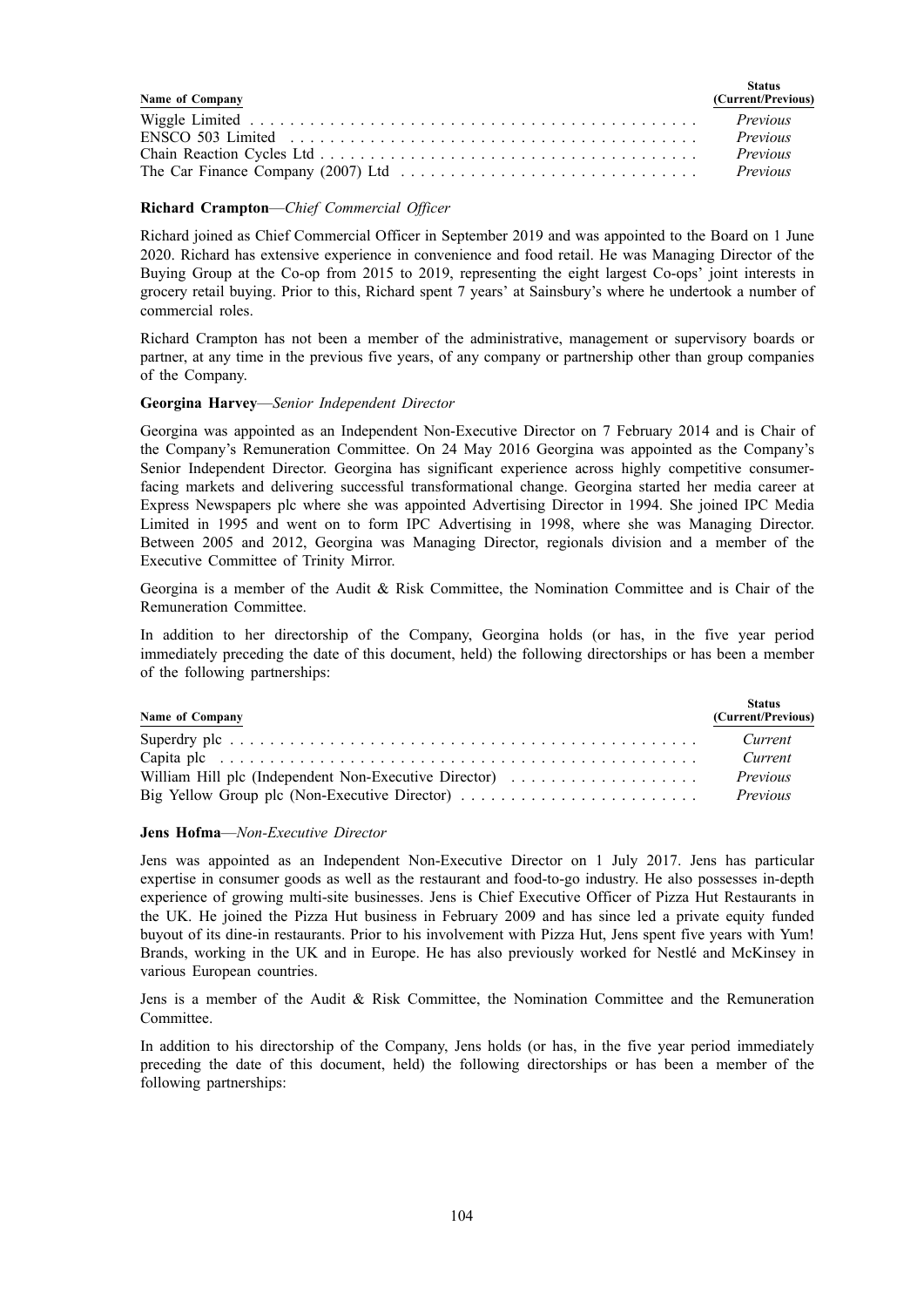| Name of Company | Status (Current/Previous) |
|---|---|
| Wiggle Limited | *Previous* |
| ENSCO 503 Limited | *Previous* |
| Chain Reaction Cycles Ltd | *Previous* |
| The Car Finance Company (2007) Ltd | *Previous* |

**Richard Crampton**—*Chief Commercial Officer*

Richard joined as Chief Commercial Officer in September 2019 and was appointed to the Board on 1 June 2020. Richard has extensive experience in convenience and food retail. He was Managing Director of the Buying Group at the Co-op from 2015 to 2019, representing the eight largest Co-ops' joint interests in grocery retail buying. Prior to this, Richard spent 7 years' at Sainsbury's where he undertook a number of commercial roles.

Richard Crampton has not been a member of the administrative, management or supervisory boards or partner, at any time in the previous five years, of any company or partnership other than group companies of the Company.

**Georgina Harvey**—*Senior Independent Director*

Georgina was appointed as an Independent Non-Executive Director on 7 February 2014 and is Chair of the Company's Remuneration Committee. On 24 May 2016 Georgina was appointed as the Company's Senior Independent Director. Georgina has significant experience across highly competitive consumer-facing markets and delivering successful transformational change. Georgina started her media career at Express Newspapers plc where she was appointed Advertising Director in 1994. She joined IPC Media Limited in 1995 and went on to form IPC Advertising in 1998, where she was Managing Director. Between 2005 and 2012, Georgina was Managing Director, regionals division and a member of the Executive Committee of Trinity Mirror.

Georgina is a member of the Audit & Risk Committee, the Nomination Committee and is Chair of the Remuneration Committee.

In addition to her directorship of the Company, Georgina holds (or has, in the five year period immediately preceding the date of this document, held) the following directorships or has been a member of the following partnerships:

| Name of Company | Status (Current/Previous) |
|---|---|
| Superdry plc | *Current* |
| Capita plc | *Current* |
| William Hill plc (Independent Non-Executive Director) | *Previous* |
| Big Yellow Group plc (Non-Executive Director) | *Previous* |

**Jens Hofma**—*Non-Executive Director*

Jens was appointed as an Independent Non-Executive Director on 1 July 2017. Jens has particular expertise in consumer goods as well as the restaurant and food-to-go industry. He also possesses in-depth experience of growing multi-site businesses. Jens is Chief Executive Officer of Pizza Hut Restaurants in the UK. He joined the Pizza Hut business in February 2009 and has since led a private equity funded buyout of its dine-in restaurants. Prior to his involvement with Pizza Hut, Jens spent five years with Yum! Brands, working in the UK and in Europe. He has also previously worked for Nestlé and McKinsey in various European countries.

Jens is a member of the Audit & Risk Committee, the Nomination Committee and the Remuneration Committee.

In addition to his directorship of the Company, Jens holds (or has, in the five year period immediately preceding the date of this document, held) the following directorships or has been a member of the following partnerships: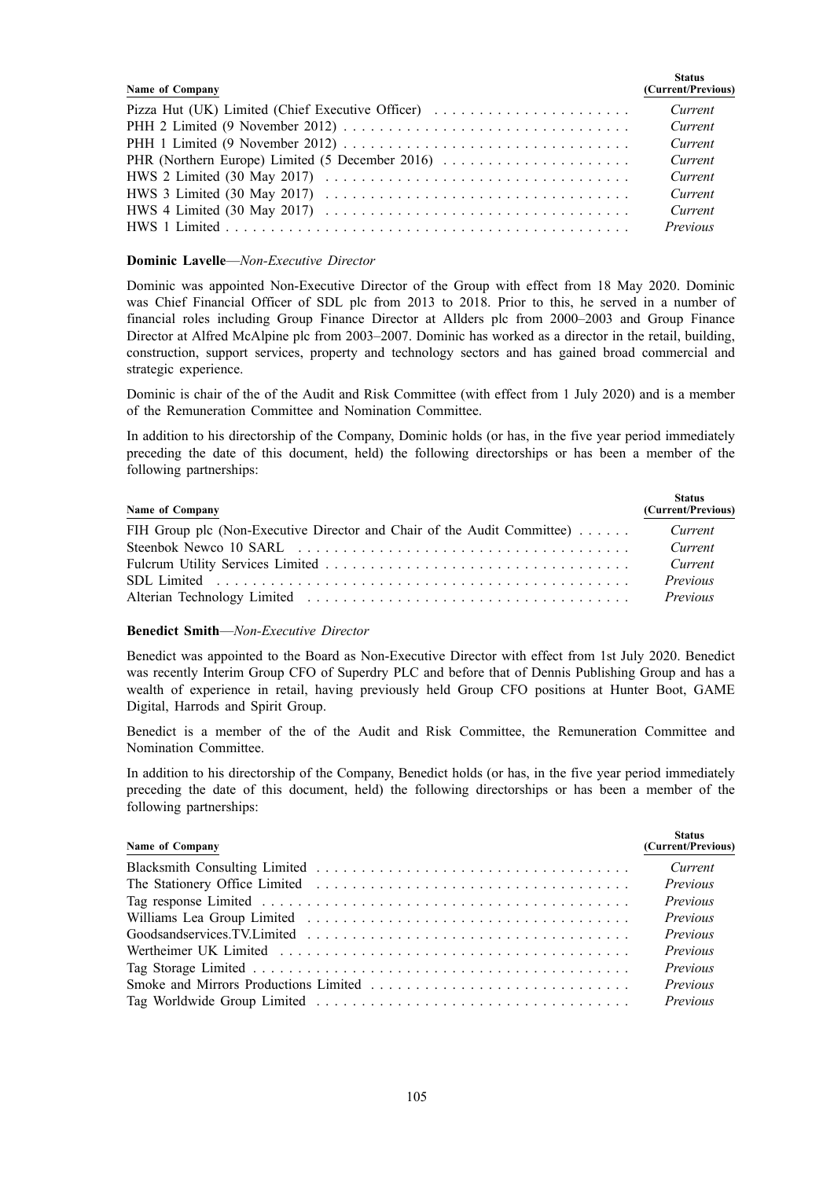| Name of Company | Status (Current/Previous) |
|---|---|
| Pizza Hut (UK) Limited (Chief Executive Officer) | *Current* |
| PHH 2 Limited (9 November 2012) | *Current* |
| PHH 1 Limited (9 November 2012) | *Current* |
| PHR (Northern Europe) Limited (5 December 2016) | *Current* |
| HWS 2 Limited (30 May 2017) | *Current* |
| HWS 3 Limited (30 May 2017) | *Current* |
| HWS 4 Limited (30 May 2017) | *Current* |
| HWS 1 Limited | *Previous* |

**Dominic Lavelle**—*Non-Executive Director*

Dominic was appointed Non-Executive Director of the Group with effect from 18 May 2020. Dominic was Chief Financial Officer of SDL plc from 2013 to 2018. Prior to this, he served in a number of financial roles including Group Finance Director at Allders plc from 2000–2003 and Group Finance Director at Alfred McAlpine plc from 2003–2007. Dominic has worked as a director in the retail, building, construction, support services, property and technology sectors and has gained broad commercial and strategic experience.

Dominic is chair of the of the Audit and Risk Committee (with effect from 1 July 2020) and is a member of the Remuneration Committee and Nomination Committee.

In addition to his directorship of the Company, Dominic holds (or has, in the five year period immediately preceding the date of this document, held) the following directorships or has been a member of the following partnerships:

| Name of Company | Status (Current/Previous) |
|---|---|
| FIH Group plc (Non-Executive Director and Chair of the Audit Committee) | *Current* |
| Steenbok Newco 10 SARL | *Current* |
| Fulcrum Utility Services Limited | *Current* |
| SDL Limited | *Previous* |
| Alterian Technology Limited | *Previous* |

**Benedict Smith**—*Non-Executive Director*

Benedict was appointed to the Board as Non-Executive Director with effect from 1st July 2020. Benedict was recently Interim Group CFO of Superdry PLC and before that of Dennis Publishing Group and has a wealth of experience in retail, having previously held Group CFO positions at Hunter Boot, GAME Digital, Harrods and Spirit Group.

Benedict is a member of the of the Audit and Risk Committee, the Remuneration Committee and Nomination Committee.

In addition to his directorship of the Company, Benedict holds (or has, in the five year period immediately preceding the date of this document, held) the following directorships or has been a member of the following partnerships:

| Name of Company | Status (Current/Previous) |
|---|---|
| Blacksmith Consulting Limited | *Current* |
| The Stationery Office Limited | *Previous* |
| Tag response Limited | *Previous* |
| Williams Lea Group Limited | *Previous* |
| Goodsandservices.TV.Limited | *Previous* |
| Wertheimer UK Limited | *Previous* |
| Tag Storage Limited | *Previous* |
| Smoke and Mirrors Productions Limited | *Previous* |
| Tag Worldwide Group Limited | *Previous* |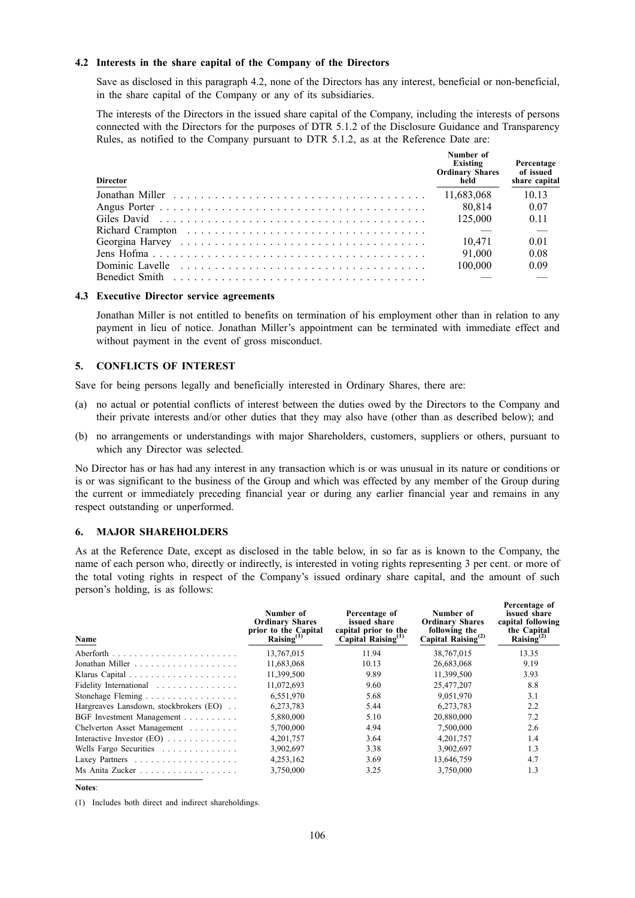#### 4.2 Interests in the share capital of the Company of the Directors

Save as disclosed in this paragraph 4.2, none of the Directors has any interest, beneficial or non-beneficial, in the share capital of the Company or any of its subsidiaries.

The interests of the Directors in the issued share capital of the Company, including the interests of persons connected with the Directors for the purposes of DTR 5.1.2 of the Disclosure Guidance and Transparency Rules, as notified to the Company pursuant to DTR 5.1.2, as at the Reference Date are:

| Director | Number of Existing Ordinary Shares held | Percentage of issued share capital |
|---|---|---|
| Jonathan Miller | 11,683,068 | 10.13 |
| Angus Porter | 80,814 | 0.07 |
| Giles David | 125,000 | 0.11 |
| Richard Crampton | — | — |
| Georgina Harvey | 10,471 | 0.01 |
| Jens Hofma | 91,000 | 0.08 |
| Dominic Lavelle | 100,000 | 0.09 |
| Benedict Smith | — | — |

#### 4.3 Executive Director service agreements

Jonathan Miller is not entitled to benefits on termination of his employment other than in relation to any payment in lieu of notice. Jonathan Miller's appointment can be terminated with immediate effect and without payment in the event of gross misconduct.

### 5. CONFLICTS OF INTEREST

Save for being persons legally and beneficially interested in Ordinary Shares, there are:

(a) no actual or potential conflicts of interest between the duties owed by the Directors to the Company and their private interests and/or other duties that they may also have (other than as described below); and

(b) no arrangements or understandings with major Shareholders, customers, suppliers or others, pursuant to which any Director was selected.

No Director has or has had any interest in any transaction which is or was unusual in its nature or conditions or is or was significant to the business of the Group and which was effected by any member of the Group during the current or immediately preceding financial year or during any earlier financial year and remains in any respect outstanding or unperformed.

### 6. MAJOR SHAREHOLDERS

As at the Reference Date, except as disclosed in the table below, in so far as is known to the Company, the name of each person who, directly or indirectly, is interested in voting rights representing 3 per cent. or more of the total voting rights in respect of the Company's issued ordinary share capital, and the amount of such person's holding, is as follows:

| Name | Number of Ordinary Shares prior to the Capital Raising(1) | Percentage of issued share capital prior to the Capital Raising(1) | Number of Ordinary Shares following the Capital Raising(2) | Percentage of issued share capital following the Capital Raising(2) |
|---|---|---|---|---|
| Aberforth | 13,767,015 | 11.94 | 38,767,015 | 13.35 |
| Jonathan Miller | 11,683,068 | 10.13 | 26,683,068 | 9.19 |
| Klarus Capital | 11,399,500 | 9.89 | 11,399,500 | 3.93 |
| Fidelity International | 11,072,693 | 9.60 | 25,477,207 | 8.8 |
| Stonehage Fleming | 6,551,970 | 5.68 | 9,051,970 | 3.1 |
| Hargreaves Lansdown, stockbrokers (EO) | 6,273,783 | 5.44 | 6,273,783 | 2.2 |
| BGF Investment Management | 5,880,000 | 5.10 | 20,880,000 | 7.2 |
| Chelverton Asset Management | 5,700,000 | 4.94 | 7,500,000 | 2.6 |
| Interactive Investor (EO) | 4,201,757 | 3.64 | 4,201,757 | 1.4 |
| Wells Fargo Securities | 3,902,697 | 3.38 | 3,902,697 | 1.3 |
| Laxey Partners | 4,253,162 | 3.69 | 13,646,759 | 4.7 |
| Ms Anita Zucker | 3,750,000 | 3.25 | 3,750,000 | 1.3 |

**Notes**:

(1) Includes both direct and indirect shareholdings.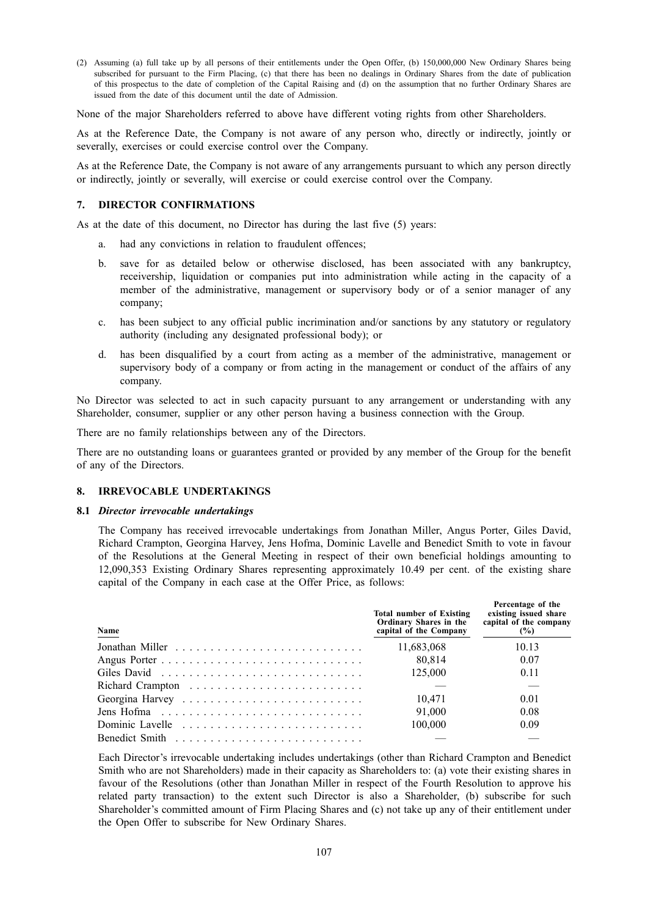(2) Assuming (a) full take up by all persons of their entitlements under the Open Offer, (b) 150,000,000 New Ordinary Shares being subscribed for pursuant to the Firm Placing, (c) that there has been no dealings in Ordinary Shares from the date of publication of this prospectus to the date of completion of the Capital Raising and (d) on the assumption that no further Ordinary Shares are issued from the date of this document until the date of Admission.

None of the major Shareholders referred to above have different voting rights from other Shareholders.

As at the Reference Date, the Company is not aware of any person who, directly or indirectly, jointly or severally, exercises or could exercise control over the Company.

As at the Reference Date, the Company is not aware of any arrangements pursuant to which any person directly or indirectly, jointly or severally, will exercise or could exercise control over the Company.

## 7. DIRECTOR CONFIRMATIONS

As at the date of this document, no Director has during the last five (5) years:

a. had any convictions in relation to fraudulent offences;

b. save for as detailed below or otherwise disclosed, has been associated with any bankruptcy, receivership, liquidation or companies put into administration while acting in the capacity of a member of the administrative, management or supervisory body or of a senior manager of any company;

c. has been subject to any official public incrimination and/or sanctions by any statutory or regulatory authority (including any designated professional body); or

d. has been disqualified by a court from acting as a member of the administrative, management or supervisory body of a company or from acting in the management or conduct of the affairs of any company.

No Director was selected to act in such capacity pursuant to any arrangement or understanding with any Shareholder, consumer, supplier or any other person having a business connection with the Group.

There are no family relationships between any of the Directors.

There are no outstanding loans or guarantees granted or provided by any member of the Group for the benefit of any of the Directors.

## 8. IRREVOCABLE UNDERTAKINGS

### 8.1 *Director irrevocable undertakings*

The Company has received irrevocable undertakings from Jonathan Miller, Angus Porter, Giles David, Richard Crampton, Georgina Harvey, Jens Hofma, Dominic Lavelle and Benedict Smith to vote in favour of the Resolutions at the General Meeting in respect of their own beneficial holdings amounting to 12,090,353 Existing Ordinary Shares representing approximately 10.49 per cent. of the existing share capital of the Company in each case at the Offer Price, as follows:

| Name | Total number of Existing Ordinary Shares in the capital of the Company | Percentage of the existing issued share capital of the company (%) |
|---|---|---|
| Jonathan Miller | 11,683,068 | 10.13 |
| Angus Porter | 80,814 | 0.07 |
| Giles David | 125,000 | 0.11 |
| Richard Crampton | — | — |
| Georgina Harvey | 10,471 | 0.01 |
| Jens Hofma | 91,000 | 0.08 |
| Dominic Lavelle | 100,000 | 0.09 |
| Benedict Smith | — | — |

Each Director's irrevocable undertaking includes undertakings (other than Richard Crampton and Benedict Smith who are not Shareholders) made in their capacity as Shareholders to: (a) vote their existing shares in favour of the Resolutions (other than Jonathan Miller in respect of the Fourth Resolution to approve his related party transaction) to the extent such Director is also a Shareholder, (b) subscribe for such Shareholder's committed amount of Firm Placing Shares and (c) not take up any of their entitlement under the Open Offer to subscribe for New Ordinary Shares.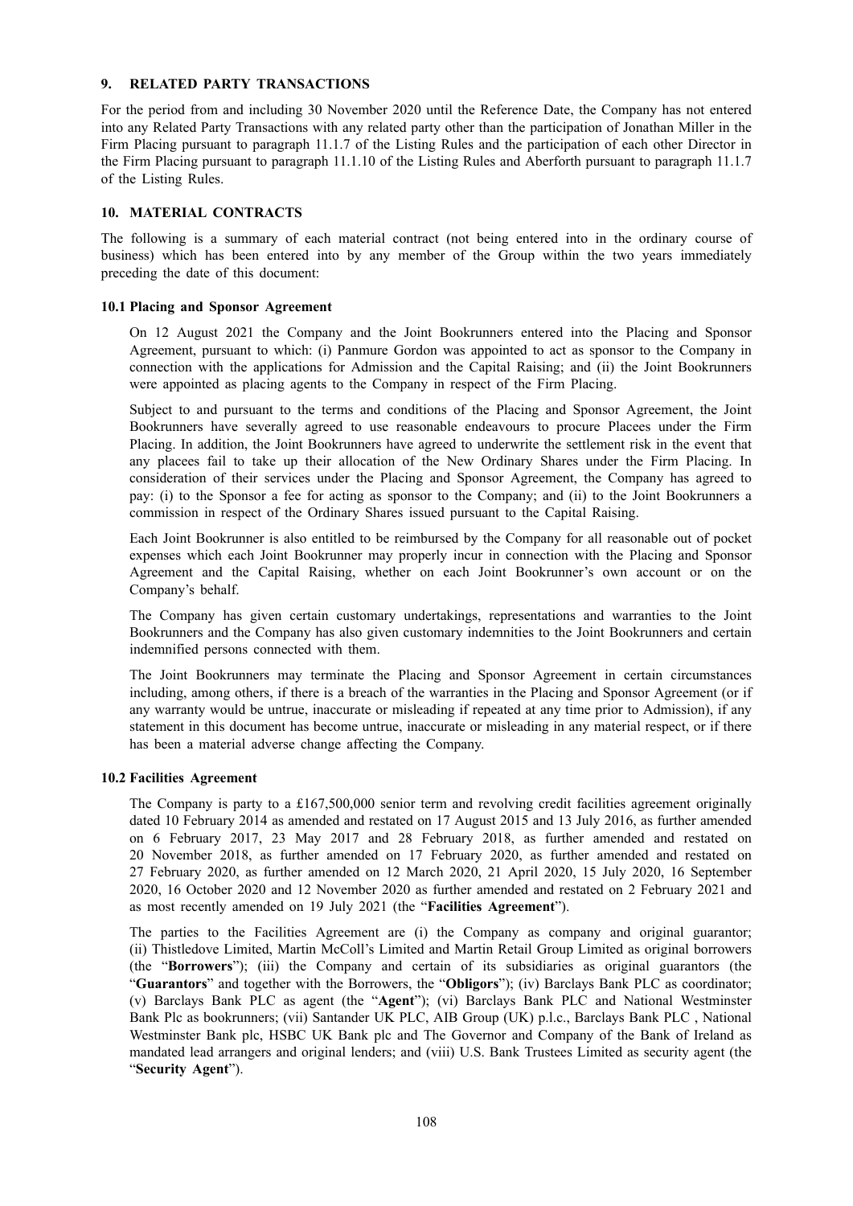## 9. RELATED PARTY TRANSACTIONS

For the period from and including 30 November 2020 until the Reference Date, the Company has not entered into any Related Party Transactions with any related party other than the participation of Jonathan Miller in the Firm Placing pursuant to paragraph 11.1.7 of the Listing Rules and the participation of each other Director in the Firm Placing pursuant to paragraph 11.1.10 of the Listing Rules and Aberforth pursuant to paragraph 11.1.7 of the Listing Rules.

## 10. MATERIAL CONTRACTS

The following is a summary of each material contract (not being entered into in the ordinary course of business) which has been entered into by any member of the Group within the two years immediately preceding the date of this document:

### 10.1 Placing and Sponsor Agreement

On 12 August 2021 the Company and the Joint Bookrunners entered into the Placing and Sponsor Agreement, pursuant to which: (i) Panmure Gordon was appointed to act as sponsor to the Company in connection with the applications for Admission and the Capital Raising; and (ii) the Joint Bookrunners were appointed as placing agents to the Company in respect of the Firm Placing.

Subject to and pursuant to the terms and conditions of the Placing and Sponsor Agreement, the Joint Bookrunners have severally agreed to use reasonable endeavours to procure Placees under the Firm Placing. In addition, the Joint Bookrunners have agreed to underwrite the settlement risk in the event that any placees fail to take up their allocation of the New Ordinary Shares under the Firm Placing. In consideration of their services under the Placing and Sponsor Agreement, the Company has agreed to pay: (i) to the Sponsor a fee for acting as sponsor to the Company; and (ii) to the Joint Bookrunners a commission in respect of the Ordinary Shares issued pursuant to the Capital Raising.

Each Joint Bookrunner is also entitled to be reimbursed by the Company for all reasonable out of pocket expenses which each Joint Bookrunner may properly incur in connection with the Placing and Sponsor Agreement and the Capital Raising, whether on each Joint Bookrunner's own account or on the Company's behalf.

The Company has given certain customary undertakings, representations and warranties to the Joint Bookrunners and the Company has also given customary indemnities to the Joint Bookrunners and certain indemnified persons connected with them.

The Joint Bookrunners may terminate the Placing and Sponsor Agreement in certain circumstances including, among others, if there is a breach of the warranties in the Placing and Sponsor Agreement (or if any warranty would be untrue, inaccurate or misleading if repeated at any time prior to Admission), if any statement in this document has become untrue, inaccurate or misleading in any material respect, or if there has been a material adverse change affecting the Company.

### 10.2 Facilities Agreement

The Company is party to a £167,500,000 senior term and revolving credit facilities agreement originally dated 10 February 2014 as amended and restated on 17 August 2015 and 13 July 2016, as further amended on 6 February 2017, 23 May 2017 and 28 February 2018, as further amended and restated on 20 November 2018, as further amended on 17 February 2020, as further amended and restated on 27 February 2020, as further amended on 12 March 2020, 21 April 2020, 15 July 2020, 16 September 2020, 16 October 2020 and 12 November 2020 as further amended and restated on 2 February 2021 and as most recently amended on 19 July 2021 (the "**Facilities Agreement**").

The parties to the Facilities Agreement are (i) the Company as company and original guarantor; (ii) Thistledove Limited, Martin McColl's Limited and Martin Retail Group Limited as original borrowers (the "**Borrowers**"); (iii) the Company and certain of its subsidiaries as original guarantors (the "**Guarantors**" and together with the Borrowers, the "**Obligors**"); (iv) Barclays Bank PLC as coordinator; (v) Barclays Bank PLC as agent (the "**Agent**"); (vi) Barclays Bank PLC and National Westminster Bank Plc as bookrunners; (vii) Santander UK PLC, AIB Group (UK) p.l.c., Barclays Bank PLC , National Westminster Bank plc, HSBC UK Bank plc and The Governor and Company of the Bank of Ireland as mandated lead arrangers and original lenders; and (viii) U.S. Bank Trustees Limited as security agent (the "**Security Agent**").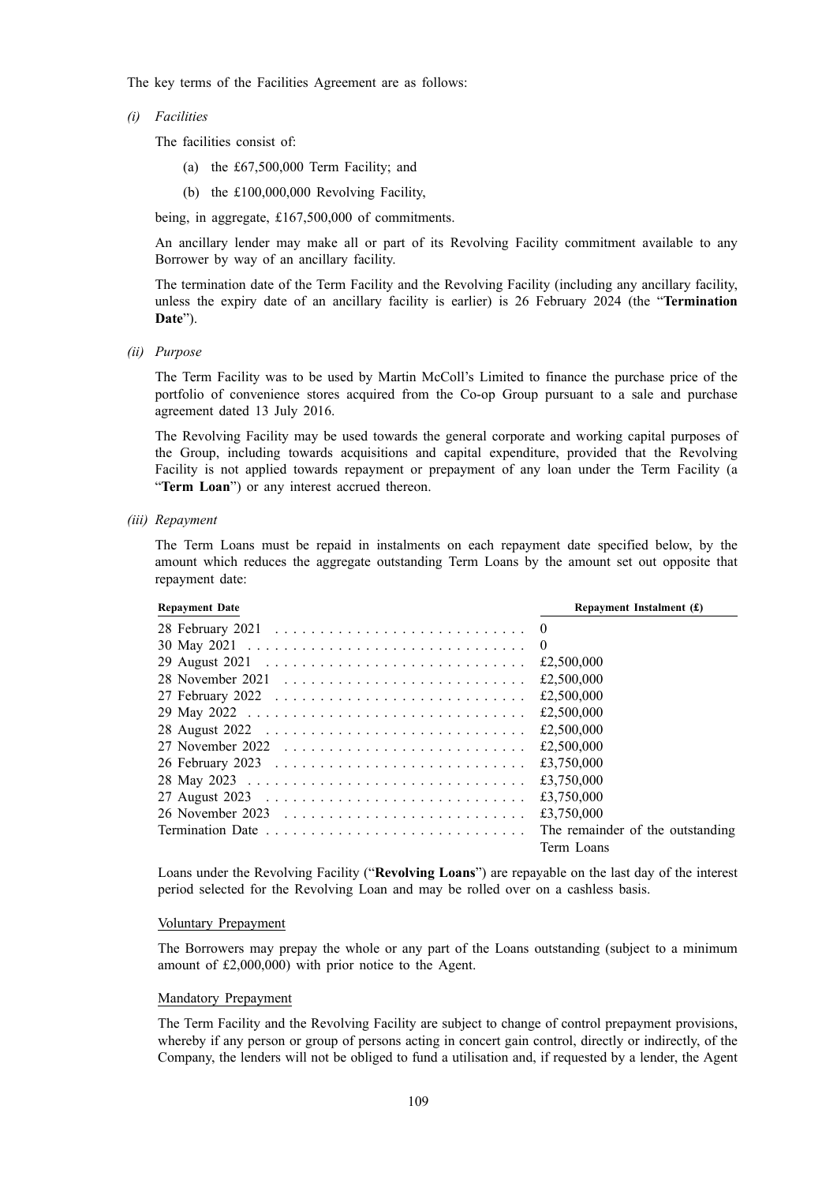The key terms of the Facilities Agreement are as follows:

*(i) Facilities*

The facilities consist of:

(a) the £67,500,000 Term Facility; and

(b) the £100,000,000 Revolving Facility,

being, in aggregate, £167,500,000 of commitments.

An ancillary lender may make all or part of its Revolving Facility commitment available to any Borrower by way of an ancillary facility.

The termination date of the Term Facility and the Revolving Facility (including any ancillary facility, unless the expiry date of an ancillary facility is earlier) is 26 February 2024 (the "**Termination Date**").

*(ii) Purpose*

The Term Facility was to be used by Martin McColl's Limited to finance the purchase price of the portfolio of convenience stores acquired from the Co-op Group pursuant to a sale and purchase agreement dated 13 July 2016.

The Revolving Facility may be used towards the general corporate and working capital purposes of the Group, including towards acquisitions and capital expenditure, provided that the Revolving Facility is not applied towards repayment or prepayment of any loan under the Term Facility (a "**Term Loan**") or any interest accrued thereon.

*(iii) Repayment*

The Term Loans must be repaid in instalments on each repayment date specified below, by the amount which reduces the aggregate outstanding Term Loans by the amount set out opposite that repayment date:

| Repayment Date | Repayment Instalment (£) |
|---|---|
| 28 February 2021 | 0 |
| 30 May 2021 | 0 |
| 29 August 2021 | £2,500,000 |
| 28 November 2021 | £2,500,000 |
| 27 February 2022 | £2,500,000 |
| 29 May 2022 | £2,500,000 |
| 28 August 2022 | £2,500,000 |
| 27 November 2022 | £2,500,000 |
| 26 February 2023 | £3,750,000 |
| 28 May 2023 | £3,750,000 |
| 27 August 2023 | £3,750,000 |
| 26 November 2023 | £3,750,000 |
| Termination Date | The remainder of the outstanding Term Loans |

Loans under the Revolving Facility ("**Revolving Loans**") are repayable on the last day of the interest period selected for the Revolving Loan and may be rolled over on a cashless basis.

Voluntary Prepayment

The Borrowers may prepay the whole or any part of the Loans outstanding (subject to a minimum amount of £2,000,000) with prior notice to the Agent.

Mandatory Prepayment

The Term Facility and the Revolving Facility are subject to change of control prepayment provisions, whereby if any person or group of persons acting in concert gain control, directly or indirectly, of the Company, the lenders will not be obliged to fund a utilisation and, if requested by a lender, the Agent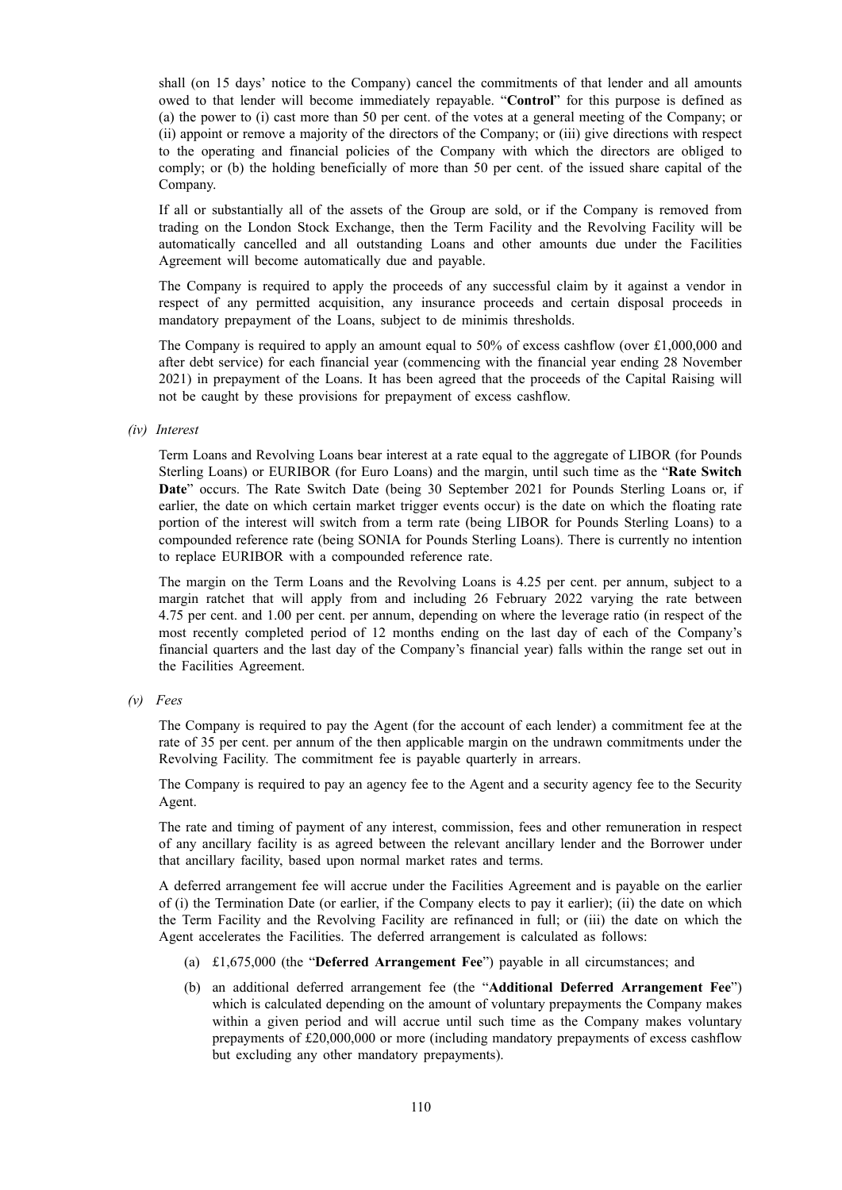shall (on 15 days' notice to the Company) cancel the commitments of that lender and all amounts owed to that lender will become immediately repayable. "**Control**" for this purpose is defined as (a) the power to (i) cast more than 50 per cent. of the votes at a general meeting of the Company; or (ii) appoint or remove a majority of the directors of the Company; or (iii) give directions with respect to the operating and financial policies of the Company with which the directors are obliged to comply; or (b) the holding beneficially of more than 50 per cent. of the issued share capital of the Company.

If all or substantially all of the assets of the Group are sold, or if the Company is removed from trading on the London Stock Exchange, then the Term Facility and the Revolving Facility will be automatically cancelled and all outstanding Loans and other amounts due under the Facilities Agreement will become automatically due and payable.

The Company is required to apply the proceeds of any successful claim by it against a vendor in respect of any permitted acquisition, any insurance proceeds and certain disposal proceeds in mandatory prepayment of the Loans, subject to de minimis thresholds.

The Company is required to apply an amount equal to 50% of excess cashflow (over £1,000,000 and after debt service) for each financial year (commencing with the financial year ending 28 November 2021) in prepayment of the Loans. It has been agreed that the proceeds of the Capital Raising will not be caught by these provisions for prepayment of excess cashflow.

*(iv) Interest*

Term Loans and Revolving Loans bear interest at a rate equal to the aggregate of LIBOR (for Pounds Sterling Loans) or EURIBOR (for Euro Loans) and the margin, until such time as the "**Rate Switch Date**" occurs. The Rate Switch Date (being 30 September 2021 for Pounds Sterling Loans or, if earlier, the date on which certain market trigger events occur) is the date on which the floating rate portion of the interest will switch from a term rate (being LIBOR for Pounds Sterling Loans) to a compounded reference rate (being SONIA for Pounds Sterling Loans). There is currently no intention to replace EURIBOR with a compounded reference rate.

The margin on the Term Loans and the Revolving Loans is 4.25 per cent. per annum, subject to a margin ratchet that will apply from and including 26 February 2022 varying the rate between 4.75 per cent. and 1.00 per cent. per annum, depending on where the leverage ratio (in respect of the most recently completed period of 12 months ending on the last day of each of the Company's financial quarters and the last day of the Company's financial year) falls within the range set out in the Facilities Agreement.

*(v) Fees*

The Company is required to pay the Agent (for the account of each lender) a commitment fee at the rate of 35 per cent. per annum of the then applicable margin on the undrawn commitments under the Revolving Facility. The commitment fee is payable quarterly in arrears.

The Company is required to pay an agency fee to the Agent and a security agency fee to the Security Agent.

The rate and timing of payment of any interest, commission, fees and other remuneration in respect of any ancillary facility is as agreed between the relevant ancillary lender and the Borrower under that ancillary facility, based upon normal market rates and terms.

A deferred arrangement fee will accrue under the Facilities Agreement and is payable on the earlier of (i) the Termination Date (or earlier, if the Company elects to pay it earlier); (ii) the date on which the Term Facility and the Revolving Facility are refinanced in full; or (iii) the date on which the Agent accelerates the Facilities. The deferred arrangement is calculated as follows:

(a) £1,675,000 (the "**Deferred Arrangement Fee**") payable in all circumstances; and

(b) an additional deferred arrangement fee (the "**Additional Deferred Arrangement Fee**") which is calculated depending on the amount of voluntary prepayments the Company makes within a given period and will accrue until such time as the Company makes voluntary prepayments of £20,000,000 or more (including mandatory prepayments of excess cashflow but excluding any other mandatory prepayments).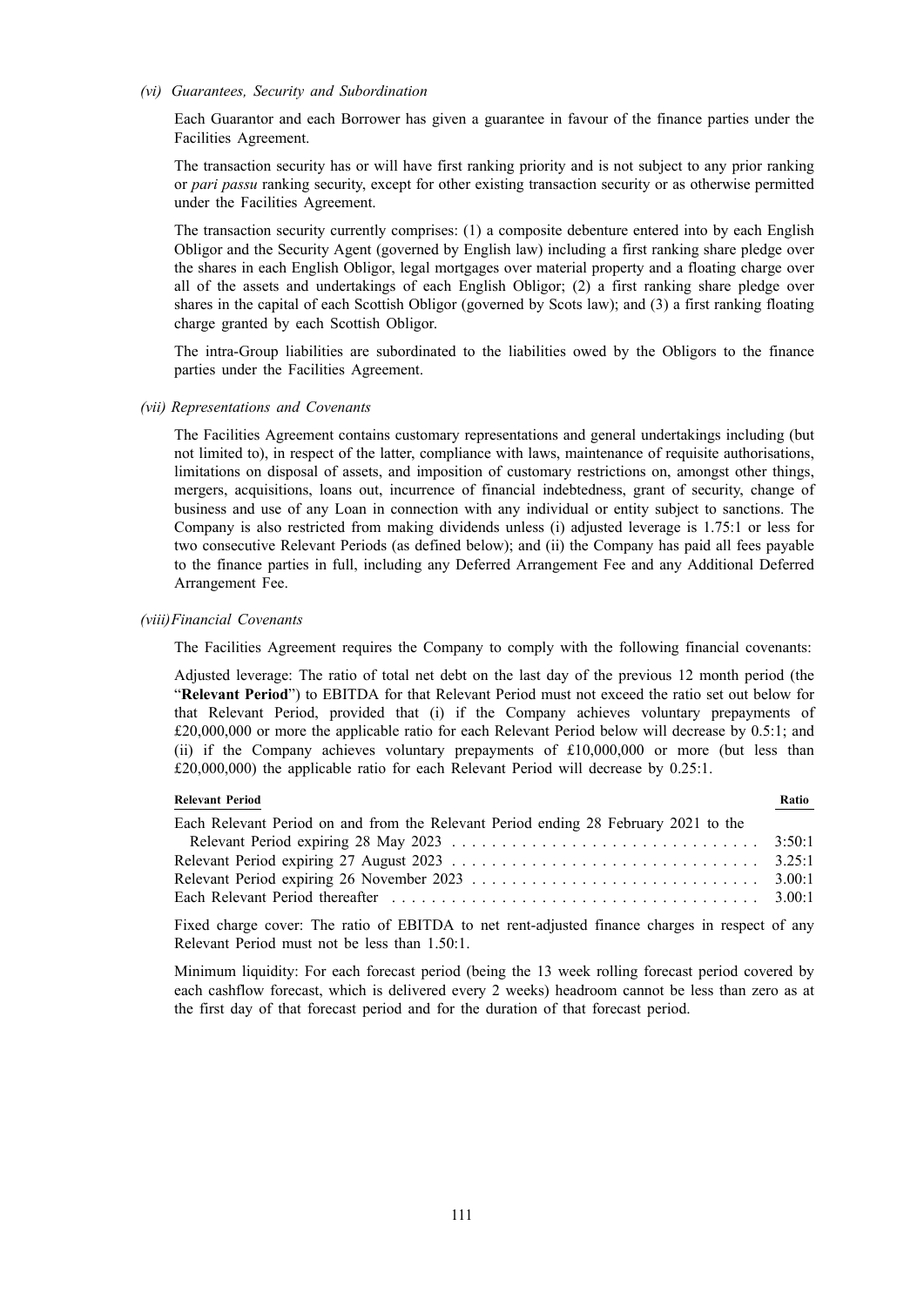*(vi) Guarantees, Security and Subordination*

Each Guarantor and each Borrower has given a guarantee in favour of the finance parties under the Facilities Agreement.

The transaction security has or will have first ranking priority and is not subject to any prior ranking or *pari passu* ranking security, except for other existing transaction security or as otherwise permitted under the Facilities Agreement.

The transaction security currently comprises: (1) a composite debenture entered into by each English Obligor and the Security Agent (governed by English law) including a first ranking share pledge over the shares in each English Obligor, legal mortgages over material property and a floating charge over all of the assets and undertakings of each English Obligor; (2) a first ranking share pledge over shares in the capital of each Scottish Obligor (governed by Scots law); and (3) a first ranking floating charge granted by each Scottish Obligor.

The intra-Group liabilities are subordinated to the liabilities owed by the Obligors to the finance parties under the Facilities Agreement.

*(vii) Representations and Covenants*

The Facilities Agreement contains customary representations and general undertakings including (but not limited to), in respect of the latter, compliance with laws, maintenance of requisite authorisations, limitations on disposal of assets, and imposition of customary restrictions on, amongst other things, mergers, acquisitions, loans out, incurrence of financial indebtedness, grant of security, change of business and use of any Loan in connection with any individual or entity subject to sanctions. The Company is also restricted from making dividends unless (i) adjusted leverage is 1.75:1 or less for two consecutive Relevant Periods (as defined below); and (ii) the Company has paid all fees payable to the finance parties in full, including any Deferred Arrangement Fee and any Additional Deferred Arrangement Fee.

*(viii) Financial Covenants*

The Facilities Agreement requires the Company to comply with the following financial covenants:

Adjusted leverage: The ratio of total net debt on the last day of the previous 12 month period (the "**Relevant Period**") to EBITDA for that Relevant Period must not exceed the ratio set out below for that Relevant Period, provided that (i) if the Company achieves voluntary prepayments of £20,000,000 or more the applicable ratio for each Relevant Period below will decrease by 0.5:1; and (ii) if the Company achieves voluntary prepayments of £10,000,000 or more (but less than £20,000,000) the applicable ratio for each Relevant Period will decrease by 0.25:1.

| Relevant Period | Ratio |
|---|---|
| Each Relevant Period on and from the Relevant Period ending 28 February 2021 to the Relevant Period expiring 28 May 2023 | 3:50:1 |
| Relevant Period expiring 27 August 2023 | 3.25:1 |
| Relevant Period expiring 26 November 2023 | 3.00:1 |
| Each Relevant Period thereafter | 3.00:1 |

Fixed charge cover: The ratio of EBITDA to net rent-adjusted finance charges in respect of any Relevant Period must not be less than 1.50:1.

Minimum liquidity: For each forecast period (being the 13 week rolling forecast period covered by each cashflow forecast, which is delivered every 2 weeks) headroom cannot be less than zero as at the first day of that forecast period and for the duration of that forecast period.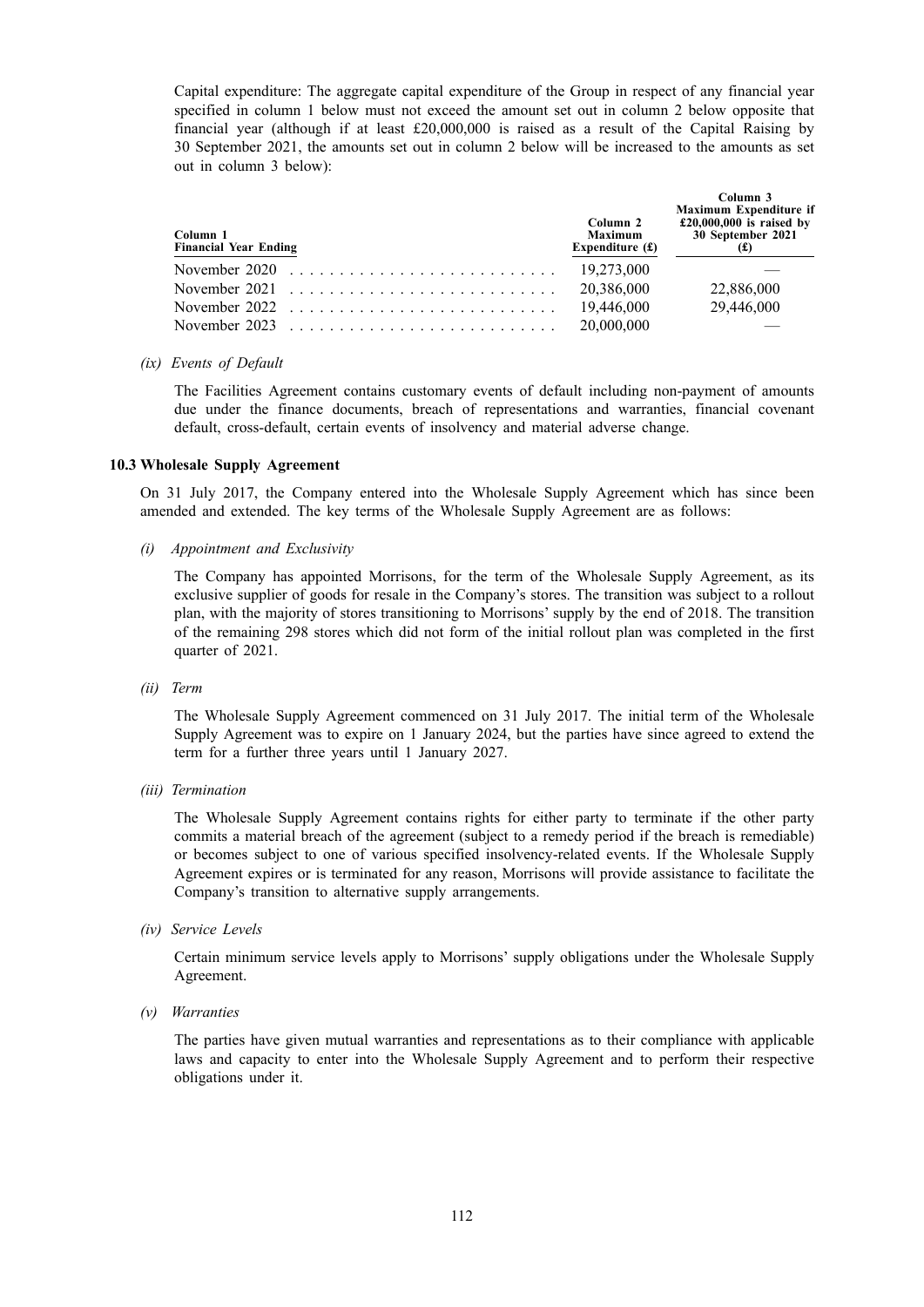Capital expenditure: The aggregate capital expenditure of the Group in respect of any financial year specified in column 1 below must not exceed the amount set out in column 2 below opposite that financial year (although if at least £20,000,000 is raised as a result of the Capital Raising by 30 September 2021, the amounts set out in column 2 below will be increased to the amounts as set out in column 3 below):

| Column 1<br>Financial Year Ending | Column 2<br>Maximum<br>Expenditure (£) | Column 3<br>Maximum Expenditure if<br>£20,000,000 is raised by<br>30 September 2021<br>(£) |
|---|---|---|
| November 2020 | 19,273,000 | — |
| November 2021 | 20,386,000 | 22,886,000 |
| November 2022 | 19,446,000 | 29,446,000 |
| November 2023 | 20,000,000 | — |

*(ix) Events of Default*

The Facilities Agreement contains customary events of default including non-payment of amounts due under the finance documents, breach of representations and warranties, financial covenant default, cross-default, certain events of insolvency and material adverse change.

### 10.3 Wholesale Supply Agreement

On 31 July 2017, the Company entered into the Wholesale Supply Agreement which has since been amended and extended. The key terms of the Wholesale Supply Agreement are as follows:

*(i) Appointment and Exclusivity*

The Company has appointed Morrisons, for the term of the Wholesale Supply Agreement, as its exclusive supplier of goods for resale in the Company's stores. The transition was subject to a rollout plan, with the majority of stores transitioning to Morrisons' supply by the end of 2018. The transition of the remaining 298 stores which did not form of the initial rollout plan was completed in the first quarter of 2021.

*(ii) Term*

The Wholesale Supply Agreement commenced on 31 July 2017. The initial term of the Wholesale Supply Agreement was to expire on 1 January 2024, but the parties have since agreed to extend the term for a further three years until 1 January 2027.

*(iii) Termination*

The Wholesale Supply Agreement contains rights for either party to terminate if the other party commits a material breach of the agreement (subject to a remedy period if the breach is remediable) or becomes subject to one of various specified insolvency-related events. If the Wholesale Supply Agreement expires or is terminated for any reason, Morrisons will provide assistance to facilitate the Company's transition to alternative supply arrangements.

*(iv) Service Levels*

Certain minimum service levels apply to Morrisons' supply obligations under the Wholesale Supply Agreement.

*(v) Warranties*

The parties have given mutual warranties and representations as to their compliance with applicable laws and capacity to enter into the Wholesale Supply Agreement and to perform their respective obligations under it.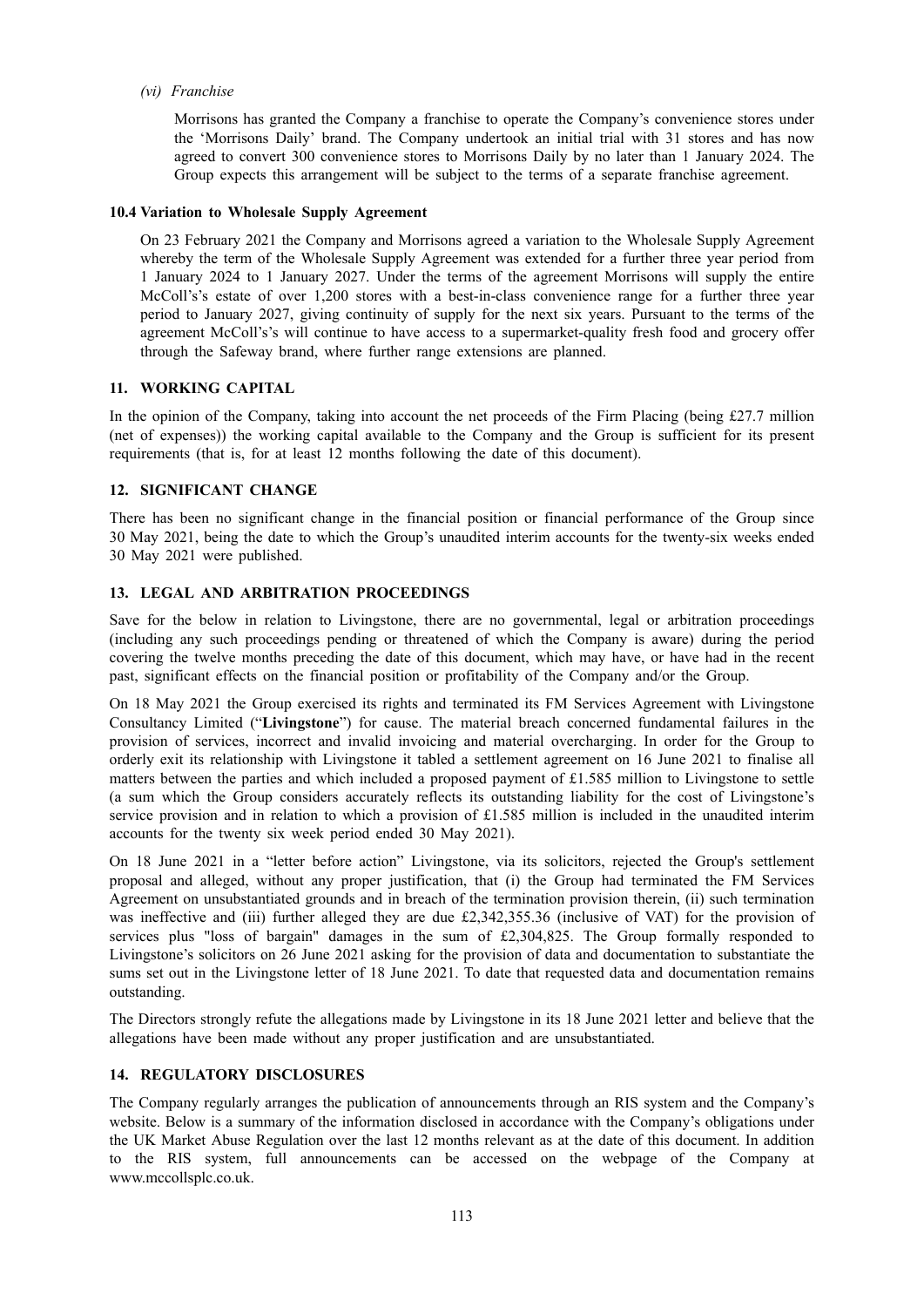*(vi) Franchise*

Morrisons has granted the Company a franchise to operate the Company's convenience stores under the 'Morrisons Daily' brand. The Company undertook an initial trial with 31 stores and has now agreed to convert 300 convenience stores to Morrisons Daily by no later than 1 January 2024. The Group expects this arrangement will be subject to the terms of a separate franchise agreement.

### 10.4 Variation to Wholesale Supply Agreement

On 23 February 2021 the Company and Morrisons agreed a variation to the Wholesale Supply Agreement whereby the term of the Wholesale Supply Agreement was extended for a further three year period from 1 January 2024 to 1 January 2027. Under the terms of the agreement Morrisons will supply the entire McColl's's estate of over 1,200 stores with a best-in-class convenience range for a further three year period to January 2027, giving continuity of supply for the next six years. Pursuant to the terms of the agreement McColl's's will continue to have access to a supermarket-quality fresh food and grocery offer through the Safeway brand, where further range extensions are planned.

## 11. WORKING CAPITAL

In the opinion of the Company, taking into account the net proceeds of the Firm Placing (being £27.7 million (net of expenses)) the working capital available to the Company and the Group is sufficient for its present requirements (that is, for at least 12 months following the date of this document).

## 12. SIGNIFICANT CHANGE

There has been no significant change in the financial position or financial performance of the Group since 30 May 2021, being the date to which the Group's unaudited interim accounts for the twenty-six weeks ended 30 May 2021 were published.

## 13. LEGAL AND ARBITRATION PROCEEDINGS

Save for the below in relation to Livingstone, there are no governmental, legal or arbitration proceedings (including any such proceedings pending or threatened of which the Company is aware) during the period covering the twelve months preceding the date of this document, which may have, or have had in the recent past, significant effects on the financial position or profitability of the Company and/or the Group.

On 18 May 2021 the Group exercised its rights and terminated its FM Services Agreement with Livingstone Consultancy Limited ("**Livingstone**") for cause. The material breach concerned fundamental failures in the provision of services, incorrect and invalid invoicing and material overcharging. In order for the Group to orderly exit its relationship with Livingstone it tabled a settlement agreement on 16 June 2021 to finalise all matters between the parties and which included a proposed payment of £1.585 million to Livingstone to settle (a sum which the Group considers accurately reflects its outstanding liability for the cost of Livingstone's service provision and in relation to which a provision of £1.585 million is included in the unaudited interim accounts for the twenty six week period ended 30 May 2021).

On 18 June 2021 in a "letter before action" Livingstone, via its solicitors, rejected the Group's settlement proposal and alleged, without any proper justification, that (i) the Group had terminated the FM Services Agreement on unsubstantiated grounds and in breach of the termination provision therein, (ii) such termination was ineffective and (iii) further alleged they are due £2,342,355.36 (inclusive of VAT) for the provision of services plus "loss of bargain" damages in the sum of £2,304,825. The Group formally responded to Livingstone's solicitors on 26 June 2021 asking for the provision of data and documentation to substantiate the sums set out in the Livingstone letter of 18 June 2021. To date that requested data and documentation remains outstanding.

The Directors strongly refute the allegations made by Livingstone in its 18 June 2021 letter and believe that the allegations have been made without any proper justification and are unsubstantiated.

## 14. REGULATORY DISCLOSURES

The Company regularly arranges the publication of announcements through an RIS system and the Company's website. Below is a summary of the information disclosed in accordance with the Company's obligations under the UK Market Abuse Regulation over the last 12 months relevant as at the date of this document. In addition to the RIS system, full announcements can be accessed on the webpage of the Company at www.mccollsplc.co.uk.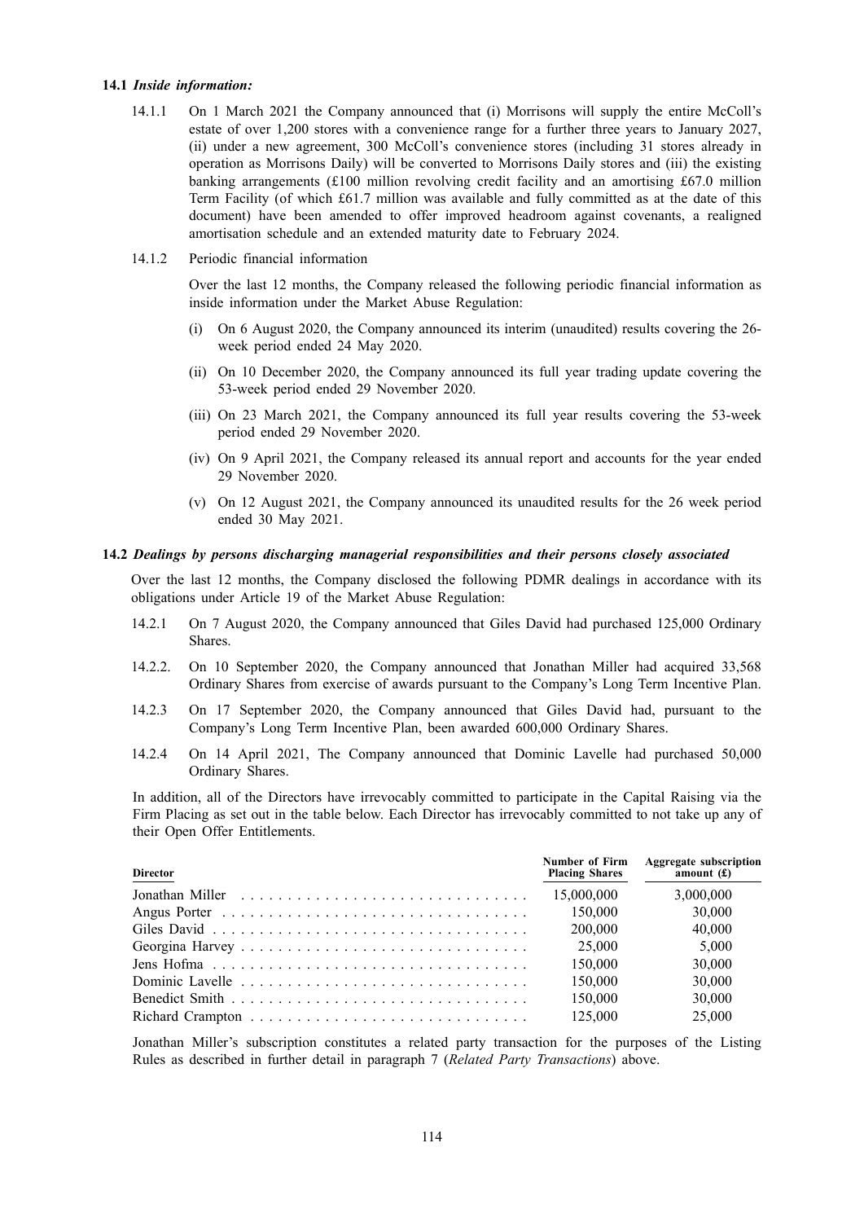**14.1** ***Inside information:***

14.1.1 On 1 March 2021 the Company announced that (i) Morrisons will supply the entire McColl's estate of over 1,200 stores with a convenience range for a further three years to January 2027, (ii) under a new agreement, 300 McColl's convenience stores (including 31 stores already in operation as Morrisons Daily) will be converted to Morrisons Daily stores and (iii) the existing banking arrangements (£100 million revolving credit facility and an amortising £67.0 million Term Facility (of which £61.7 million was available and fully committed as at the date of this document) have been amended to offer improved headroom against covenants, a realigned amortisation schedule and an extended maturity date to February 2024.

14.1.2 Periodic financial information

Over the last 12 months, the Company released the following periodic financial information as inside information under the Market Abuse Regulation:

(i) On 6 August 2020, the Company announced its interim (unaudited) results covering the 26-week period ended 24 May 2020.

(ii) On 10 December 2020, the Company announced its full year trading update covering the 53-week period ended 29 November 2020.

(iii) On 23 March 2021, the Company announced its full year results covering the 53-week period ended 29 November 2020.

(iv) On 9 April 2021, the Company released its annual report and accounts for the year ended 29 November 2020.

(v) On 12 August 2021, the Company announced its unaudited results for the 26 week period ended 30 May 2021.

**14.2** ***Dealings by persons discharging managerial responsibilities and their persons closely associated***

Over the last 12 months, the Company disclosed the following PDMR dealings in accordance with its obligations under Article 19 of the Market Abuse Regulation:

14.2.1 On 7 August 2020, the Company announced that Giles David had purchased 125,000 Ordinary Shares.

14.2.2. On 10 September 2020, the Company announced that Jonathan Miller had acquired 33,568 Ordinary Shares from exercise of awards pursuant to the Company's Long Term Incentive Plan.

14.2.3 On 17 September 2020, the Company announced that Giles David had, pursuant to the Company's Long Term Incentive Plan, been awarded 600,000 Ordinary Shares.

14.2.4 On 14 April 2021, The Company announced that Dominic Lavelle had purchased 50,000 Ordinary Shares.

In addition, all of the Directors have irrevocably committed to participate in the Capital Raising via the Firm Placing as set out in the table below. Each Director has irrevocably committed to not take up any of their Open Offer Entitlements.

| Director | Number of Firm Placing Shares | Aggregate subscription amount (£) |
|---|---|---|
| Jonathan Miller | 15,000,000 | 3,000,000 |
| Angus Porter | 150,000 | 30,000 |
| Giles David | 200,000 | 40,000 |
| Georgina Harvey | 25,000 | 5,000 |
| Jens Hofma | 150,000 | 30,000 |
| Dominic Lavelle | 150,000 | 30,000 |
| Benedict Smith | 150,000 | 30,000 |
| Richard Crampton | 125,000 | 25,000 |

Jonathan Miller's subscription constitutes a related party transaction for the purposes of the Listing Rules as described in further detail in paragraph 7 (*Related Party Transactions*) above.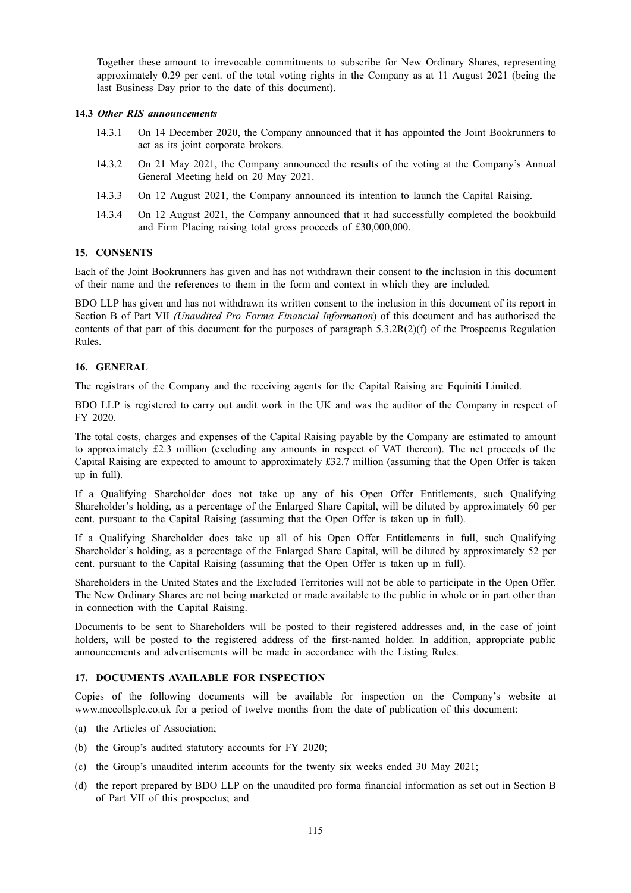Together these amount to irrevocable commitments to subscribe for New Ordinary Shares, representing approximately 0.29 per cent. of the total voting rights in the Company as at 11 August 2021 (being the last Business Day prior to the date of this document).

#### 14.3 *Other RIS announcements*

14.3.1 On 14 December 2020, the Company announced that it has appointed the Joint Bookrunners to act as its joint corporate brokers.

14.3.2 On 21 May 2021, the Company announced the results of the voting at the Company's Annual General Meeting held on 20 May 2021.

14.3.3 On 12 August 2021, the Company announced its intention to launch the Capital Raising.

14.3.4 On 12 August 2021, the Company announced that it had successfully completed the bookbuild and Firm Placing raising total gross proceeds of £30,000,000.

### 15. CONSENTS

Each of the Joint Bookrunners has given and has not withdrawn their consent to the inclusion in this document of their name and the references to them in the form and context in which they are included.

BDO LLP has given and has not withdrawn its written consent to the inclusion in this document of its report in Section B of Part VII *(Unaudited Pro Forma Financial Information*) of this document and has authorised the contents of that part of this document for the purposes of paragraph 5.3.2R(2)(f) of the Prospectus Regulation Rules.

### 16. GENERAL

The registrars of the Company and the receiving agents for the Capital Raising are Equiniti Limited.

BDO LLP is registered to carry out audit work in the UK and was the auditor of the Company in respect of FY 2020.

The total costs, charges and expenses of the Capital Raising payable by the Company are estimated to amount to approximately £2.3 million (excluding any amounts in respect of VAT thereon). The net proceeds of the Capital Raising are expected to amount to approximately £32.7 million (assuming that the Open Offer is taken up in full).

If a Qualifying Shareholder does not take up any of his Open Offer Entitlements, such Qualifying Shareholder's holding, as a percentage of the Enlarged Share Capital, will be diluted by approximately 60 per cent. pursuant to the Capital Raising (assuming that the Open Offer is taken up in full).

If a Qualifying Shareholder does take up all of his Open Offer Entitlements in full, such Qualifying Shareholder's holding, as a percentage of the Enlarged Share Capital, will be diluted by approximately 52 per cent. pursuant to the Capital Raising (assuming that the Open Offer is taken up in full).

Shareholders in the United States and the Excluded Territories will not be able to participate in the Open Offer. The New Ordinary Shares are not being marketed or made available to the public in whole or in part other than in connection with the Capital Raising.

Documents to be sent to Shareholders will be posted to their registered addresses and, in the case of joint holders, will be posted to the registered address of the first-named holder. In addition, appropriate public announcements and advertisements will be made in accordance with the Listing Rules.

### 17. DOCUMENTS AVAILABLE FOR INSPECTION

Copies of the following documents will be available for inspection on the Company's website at www.mccollsplc.co.uk for a period of twelve months from the date of publication of this document:

(a) the Articles of Association;

(b) the Group's audited statutory accounts for FY 2020;

(c) the Group's unaudited interim accounts for the twenty six weeks ended 30 May 2021;

(d) the report prepared by BDO LLP on the unaudited pro forma financial information as set out in Section B of Part VII of this prospectus; and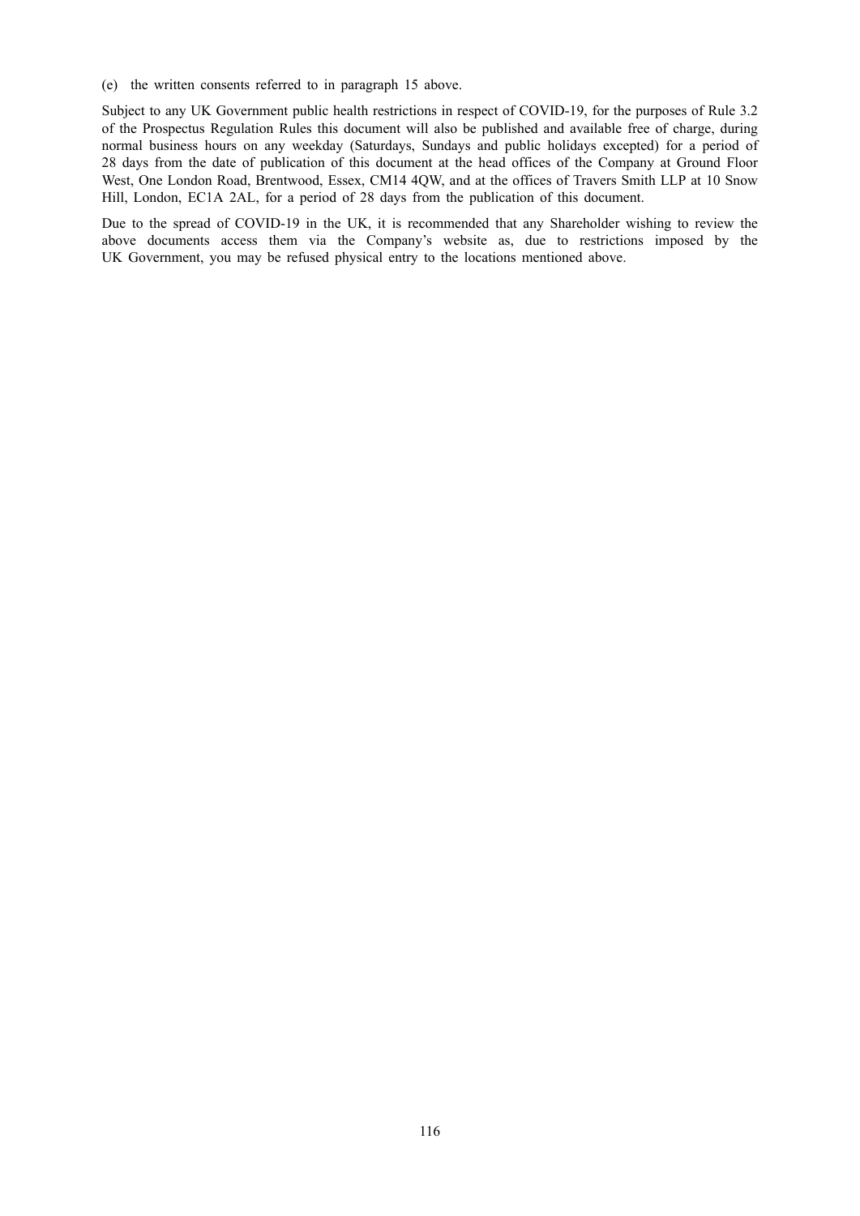(e) the written consents referred to in paragraph 15 above.

Subject to any UK Government public health restrictions in respect of COVID-19, for the purposes of Rule 3.2 of the Prospectus Regulation Rules this document will also be published and available free of charge, during normal business hours on any weekday (Saturdays, Sundays and public holidays excepted) for a period of 28 days from the date of publication of this document at the head offices of the Company at Ground Floor West, One London Road, Brentwood, Essex, CM14 4QW, and at the offices of Travers Smith LLP at 10 Snow Hill, London, EC1A 2AL, for a period of 28 days from the publication of this document.

Due to the spread of COVID-19 in the UK, it is recommended that any Shareholder wishing to review the above documents access them via the Company's website as, due to restrictions imposed by the UK Government, you may be refused physical entry to the locations mentioned above.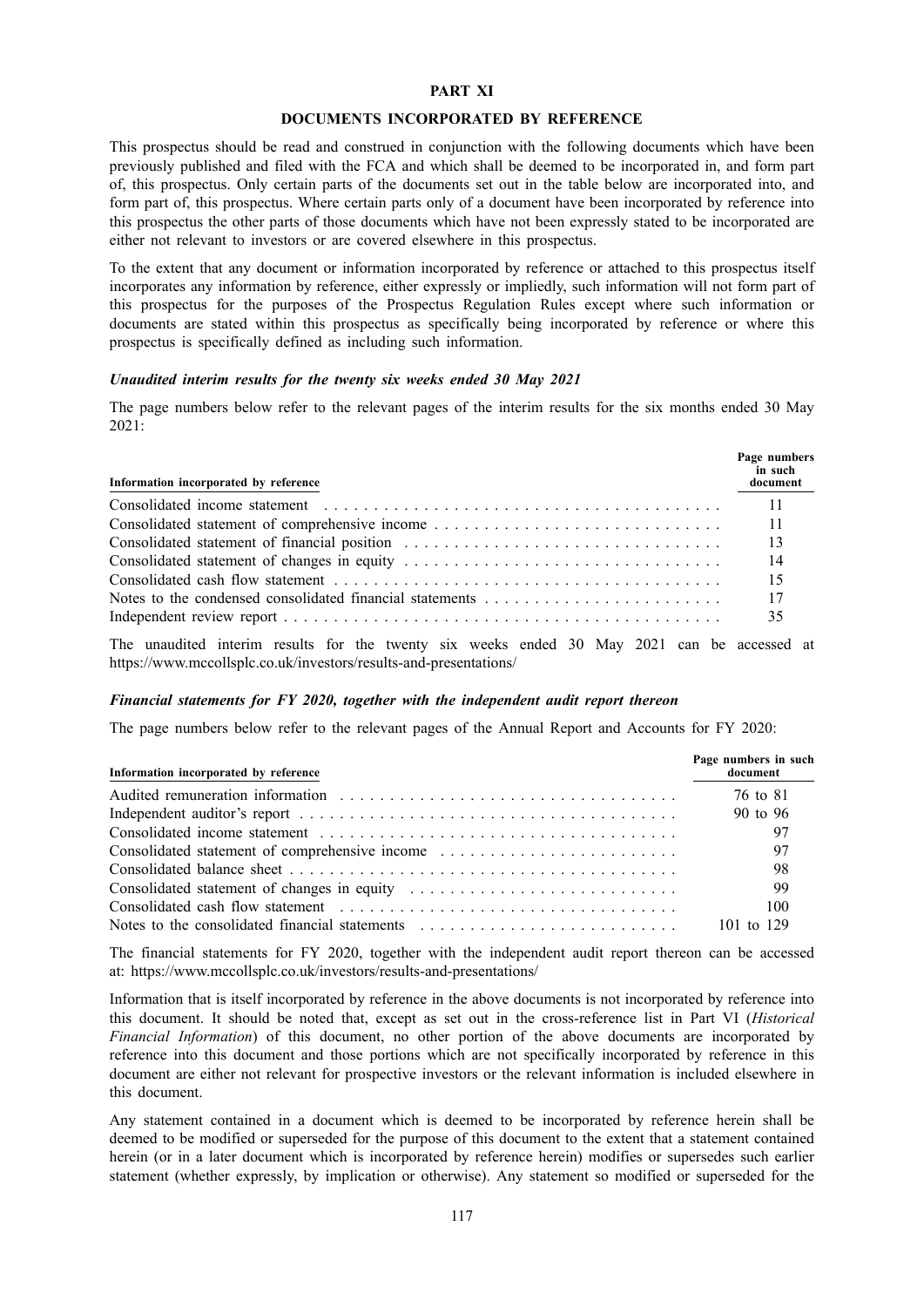# PART XI

## DOCUMENTS INCORPORATED BY REFERENCE

This prospectus should be read and construed in conjunction with the following documents which have been previously published and filed with the FCA and which shall be deemed to be incorporated in, and form part of, this prospectus. Only certain parts of the documents set out in the table below are incorporated into, and form part of, this prospectus. Where certain parts only of a document have been incorporated by reference into this prospectus the other parts of those documents which have not been expressly stated to be incorporated are either not relevant to investors or are covered elsewhere in this prospectus.

To the extent that any document or information incorporated by reference or attached to this prospectus itself incorporates any information by reference, either expressly or impliedly, such information will not form part of this prospectus for the purposes of the Prospectus Regulation Rules except where such information or documents are stated within this prospectus as specifically being incorporated by reference or where this prospectus is specifically defined as including such information.

### *Unaudited interim results for the twenty six weeks ended 30 May 2021*

The page numbers below refer to the relevant pages of the interim results for the six months ended 30 May 2021:

| Information incorporated by reference | Page numbers in such document |
|---|---|
| Consolidated income statement | 11 |
| Consolidated statement of comprehensive income | 11 |
| Consolidated statement of financial position | 13 |
| Consolidated statement of changes in equity | 14 |
| Consolidated cash flow statement | 15 |
| Notes to the condensed consolidated financial statements | 17 |
| Independent review report | 35 |

The unaudited interim results for the twenty six weeks ended 30 May 2021 can be accessed at https://www.mccollsplc.co.uk/investors/results-and-presentations/

### *Financial statements for FY 2020, together with the independent audit report thereon*

The page numbers below refer to the relevant pages of the Annual Report and Accounts for FY 2020:

| Information incorporated by reference | Page numbers in such document |
|---|---|
| Audited remuneration information | 76 to 81 |
| Independent auditor's report | 90 to 96 |
| Consolidated income statement | 97 |
| Consolidated statement of comprehensive income | 97 |
| Consolidated balance sheet | 98 |
| Consolidated statement of changes in equity | 99 |
| Consolidated cash flow statement | 100 |
| Notes to the consolidated financial statements | 101 to 129 |

The financial statements for FY 2020, together with the independent audit report thereon can be accessed at: https://www.mccollsplc.co.uk/investors/results-and-presentations/

Information that is itself incorporated by reference in the above documents is not incorporated by reference into this document. It should be noted that, except as set out in the cross-reference list in Part VI (*Historical Financial Information*) of this document, no other portion of the above documents are incorporated by reference into this document and those portions which are not specifically incorporated by reference in this document are either not relevant for prospective investors or the relevant information is included elsewhere in this document.

Any statement contained in a document which is deemed to be incorporated by reference herein shall be deemed to be modified or superseded for the purpose of this document to the extent that a statement contained herein (or in a later document which is incorporated by reference herein) modifies or supersedes such earlier statement (whether expressly, by implication or otherwise). Any statement so modified or superseded for the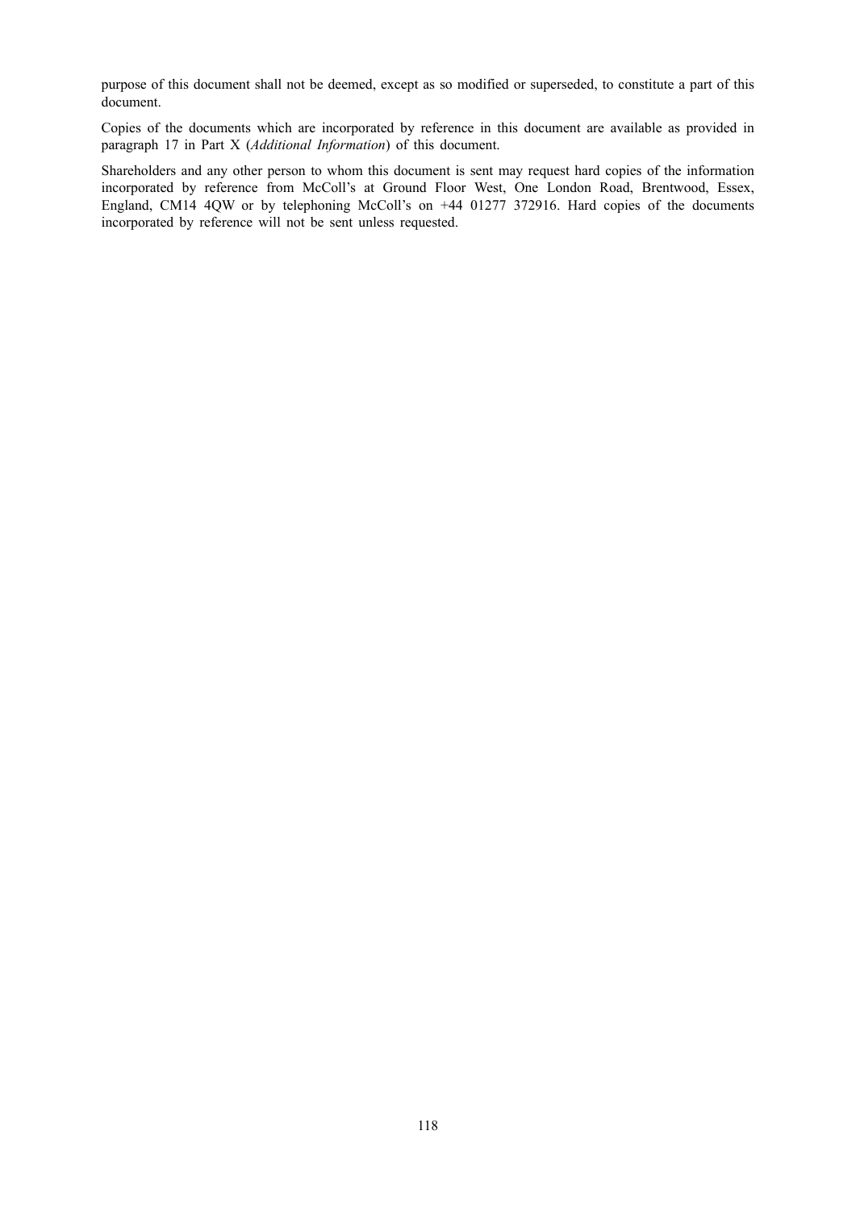purpose of this document shall not be deemed, except as so modified or superseded, to constitute a part of this document.

Copies of the documents which are incorporated by reference in this document are available as provided in paragraph 17 in Part X (*Additional Information*) of this document.

Shareholders and any other person to whom this document is sent may request hard copies of the information incorporated by reference from McColl's at Ground Floor West, One London Road, Brentwood, Essex, England, CM14 4QW or by telephoning McColl's on +44 01277 372916. Hard copies of the documents incorporated by reference will not be sent unless requested.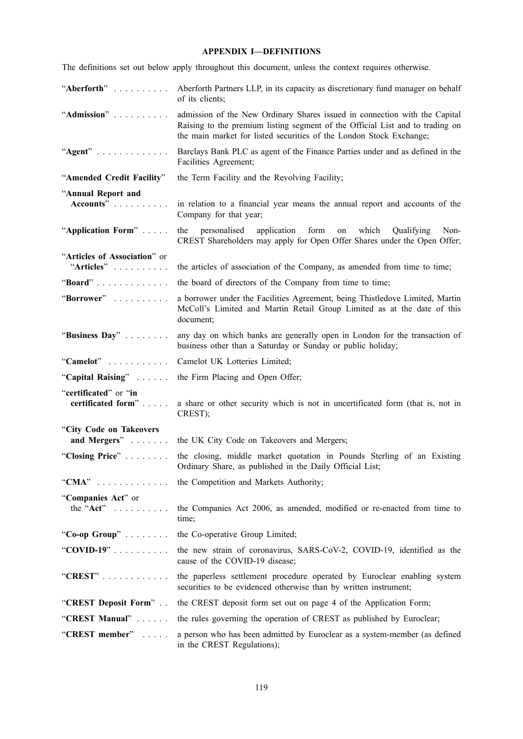# APPENDIX I—DEFINITIONS

The definitions set out below apply throughout this document, unless the context requires otherwise.

| | |
|---|---|
| "**Aberforth**" | Aberforth Partners LLP, in its capacity as discretionary fund manager on behalf of its clients; |
| "**Admission**" | admission of the New Ordinary Shares issued in connection with the Capital Raising to the premium listing segment of the Official List and to trading on the main market for listed securities of the London Stock Exchange; |
| "**Agent**" | Barclays Bank PLC as agent of the Finance Parties under and as defined in the Facilities Agreement; |
| "**Amended Credit Facility**" | the Term Facility and the Revolving Facility; |
| "**Annual Report and Accounts**" | in relation to a financial year means the annual report and accounts of the Company for that year; |
| "**Application Form**" | the personalised application form on which Qualifying Non-CREST Shareholders may apply for Open Offer Shares under the Open Offer; |
| "**Articles of Association**" or "**Articles**" | the articles of association of the Company, as amended from time to time; |
| "**Board**" | the board of directors of the Company from time to time; |
| "**Borrower**" | a borrower under the Facilities Agreement, being Thistledove Limited, Martin McColl's Limited and Martin Retail Group Limited as at the date of this document; |
| "**Business Day**" | any day on which banks are generally open in London for the transaction of business other than a Saturday or Sunday or public holiday; |
| "**Camelot**" | Camelot UK Lotteries Limited; |
| "**Capital Raising**" | the Firm Placing and Open Offer; |
| "**certificated**" or "**in certificated form**" | a share or other security which is not in uncertificated form (that is, not in CREST); |
| "**City Code on Takeovers and Mergers**" | the UK City Code on Takeovers and Mergers; |
| "**Closing Price**" | the closing, middle market quotation in Pounds Sterling of an Existing Ordinary Share, as published in the Daily Official List; |
| "**CMA**" | the Competition and Markets Authority; |
| "**Companies Act**" or the "**Act**" | the Companies Act 2006, as amended, modified or re-enacted from time to time; |
| "**Co-op Group**" | the Co-operative Group Limited; |
| "**COVID-19**" | the new strain of coronavirus, SARS-CoV-2, COVID-19, identified as the cause of the COVID-19 disease; |
| "**CREST**" | the paperless settlement procedure operated by Euroclear enabling system securities to be evidenced otherwise than by written instrument; |
| "**CREST Deposit Form**" | the CREST deposit form set out on page 4 of the Application Form; |
| "**CREST Manual**" | the rules governing the operation of CREST as published by Euroclear; |
| "**CREST member**" | a person who has been admitted by Euroclear as a system-member (as defined in the CREST Regulations); |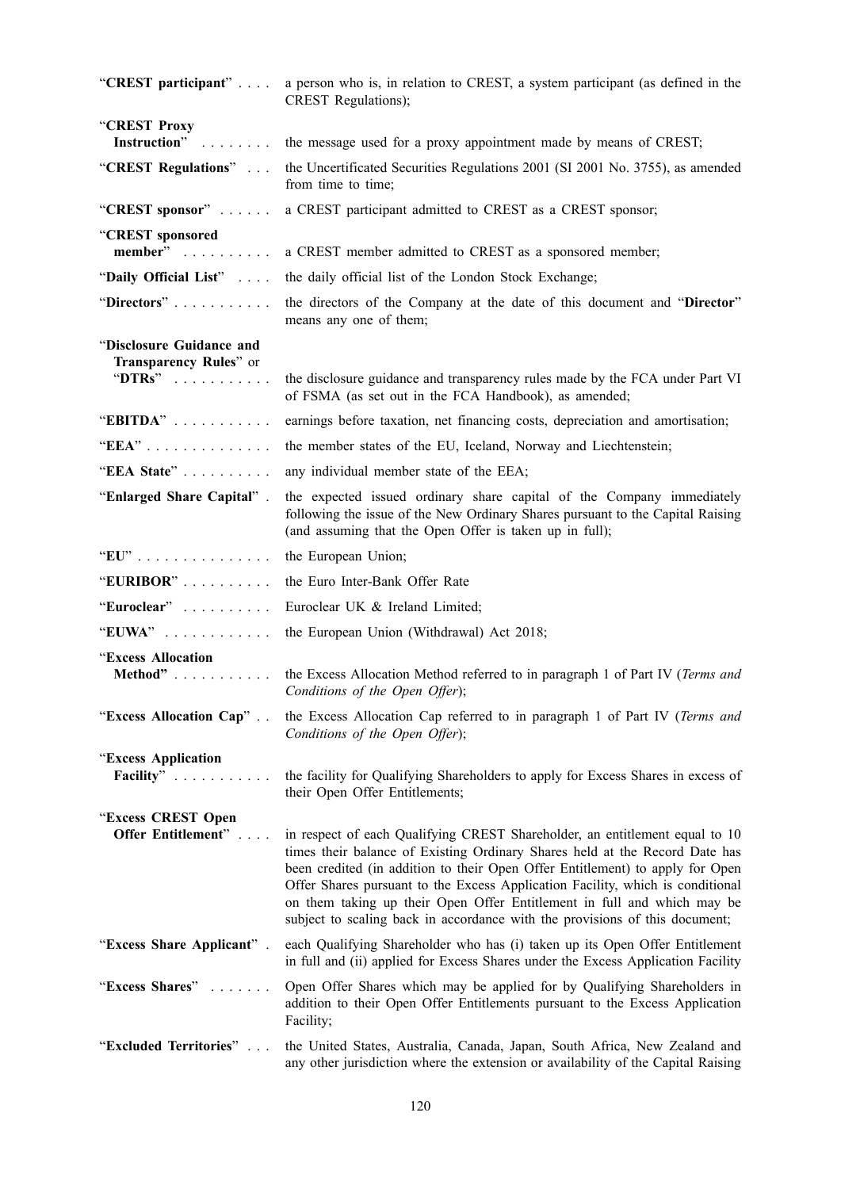| | |
|---|---|
| "**CREST participant**" | a person who is, in relation to CREST, a system participant (as defined in the CREST Regulations); |
| "**CREST Proxy Instruction**" | the message used for a proxy appointment made by means of CREST; |
| "**CREST Regulations**" | the Uncertificated Securities Regulations 2001 (SI 2001 No. 3755), as amended from time to time; |
| "**CREST sponsor**" | a CREST participant admitted to CREST as a CREST sponsor; |
| "**CREST sponsored member**" | a CREST member admitted to CREST as a sponsored member; |
| "**Daily Official List**" | the daily official list of the London Stock Exchange; |
| "**Directors**" | the directors of the Company at the date of this document and "**Director**" means any one of them; |
| "**Disclosure Guidance and Transparency Rules**" or "**DTRs**" | the disclosure guidance and transparency rules made by the FCA under Part VI of FSMA (as set out in the FCA Handbook), as amended; |
| "**EBITDA**" | earnings before taxation, net financing costs, depreciation and amortisation; |
| "**EEA**" | the member states of the EU, Iceland, Norway and Liechtenstein; |
| "**EEA State**" | any individual member state of the EEA; |
| "**Enlarged Share Capital**" | the expected issued ordinary share capital of the Company immediately following the issue of the New Ordinary Shares pursuant to the Capital Raising (and assuming that the Open Offer is taken up in full); |
| "**EU**" | the European Union; |
| "**EURIBOR**" | the Euro Inter-Bank Offer Rate |
| "**Euroclear**" | Euroclear UK & Ireland Limited; |
| "**EUWA**" | the European Union (Withdrawal) Act 2018; |
| "**Excess Allocation Method"** | the Excess Allocation Method referred to in paragraph 1 of Part IV (*Terms and Conditions of the Open Offer*); |
| "**Excess Allocation Cap**" | the Excess Allocation Cap referred to in paragraph 1 of Part IV (*Terms and Conditions of the Open Offer*); |
| "**Excess Application Facility**" | the facility for Qualifying Shareholders to apply for Excess Shares in excess of their Open Offer Entitlements; |
| "**Excess CREST Open Offer Entitlement**" | in respect of each Qualifying CREST Shareholder, an entitlement equal to 10 times their balance of Existing Ordinary Shares held at the Record Date has been credited (in addition to their Open Offer Entitlement) to apply for Open Offer Shares pursuant to the Excess Application Facility, which is conditional on them taking up their Open Offer Entitlement in full and which may be subject to scaling back in accordance with the provisions of this document; |
| "**Excess Share Applicant**" | each Qualifying Shareholder who has (i) taken up its Open Offer Entitlement in full and (ii) applied for Excess Shares under the Excess Application Facility |
| "**Excess Shares**" | Open Offer Shares which may be applied for by Qualifying Shareholders in addition to their Open Offer Entitlements pursuant to the Excess Application Facility; |
| "**Excluded Territories**" | the United States, Australia, Canada, Japan, South Africa, New Zealand and any other jurisdiction where the extension or availability of the Capital Raising |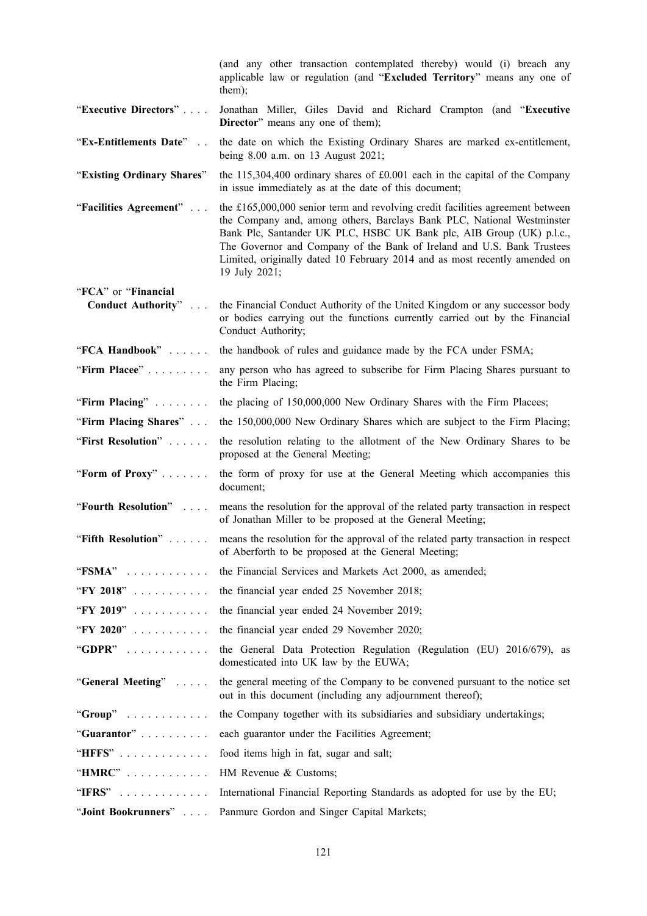| | |
|---|---|
| | (and any other transaction contemplated thereby) would (i) breach any applicable law or regulation (and "**Excluded Territory**" means any one of them); |
| "**Executive Directors**" | Jonathan Miller, Giles David and Richard Crampton (and "**Executive Director**" means any one of them); |
| "**Ex-Entitlements Date**" | the date on which the Existing Ordinary Shares are marked ex-entitlement, being 8.00 a.m. on 13 August 2021; |
| "**Existing Ordinary Shares**" | the 115,304,400 ordinary shares of £0.001 each in the capital of the Company in issue immediately as at the date of this document; |
| "**Facilities Agreement**" | the £165,000,000 senior term and revolving credit facilities agreement between the Company and, among others, Barclays Bank PLC, National Westminster Bank Plc, Santander UK PLC, HSBC UK Bank plc, AIB Group (UK) p.l.c., The Governor and Company of the Bank of Ireland and U.S. Bank Trustees Limited, originally dated 10 February 2014 and as most recently amended on 19 July 2021; |
| "**FCA**" or "**Financial Conduct Authority**" | the Financial Conduct Authority of the United Kingdom or any successor body or bodies carrying out the functions currently carried out by the Financial Conduct Authority; |
| "**FCA Handbook**" | the handbook of rules and guidance made by the FCA under FSMA; |
| "**Firm Placee**" | any person who has agreed to subscribe for Firm Placing Shares pursuant to the Firm Placing; |
| "**Firm Placing**" | the placing of 150,000,000 New Ordinary Shares with the Firm Placees; |
| "**Firm Placing Shares**" | the 150,000,000 New Ordinary Shares which are subject to the Firm Placing; |
| "**First Resolution**" | the resolution relating to the allotment of the New Ordinary Shares to be proposed at the General Meeting; |
| "**Form of Proxy**" | the form of proxy for use at the General Meeting which accompanies this document; |
| "**Fourth Resolution**" | means the resolution for the approval of the related party transaction in respect of Jonathan Miller to be proposed at the General Meeting; |
| "**Fifth Resolution**" | means the resolution for the approval of the related party transaction in respect of Aberforth to be proposed at the General Meeting; |
| "**FSMA**" | the Financial Services and Markets Act 2000, as amended; |
| "**FY 2018**" | the financial year ended 25 November 2018; |
| "**FY 2019**" | the financial year ended 24 November 2019; |
| "**FY 2020**" | the financial year ended 29 November 2020; |
| "**GDPR**" | the General Data Protection Regulation (Regulation (EU) 2016/679), as domesticated into UK law by the EUWA; |
| "**General Meeting**" | the general meeting of the Company to be convened pursuant to the notice set out in this document (including any adjournment thereof); |
| "**Group**" | the Company together with its subsidiaries and subsidiary undertakings; |
| "**Guarantor**" | each guarantor under the Facilities Agreement; |
| "**HFFS**" | food items high in fat, sugar and salt; |
| "**HMRC**" | HM Revenue & Customs; |
| "**IFRS**" | International Financial Reporting Standards as adopted for use by the EU; |
| "**Joint Bookrunners**" | Panmure Gordon and Singer Capital Markets; |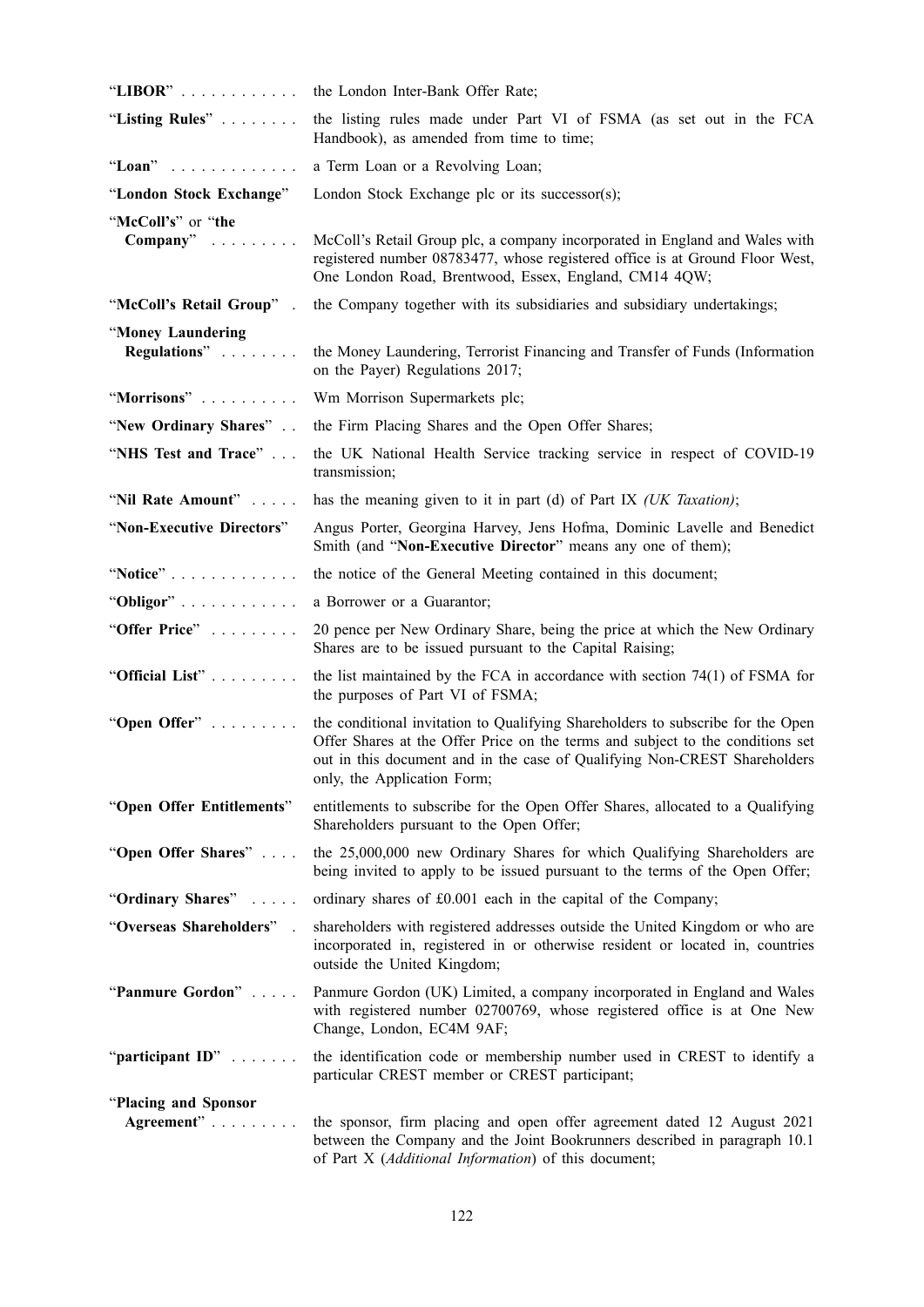| | |
|---|---|
| "**LIBOR**" | the London Inter-Bank Offer Rate; |
| "**Listing Rules**" | the listing rules made under Part VI of FSMA (as set out in the FCA Handbook), as amended from time to time; |
| "**Loan**" | a Term Loan or a Revolving Loan; |
| "**London Stock Exchange**" | London Stock Exchange plc or its successor(s); |
| "**McColl's**" or "**the Company**" | McColl's Retail Group plc, a company incorporated in England and Wales with registered number 08783477, whose registered office is at Ground Floor West, One London Road, Brentwood, Essex, England, CM14 4QW; |
| "**McColl's Retail Group**" | the Company together with its subsidiaries and subsidiary undertakings; |
| "**Money Laundering Regulations**" | the Money Laundering, Terrorist Financing and Transfer of Funds (Information on the Payer) Regulations 2017; |
| "**Morrisons**" | Wm Morrison Supermarkets plc; |
| "**New Ordinary Shares**" | the Firm Placing Shares and the Open Offer Shares; |
| "**NHS Test and Trace**" | the UK National Health Service tracking service in respect of COVID-19 transmission; |
| "**Nil Rate Amount**" | has the meaning given to it in part (d) of Part IX *(UK Taxation)*; |
| "**Non-Executive Directors**" | Angus Porter, Georgina Harvey, Jens Hofma, Dominic Lavelle and Benedict Smith (and "**Non-Executive Director**" means any one of them); |
| "**Notice**" | the notice of the General Meeting contained in this document; |
| "**Obligor**" | a Borrower or a Guarantor; |
| "**Offer Price**" | 20 pence per New Ordinary Share, being the price at which the New Ordinary Shares are to be issued pursuant to the Capital Raising; |
| "**Official List**" | the list maintained by the FCA in accordance with section 74(1) of FSMA for the purposes of Part VI of FSMA; |
| "**Open Offer**" | the conditional invitation to Qualifying Shareholders to subscribe for the Open Offer Shares at the Offer Price on the terms and subject to the conditions set out in this document and in the case of Qualifying Non-CREST Shareholders only, the Application Form; |
| "**Open Offer Entitlements**" | entitlements to subscribe for the Open Offer Shares, allocated to a Qualifying Shareholders pursuant to the Open Offer; |
| "**Open Offer Shares**" | the 25,000,000 new Ordinary Shares for which Qualifying Shareholders are being invited to apply to be issued pursuant to the terms of the Open Offer; |
| "**Ordinary Shares**" | ordinary shares of £0.001 each in the capital of the Company; |
| "**Overseas Shareholders**" | shareholders with registered addresses outside the United Kingdom or who are incorporated in, registered in or otherwise resident or located in, countries outside the United Kingdom; |
| "**Panmure Gordon**" | Panmure Gordon (UK) Limited, a company incorporated in England and Wales with registered number 02700769, whose registered office is at One New Change, London, EC4M 9AF; |
| "**participant ID**" | the identification code or membership number used in CREST to identify a particular CREST member or CREST participant; |
| "**Placing and Sponsor Agreement**" | the sponsor, firm placing and open offer agreement dated 12 August 2021 between the Company and the Joint Bookrunners described in paragraph 10.1 of Part X (*Additional Information*) of this document; |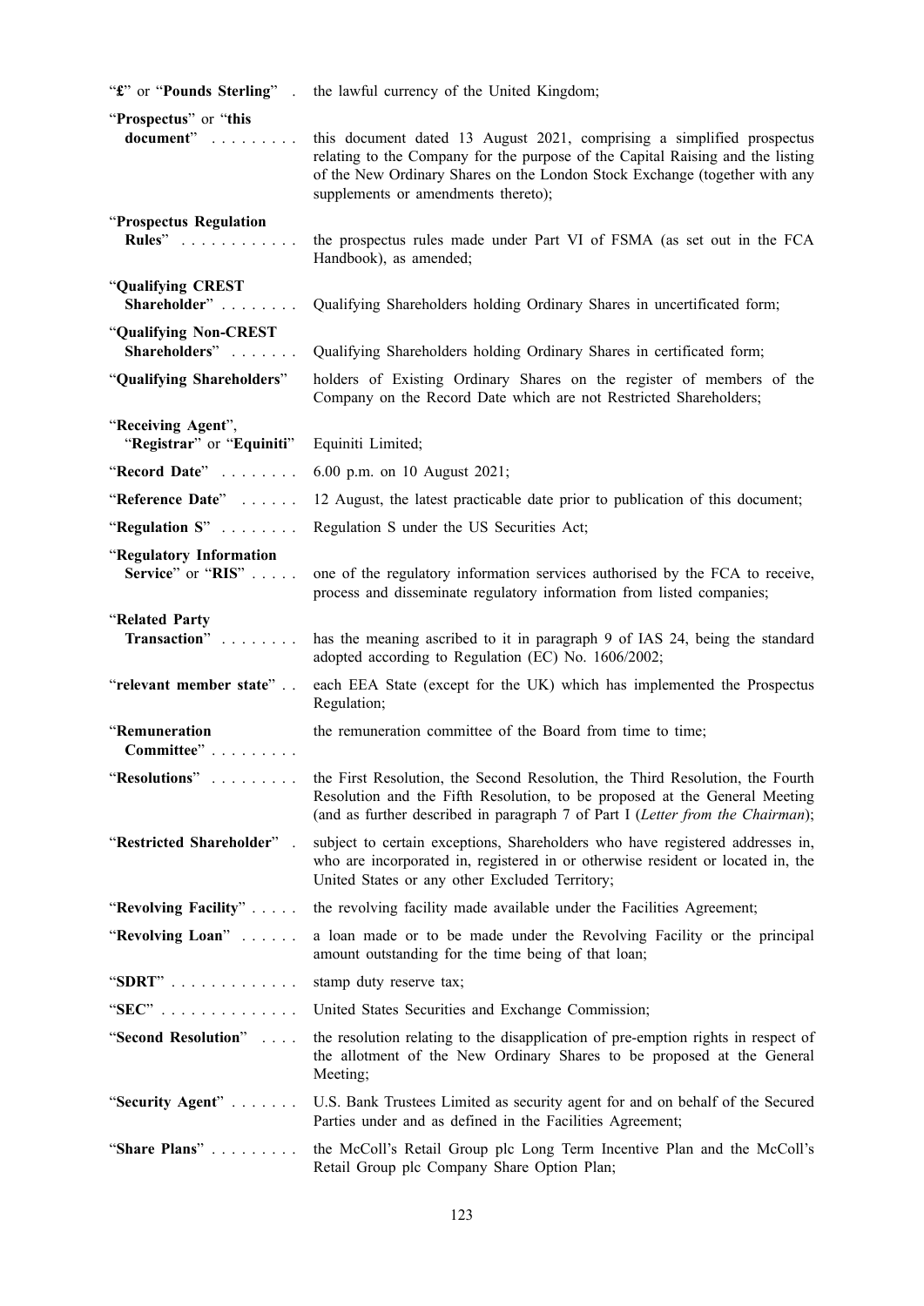| | |
|---|---|
| "**£**" or "**Pounds Sterling**" | the lawful currency of the United Kingdom; |
| "**Prospectus**" or "**this document**" | this document dated 13 August 2021, comprising a simplified prospectus relating to the Company for the purpose of the Capital Raising and the listing of the New Ordinary Shares on the London Stock Exchange (together with any supplements or amendments thereto); |
| "**Prospectus Regulation Rules**" | the prospectus rules made under Part VI of FSMA (as set out in the FCA Handbook), as amended; |
| "**Qualifying CREST Shareholder**" | Qualifying Shareholders holding Ordinary Shares in uncertificated form; |
| "**Qualifying Non-CREST Shareholders**" | Qualifying Shareholders holding Ordinary Shares in certificated form; |
| "**Qualifying Shareholders**" | holders of Existing Ordinary Shares on the register of members of the Company on the Record Date which are not Restricted Shareholders; |
| "**Receiving Agent**", "**Registrar**" or "**Equiniti**" | Equiniti Limited; |
| "**Record Date**" | 6.00 p.m. on 10 August 2021; |
| "**Reference Date**" | 12 August, the latest practicable date prior to publication of this document; |
| "**Regulation S**" | Regulation S under the US Securities Act; |
| "**Regulatory Information Service**" or "**RIS**" | one of the regulatory information services authorised by the FCA to receive, process and disseminate regulatory information from listed companies; |
| "**Related Party Transaction**" | has the meaning ascribed to it in paragraph 9 of IAS 24, being the standard adopted according to Regulation (EC) No. 1606/2002; |
| "**relevant member state**" | each EEA State (except for the UK) which has implemented the Prospectus Regulation; |
| "**Remuneration Committee**" | the remuneration committee of the Board from time to time; |
| "**Resolutions**" | the First Resolution, the Second Resolution, the Third Resolution, the Fourth Resolution and the Fifth Resolution, to be proposed at the General Meeting (and as further described in paragraph 7 of Part I (*Letter from the Chairman*); |
| "**Restricted Shareholder**" | subject to certain exceptions, Shareholders who have registered addresses in, who are incorporated in, registered in or otherwise resident or located in, the United States or any other Excluded Territory; |
| "**Revolving Facility**" | the revolving facility made available under the Facilities Agreement; |
| "**Revolving Loan**" | a loan made or to be made under the Revolving Facility or the principal amount outstanding for the time being of that loan; |
| "**SDRT**" | stamp duty reserve tax; |
| "**SEC**" | United States Securities and Exchange Commission; |
| "**Second Resolution**" | the resolution relating to the disapplication of pre-emption rights in respect of the allotment of the New Ordinary Shares to be proposed at the General Meeting; |
| "**Security Agent**" | U.S. Bank Trustees Limited as security agent for and on behalf of the Secured Parties under and as defined in the Facilities Agreement; |
| "**Share Plans**" | the McColl's Retail Group plc Long Term Incentive Plan and the McColl's Retail Group plc Company Share Option Plan; |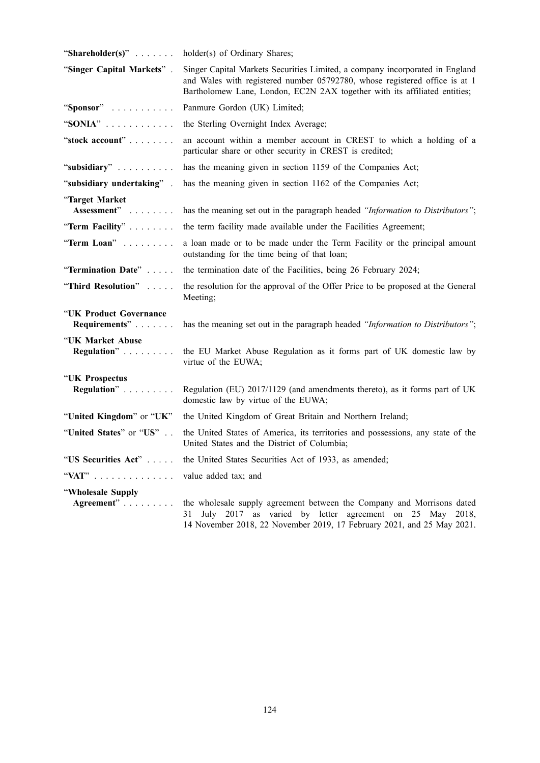| | |
|---|---|
| "**Shareholder(s)**" | holder(s) of Ordinary Shares; |
| "**Singer Capital Markets**" | Singer Capital Markets Securities Limited, a company incorporated in England and Wales with registered number 05792780, whose registered office is at 1 Bartholomew Lane, London, EC2N 2AX together with its affiliated entities; |
| "**Sponsor**" | Panmure Gordon (UK) Limited; |
| "**SONIA**" | the Sterling Overnight Index Average; |
| "**stock account**" | an account within a member account in CREST to which a holding of a particular share or other security in CREST is credited; |
| "**subsidiary**" | has the meaning given in section 1159 of the Companies Act; |
| "**subsidiary undertaking**" | has the meaning given in section 1162 of the Companies Act; |
| "**Target Market Assessment**" | has the meaning set out in the paragraph headed *"Information to Distributors"*; |
| "**Term Facility**" | the term facility made available under the Facilities Agreement; |
| "**Term Loan**" | a loan made or to be made under the Term Facility or the principal amount outstanding for the time being of that loan; |
| "**Termination Date**" | the termination date of the Facilities, being 26 February 2024; |
| "**Third Resolution**" | the resolution for the approval of the Offer Price to be proposed at the General Meeting; |
| "**UK Product Governance Requirements**" | has the meaning set out in the paragraph headed *"Information to Distributors"*; |
| "**UK Market Abuse Regulation**" | the EU Market Abuse Regulation as it forms part of UK domestic law by virtue of the EUWA; |
| "**UK Prospectus Regulation**" | Regulation (EU) 2017/1129 (and amendments thereto), as it forms part of UK domestic law by virtue of the EUWA; |
| "**United Kingdom**" or "**UK**" | the United Kingdom of Great Britain and Northern Ireland; |
| "**United States**" or "**US**" | the United States of America, its territories and possessions, any state of the United States and the District of Columbia; |
| "**US Securities Act**" | the United States Securities Act of 1933, as amended; |
| "**VAT**" | value added tax; and |
| "**Wholesale Supply Agreement**" | the wholesale supply agreement between the Company and Morrisons dated 31 July 2017 as varied by letter agreement on 25 May 2018, 14 November 2018, 22 November 2019, 17 February 2021, and 25 May 2021. |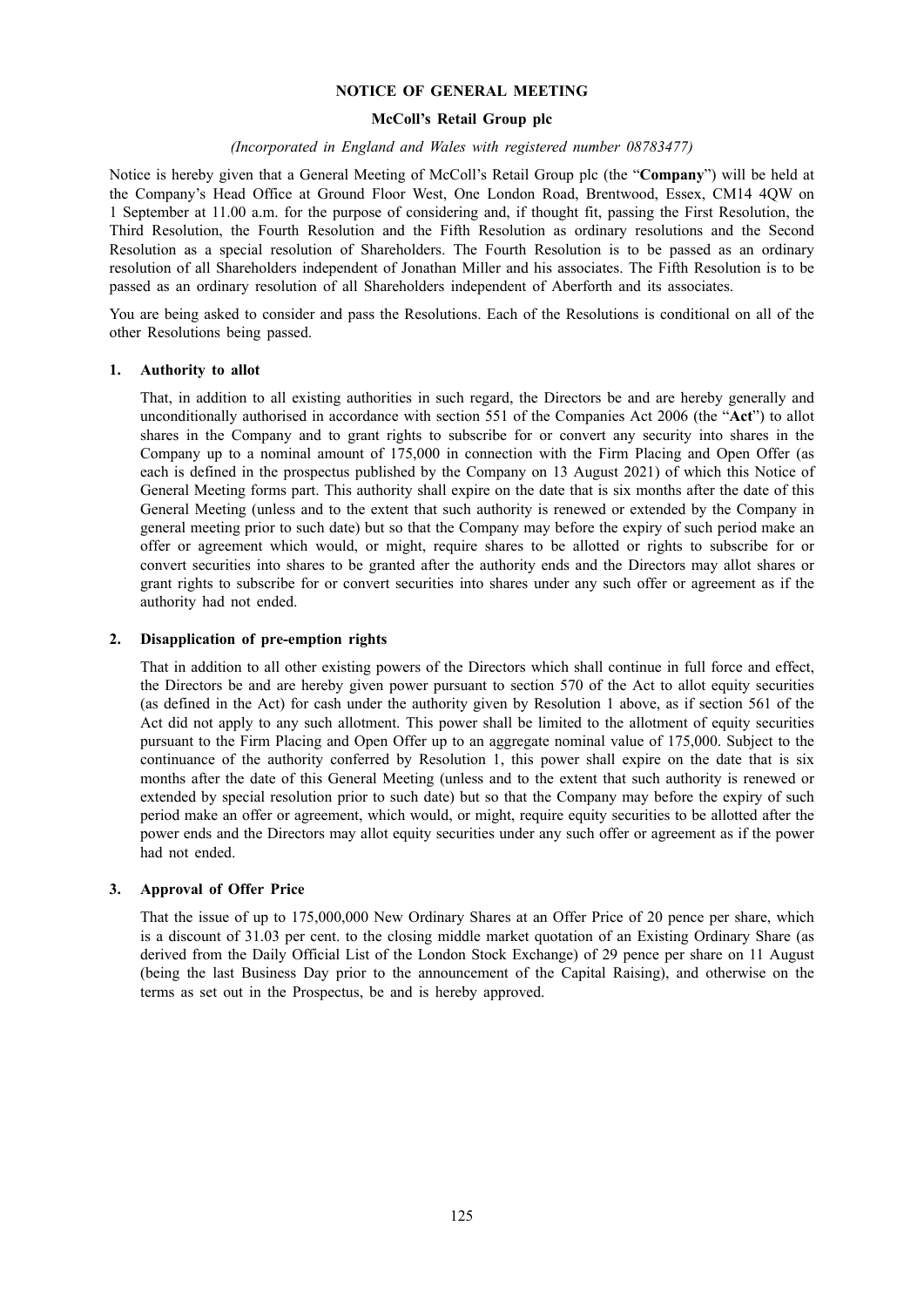# NOTICE OF GENERAL MEETING

## McColl's Retail Group plc

*(Incorporated in England and Wales with registered number 08783477)*

Notice is hereby given that a General Meeting of McColl's Retail Group plc (the "**Company**") will be held at the Company's Head Office at Ground Floor West, One London Road, Brentwood, Essex, CM14 4QW on 1 September at 11.00 a.m. for the purpose of considering and, if thought fit, passing the First Resolution, the Third Resolution, the Fourth Resolution and the Fifth Resolution as ordinary resolutions and the Second Resolution as a special resolution of Shareholders. The Fourth Resolution is to be passed as an ordinary resolution of all Shareholders independent of Jonathan Miller and his associates. The Fifth Resolution is to be passed as an ordinary resolution of all Shareholders independent of Aberforth and its associates.

You are being asked to consider and pass the Resolutions. Each of the Resolutions is conditional on all of the other Resolutions being passed.

### 1. Authority to allot

That, in addition to all existing authorities in such regard, the Directors be and are hereby generally and unconditionally authorised in accordance with section 551 of the Companies Act 2006 (the "**Act**") to allot shares in the Company and to grant rights to subscribe for or convert any security into shares in the Company up to a nominal amount of 175,000 in connection with the Firm Placing and Open Offer (as each is defined in the prospectus published by the Company on 13 August 2021) of which this Notice of General Meeting forms part. This authority shall expire on the date that is six months after the date of this General Meeting (unless and to the extent that such authority is renewed or extended by the Company in general meeting prior to such date) but so that the Company may before the expiry of such period make an offer or agreement which would, or might, require shares to be allotted or rights to subscribe for or convert securities into shares to be granted after the authority ends and the Directors may allot shares or grant rights to subscribe for or convert securities into shares under any such offer or agreement as if the authority had not ended.

### 2. Disapplication of pre-emption rights

That in addition to all other existing powers of the Directors which shall continue in full force and effect, the Directors be and are hereby given power pursuant to section 570 of the Act to allot equity securities (as defined in the Act) for cash under the authority given by Resolution 1 above, as if section 561 of the Act did not apply to any such allotment. This power shall be limited to the allotment of equity securities pursuant to the Firm Placing and Open Offer up to an aggregate nominal value of 175,000. Subject to the continuance of the authority conferred by Resolution 1, this power shall expire on the date that is six months after the date of this General Meeting (unless and to the extent that such authority is renewed or extended by special resolution prior to such date) but so that the Company may before the expiry of such period make an offer or agreement, which would, or might, require equity securities to be allotted after the power ends and the Directors may allot equity securities under any such offer or agreement as if the power had not ended.

### 3. Approval of Offer Price

That the issue of up to 175,000,000 New Ordinary Shares at an Offer Price of 20 pence per share, which is a discount of 31.03 per cent. to the closing middle market quotation of an Existing Ordinary Share (as derived from the Daily Official List of the London Stock Exchange) of 29 pence per share on 11 August (being the last Business Day prior to the announcement of the Capital Raising), and otherwise on the terms as set out in the Prospectus, be and is hereby approved.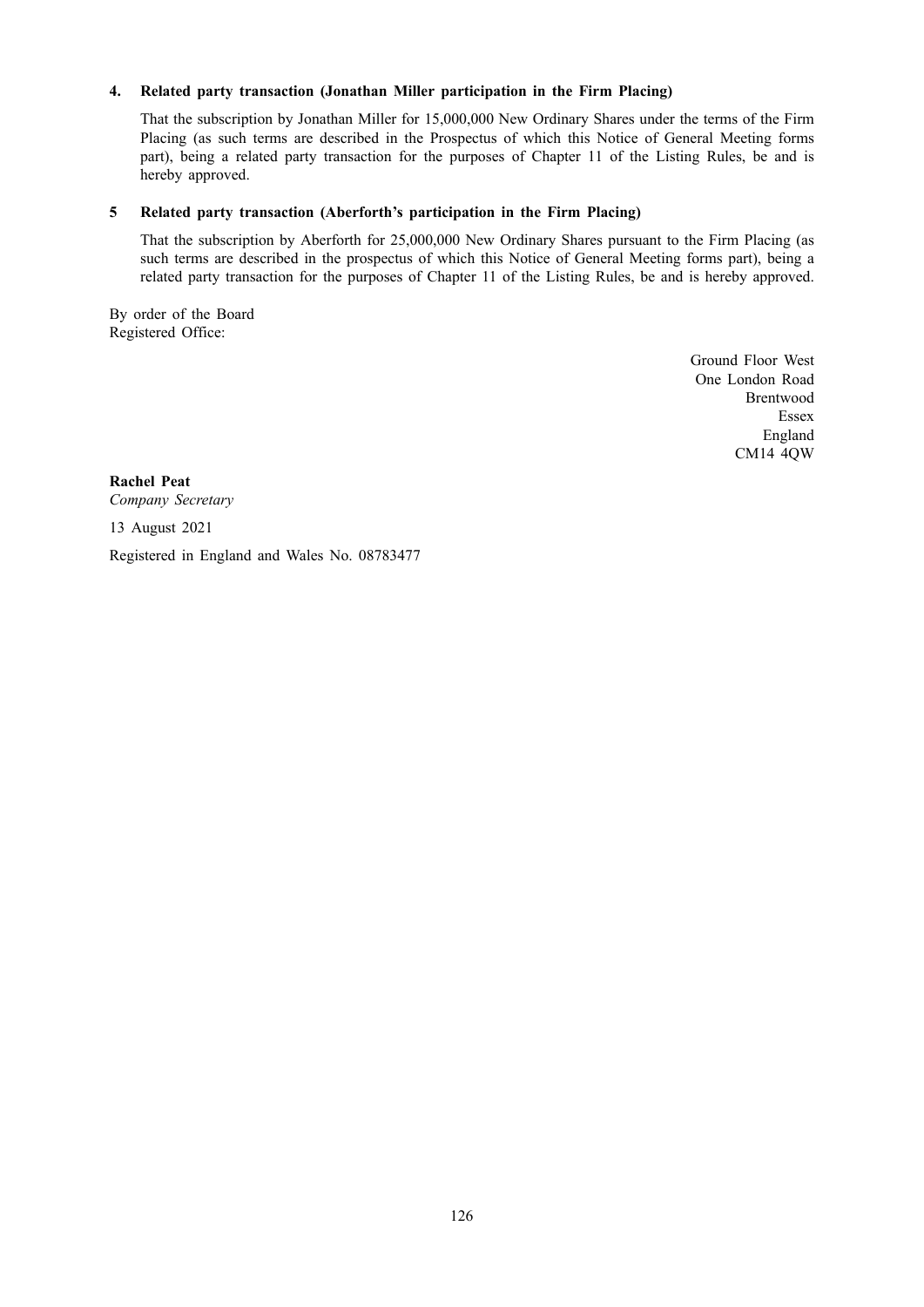**4. Related party transaction (Jonathan Miller participation in the Firm Placing)**

That the subscription by Jonathan Miller for 15,000,000 New Ordinary Shares under the terms of the Firm Placing (as such terms are described in the Prospectus of which this Notice of General Meeting forms part), being a related party transaction for the purposes of Chapter 11 of the Listing Rules, be and is hereby approved.

**5 Related party transaction (Aberforth's participation in the Firm Placing)**

That the subscription by Aberforth for 25,000,000 New Ordinary Shares pursuant to the Firm Placing (as such terms are described in the prospectus of which this Notice of General Meeting forms part), being a related party transaction for the purposes of Chapter 11 of the Listing Rules, be and is hereby approved.

By order of the Board
Registered Office:

Ground Floor West
One London Road
Brentwood
Essex
England
CM14 4QW

**Rachel Peat**
*Company Secretary*

13 August 2021

Registered in England and Wales No. 08783477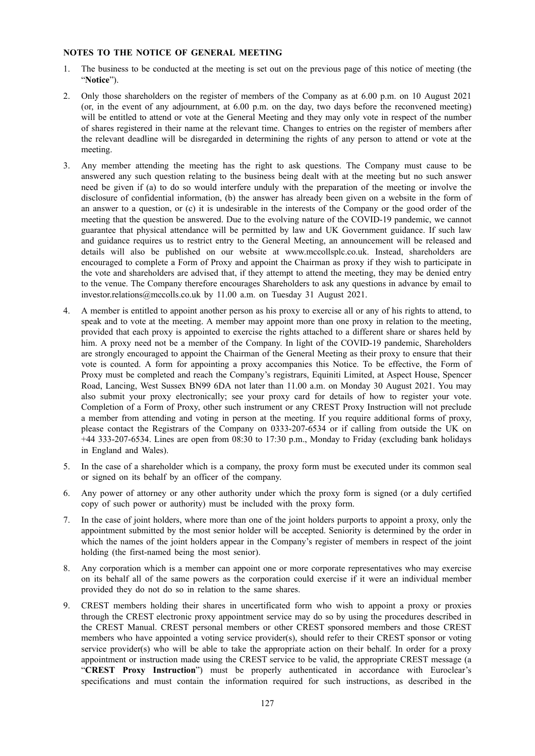**NOTES TO THE NOTICE OF GENERAL MEETING**

1. The business to be conducted at the meeting is set out on the previous page of this notice of meeting (the "**Notice**").

2. Only those shareholders on the register of members of the Company as at 6.00 p.m. on 10 August 2021 (or, in the event of any adjournment, at 6.00 p.m. on the day, two days before the reconvened meeting) will be entitled to attend or vote at the General Meeting and they may only vote in respect of the number of shares registered in their name at the relevant time. Changes to entries on the register of members after the relevant deadline will be disregarded in determining the rights of any person to attend or vote at the meeting.

3. Any member attending the meeting has the right to ask questions. The Company must cause to be answered any such question relating to the business being dealt with at the meeting but no such answer need be given if (a) to do so would interfere unduly with the preparation of the meeting or involve the disclosure of confidential information, (b) the answer has already been given on a website in the form of an answer to a question, or (c) it is undesirable in the interests of the Company or the good order of the meeting that the question be answered. Due to the evolving nature of the COVID-19 pandemic, we cannot guarantee that physical attendance will be permitted by law and UK Government guidance. If such law and guidance requires us to restrict entry to the General Meeting, an announcement will be released and details will also be published on our website at www.mccollsplc.co.uk. Instead, shareholders are encouraged to complete a Form of Proxy and appoint the Chairman as proxy if they wish to participate in the vote and shareholders are advised that, if they attempt to attend the meeting, they may be denied entry to the venue. The Company therefore encourages Shareholders to ask any questions in advance by email to investor.relations@mccolls.co.uk by 11.00 a.m. on Tuesday 31 August 2021.

4. A member is entitled to appoint another person as his proxy to exercise all or any of his rights to attend, to speak and to vote at the meeting. A member may appoint more than one proxy in relation to the meeting, provided that each proxy is appointed to exercise the rights attached to a different share or shares held by him. A proxy need not be a member of the Company. In light of the COVID-19 pandemic, Shareholders are strongly encouraged to appoint the Chairman of the General Meeting as their proxy to ensure that their vote is counted. A form for appointing a proxy accompanies this Notice. To be effective, the Form of Proxy must be completed and reach the Company's registrars, Equiniti Limited, at Aspect House, Spencer Road, Lancing, West Sussex BN99 6DA not later than 11.00 a.m. on Monday 30 August 2021. You may also submit your proxy electronically; see your proxy card for details of how to register your vote. Completion of a Form of Proxy, other such instrument or any CREST Proxy Instruction will not preclude a member from attending and voting in person at the meeting. If you require additional forms of proxy, please contact the Registrars of the Company on 0333-207-6534 or if calling from outside the UK on +44 333-207-6534. Lines are open from 08:30 to 17:30 p.m., Monday to Friday (excluding bank holidays in England and Wales).

5. In the case of a shareholder which is a company, the proxy form must be executed under its common seal or signed on its behalf by an officer of the company.

6. Any power of attorney or any other authority under which the proxy form is signed (or a duly certified copy of such power or authority) must be included with the proxy form.

7. In the case of joint holders, where more than one of the joint holders purports to appoint a proxy, only the appointment submitted by the most senior holder will be accepted. Seniority is determined by the order in which the names of the joint holders appear in the Company's register of members in respect of the joint holding (the first-named being the most senior).

8. Any corporation which is a member can appoint one or more corporate representatives who may exercise on its behalf all of the same powers as the corporation could exercise if it were an individual member provided they do not do so in relation to the same shares.

9. CREST members holding their shares in uncertificated form who wish to appoint a proxy or proxies through the CREST electronic proxy appointment service may do so by using the procedures described in the CREST Manual. CREST personal members or other CREST sponsored members and those CREST members who have appointed a voting service provider(s), should refer to their CREST sponsor or voting service provider(s) who will be able to take the appropriate action on their behalf. In order for a proxy appointment or instruction made using the CREST service to be valid, the appropriate CREST message (a "**CREST Proxy Instruction**") must be properly authenticated in accordance with Euroclear's specifications and must contain the information required for such instructions, as described in the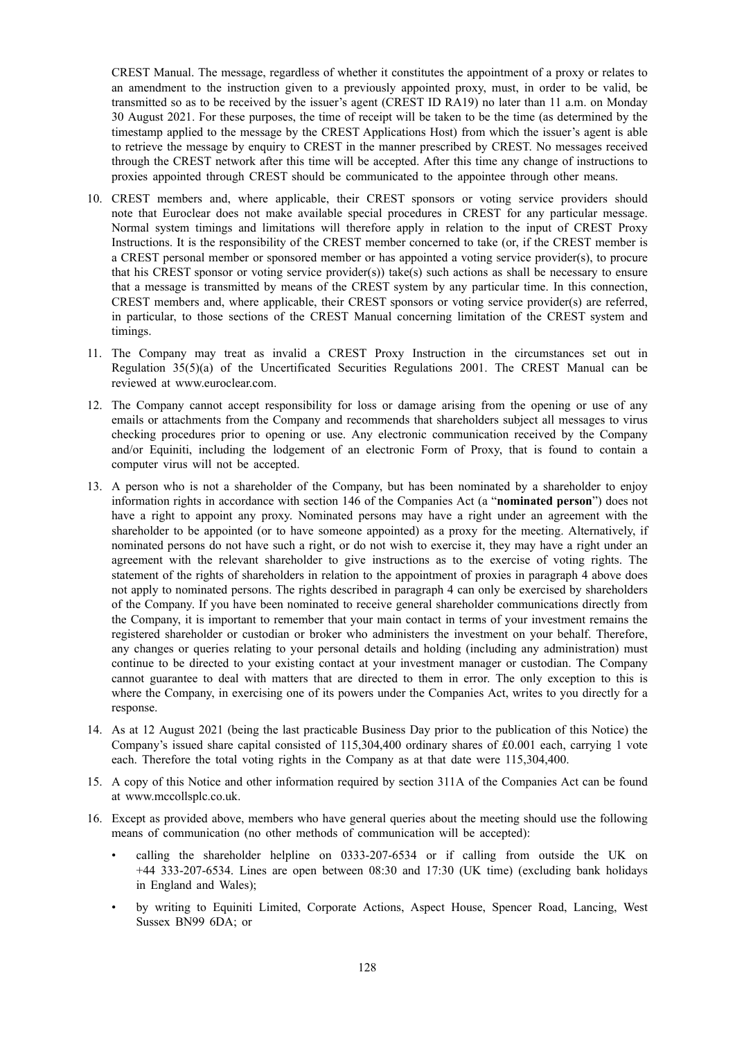CREST Manual. The message, regardless of whether it constitutes the appointment of a proxy or relates to an amendment to the instruction given to a previously appointed proxy, must, in order to be valid, be transmitted so as to be received by the issuer's agent (CREST ID RA19) no later than 11 a.m. on Monday 30 August 2021. For these purposes, the time of receipt will be taken to be the time (as determined by the timestamp applied to the message by the CREST Applications Host) from which the issuer's agent is able to retrieve the message by enquiry to CREST in the manner prescribed by CREST. No messages received through the CREST network after this time will be accepted. After this time any change of instructions to proxies appointed through CREST should be communicated to the appointee through other means.

10. CREST members and, where applicable, their CREST sponsors or voting service providers should note that Euroclear does not make available special procedures in CREST for any particular message. Normal system timings and limitations will therefore apply in relation to the input of CREST Proxy Instructions. It is the responsibility of the CREST member concerned to take (or, if the CREST member is a CREST personal member or sponsored member or has appointed a voting service provider(s), to procure that his CREST sponsor or voting service provider(s)) take(s) such actions as shall be necessary to ensure that a message is transmitted by means of the CREST system by any particular time. In this connection, CREST members and, where applicable, their CREST sponsors or voting service provider(s) are referred, in particular, to those sections of the CREST Manual concerning limitation of the CREST system and timings.

11. The Company may treat as invalid a CREST Proxy Instruction in the circumstances set out in Regulation 35(5)(a) of the Uncertificated Securities Regulations 2001. The CREST Manual can be reviewed at www.euroclear.com.

12. The Company cannot accept responsibility for loss or damage arising from the opening or use of any emails or attachments from the Company and recommends that shareholders subject all messages to virus checking procedures prior to opening or use. Any electronic communication received by the Company and/or Equiniti, including the lodgement of an electronic Form of Proxy, that is found to contain a computer virus will not be accepted.

13. A person who is not a shareholder of the Company, but has been nominated by a shareholder to enjoy information rights in accordance with section 146 of the Companies Act (a "**nominated person**") does not have a right to appoint any proxy. Nominated persons may have a right under an agreement with the shareholder to be appointed (or to have someone appointed) as a proxy for the meeting. Alternatively, if nominated persons do not have such a right, or do not wish to exercise it, they may have a right under an agreement with the relevant shareholder to give instructions as to the exercise of voting rights. The statement of the rights of shareholders in relation to the appointment of proxies in paragraph 4 above does not apply to nominated persons. The rights described in paragraph 4 can only be exercised by shareholders of the Company. If you have been nominated to receive general shareholder communications directly from the Company, it is important to remember that your main contact in terms of your investment remains the registered shareholder or custodian or broker who administers the investment on your behalf. Therefore, any changes or queries relating to your personal details and holding (including any administration) must continue to be directed to your existing contact at your investment manager or custodian. The Company cannot guarantee to deal with matters that are directed to them in error. The only exception to this is where the Company, in exercising one of its powers under the Companies Act, writes to you directly for a response.

14. As at 12 August 2021 (being the last practicable Business Day prior to the publication of this Notice) the Company's issued share capital consisted of 115,304,400 ordinary shares of £0.001 each, carrying 1 vote each. Therefore the total voting rights in the Company as at that date were 115,304,400.

15. A copy of this Notice and other information required by section 311A of the Companies Act can be found at www.mccollsplc.co.uk.

16. Except as provided above, members who have general queries about the meeting should use the following means of communication (no other methods of communication will be accepted):

   - calling the shareholder helpline on 0333-207-6534 or if calling from outside the UK on +44 333-207-6534. Lines are open between 08:30 and 17:30 (UK time) (excluding bank holidays in England and Wales);
   - by writing to Equiniti Limited, Corporate Actions, Aspect House, Spencer Road, Lancing, West Sussex BN99 6DA; or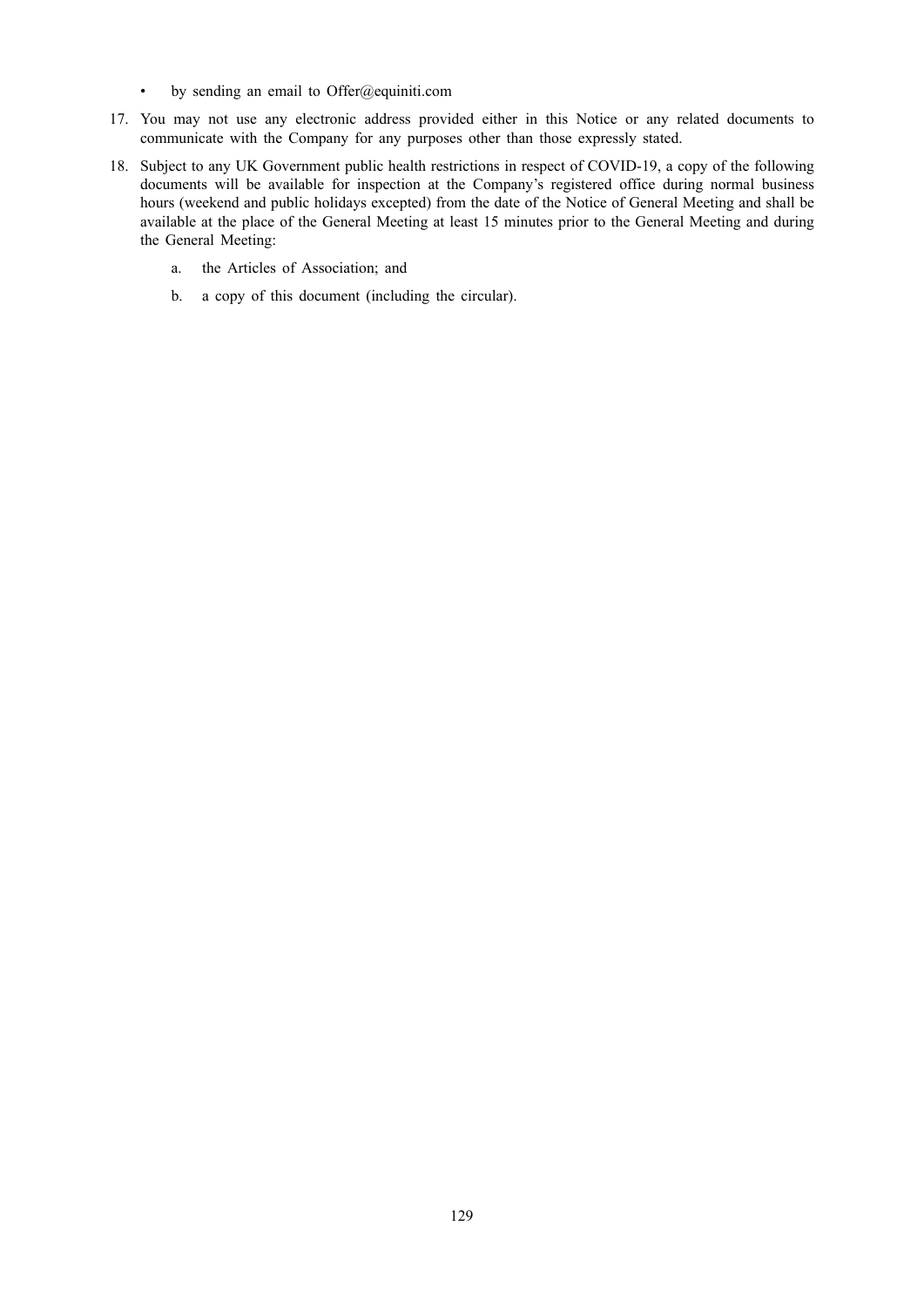- by sending an email to Offer@equiniti.com

17. You may not use any electronic address provided either in this Notice or any related documents to communicate with the Company for any purposes other than those expressly stated.

18. Subject to any UK Government public health restrictions in respect of COVID-19, a copy of the following documents will be available for inspection at the Company's registered office during normal business hours (weekend and public holidays excepted) from the date of the Notice of General Meeting and shall be available at the place of the General Meeting at least 15 minutes prior to the General Meeting and during the General Meeting:

    a. the Articles of Association; and

    b. a copy of this document (including the circular).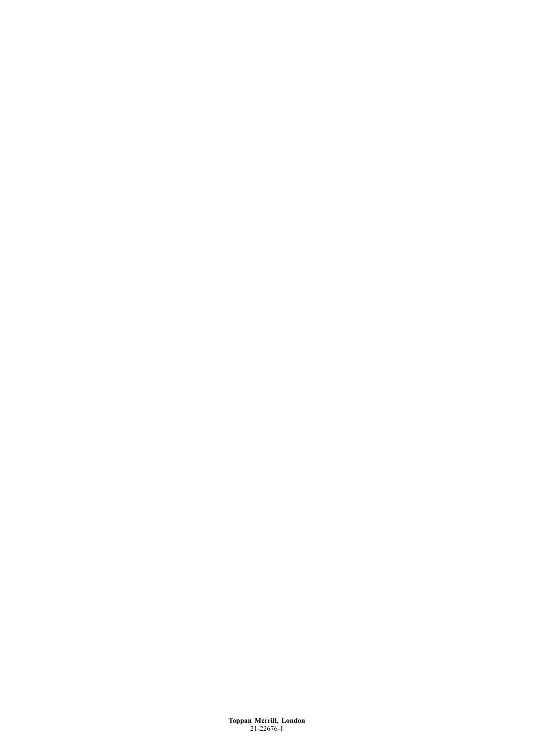**Toppan Merrill, London**
21-22676-1